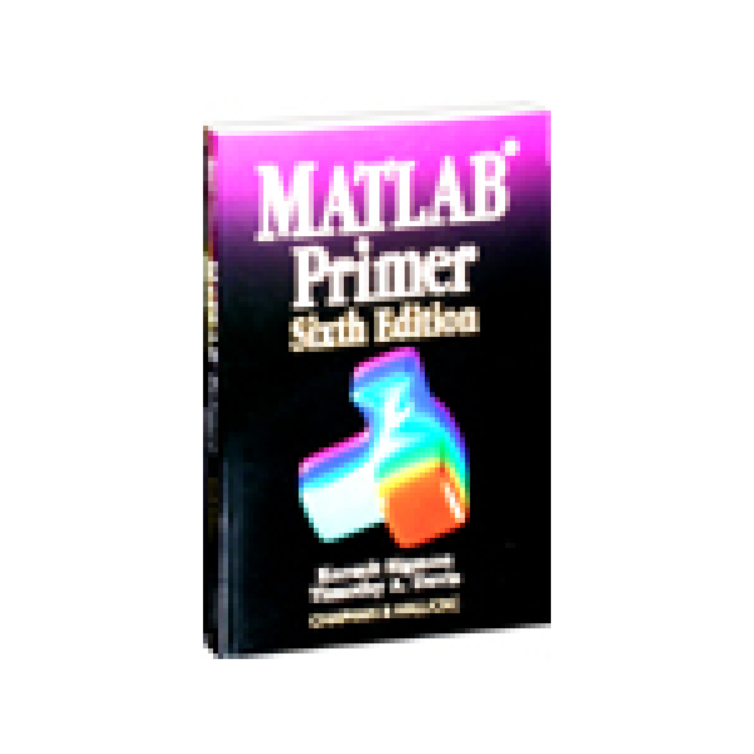# MATLAB®

# Primer

## Sixth Edition

Kermit Sigmon
Timothy A. Davis

CHAPMAN & HALL/CRC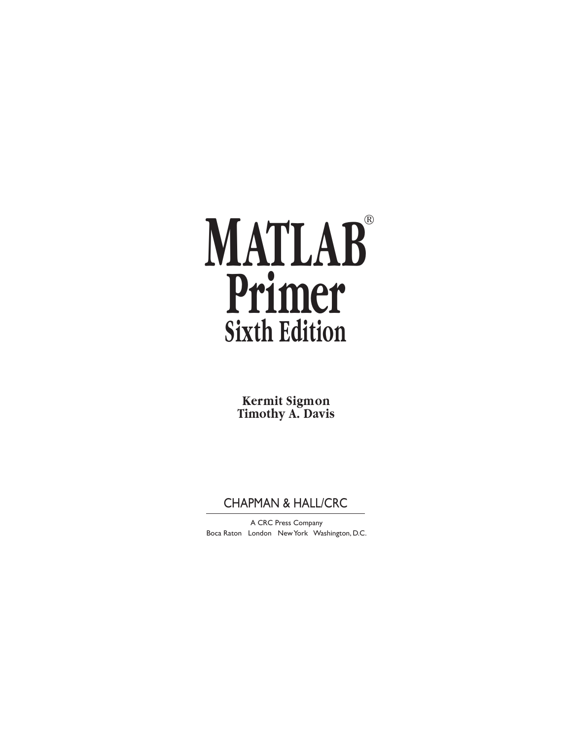# MATLAB®

# Primer

## Sixth Edition

**Kermit Sigmon**
**Timothy A. Davis**

CHAPMAN & HALL/CRC

A CRC Press Company
Boca Raton London New York Washington, D.C.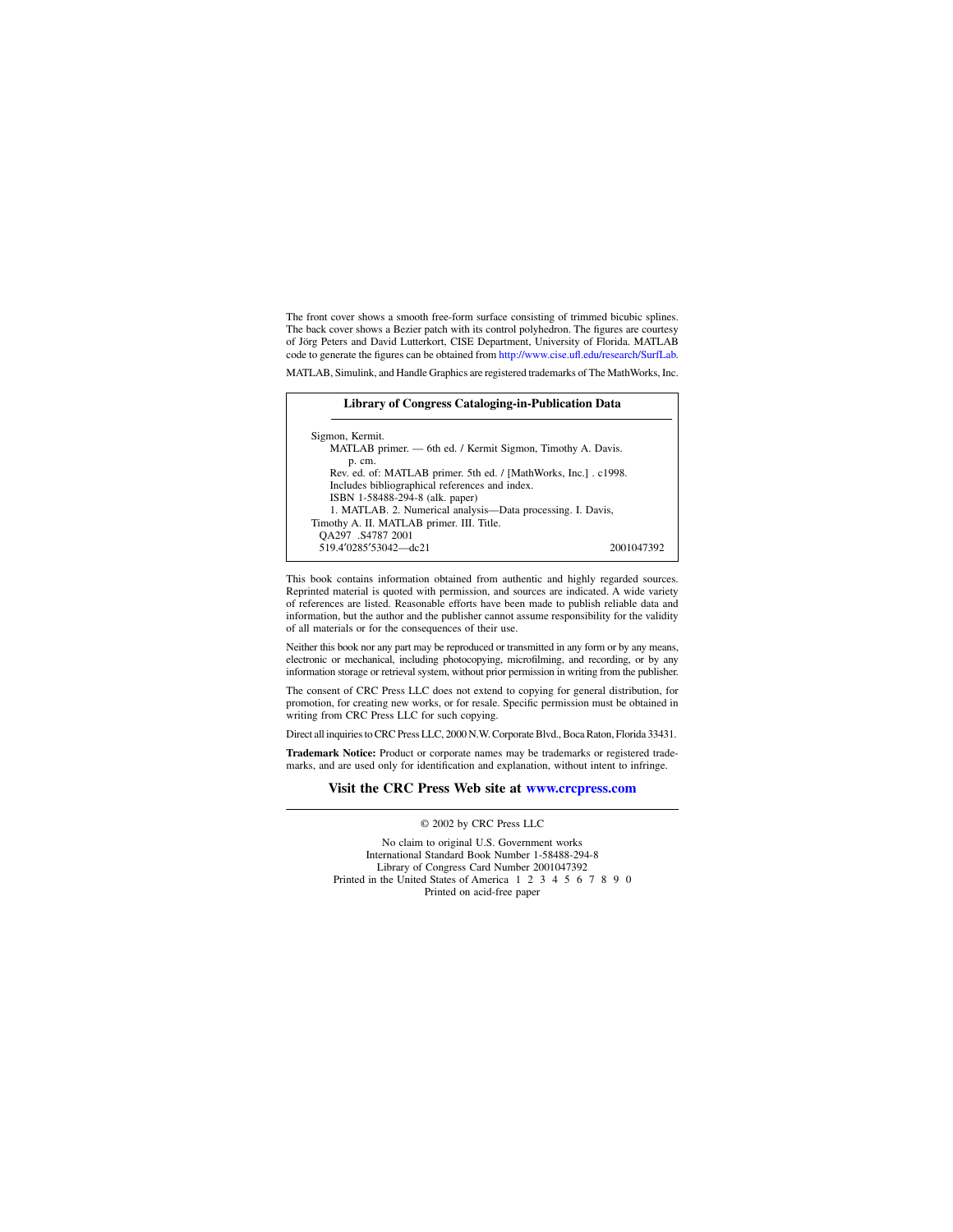The front cover shows a smooth free-form surface consisting of trimmed bicubic splines. The back cover shows a Bezier patch with its control polyhedron. The figures are courtesy of Jörg Peters and David Lutterkort, CISE Department, University of Florida. MATLAB code to generate the figures can be obtained from http://www.cise.ufl.edu/research/SurfLab.

MATLAB, Simulink, and Handle Graphics are registered trademarks of The MathWorks, Inc.

**Library of Congress Cataloging-in-Publication Data**

---

Sigmon, Kermit.  
MATLAB primer. — 6th ed. / Kermit Sigmon, Timothy A. Davis.  
p. cm.  
Rev. ed. of: MATLAB primer. 5th ed. / [MathWorks, Inc.] . c1998.  
Includes bibliographical references and index.  
ISBN 1-58488-294-8 (alk. paper)  
1. MATLAB. 2. Numerical analysis—Data processing. I. Davis, Timothy A. II. MATLAB primer. III. Title.  
QA297 .S4787 2001  
519.4′0285′53042—dc21 2001047392

This book contains information obtained from authentic and highly regarded sources. Reprinted material is quoted with permission, and sources are indicated. A wide variety of references are listed. Reasonable efforts have been made to publish reliable data and information, but the author and the publisher cannot assume responsibility for the validity of all materials or for the consequences of their use.

Neither this book nor any part may be reproduced or transmitted in any form or by any means, electronic or mechanical, including photocopying, microfilming, and recording, or by any information storage or retrieval system, without prior permission in writing from the publisher.

The consent of CRC Press LLC does not extend to copying for general distribution, for promotion, for creating new works, or for resale. Specific permission must be obtained in writing from CRC Press LLC for such copying.

Direct all inquiries to CRC Press LLC, 2000 N.W. Corporate Blvd., Boca Raton, Florida 33431.

**Trademark Notice:** Product or corporate names may be trademarks or registered trademarks, and are used only for identification and explanation, without intent to infringe.

**Visit the CRC Press Web site at www.crcpress.com**

---

© 2002 by CRC Press LLC

No claim to original U.S. Government works  
International Standard Book Number 1-58488-294-8  
Library of Congress Card Number 2001047392  
Printed in the United States of America 1 2 3 4 5 6 7 8 9 0  
Printed on acid-free paper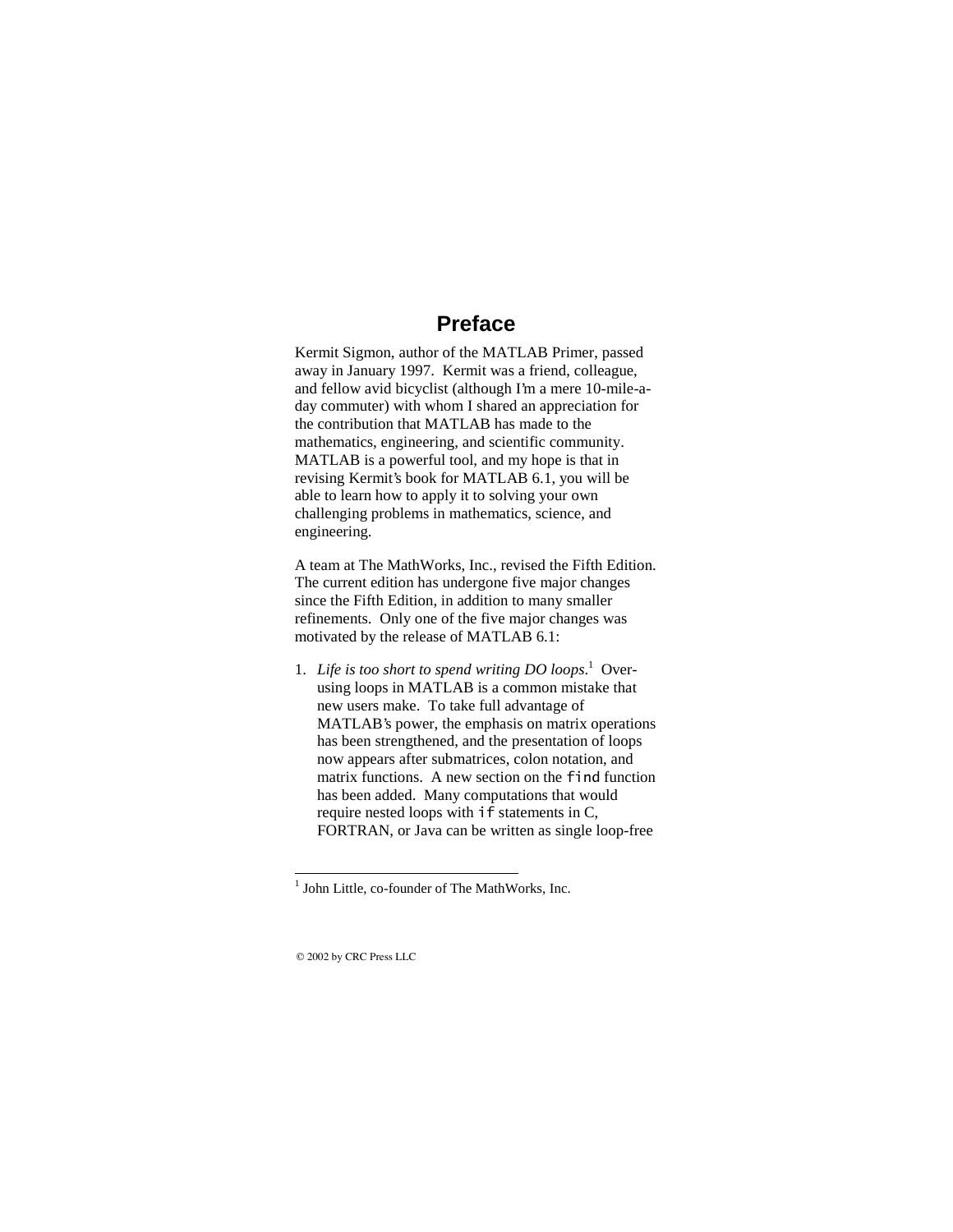# Preface

Kermit Sigmon, author of the MATLAB Primer, passed away in January 1997. Kermit was a friend, colleague, and fellow avid bicyclist (although I'm a mere 10-mile-a-day commuter) with whom I shared an appreciation for the contribution that MATLAB has made to the mathematics, engineering, and scientific community. MATLAB is a powerful tool, and my hope is that in revising Kermit's book for MATLAB 6.1, you will be able to learn how to apply it to solving your own challenging problems in mathematics, science, and engineering.

A team at The MathWorks, Inc., revised the Fifth Edition. The current edition has undergone five major changes since the Fifth Edition, in addition to many smaller refinements. Only one of the five major changes was motivated by the release of MATLAB 6.1:

1. *Life is too short to spend writing DO loops*.[1] Over-using loops in MATLAB is a common mistake that new users make. To take full advantage of MATLAB's power, the emphasis on matrix operations has been strengthened, and the presentation of loops now appears after submatrices, colon notation, and matrix functions. A new section on the `find` function has been added. Many computations that would require nested loops with `if` statements in C, FORTRAN, or Java can be written as single loop-free

---

[1] John Little, co-founder of The MathWorks, Inc.

© 2002 by CRC Press LLC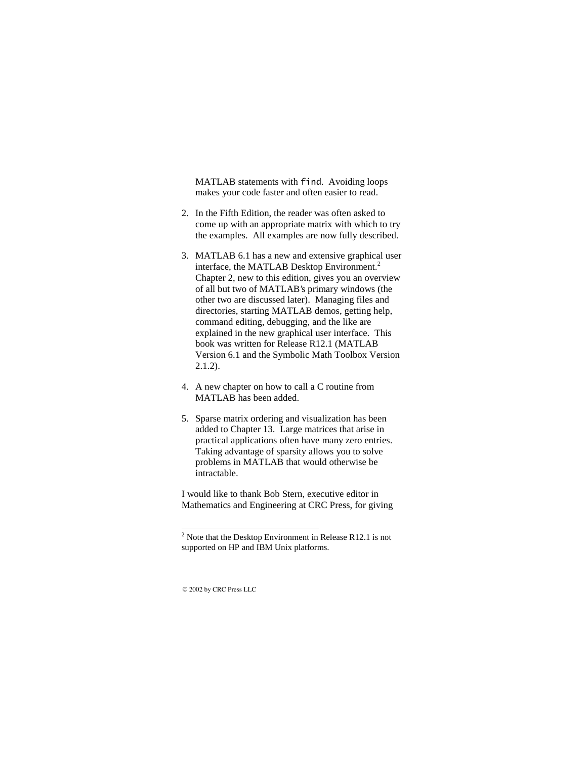MATLAB statements with `find`. Avoiding loops makes your code faster and often easier to read.

2. In the Fifth Edition, the reader was often asked to come up with an appropriate matrix with which to try the examples. All examples are now fully described.

3. MATLAB 6.1 has a new and extensive graphical user interface, the MATLAB Desktop Environment.[2] Chapter 2, new to this edition, gives you an overview of all but two of MATLAB's primary windows (the other two are discussed later). Managing files and directories, starting MATLAB demos, getting help, command editing, debugging, and the like are explained in the new graphical user interface. This book was written for Release R12.1 (MATLAB Version 6.1 and the Symbolic Math Toolbox Version 2.1.2).

4. A new chapter on how to call a C routine from MATLAB has been added.

5. Sparse matrix ordering and visualization has been added to Chapter 13. Large matrices that arise in practical applications often have many zero entries. Taking advantage of sparsity allows you to solve problems in MATLAB that would otherwise be intractable.

I would like to thank Bob Stern, executive editor in Mathematics and Engineering at CRC Press, for giving

---

[2] Note that the Desktop Environment in Release R12.1 is not supported on HP and IBM Unix platforms.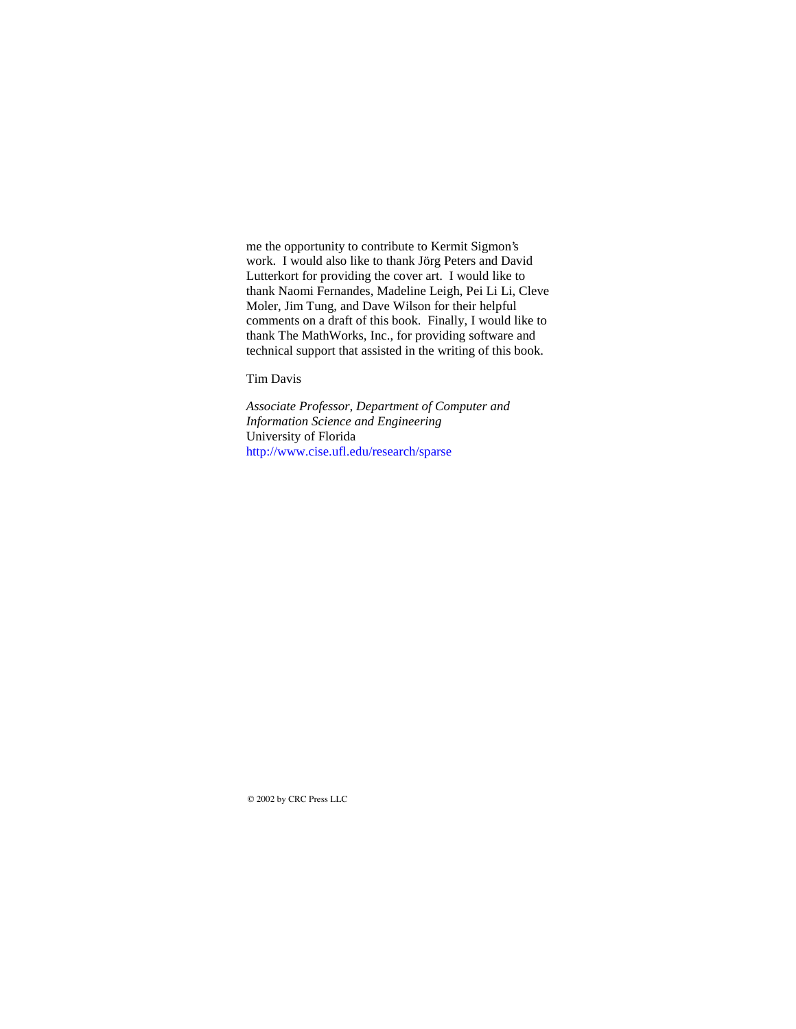me the opportunity to contribute to Kermit Sigmon's work. I would also like to thank Jörg Peters and David Lutterkort for providing the cover art. I would like to thank Naomi Fernandes, Madeline Leigh, Pei Li Li, Cleve Moler, Jim Tung, and Dave Wilson for their helpful comments on a draft of this book. Finally, I would like to thank The MathWorks, Inc., for providing software and technical support that assisted in the writing of this book.

Tim Davis

*Associate Professor, Department of Computer and Information Science and Engineering*
University of Florida
http://www.cise.ufl.edu/research/sparse

© 2002 by CRC Press LLC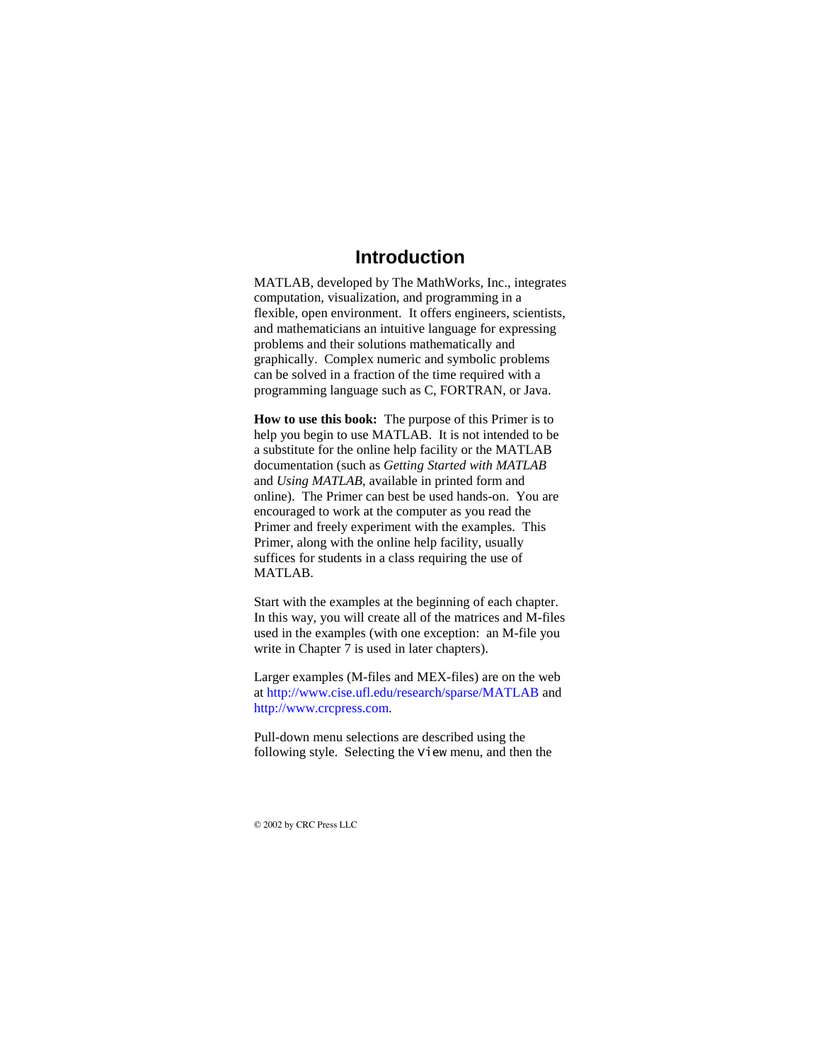# Introduction

MATLAB, developed by The MathWorks, Inc., integrates computation, visualization, and programming in a flexible, open environment. It offers engineers, scientists, and mathematicians an intuitive language for expressing problems and their solutions mathematically and graphically. Complex numeric and symbolic problems can be solved in a fraction of the time required with a programming language such as C, FORTRAN, or Java.

**How to use this book:** The purpose of this Primer is to help you begin to use MATLAB. It is not intended to be a substitute for the online help facility or the MATLAB documentation (such as *Getting Started with MATLAB* and *Using MATLAB*, available in printed form and online). The Primer can best be used hands-on. You are encouraged to work at the computer as you read the Primer and freely experiment with the examples. This Primer, along with the online help facility, usually suffices for students in a class requiring the use of MATLAB.

Start with the examples at the beginning of each chapter. In this way, you will create all of the matrices and M-files used in the examples (with one exception: an M-file you write in Chapter 7 is used in later chapters).

Larger examples (M-files and MEX-files) are on the web at http://www.cise.ufl.edu/research/sparse/MATLAB and http://www.crcpress.com.

Pull-down menu selections are described using the following style. Selecting the `View` menu, and then the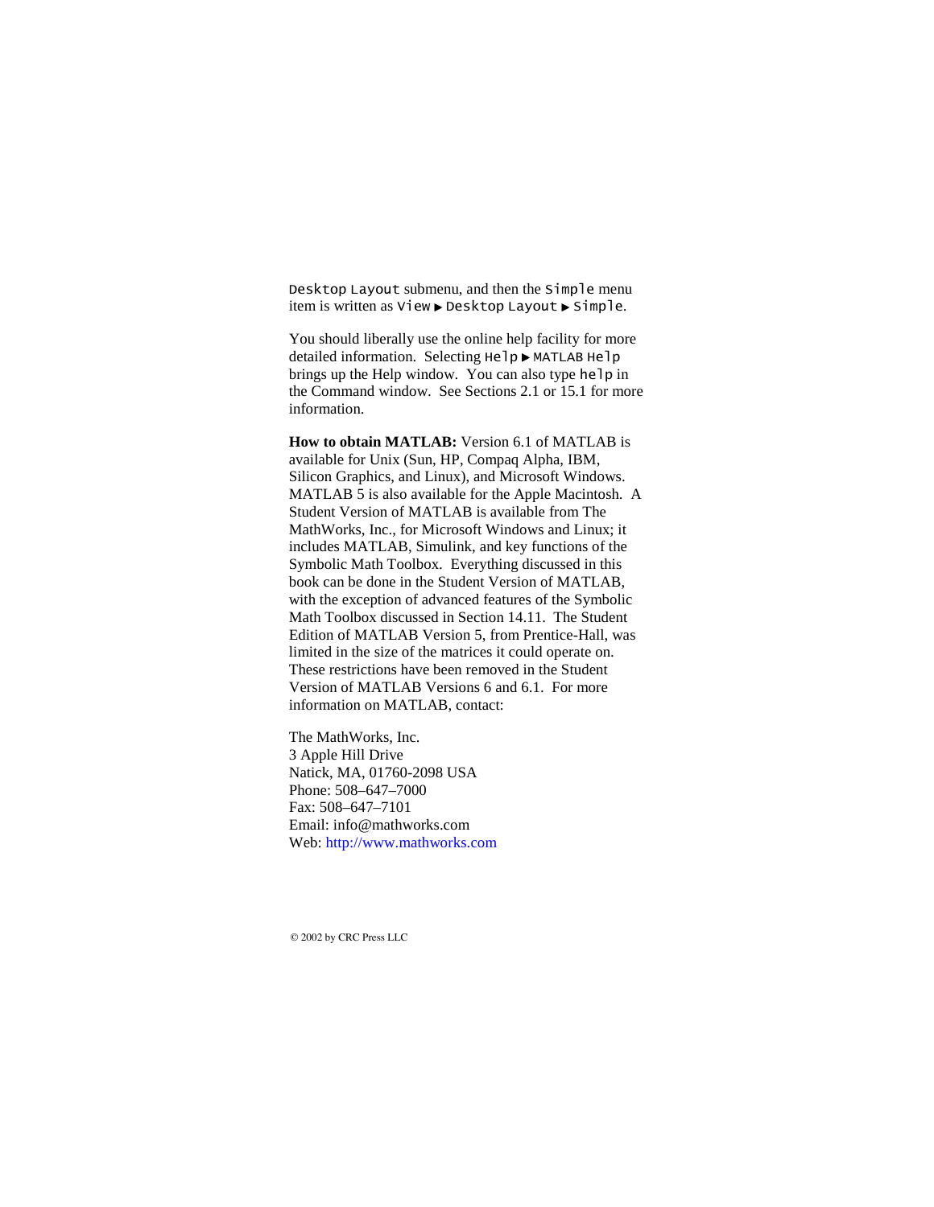Desktop Layout submenu, and then the Simple menu item is written as View ▶ Desktop Layout ▶ Simple.

You should liberally use the online help facility for more detailed information. Selecting Help ▶ MATLAB Help brings up the Help window. You can also type help in the Command window. See Sections 2.1 or 15.1 for more information.

**How to obtain MATLAB:** Version 6.1 of MATLAB is available for Unix (Sun, HP, Compaq Alpha, IBM, Silicon Graphics, and Linux), and Microsoft Windows. MATLAB 5 is also available for the Apple Macintosh. A Student Version of MATLAB is available from The MathWorks, Inc., for Microsoft Windows and Linux; it includes MATLAB, Simulink, and key functions of the Symbolic Math Toolbox. Everything discussed in this book can be done in the Student Version of MATLAB, with the exception of advanced features of the Symbolic Math Toolbox discussed in Section 14.11. The Student Edition of MATLAB Version 5, from Prentice-Hall, was limited in the size of the matrices it could operate on. These restrictions have been removed in the Student Version of MATLAB Versions 6 and 6.1. For more information on MATLAB, contact:

The MathWorks, Inc.
3 Apple Hill Drive
Natick, MA, 01760-2098 USA
Phone: 508–647–7000
Fax: 508–647–7101
Email: info@mathworks.com
Web: http://www.mathworks.com

© 2002 by CRC Press LLC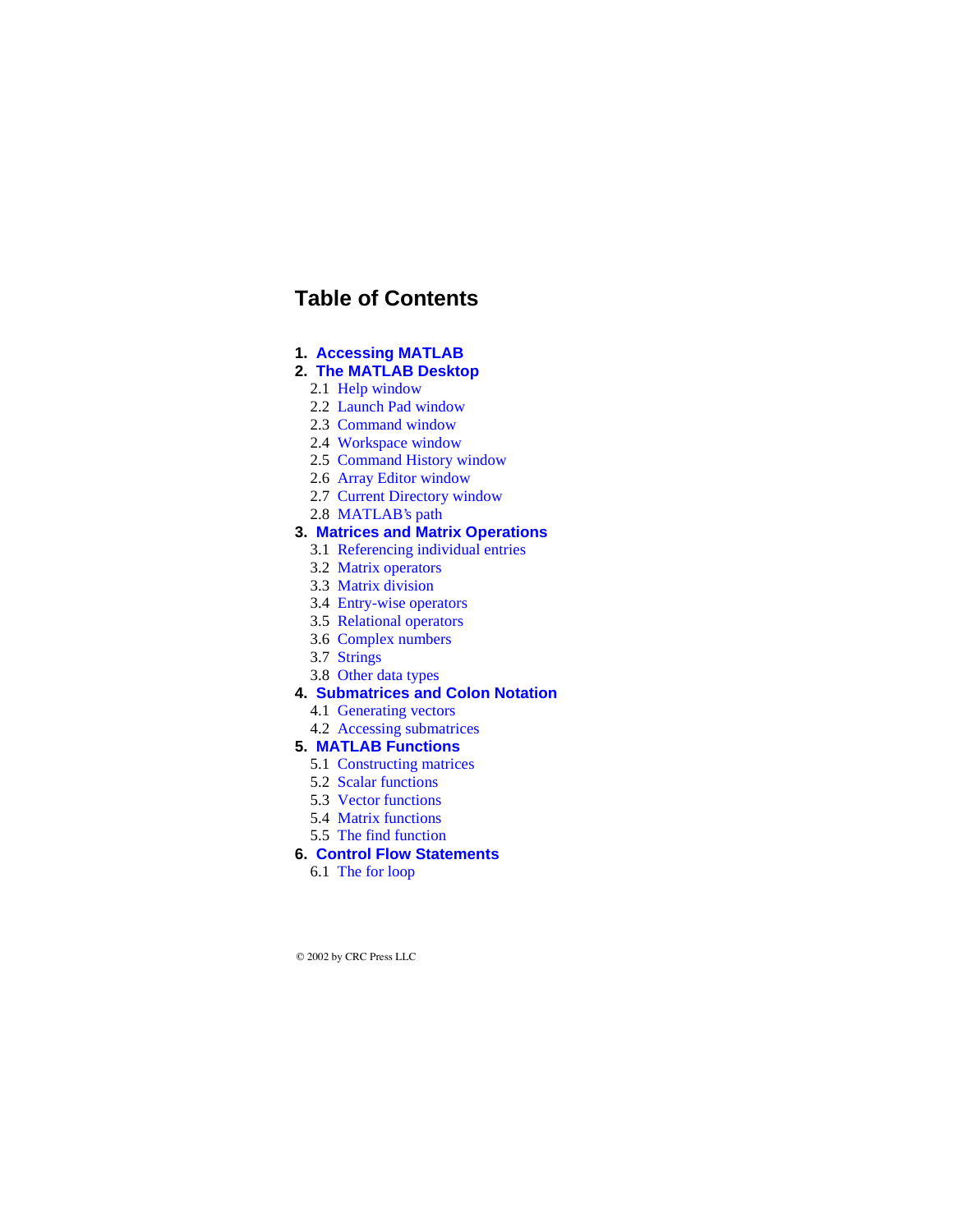# Table of Contents

1. **Accessing MATLAB**
2. **The MATLAB Desktop**
   - 2.1 Help window
   - 2.2 Launch Pad window
   - 2.3 Command window
   - 2.4 Workspace window
   - 2.5 Command History window
   - 2.6 Array Editor window
   - 2.7 Current Directory window
   - 2.8 MATLAB's path
3. **Matrices and Matrix Operations**
   - 3.1 Referencing individual entries
   - 3.2 Matrix operators
   - 3.3 Matrix division
   - 3.4 Entry-wise operators
   - 3.5 Relational operators
   - 3.6 Complex numbers
   - 3.7 Strings
   - 3.8 Other data types
4. **Submatrices and Colon Notation**
   - 4.1 Generating vectors
   - 4.2 Accessing submatrices
5. **MATLAB Functions**
   - 5.1 Constructing matrices
   - 5.2 Scalar functions
   - 5.3 Vector functions
   - 5.4 Matrix functions
   - 5.5 The find function
6. **Control Flow Statements**
   - 6.1 The for loop

© 2002 by CRC Press LLC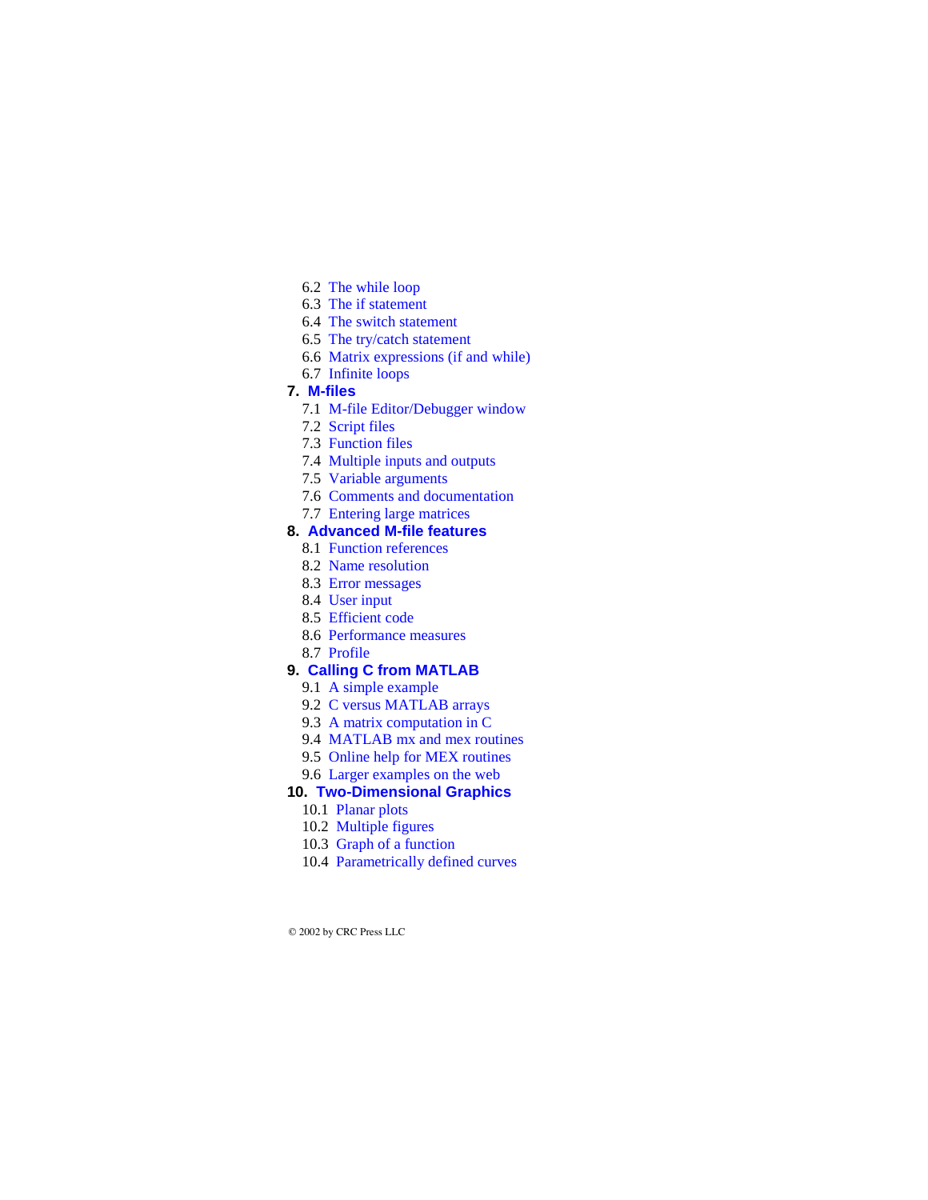- 6.2 The while loop
- 6.3 The if statement
- 6.4 The switch statement
- 6.5 The try/catch statement
- 6.6 Matrix expressions (if and while)
- 6.7 Infinite loops

**7. M-files**

- 7.1 M-file Editor/Debugger window
- 7.2 Script files
- 7.3 Function files
- 7.4 Multiple inputs and outputs
- 7.5 Variable arguments
- 7.6 Comments and documentation
- 7.7 Entering large matrices

**8. Advanced M-file features**

- 8.1 Function references
- 8.2 Name resolution
- 8.3 Error messages
- 8.4 User input
- 8.5 Efficient code
- 8.6 Performance measures
- 8.7 Profile

**9. Calling C from MATLAB**

- 9.1 A simple example
- 9.2 C versus MATLAB arrays
- 9.3 A matrix computation in C
- 9.4 MATLAB mx and mex routines
- 9.5 Online help for MEX routines
- 9.6 Larger examples on the web

**10. Two-Dimensional Graphics**

- 10.1 Planar plots
- 10.2 Multiple figures
- 10.3 Graph of a function
- 10.4 Parametrically defined curves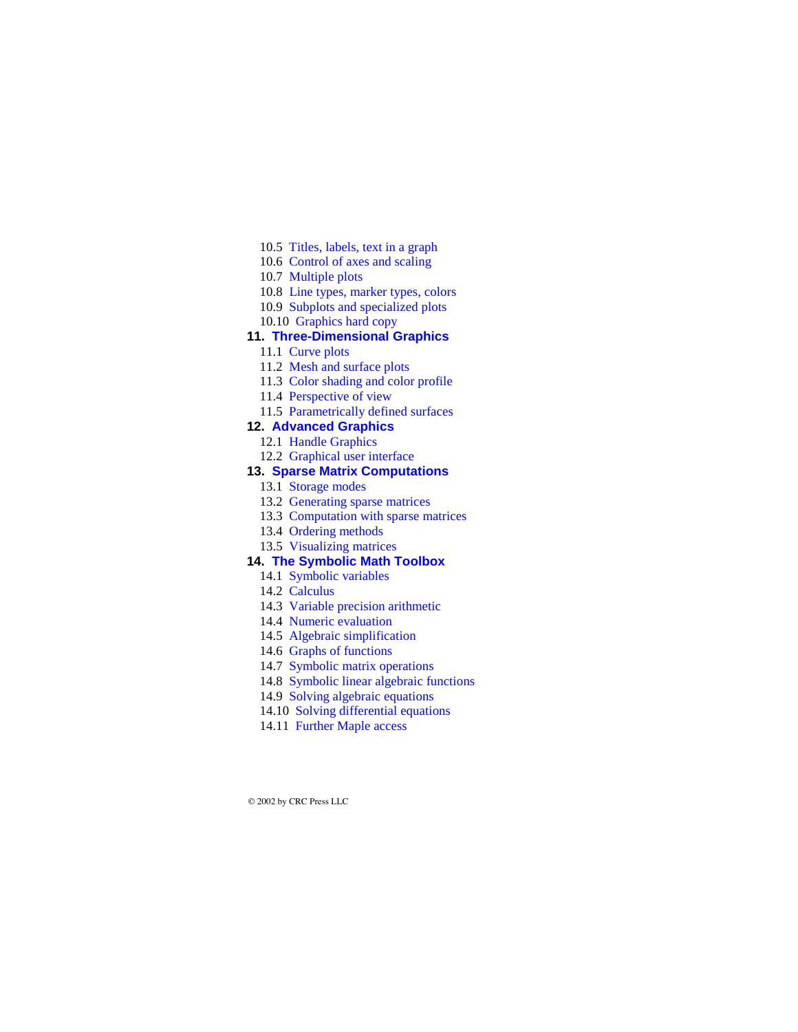- 10.5 Titles, labels, text in a graph
- 10.6 Control of axes and scaling
- 10.7 Multiple plots
- 10.8 Line types, marker types, colors
- 10.9 Subplots and specialized plots
- 10.10 Graphics hard copy

**11. Three-Dimensional Graphics**

- 11.1 Curve plots
- 11.2 Mesh and surface plots
- 11.3 Color shading and color profile
- 11.4 Perspective of view
- 11.5 Parametrically defined surfaces

**12. Advanced Graphics**

- 12.1 Handle Graphics
- 12.2 Graphical user interface

**13. Sparse Matrix Computations**

- 13.1 Storage modes
- 13.2 Generating sparse matrices
- 13.3 Computation with sparse matrices
- 13.4 Ordering methods
- 13.5 Visualizing matrices

**14. The Symbolic Math Toolbox**

- 14.1 Symbolic variables
- 14.2 Calculus
- 14.3 Variable precision arithmetic
- 14.4 Numeric evaluation
- 14.5 Algebraic simplification
- 14.6 Graphs of functions
- 14.7 Symbolic matrix operations
- 14.8 Symbolic linear algebraic functions
- 14.9 Solving algebraic equations
- 14.10 Solving differential equations
- 14.11 Further Maple access

© 2002 by CRC Press LLC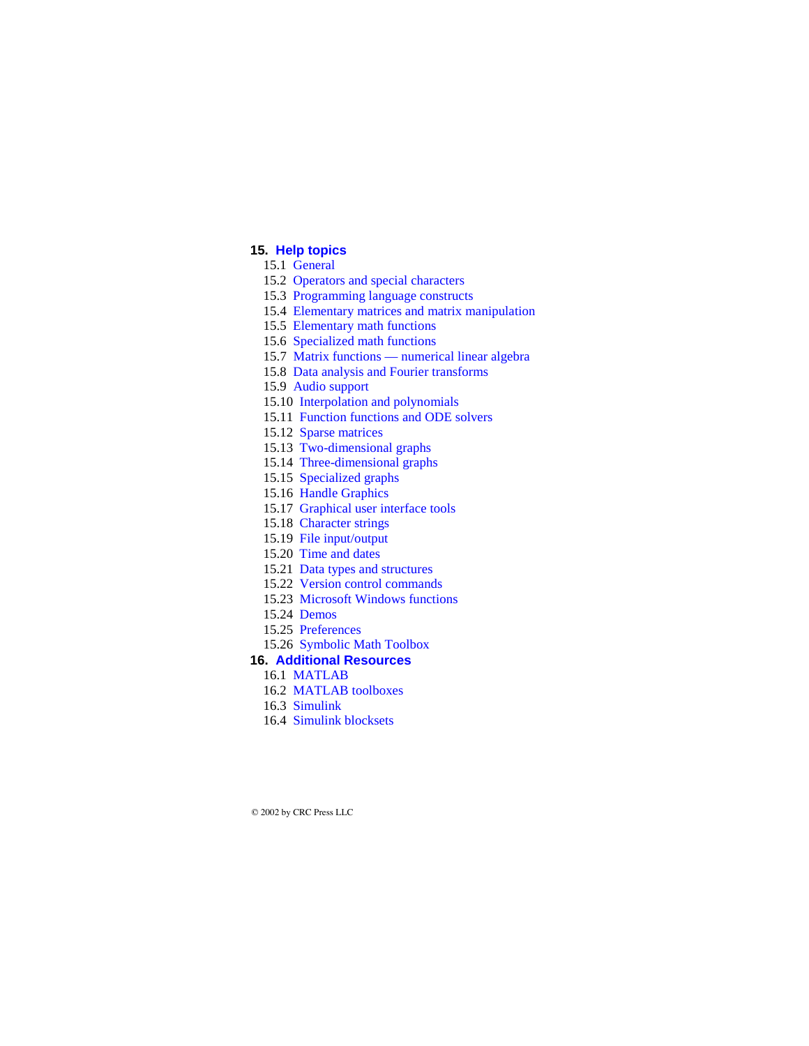**15. Help topics**

- 15.1 General
- 15.2 Operators and special characters
- 15.3 Programming language constructs
- 15.4 Elementary matrices and matrix manipulation
- 15.5 Elementary math functions
- 15.6 Specialized math functions
- 15.7 Matrix functions — numerical linear algebra
- 15.8 Data analysis and Fourier transforms
- 15.9 Audio support
- 15.10 Interpolation and polynomials
- 15.11 Function functions and ODE solvers
- 15.12 Sparse matrices
- 15.13 Two-dimensional graphs
- 15.14 Three-dimensional graphs
- 15.15 Specialized graphs
- 15.16 Handle Graphics
- 15.17 Graphical user interface tools
- 15.18 Character strings
- 15.19 File input/output
- 15.20 Time and dates
- 15.21 Data types and structures
- 15.22 Version control commands
- 15.23 Microsoft Windows functions
- 15.24 Demos
- 15.25 Preferences
- 15.26 Symbolic Math Toolbox

**16. Additional Resources**

- 16.1 MATLAB
- 16.2 MATLAB toolboxes
- 16.3 Simulink
- 16.4 Simulink blocksets

© 2002 by CRC Press LLC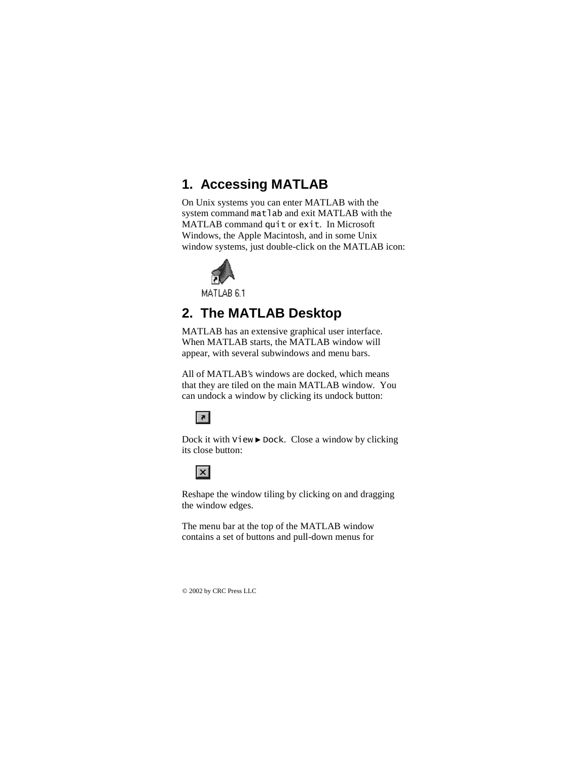## 1. Accessing MATLAB

On Unix systems you can enter MATLAB with the system command `matlab` and exit MATLAB with the MATLAB command `quit` or `exit`. In Microsoft Windows, the Apple Macintosh, and in some Unix window systems, just double-click on the MATLAB icon:

## 2. The MATLAB Desktop

MATLAB has an extensive graphical user interface. When MATLAB starts, the MATLAB window will appear, with several subwindows and menu bars.

All of MATLAB's windows are docked, which means that they are tiled on the main MATLAB window. You can undock a window by clicking its undock button:

Dock it with `View` ► `Dock`. Close a window by clicking its close button:

Reshape the window tiling by clicking on and dragging the window edges.

The menu bar at the top of the MATLAB window contains a set of buttons and pull-down menus for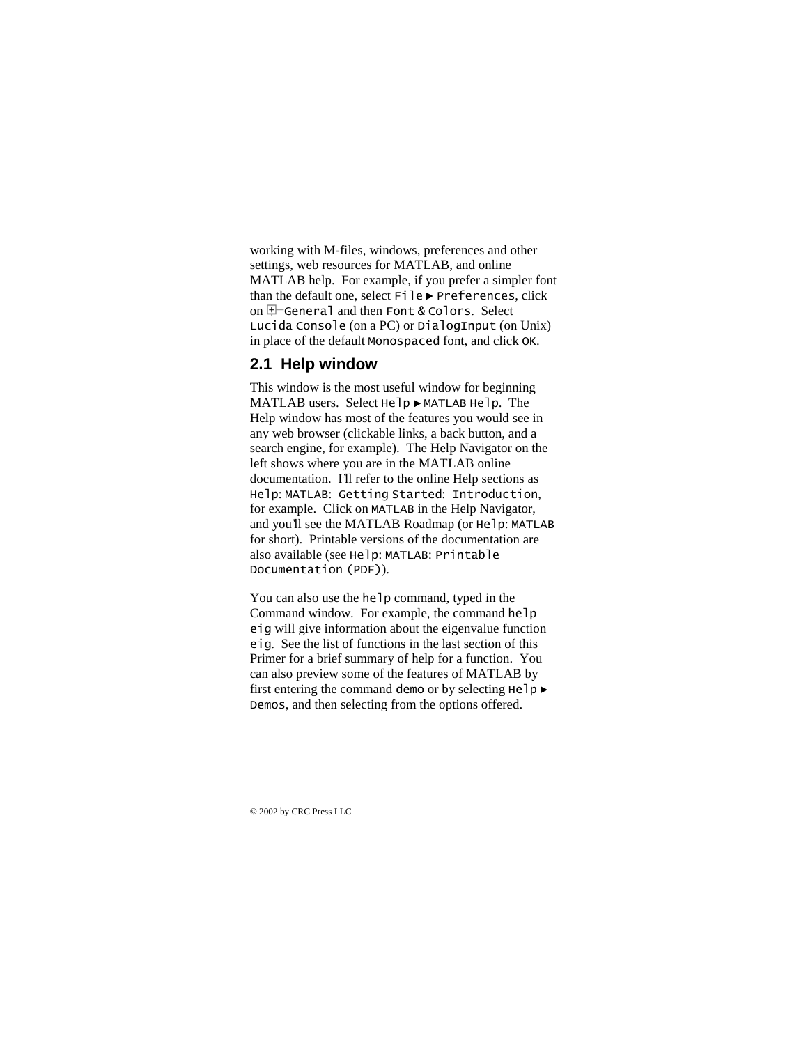working with M-files, windows, preferences and other settings, web resources for MATLAB, and online MATLAB help. For example, if you prefer a simpler font than the default one, select `File ► Preferences`, click on ⊞ `General` and then `Font & Colors`. Select `Lucida Console` (on a PC) or `DialogInput` (on Unix) in place of the default `Monospaced` font, and click `OK`.

## 2.1 Help window

This window is the most useful window for beginning MATLAB users. Select `Help ► MATLAB Help`. The Help window has most of the features you would see in any web browser (clickable links, a back button, and a search engine, for example). The Help Navigator on the left shows where you are in the MATLAB online documentation. I'll refer to the online Help sections as `Help: MATLAB: Getting Started: Introduction`, for example. Click on `MATLAB` in the Help Navigator, and you'll see the MATLAB Roadmap (or `Help: MATLAB` for short). Printable versions of the documentation are also available (see `Help: MATLAB: Printable Documentation (PDF)`).

You can also use the `help` command, typed in the Command window. For example, the command `help eig` will give information about the eigenvalue function `eig`. See the list of functions in the last section of this Primer for a brief summary of help for a function. You can also preview some of the features of MATLAB by first entering the command `demo` or by selecting `Help ► Demos`, and then selecting from the options offered.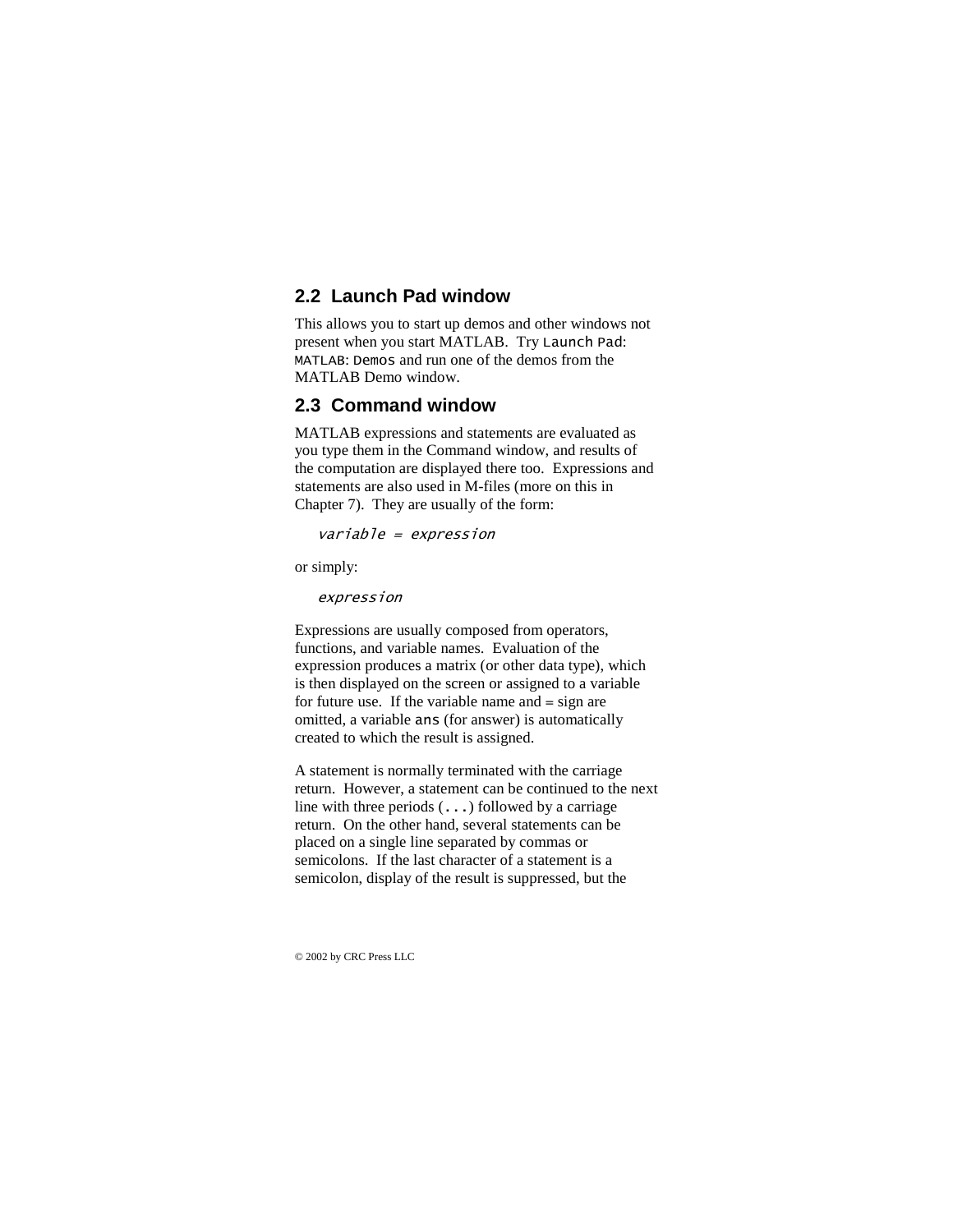## 2.2 Launch Pad window

This allows you to start up demos and other windows not present when you start MATLAB. Try `Launch Pad`: `MATLAB`: `Demos` and run one of the demos from the MATLAB Demo window.

## 2.3 Command window

MATLAB expressions and statements are evaluated as you type them in the Command window, and results of the computation are displayed there too. Expressions and statements are also used in M-files (more on this in Chapter 7). They are usually of the form:

```
variable = expression
```

or simply:

```
expression
```

Expressions are usually composed from operators, functions, and variable names. Evaluation of the expression produces a matrix (or other data type), which is then displayed on the screen or assigned to a variable for future use. If the variable name and = sign are omitted, a variable `ans` (for answer) is automatically created to which the result is assigned.

A statement is normally terminated with the carriage return. However, a statement can be continued to the next line with three periods (`...`) followed by a carriage return. On the other hand, several statements can be placed on a single line separated by commas or semicolons. If the last character of a statement is a semicolon, display of the result is suppressed, but the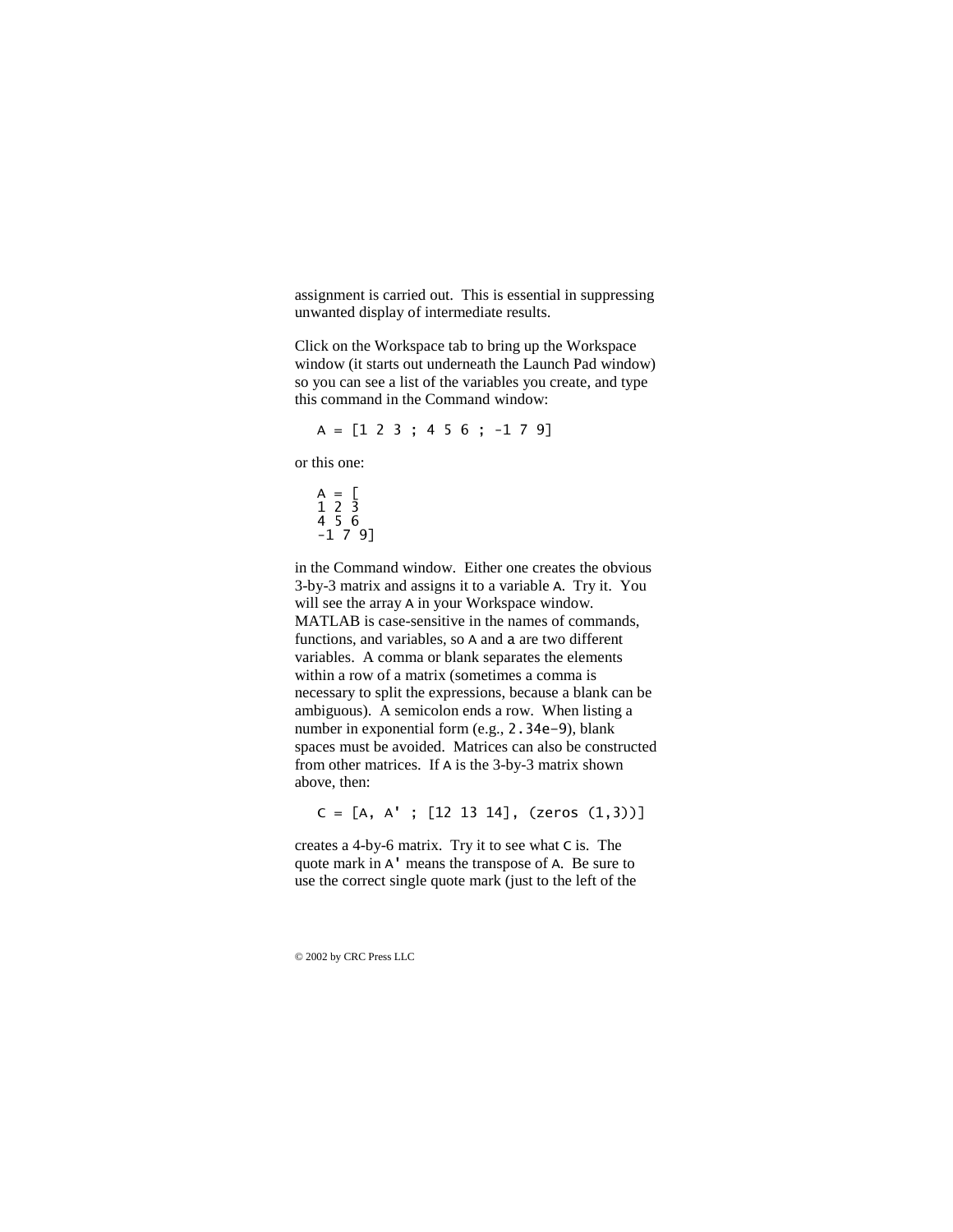assignment is carried out. This is essential in suppressing unwanted display of intermediate results.

Click on the Workspace tab to bring up the Workspace window (it starts out underneath the Launch Pad window) so you can see a list of the variables you create, and type this command in the Command window:

```
A = [1 2 3 ; 4 5 6 ; -1 7 9]
```

or this one:

```
A = [
1 2 3
4 5 6
-1 7 9]
```

in the Command window. Either one creates the obvious 3-by-3 matrix and assigns it to a variable `A`. Try it. You will see the array `A` in your Workspace window. MATLAB is case-sensitive in the names of commands, functions, and variables, so `A` and `a` are two different variables. A comma or blank separates the elements within a row of a matrix (sometimes a comma is necessary to split the expressions, because a blank can be ambiguous). A semicolon ends a row. When listing a number in exponential form (e.g., `2.34e-9`), blank spaces must be avoided. Matrices can also be constructed from other matrices. If `A` is the 3-by-3 matrix shown above, then:

```
C = [A, A' ; [12 13 14], (zeros (1,3))]
```

creates a 4-by-6 matrix. Try it to see what `C` is. The quote mark in `A'` means the transpose of `A`. Be sure to use the correct single quote mark (just to the left of the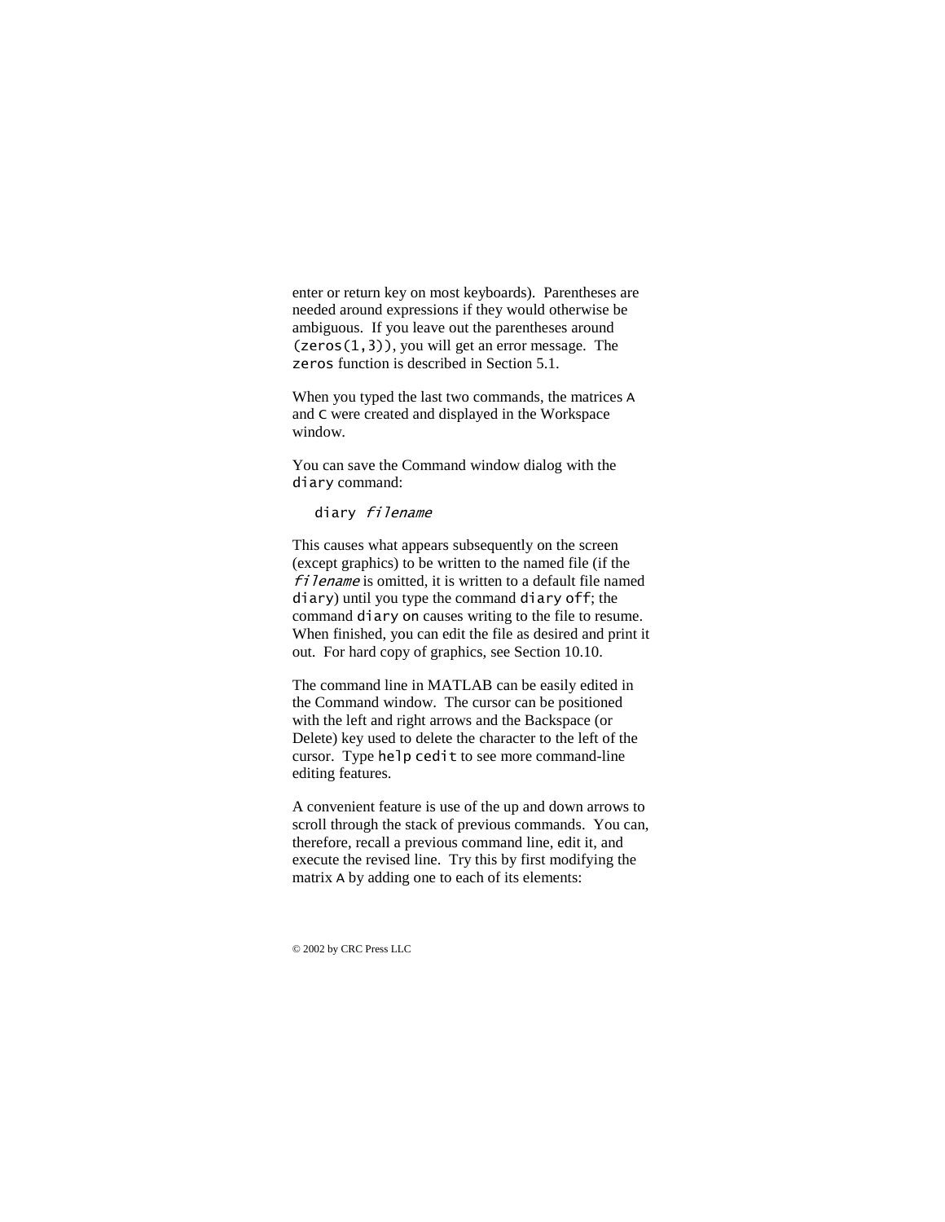enter or return key on most keyboards). Parentheses are needed around expressions if they would otherwise be ambiguous. If you leave out the parentheses around `(zeros(1,3))`, you will get an error message. The `zeros` function is described in Section 5.1.

When you typed the last two commands, the matrices `A` and `C` were created and displayed in the Workspace window.

You can save the Command window dialog with the `diary` command:

```
diary filename
```

This causes what appears subsequently on the screen (except graphics) to be written to the named file (if the *filename* is omitted, it is written to a default file named `diary`) until you type the command `diary off`; the command `diary on` causes writing to the file to resume. When finished, you can edit the file as desired and print it out. For hard copy of graphics, see Section 10.10.

The command line in MATLAB can be easily edited in the Command window. The cursor can be positioned with the left and right arrows and the Backspace (or Delete) key used to delete the character to the left of the cursor. Type `help cedit` to see more command-line editing features.

A convenient feature is use of the up and down arrows to scroll through the stack of previous commands. You can, therefore, recall a previous command line, edit it, and execute the revised line. Try this by first modifying the matrix `A` by adding one to each of its elements: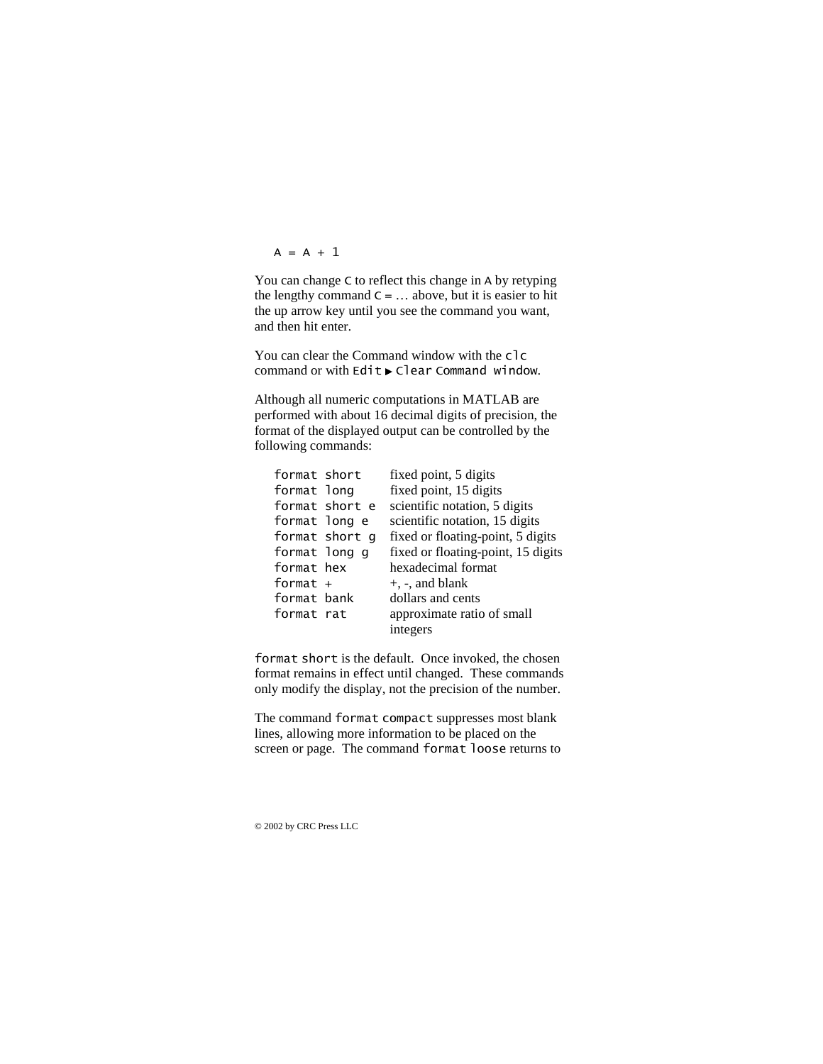```
A = A + 1
```

You can change `C` to reflect this change in `A` by retyping the lengthy command `C = …` above, but it is easier to hit the up arrow key until you see the command you want, and then hit enter.

You can clear the Command window with the `clc` command or with `Edit ▸ Clear Command window`.

Although all numeric computations in MATLAB are performed with about 16 decimal digits of precision, the format of the displayed output can be controlled by the following commands:

| | |
|---|---|
| `format short` | fixed point, 5 digits |
| `format long` | fixed point, 15 digits |
| `format short e` | scientific notation, 5 digits |
| `format long e` | scientific notation, 15 digits |
| `format short g` | fixed or floating-point, 5 digits |
| `format long g` | fixed or floating-point, 15 digits |
| `format hex` | hexadecimal format |
| `format +` | +, -, and blank |
| `format bank` | dollars and cents |
| `format rat` | approximate ratio of small integers |

`format short` is the default. Once invoked, the chosen format remains in effect until changed. These commands only modify the display, not the precision of the number.

The command `format compact` suppresses most blank lines, allowing more information to be placed on the screen or page. The command `format loose` returns to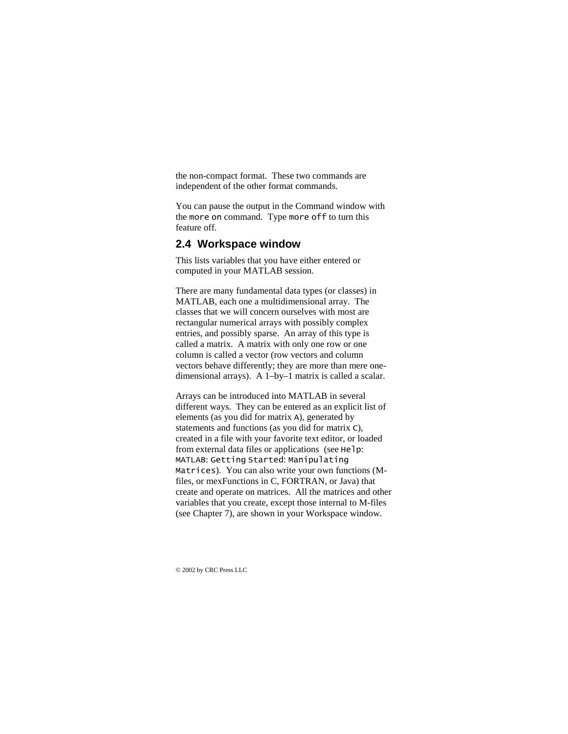the non-compact format. These two commands are independent of the other format commands.

You can pause the output in the Command window with the `more on` command. Type `more off` to turn this feature off.

## 2.4 Workspace window

This lists variables that you have either entered or computed in your MATLAB session.

There are many fundamental data types (or classes) in MATLAB, each one a multidimensional array. The classes that we will concern ourselves with most are rectangular numerical arrays with possibly complex entries, and possibly sparse. An array of this type is called a matrix. A matrix with only one row or one column is called a vector (row vectors and column vectors behave differently; they are more than mere one-dimensional arrays). A 1–by–1 matrix is called a scalar.

Arrays can be introduced into MATLAB in several different ways. They can be entered as an explicit list of elements (as you did for matrix `A`), generated by statements and functions (as you did for matrix `C`), created in a file with your favorite text editor, or loaded from external data files or applications (see `Help: MATLAB: Getting Started: Manipulating Matrices`). You can also write your own functions (M-files, or mexFunctions in C, FORTRAN, or Java) that create and operate on matrices. All the matrices and other variables that you create, except those internal to M-files (see Chapter 7), are shown in your Workspace window.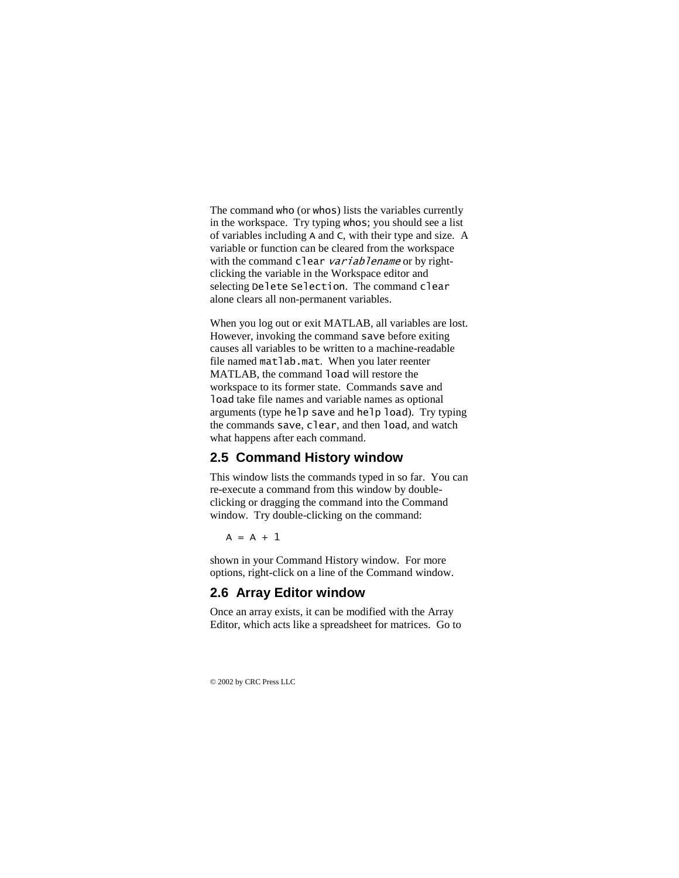The command `who` (or `whos`) lists the variables currently in the workspace. Try typing `whos`; you should see a list of variables including `A` and `C`, with their type and size. A variable or function can be cleared from the workspace with the command `clear` *`variablename`* or by right-clicking the variable in the Workspace editor and selecting `Delete Selection`. The command `clear` alone clears all non-permanent variables.

When you log out or exit MATLAB, all variables are lost. However, invoking the command `save` before exiting causes all variables to be written to a machine-readable file named `matlab.mat`. When you later reenter MATLAB, the command `load` will restore the workspace to its former state. Commands `save` and `load` take file names and variable names as optional arguments (type `help save` and `help load`). Try typing the commands `save`, `clear`, and then `load`, and watch what happens after each command.

## 2.5 Command History window

This window lists the commands typed in so far. You can re-execute a command from this window by double-clicking or dragging the command into the Command window. Try double-clicking on the command:

```
A = A + 1
```

shown in your Command History window. For more options, right-click on a line of the Command window.

## 2.6 Array Editor window

Once an array exists, it can be modified with the Array Editor, which acts like a spreadsheet for matrices. Go to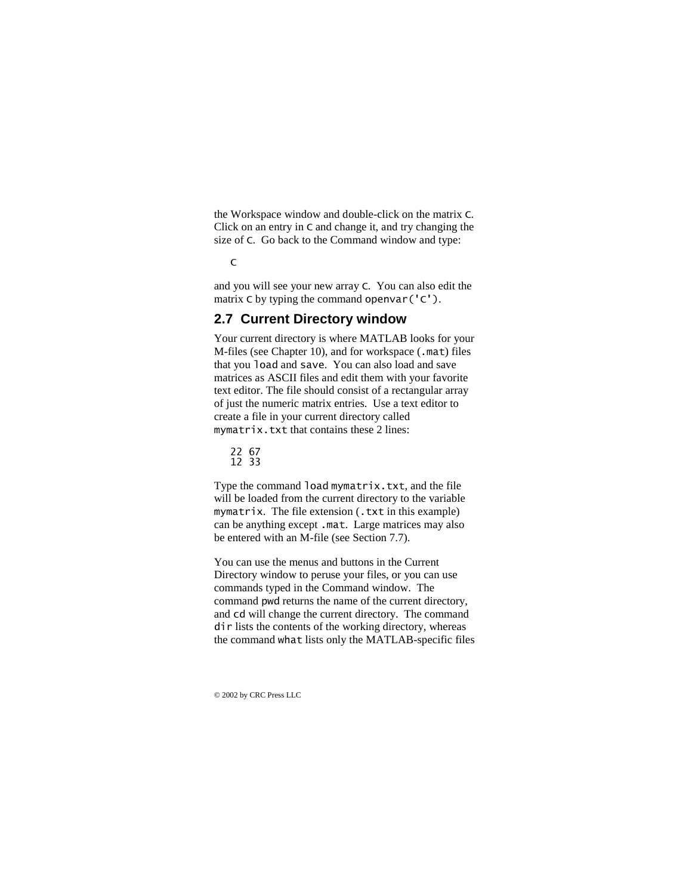the Workspace window and double-click on the matrix `C`. Click on an entry in `C` and change it, and try changing the size of `C`. Go back to the Command window and type:

```
C
```

and you will see your new array `C`. You can also edit the matrix `C` by typing the command `openvar('C')`.

## 2.7 Current Directory window

Your current directory is where MATLAB looks for your M-files (see Chapter 10), and for workspace (`.mat`) files that you `load` and `save`. You can also load and save matrices as ASCII files and edit them with your favorite text editor. The file should consist of a rectangular array of just the numeric matrix entries. Use a text editor to create a file in your current directory called `mymatrix.txt` that contains these 2 lines:

```
22 67
12 33
```

Type the command `load mymatrix.txt`, and the file will be loaded from the current directory to the variable `mymatrix`. The file extension (`.txt` in this example) can be anything except `.mat`. Large matrices may also be entered with an M-file (see Section 7.7).

You can use the menus and buttons in the Current Directory window to peruse your files, or you can use commands typed in the Command window. The command `pwd` returns the name of the current directory, and `cd` will change the current directory. The command `dir` lists the contents of the working directory, whereas the command `what` lists only the MATLAB-specific files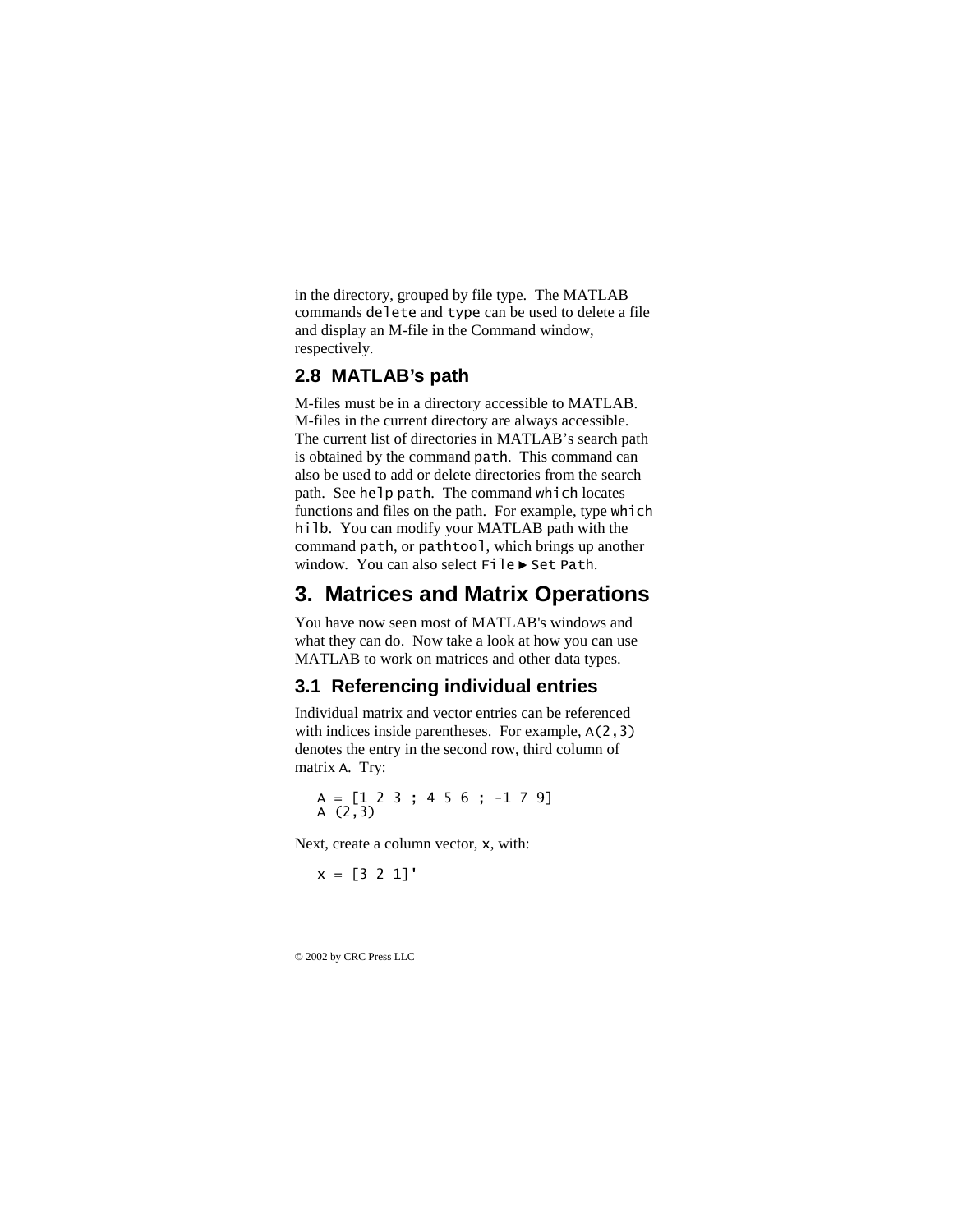in the directory, grouped by file type. The MATLAB commands `delete` and `type` can be used to delete a file and display an M-file in the Command window, respectively.

### 2.8 MATLAB's path

M-files must be in a directory accessible to MATLAB. M-files in the current directory are always accessible. The current list of directories in MATLAB's search path is obtained by the command `path`. This command can also be used to add or delete directories from the search path. See `help path`. The command `which` locates functions and files on the path. For example, type `which hilb`. You can modify your MATLAB path with the command `path`, or `pathtool`, which brings up another window. You can also select `File` ► `Set Path`.

## 3. Matrices and Matrix Operations

You have now seen most of MATLAB's windows and what they can do. Now take a look at how you can use MATLAB to work on matrices and other data types.

### 3.1 Referencing individual entries

Individual matrix and vector entries can be referenced with indices inside parentheses. For example, `A(2,3)` denotes the entry in the second row, third column of matrix `A`. Try:

```
A = [1 2 3 ; 4 5 6 ; -1 7 9]
A (2,3)
```

Next, create a column vector, `x`, with:

```
x = [3 2 1]'
```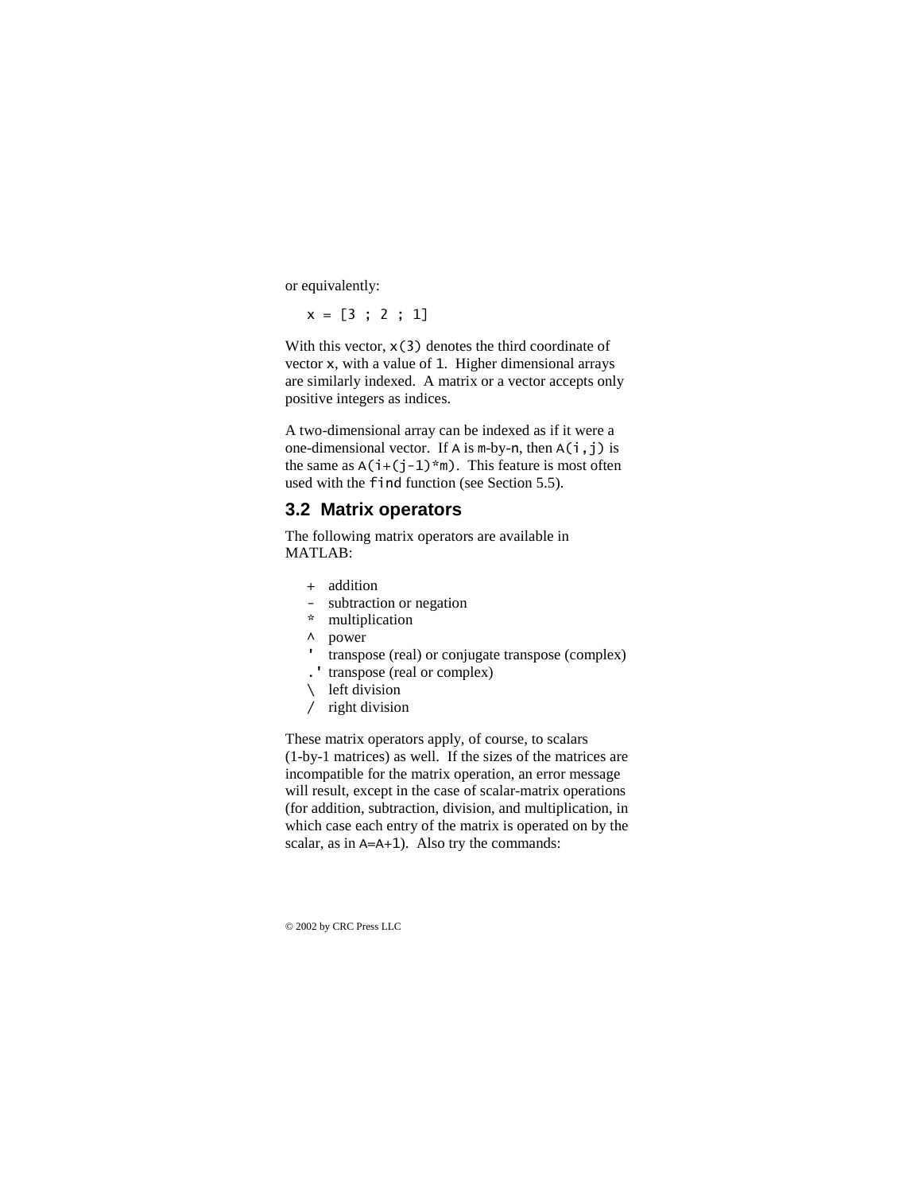or equivalently:

```
x = [3 ; 2 ; 1]
```

With this vector, `x(3)` denotes the third coordinate of vector `x`, with a value of `1`. Higher dimensional arrays are similarly indexed. A matrix or a vector accepts only positive integers as indices.

A two-dimensional array can be indexed as if it were a one-dimensional vector. If `A` is `m`-by-`n`, then `A(i,j)` is the same as `A(i+(j-1)*m)`. This feature is most often used with the `find` function (see Section 5.5).

## 3.2 Matrix operators

The following matrix operators are available in MATLAB:

```
+   addition
-   subtraction or negation
*   multiplication
^   power
'   transpose (real) or conjugate transpose (complex)
.'  transpose (real or complex)
\   left division
/   right division
```

These matrix operators apply, of course, to scalars (1-by-1 matrices) as well. If the sizes of the matrices are incompatible for the matrix operation, an error message will result, except in the case of scalar-matrix operations (for addition, subtraction, division, and multiplication, in which case each entry of the matrix is operated on by the scalar, as in `A=A+1`). Also try the commands: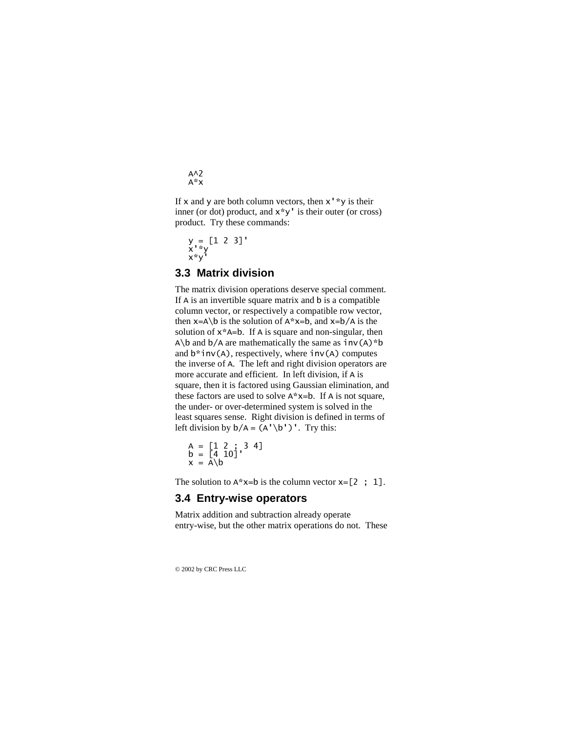```
A^2
A*x
```

If `x` and `y` are both column vectors, then `x'*y` is their inner (or dot) product, and `x*y'` is their outer (or cross) product. Try these commands:

```
y = [1 2 3]'
x'*y
x*y'
```

## 3.3 Matrix division

The matrix division operations deserve special comment. If `A` is an invertible square matrix and `b` is a compatible column vector, or respectively a compatible row vector, then `x=A\b` is the solution of `A*x=b`, and `x=b/A` is the solution of `x*A=b`. If `A` is square and non-singular, then `A\b` and `b/A` are mathematically the same as `inv(A)*b` and `b*inv(A)`, respectively, where `inv(A)` computes the inverse of `A`. The left and right division operators are more accurate and efficient. In left division, if `A` is square, then it is factored using Gaussian elimination, and these factors are used to solve `A*x=b`. If `A` is not square, the under- or over-determined system is solved in the least squares sense. Right division is defined in terms of left division by `b/A = (A'\b')'`. Try this:

```
A = [1 2 ; 3 4]
b = [4 10]'
x = A\b
```

The solution to `A*x=b` is the column vector `x=[2 ; 1]`.

## 3.4 Entry-wise operators

Matrix addition and subtraction already operate entry-wise, but the other matrix operations do not. These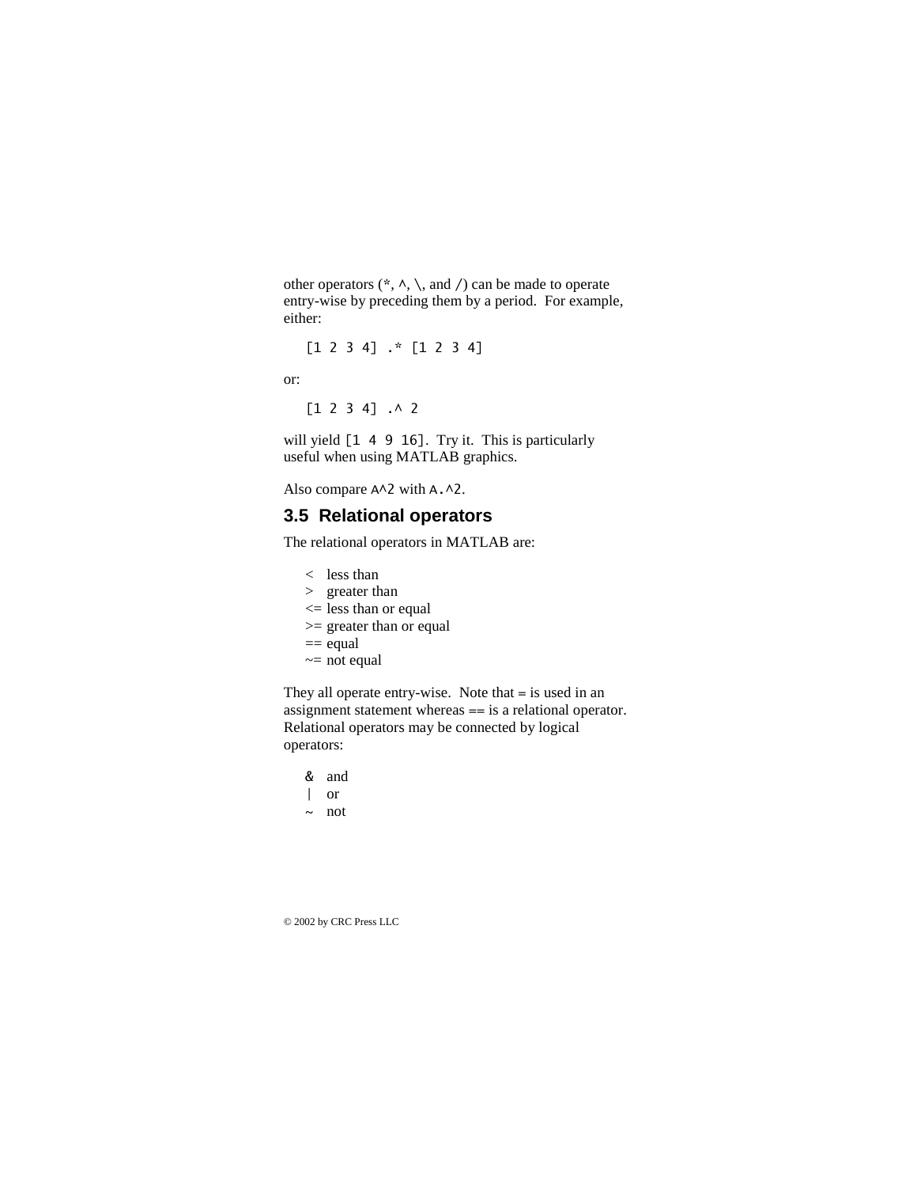other operators (`*`, `^`, `\`, and `/`) can be made to operate entry-wise by preceding them by a period. For example, either:

```
[1 2 3 4] .* [1 2 3 4]
```

or:

```
[1 2 3 4] .^ 2
```

will yield `[1 4 9 16]`. Try it. This is particularly useful when using MATLAB graphics.

Also compare `A^2` with `A.^2`.

## 3.5 Relational operators

The relational operators in MATLAB are:

```
<   less than
>   greater than
<=  less than or equal
>=  greater than or equal
==  equal
~=  not equal
```

They all operate entry-wise. Note that `=` is used in an assignment statement whereas `==` is a relational operator. Relational operators may be connected by logical operators:

```
&   and
|   or
~   not
```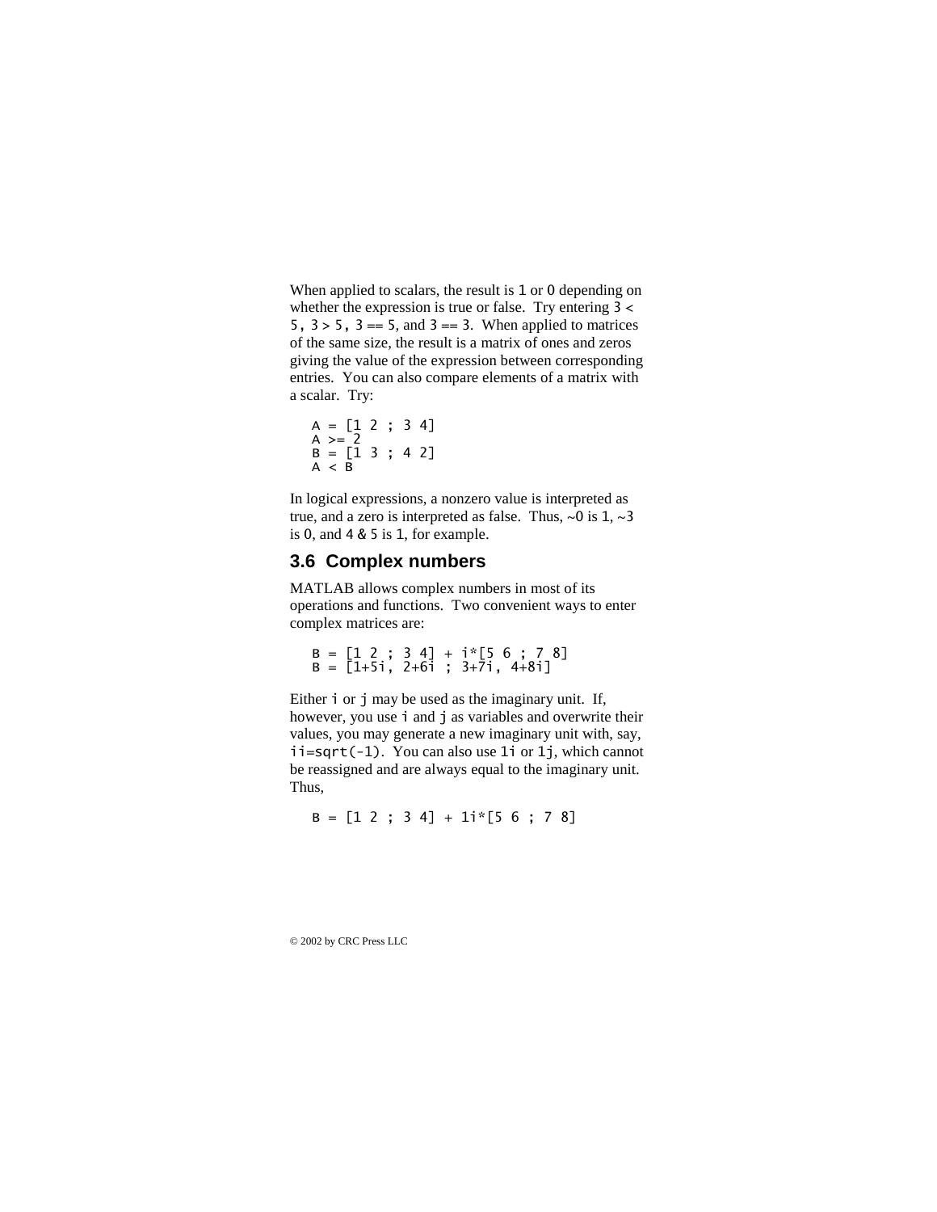When applied to scalars, the result is 1 or 0 depending on whether the expression is true or false. Try entering 3 < 5, 3 > 5, 3 == 5, and 3 == 3. When applied to matrices of the same size, the result is a matrix of ones and zeros giving the value of the expression between corresponding entries. You can also compare elements of a matrix with a scalar. Try:

```
A = [1 2 ; 3 4]
A >= 2
B = [1 3 ; 4 2]
A < B
```

In logical expressions, a nonzero value is interpreted as true, and a zero is interpreted as false. Thus, ~0 is 1, ~3 is 0, and 4 & 5 is 1, for example.

## 3.6 Complex numbers

MATLAB allows complex numbers in most of its operations and functions. Two convenient ways to enter complex matrices are:

```
B = [1 2 ; 3 4] + i*[5 6 ; 7 8]
B = [1+5i, 2+6i ; 3+7i, 4+8i]
```

Either i or j may be used as the imaginary unit. If, however, you use i and j as variables and overwrite their values, you may generate a new imaginary unit with, say, ii=sqrt(-1). You can also use 1i or 1j, which cannot be reassigned and are always equal to the imaginary unit. Thus,

```
B = [1 2 ; 3 4] + 1i*[5 6 ; 7 8]
```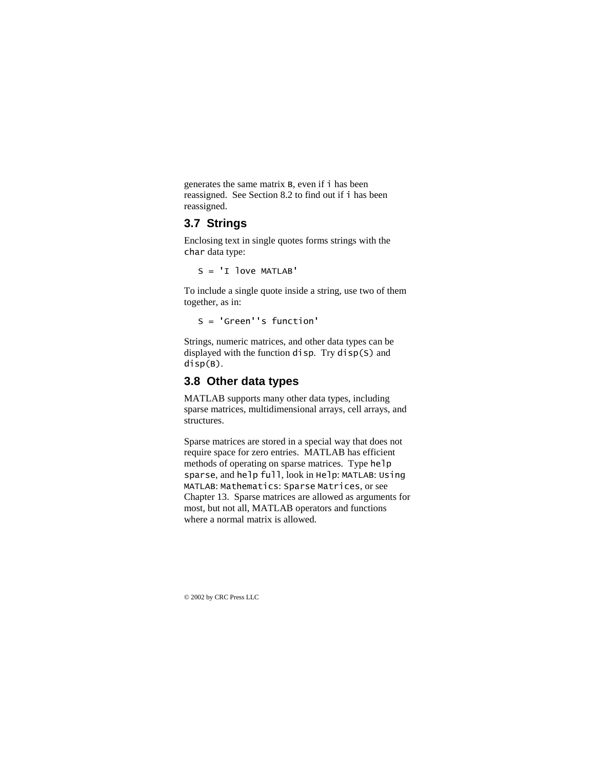generates the same matrix `B`, even if `i` has been reassigned. See Section 8.2 to find out if `i` has been reassigned.

## 3.7 Strings

Enclosing text in single quotes forms strings with the `char` data type:

```
S = 'I love MATLAB'
```

To include a single quote inside a string, use two of them together, as in:

```
S = 'Green''s function'
```

Strings, numeric matrices, and other data types can be displayed with the function `disp`. Try `disp(S)` and `disp(B)`.

## 3.8 Other data types

MATLAB supports many other data types, including sparse matrices, multidimensional arrays, cell arrays, and structures.

Sparse matrices are stored in a special way that does not require space for zero entries. MATLAB has efficient methods of operating on sparse matrices. Type `help sparse`, and `help full`, look in `Help`: `MATLAB`: `Using MATLAB`: `Mathematics`: `Sparse Matrices`, or see Chapter 13. Sparse matrices are allowed as arguments for most, but not all, MATLAB operators and functions where a normal matrix is allowed.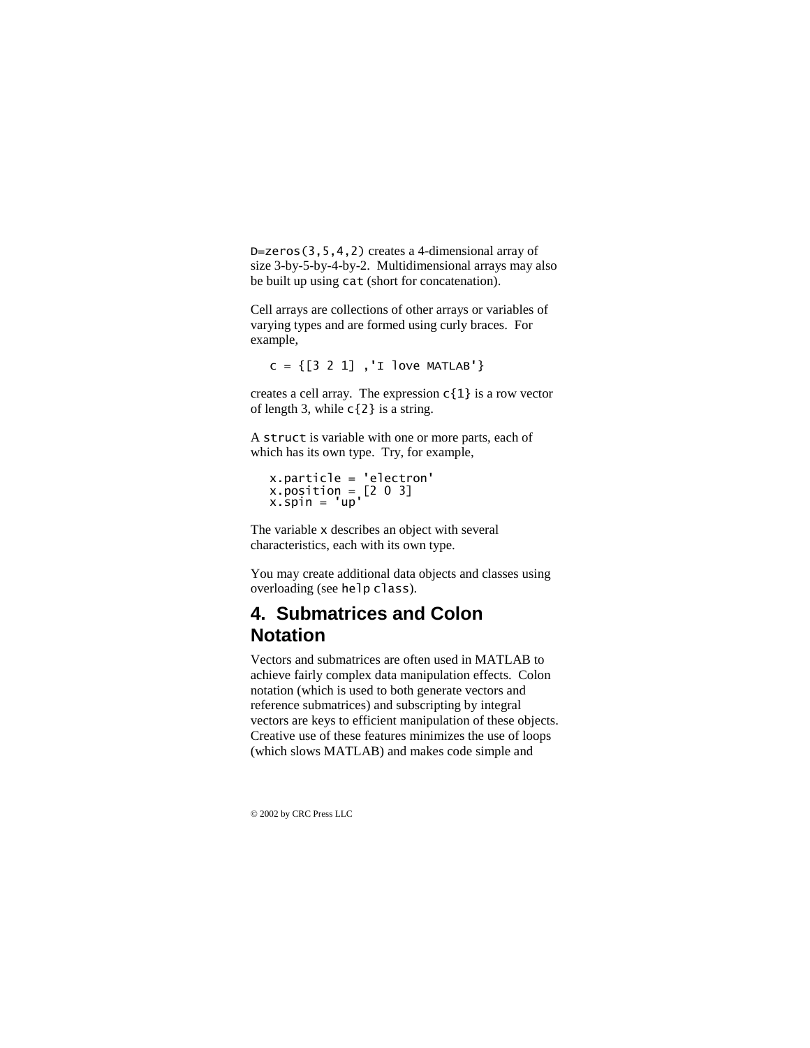`D=zeros(3,5,4,2)` creates a 4-dimensional array of size 3-by-5-by-4-by-2. Multidimensional arrays may also be built up using `cat` (short for concatenation).

Cell arrays are collections of other arrays or variables of varying types and are formed using curly braces. For example,

```
c = {[3 2 1] ,'I love MATLAB'}
```

creates a cell array. The expression `c{1}` is a row vector of length 3, while `c{2}` is a string.

A `struct` is variable with one or more parts, each of which has its own type. Try, for example,

```
x.particle = 'electron'
x.position = [2 0 3]
x.spin = 'up'
```

The variable `x` describes an object with several characteristics, each with its own type.

You may create additional data objects and classes using overloading (see `help class`).

## 4. Submatrices and Colon Notation

Vectors and submatrices are often used in MATLAB to achieve fairly complex data manipulation effects. Colon notation (which is used to both generate vectors and reference submatrices) and subscripting by integral vectors are keys to efficient manipulation of these objects. Creative use of these features minimizes the use of loops (which slows MATLAB) and makes code simple and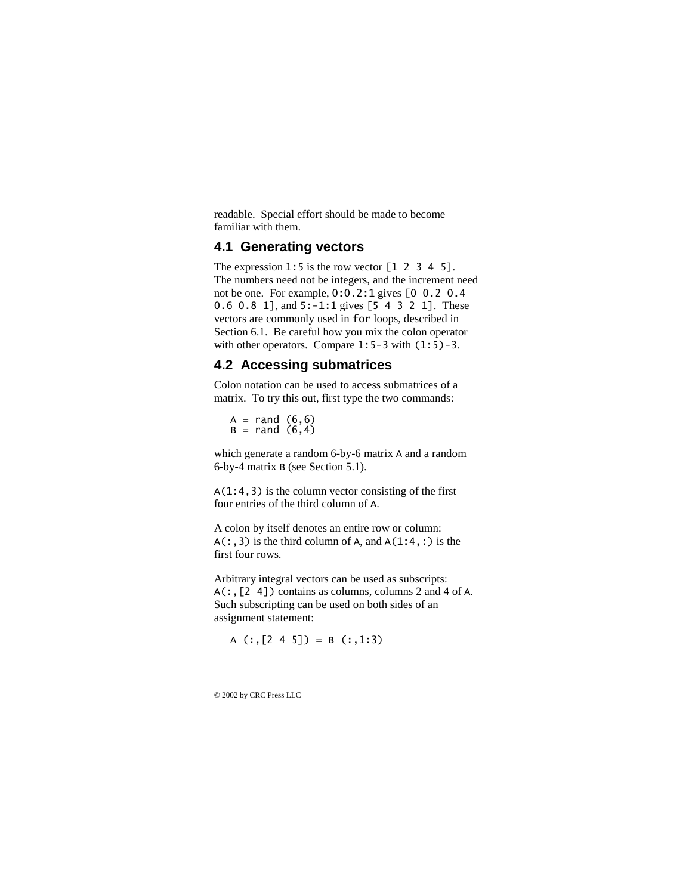readable. Special effort should be made to become familiar with them.

## 4.1 Generating vectors

The expression `1:5` is the row vector `[1 2 3 4 5]`. The numbers need not be integers, and the increment need not be one. For example, `0:0.2:1` gives `[0 0.2 0.4 0.6 0.8 1]`, and `5:-1:1` gives `[5 4 3 2 1]`. These vectors are commonly used in `for` loops, described in Section 6.1. Be careful how you mix the colon operator with other operators. Compare `1:5-3` with `(1:5)-3`.

## 4.2 Accessing submatrices

Colon notation can be used to access submatrices of a matrix. To try this out, first type the two commands:

```
A = rand (6,6)
B = rand (6,4)
```

which generate a random 6-by-6 matrix `A` and a random 6-by-4 matrix `B` (see Section 5.1).

`A(1:4,3)` is the column vector consisting of the first four entries of the third column of `A`.

A colon by itself denotes an entire row or column: `A(:,3)` is the third column of `A`, and `A(1:4,:)` is the first four rows.

Arbitrary integral vectors can be used as subscripts: `A(:,[2 4])` contains as columns, columns 2 and 4 of `A`. Such subscripting can be used on both sides of an assignment statement:

```
A (:,[2 4 5]) = B (:,1:3)
```

© 2002 by CRC Press LLC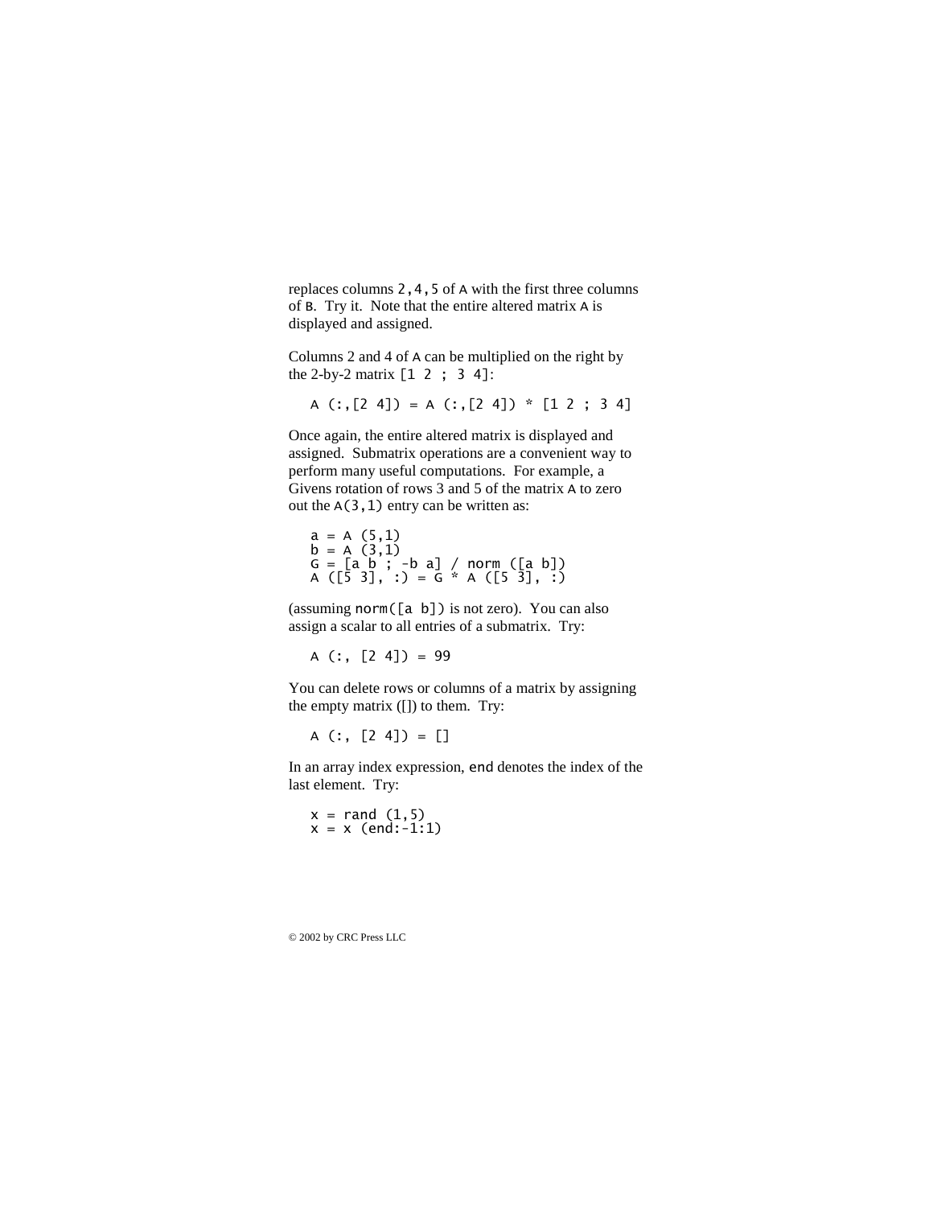replaces columns `2,4,5` of `A` with the first three columns of `B`. Try it. Note that the entire altered matrix `A` is displayed and assigned.

Columns 2 and 4 of `A` can be multiplied on the right by the 2-by-2 matrix `[1 2 ; 3 4]`:

```
A (:,[2 4]) = A (:,[2 4]) * [1 2 ; 3 4]
```

Once again, the entire altered matrix is displayed and assigned. Submatrix operations are a convenient way to perform many useful computations. For example, a Givens rotation of rows 3 and 5 of the matrix `A` to zero out the `A(3,1)` entry can be written as:

```
a = A (5,1)
b = A (3,1)
G = [a b ; -b a] / norm ([a b])
A ([5 3], :) = G * A ([5 3], :)
```

(assuming `norm([a b])` is not zero). You can also assign a scalar to all entries of a submatrix. Try:

```
A (:, [2 4]) = 99
```

You can delete rows or columns of a matrix by assigning the empty matrix ([]) to them. Try:

```
A (:, [2 4]) = []
```

In an array index expression, `end` denotes the index of the last element. Try:

```
x = rand (1,5)
x = x (end:-1:1)
```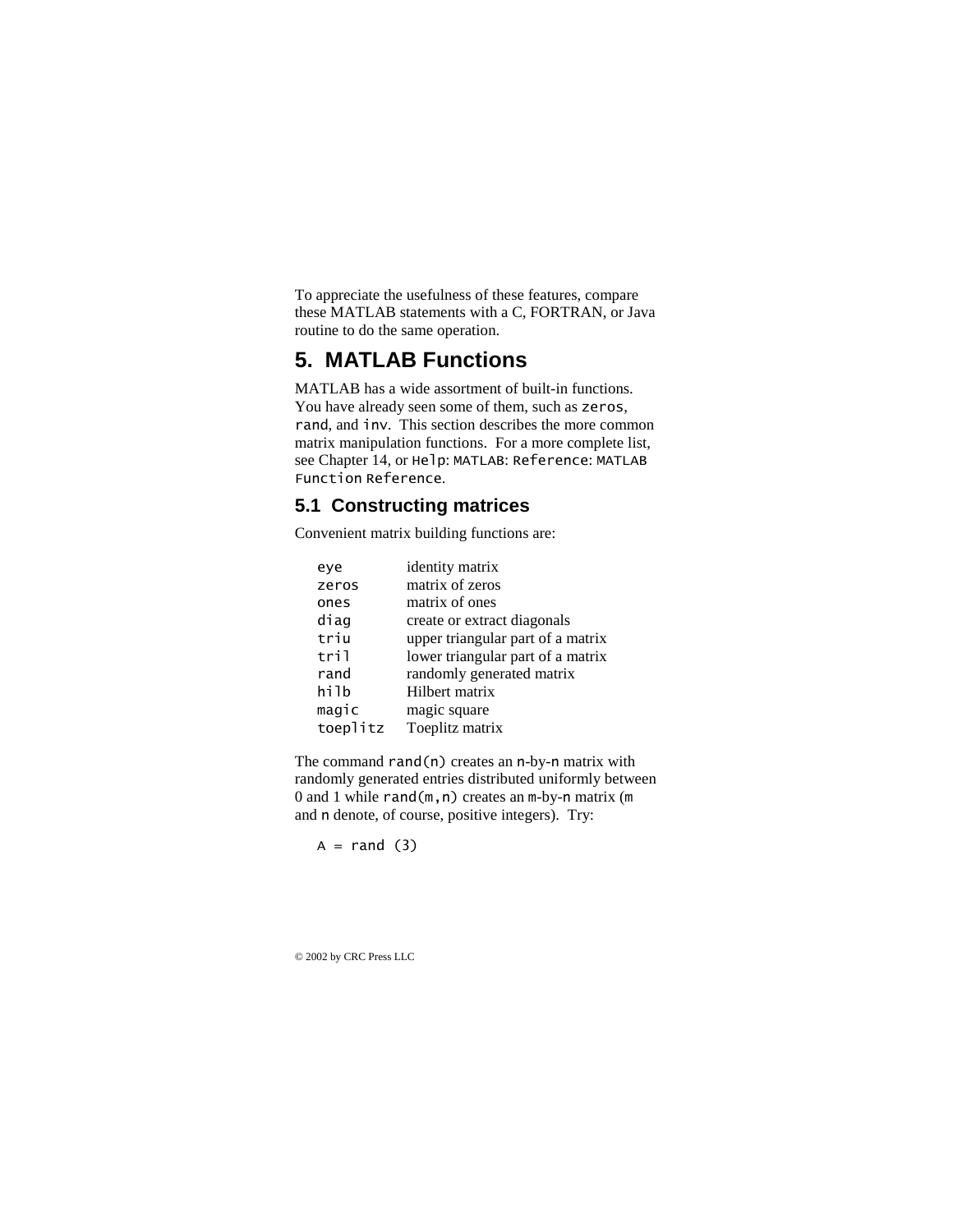To appreciate the usefulness of these features, compare these MATLAB statements with a C, FORTRAN, or Java routine to do the same operation.

## 5. MATLAB Functions

MATLAB has a wide assortment of built-in functions. You have already seen some of them, such as `zeros`, `rand`, and `inv`. This section describes the more common matrix manipulation functions. For a more complete list, see Chapter 14, or `Help`: `MATLAB`: `Reference`: `MATLAB Function Reference`.

### 5.1 Constructing matrices

Convenient matrix building functions are:

| | |
|---|---|
| `eye` | identity matrix |
| `zeros` | matrix of zeros |
| `ones` | matrix of ones |
| `diag` | create or extract diagonals |
| `triu` | upper triangular part of a matrix |
| `tril` | lower triangular part of a matrix |
| `rand` | randomly generated matrix |
| `hilb` | Hilbert matrix |
| `magic` | magic square |
| `toeplitz` | Toeplitz matrix |

The command `rand(n)` creates an `n`-by-`n` matrix with randomly generated entries distributed uniformly between 0 and 1 while `rand(m,n)` creates an `m`-by-`n` matrix (`m` and `n` denote, of course, positive integers). Try:

```
A = rand (3)
```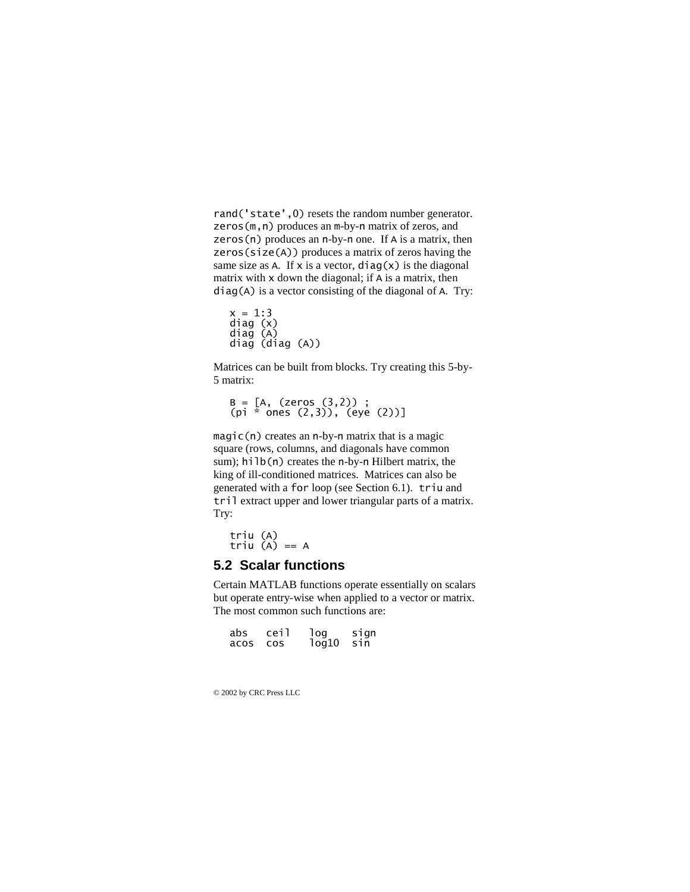`rand('state',0)` resets the random number generator. `zeros(m,n)` produces an `m`-by-`n` matrix of zeros, and `zeros(n)` produces an `n`-by-`n` one. If `A` is a matrix, then `zeros(size(A))` produces a matrix of zeros having the same size as `A`. If `x` is a vector, `diag(x)` is the diagonal matrix with `x` down the diagonal; if `A` is a matrix, then `diag(A)` is a vector consisting of the diagonal of `A`. Try:

```
x = 1:3
diag (x)
diag (A)
diag (diag (A))
```

Matrices can be built from blocks. Try creating this 5-by-5 matrix:

```
B = [A, (zeros (3,2)) ;
(pi * ones (2,3)), (eye (2))]
```

`magic(n)` creates an `n`-by-`n` matrix that is a magic square (rows, columns, and diagonals have common sum); `hilb(n)` creates the `n`-by-`n` Hilbert matrix, the king of ill-conditioned matrices. Matrices can also be generated with a `for` loop (see Section 6.1). `triu` and `tril` extract upper and lower triangular parts of a matrix. Try:

```
triu (A)
triu (A) == A
```

## 5.2 Scalar functions

Certain MATLAB functions operate essentially on scalars but operate entry-wise when applied to a vector or matrix. The most common such functions are:

```
abs   ceil   log    sign
acos  cos    log10  sin
```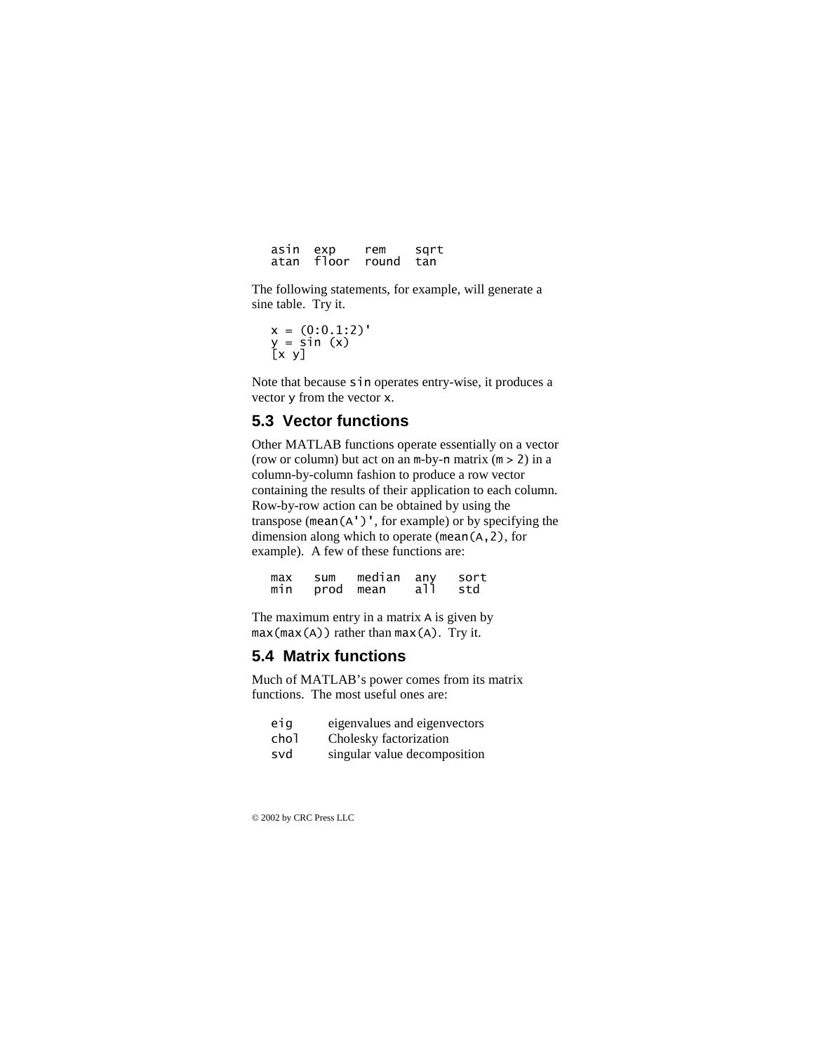```
asin  exp    rem    sqrt
atan  floor  round  tan
```

The following statements, for example, will generate a sine table. Try it.

```
x = (0:0.1:2)'
y = sin (x)
[x y]
```

Note that because `sin` operates entry-wise, it produces a vector `y` from the vector `x`.

## 5.3 Vector functions

Other MATLAB functions operate essentially on a vector (row or column) but act on an `m`-by-`n` matrix (`m > 2`) in a column-by-column fashion to produce a row vector containing the results of their application to each column. Row-by-row action can be obtained by using the transpose (`mean(A')'`, for example) or by specifying the dimension along which to operate (`mean(A,2)`, for example). A few of these functions are:

```
max   sum   median  any   sort
min   prod  mean    all   std
```

The maximum entry in a matrix `A` is given by `max(max(A))` rather than `max(A)`. Try it.

## 5.4 Matrix functions

Much of MATLAB's power comes from its matrix functions. The most useful ones are:

| | |
|---|---|
| `eig` | eigenvalues and eigenvectors |
| `chol` | Cholesky factorization |
| `svd` | singular value decomposition |

© 2002 by CRC Press LLC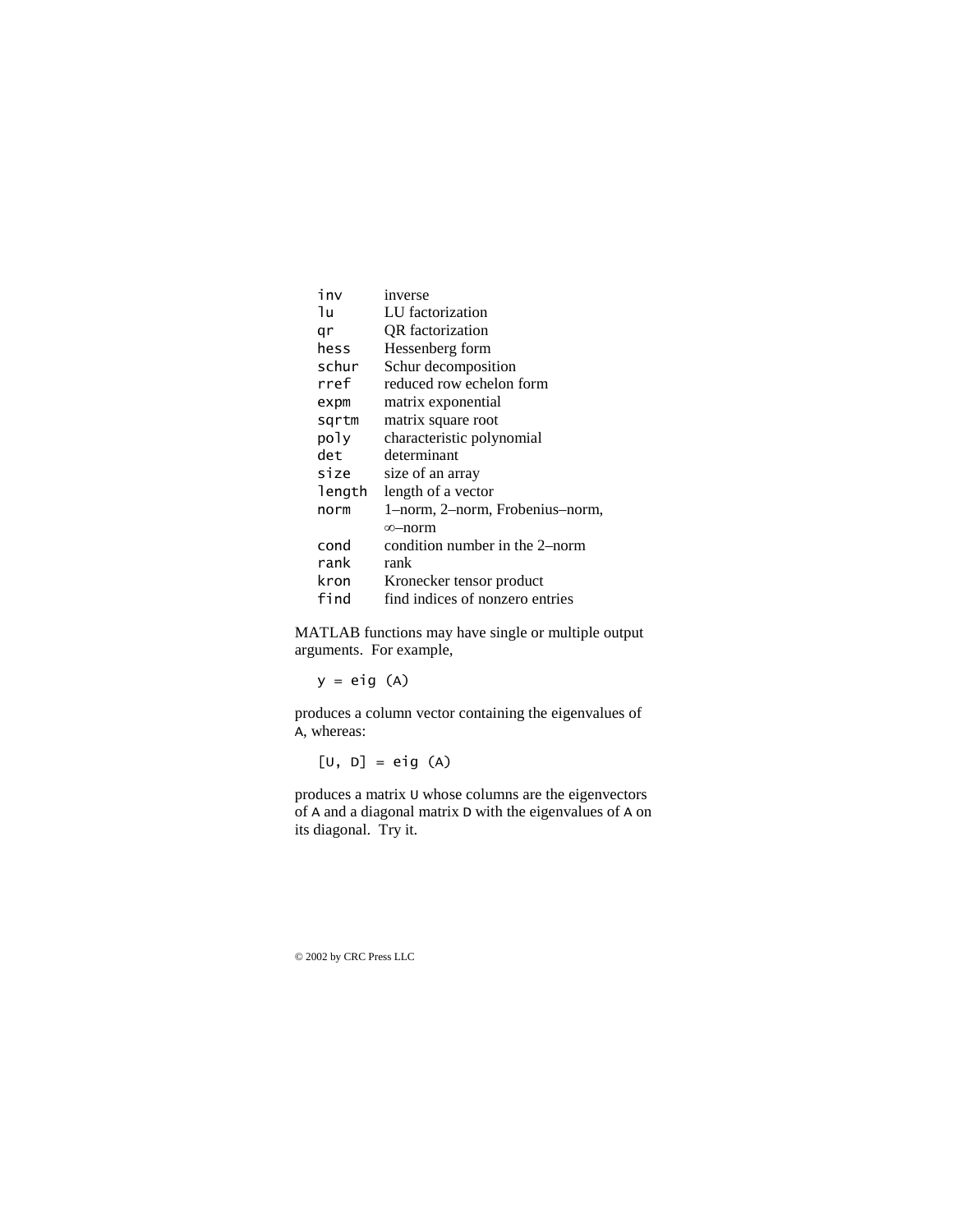| | |
|---|---|
| `inv` | inverse |
| `lu` | LU factorization |
| `qr` | QR factorization |
| `hess` | Hessenberg form |
| `schur` | Schur decomposition |
| `rref` | reduced row echelon form |
| `expm` | matrix exponential |
| `sqrtm` | matrix square root |
| `poly` | characteristic polynomial |
| `det` | determinant |
| `size` | size of an array |
| `length` | length of a vector |
| `norm` | 1–norm, 2–norm, Frobenius–norm, ∞–norm |
| `cond` | condition number in the 2–norm |
| `rank` | rank |
| `kron` | Kronecker tensor product |
| `find` | find indices of nonzero entries |

MATLAB functions may have single or multiple output arguments. For example,

```
y = eig (A)
```

produces a column vector containing the eigenvalues of `A`, whereas:

```
[U, D] = eig (A)
```

produces a matrix `U` whose columns are the eigenvectors of `A` and a diagonal matrix `D` with the eigenvalues of `A` on its diagonal. Try it.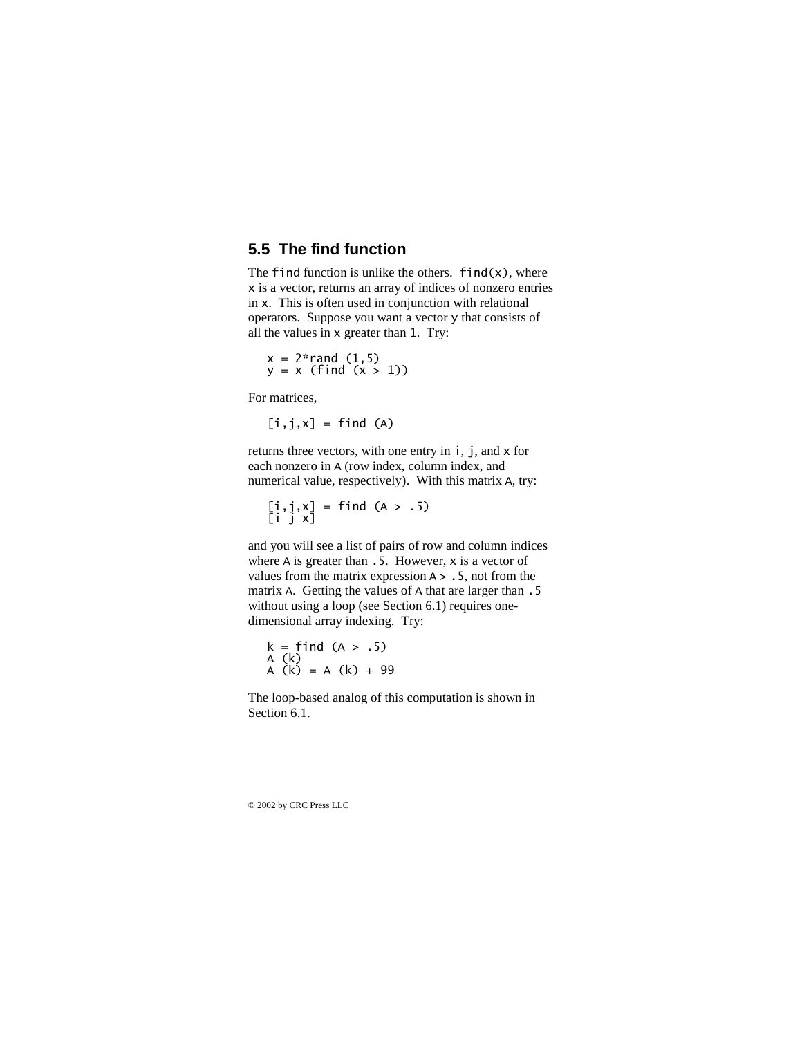## 5.5 The find function

The `find` function is unlike the others. `find(x)`, where `x` is a vector, returns an array of indices of nonzero entries in `x`. This is often used in conjunction with relational operators. Suppose you want a vector `y` that consists of all the values in `x` greater than `1`. Try:

```
x = 2*rand (1,5)
y = x (find (x > 1))
```

For matrices,

```
[i,j,x] = find (A)
```

returns three vectors, with one entry in `i`, `j`, and `x` for each nonzero in `A` (row index, column index, and numerical value, respectively). With this matrix `A`, try:

```
[i,j,x] = find (A > .5)
[i j x]
```

and you will see a list of pairs of row and column indices where `A` is greater than `.5`. However, `x` is a vector of values from the matrix expression `A > .5`, not from the matrix `A`. Getting the values of `A` that are larger than `.5` without using a loop (see Section 6.1) requires one-dimensional array indexing. Try:

```
k = find (A > .5)
A (k)
A (k) = A (k) + 99
```

The loop-based analog of this computation is shown in Section 6.1.

© 2002 by CRC Press LLC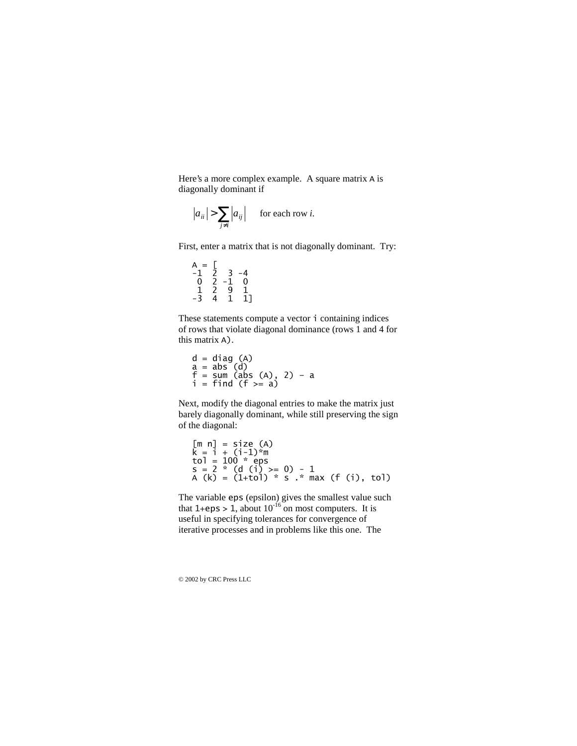Here's a more complex example. A square matrix A is diagonally dominant if

$$|a_{ii}| > \sum_{j \neq i} |a_{ij}| \quad \text{for each row } i.$$

First, enter a matrix that is not diagonally dominant. Try:

```
A = [
-1  2  3 -4
 0  2 -1  0
 1  2  9  1
-3  4  1  1]
```

These statements compute a vector i containing indices of rows that violate diagonal dominance (rows 1 and 4 for this matrix A).

```
d = diag (A)
a = abs (d)
f = sum (abs (A), 2) - a
i = find (f >= a)
```

Next, modify the diagonal entries to make the matrix just barely diagonally dominant, while still preserving the sign of the diagonal:

```
[m n] = size (A)
k = i + (i-1)*m
tol = 100 * eps
s = 2 * (d (i) >= 0) - 1
A (k) = (1+tol) * s .* max (f (i), tol)
```

The variable eps (epsilon) gives the smallest value such that 1+eps > 1, about $10^{-16}$ on most computers. It is useful in specifying tolerances for convergence of iterative processes and in problems like this one. The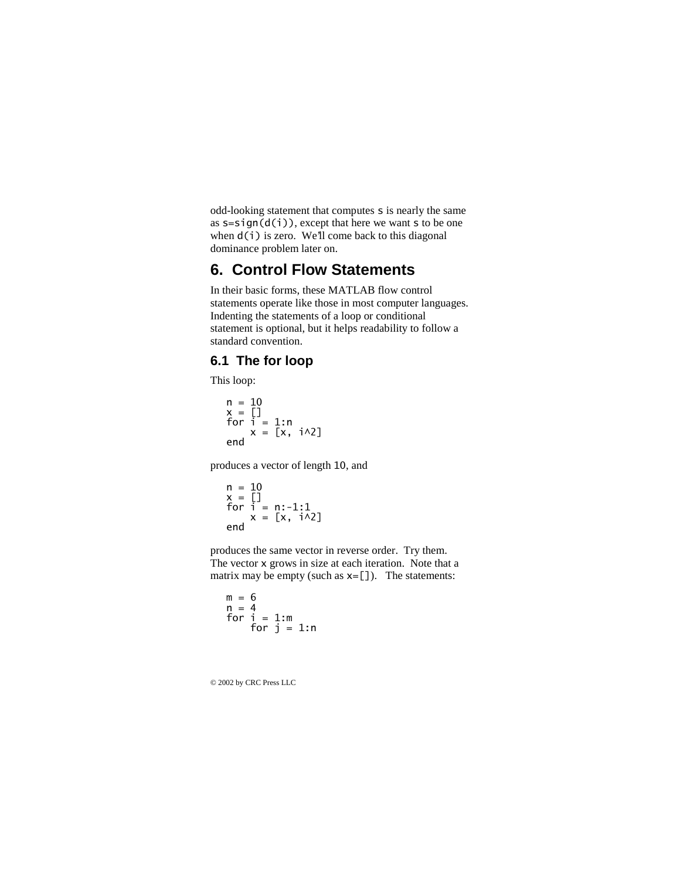odd-looking statement that computes `s` is nearly the same as `s=sign(d(i))`, except that here we want `s` to be one when `d(i)` is zero. We'll come back to this diagonal dominance problem later on.

# 6. Control Flow Statements

In their basic forms, these MATLAB flow control statements operate like those in most computer languages. Indenting the statements of a loop or conditional statement is optional, but it helps readability to follow a standard convention.

## 6.1 The for loop

This loop:

```
n = 10
x = []
for i = 1:n
    x = [x, i^2]
end
```

produces a vector of length `10`, and

```
n = 10
x = []
for i = n:-1:1
    x = [x, i^2]
end
```

produces the same vector in reverse order. Try them. The vector `x` grows in size at each iteration. Note that a matrix may be empty (such as `x=[]`). The statements:

```
m = 6
n = 4
for i = 1:m
    for j = 1:n
```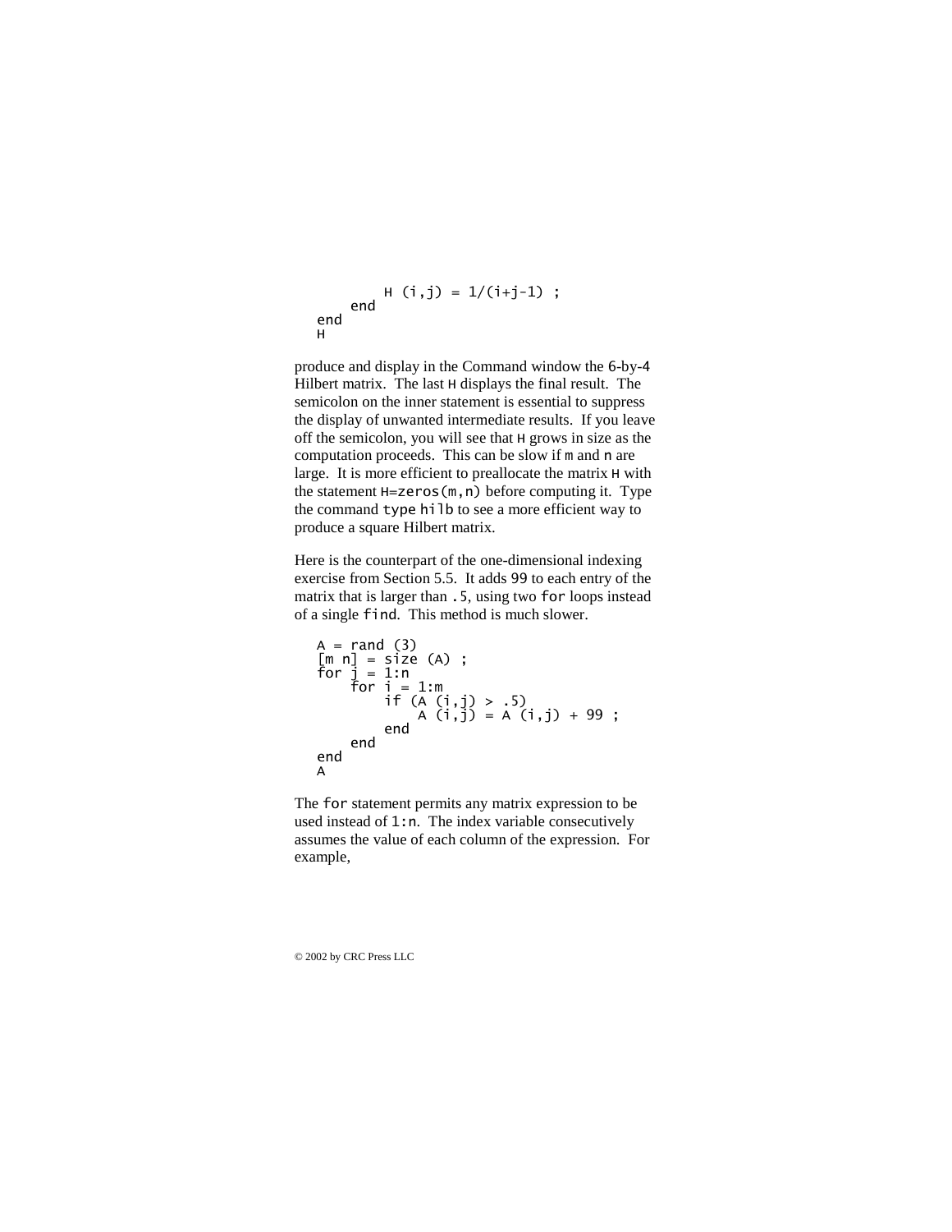```
        H (i,j) = 1/(i+j-1) ;
    end
end
H
```

produce and display in the Command window the 6-by-4 Hilbert matrix. The last H displays the final result. The semicolon on the inner statement is essential to suppress the display of unwanted intermediate results. If you leave off the semicolon, you will see that H grows in size as the computation proceeds. This can be slow if m and n are large. It is more efficient to preallocate the matrix H with the statement H=zeros(m,n) before computing it. Type the command type hilb to see a more efficient way to produce a square Hilbert matrix.

Here is the counterpart of the one-dimensional indexing exercise from Section 5.5. It adds 99 to each entry of the matrix that is larger than .5, using two for loops instead of a single find. This method is much slower.

```
A = rand (3)
[m n] = size (A) ;
for j = 1:n
    for i = 1:m
        if (A (i,j) > .5)
            A (i,j) = A (i,j) + 99 ;
        end
    end
end
A
```

The for statement permits any matrix expression to be used instead of 1:n. The index variable consecutively assumes the value of each column of the expression. For example,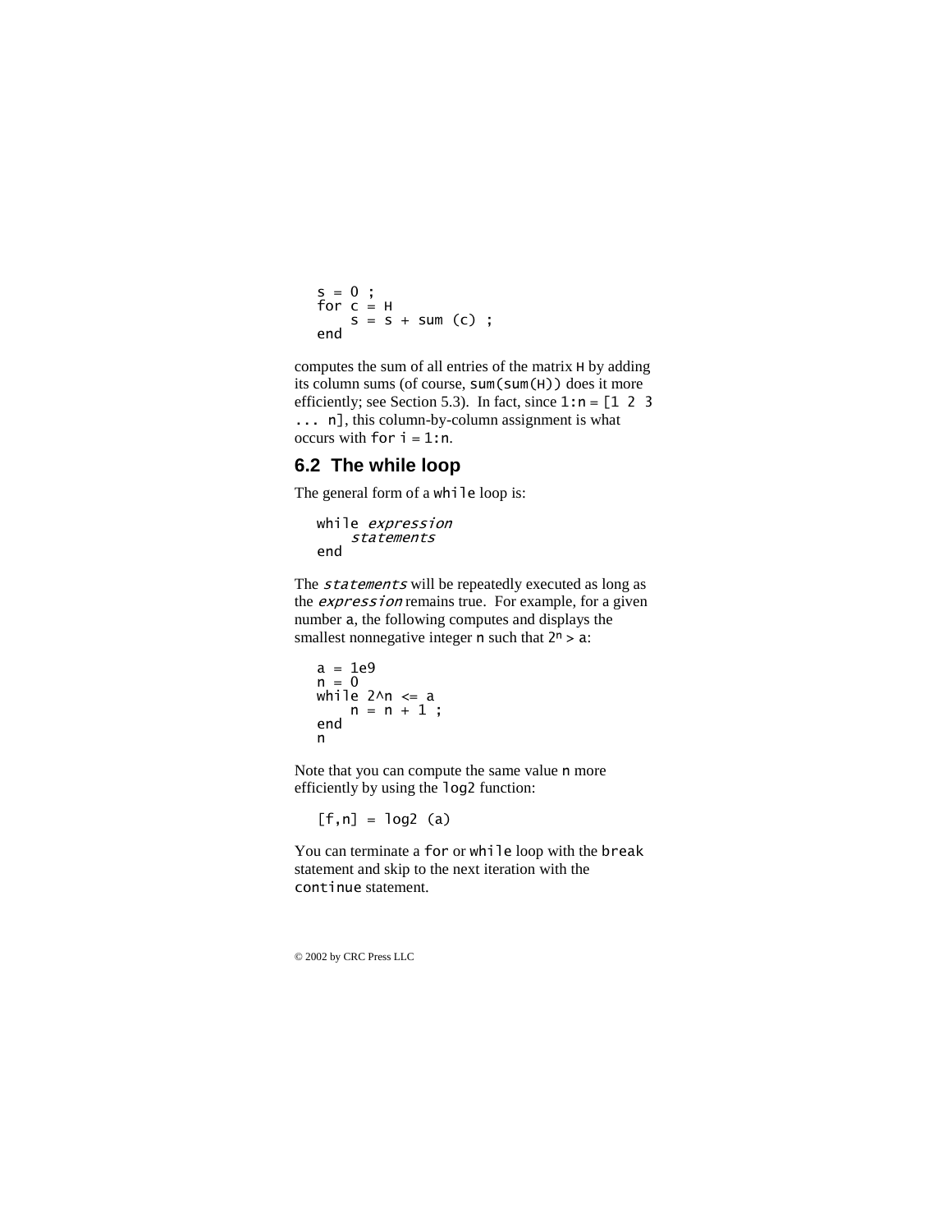```
s = 0 ;
for c = H
    s = s + sum (c) ;
end
```

computes the sum of all entries of the matrix `H` by adding its column sums (of course, `sum(sum(H))` does it more efficiently; see Section 5.3). In fact, since `1:n` = `[1 2 3 ... n]`, this column-by-column assignment is what occurs with `for i = 1:n`.

## 6.2 The while loop

The general form of a `while` loop is:

```
while expression
    statements
end
```

The *statements* will be repeatedly executed as long as the *expression* remains true. For example, for a given number `a`, the following computes and displays the smallest nonnegative integer `n` such that $2^n > a$:

```
a = 1e9
n = 0
while 2^n <= a
    n = n + 1 ;
end
n
```

Note that you can compute the same value `n` more efficiently by using the `log2` function:

```
[f,n] = log2 (a)
```

You can terminate a `for` or `while` loop with the `break` statement and skip to the next iteration with the `continue` statement.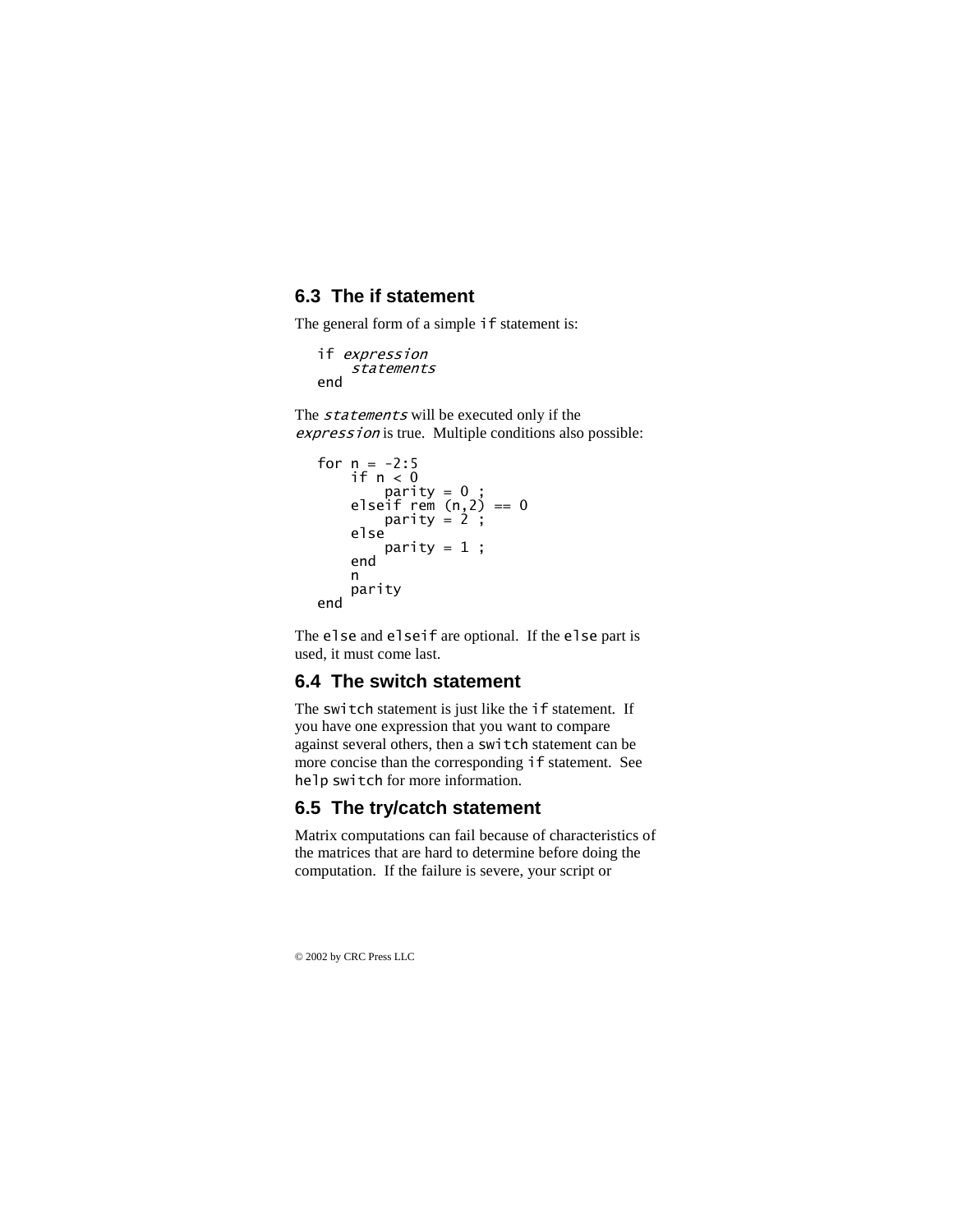## 6.3 The if statement

The general form of a simple `if` statement is:

```
if expression
    statements
end
```

The *statements* will be executed only if the *expression* is true. Multiple conditions also possible:

```
for n = -2:5
    if n < 0
        parity = 0 ;
    elseif rem (n,2) == 0
        parity = 2 ;
    else
        parity = 1 ;
    end
    n
    parity
end
```

The `else` and `elseif` are optional. If the `else` part is used, it must come last.

## 6.4 The switch statement

The `switch` statement is just like the `if` statement. If you have one expression that you want to compare against several others, then a `switch` statement can be more concise than the corresponding `if` statement. See `help switch` for more information.

## 6.5 The try/catch statement

Matrix computations can fail because of characteristics of the matrices that are hard to determine before doing the computation. If the failure is severe, your script or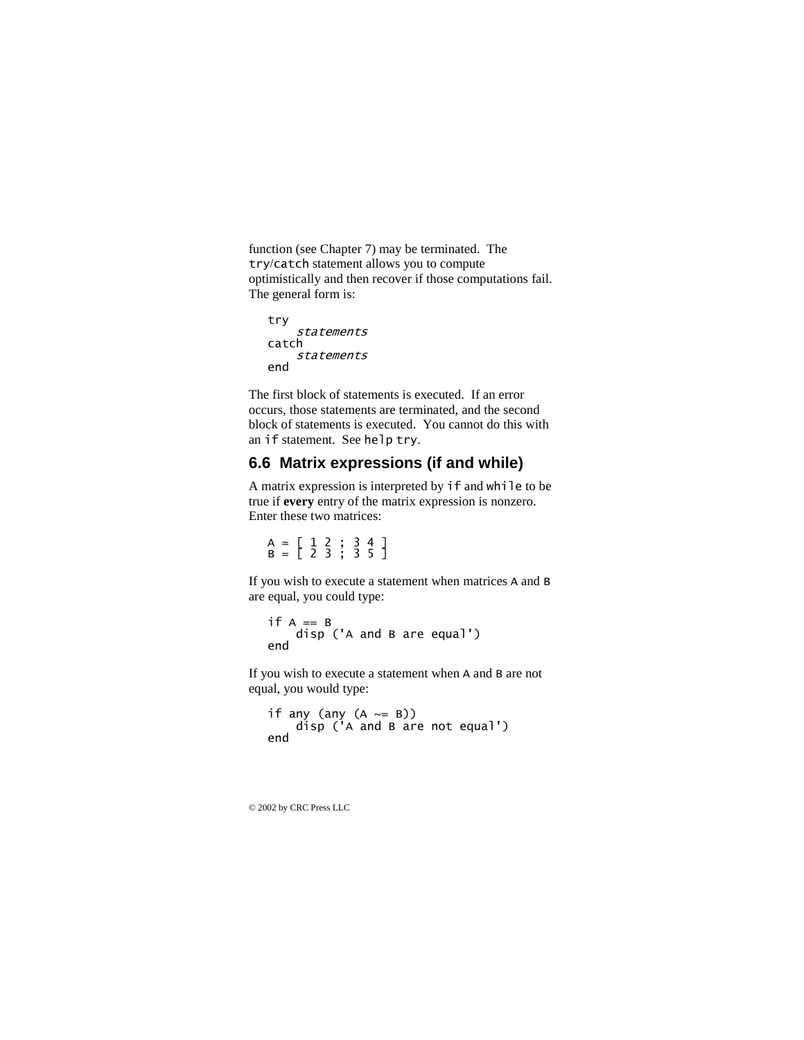function (see Chapter 7) may be terminated. The `try`/`catch` statement allows you to compute optimistically and then recover if those computations fail. The general form is:

```
try
    statements
catch
    statements
end
```

The first block of statements is executed. If an error occurs, those statements are terminated, and the second block of statements is executed. You cannot do this with an `if` statement. See `help try`.

## 6.6 Matrix expressions (if and while)

A matrix expression is interpreted by `if` and `while` to be true if **every** entry of the matrix expression is nonzero. Enter these two matrices:

```
A = [ 1 2 ; 3 4 ]
B = [ 2 3 ; 3 5 ]
```

If you wish to execute a statement when matrices `A` and `B` are equal, you could type:

```
if A == B
    disp ('A and B are equal')
end
```

If you wish to execute a statement when `A` and `B` are not equal, you would type:

```
if any (any (A ~= B))
    disp ('A and B are not equal')
end
```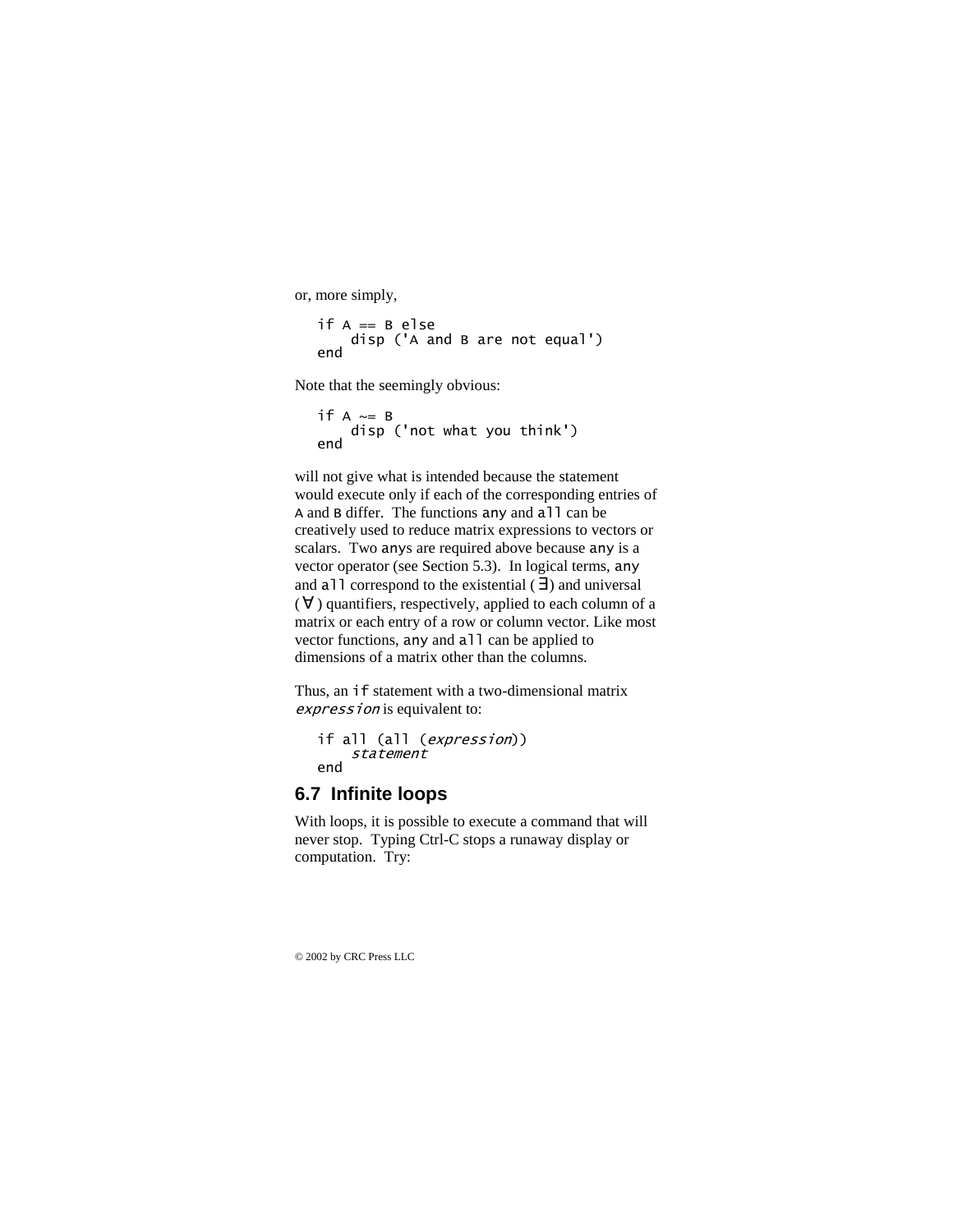or, more simply,

```
if A == B else
    disp ('A and B are not equal')
end
```

Note that the seemingly obvious:

```
if A ~= B
    disp ('not what you think')
end
```

will not give what is intended because the statement would execute only if each of the corresponding entries of A and B differ. The functions any and all can be creatively used to reduce matrix expressions to vectors or scalars. Two anys are required above because any is a vector operator (see Section 5.3). In logical terms, any and all correspond to the existential ($\exists$) and universal ($\forall$) quantifiers, respectively, applied to each column of a matrix or each entry of a row or column vector. Like most vector functions, any and all can be applied to dimensions of a matrix other than the columns.

Thus, an if statement with a two-dimensional matrix *expression* is equivalent to:

```
if all (all (expression))
    statement
end
```

## 6.7 Infinite loops

With loops, it is possible to execute a command that will never stop. Typing Ctrl-C stops a runaway display or computation. Try: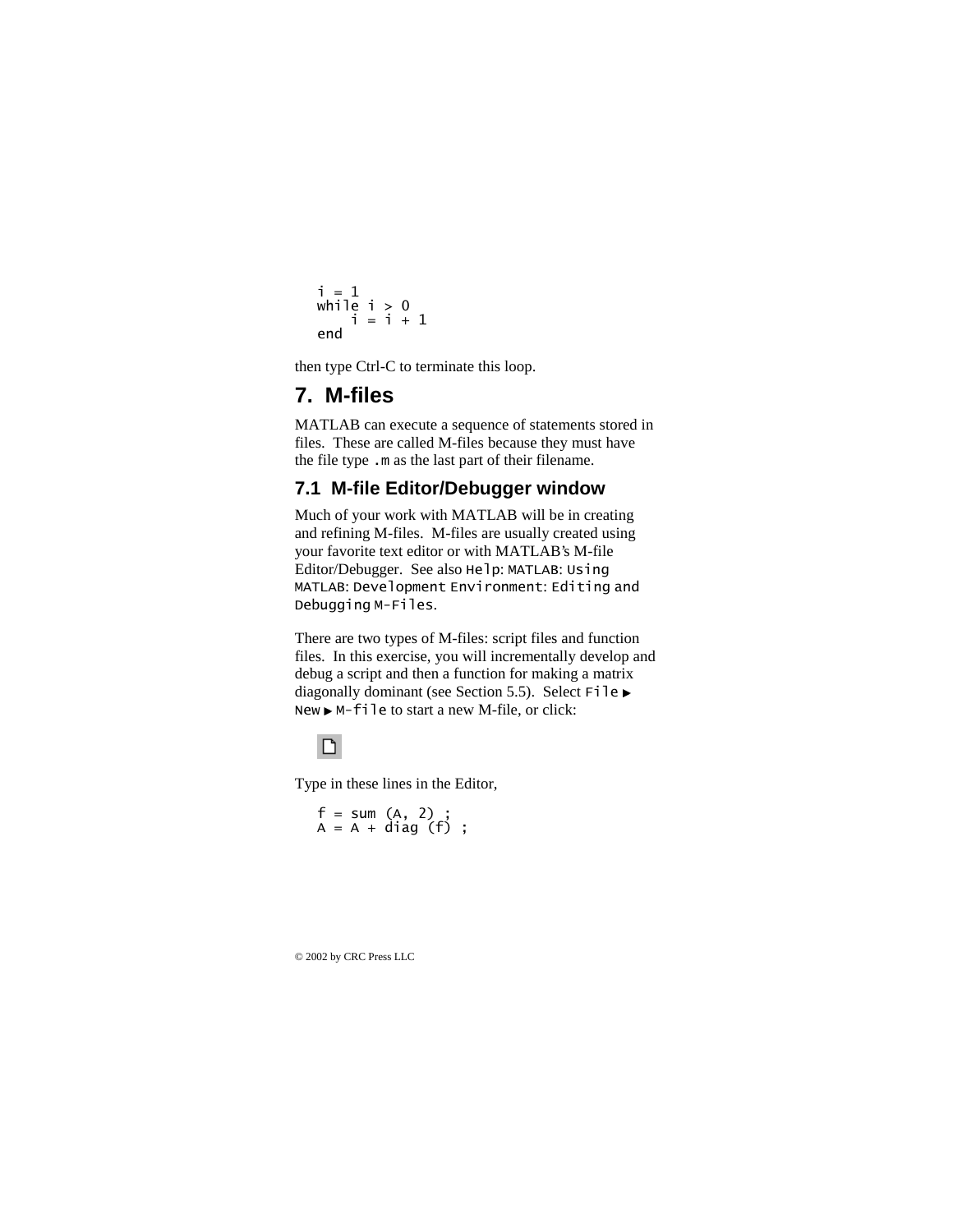```
i = 1
while i > 0
    i = i + 1
end
```

then type Ctrl-C to terminate this loop.

# 7. M-files

MATLAB can execute a sequence of statements stored in files. These are called M-files because they must have the file type `.m` as the last part of their filename.

## 7.1 M-file Editor/Debugger window

Much of your work with MATLAB will be in creating and refining M-files. M-files are usually created using your favorite text editor or with MATLAB's M-file Editor/Debugger. See also `Help`: `MATLAB`: `Using MATLAB`: `Development Environment`: `Editing and Debugging M-Files`.

There are two types of M-files: script files and function files. In this exercise, you will incrementally develop and debug a script and then a function for making a matrix diagonally dominant (see Section 5.5). Select `File` ▶ `New` ▶ `M-file` to start a new M-file, or click:

Type in these lines in the Editor,

```
f = sum (A, 2) ;
A = A + diag (f) ;
```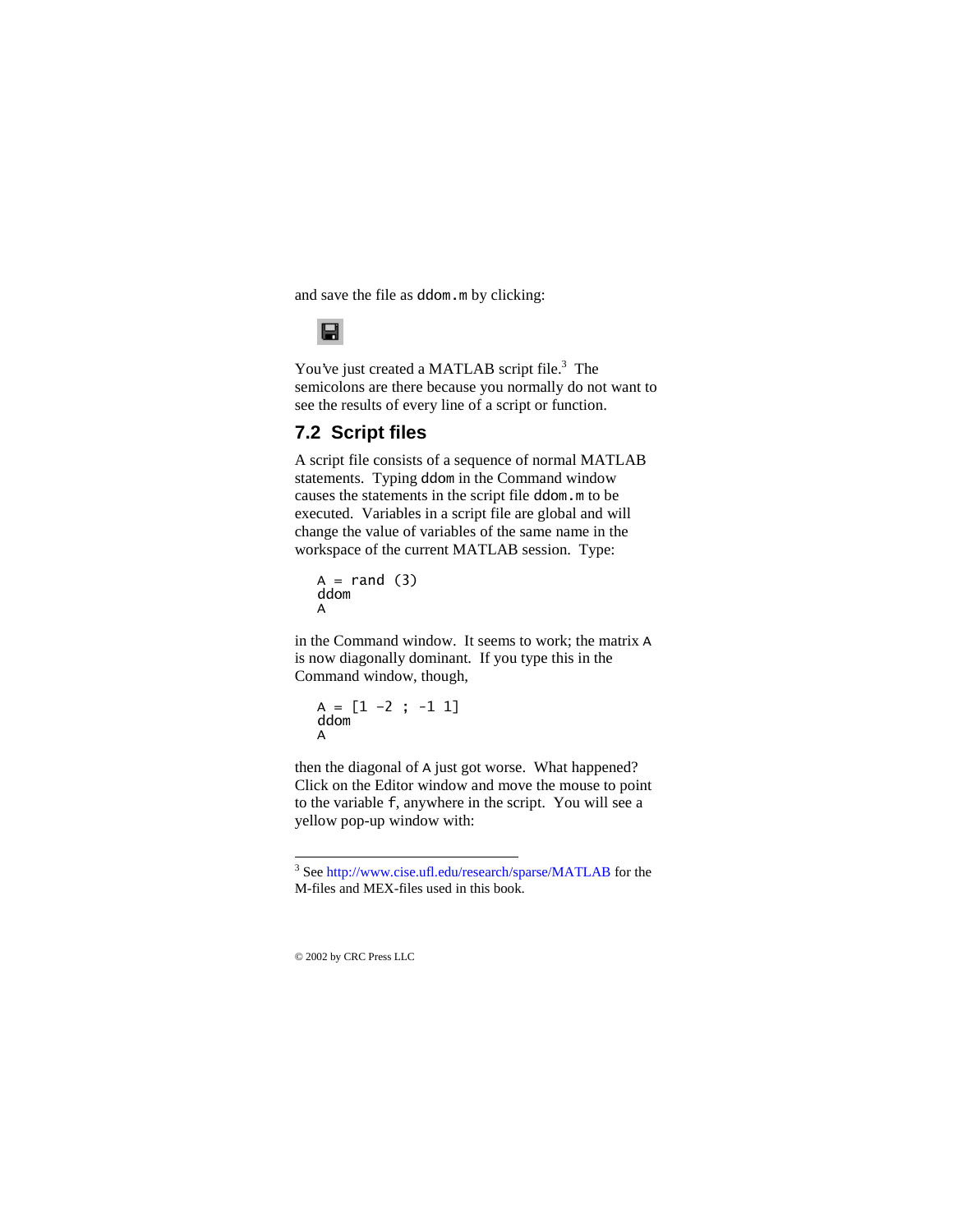and save the file as ddom.m by clicking:

You've just created a MATLAB script file.[3] The semicolons are there because you normally do not want to see the results of every line of a script or function.

## 7.2 Script files

A script file consists of a sequence of normal MATLAB statements. Typing ddom in the Command window causes the statements in the script file ddom.m to be executed. Variables in a script file are global and will change the value of variables of the same name in the workspace of the current MATLAB session. Type:

```
A = rand (3)
ddom
A
```

in the Command window. It seems to work; the matrix A is now diagonally dominant. If you type this in the Command window, though,

```
A = [1 -2 ; -1 1]
ddom
A
```

then the diagonal of A just got worse. What happened? Click on the Editor window and move the mouse to point to the variable f, anywhere in the script. You will see a yellow pop-up window with:

---

[3] See http://www.cise.ufl.edu/research/sparse/MATLAB for the M-files and MEX-files used in this book.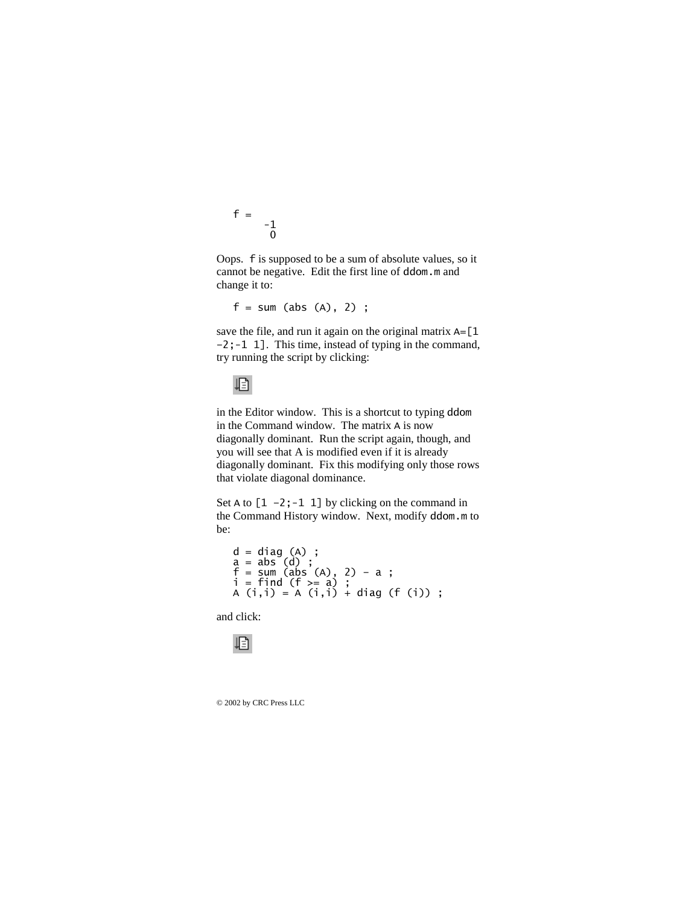```
f =
    -1
     0
```

Oops. `f` is supposed to be a sum of absolute values, so it cannot be negative. Edit the first line of `ddom.m` and change it to:

```
f = sum (abs (A), 2) ;
```

save the file, and run it again on the original matrix `A=[1 -2;-1 1]`. This time, instead of typing in the command, try running the script by clicking:

in the Editor window. This is a shortcut to typing `ddom` in the Command window. The matrix `A` is now diagonally dominant. Run the script again, though, and you will see that A is modified even if it is already diagonally dominant. Fix this modifying only those rows that violate diagonal dominance.

Set `A` to `[1 -2;-1 1]` by clicking on the command in the Command History window. Next, modify `ddom.m` to be:

```
d = diag (A) ;
a = abs (d) ;
f = sum (abs (A), 2) - a ;
i = find (f >= a) ;
A (i,i) = A (i,i) + diag (f (i)) ;
```

and click: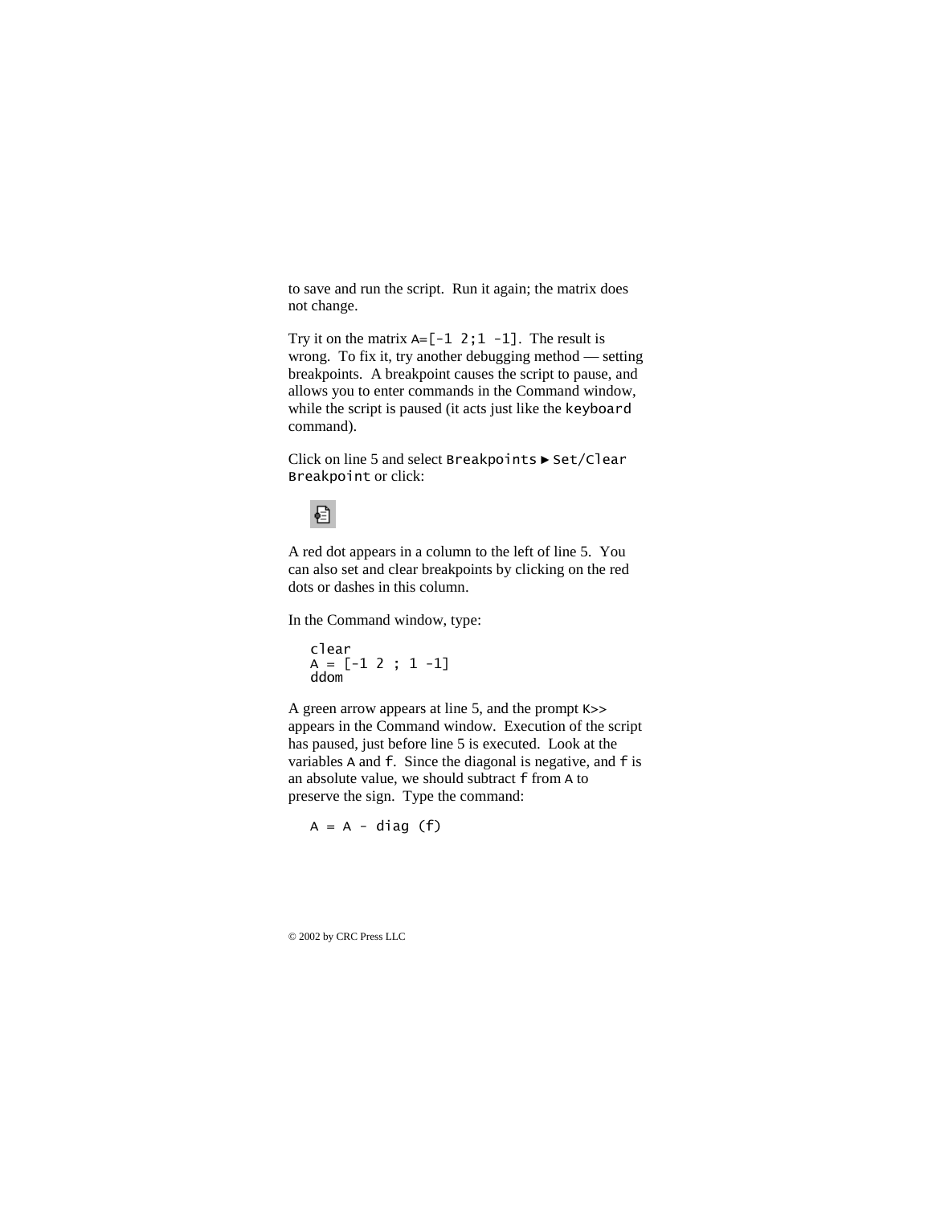to save and run the script. Run it again; the matrix does not change.

Try it on the matrix `A=[-1 2;1 -1]`. The result is wrong. To fix it, try another debugging method — setting breakpoints. A breakpoint causes the script to pause, and allows you to enter commands in the Command window, while the script is paused (it acts just like the `keyboard` command).

Click on line 5 and select `Breakpoints` ► `Set/Clear Breakpoint` or click:

A red dot appears in a column to the left of line 5. You can also set and clear breakpoints by clicking on the red dots or dashes in this column.

In the Command window, type:

```
clear
A = [-1 2 ; 1 -1]
ddom
```

A green arrow appears at line 5, and the prompt `K>>` appears in the Command window. Execution of the script has paused, just before line 5 is executed. Look at the variables `A` and `f`. Since the diagonal is negative, and `f` is an absolute value, we should subtract `f` from `A` to preserve the sign. Type the command:

```
A = A - diag (f)
```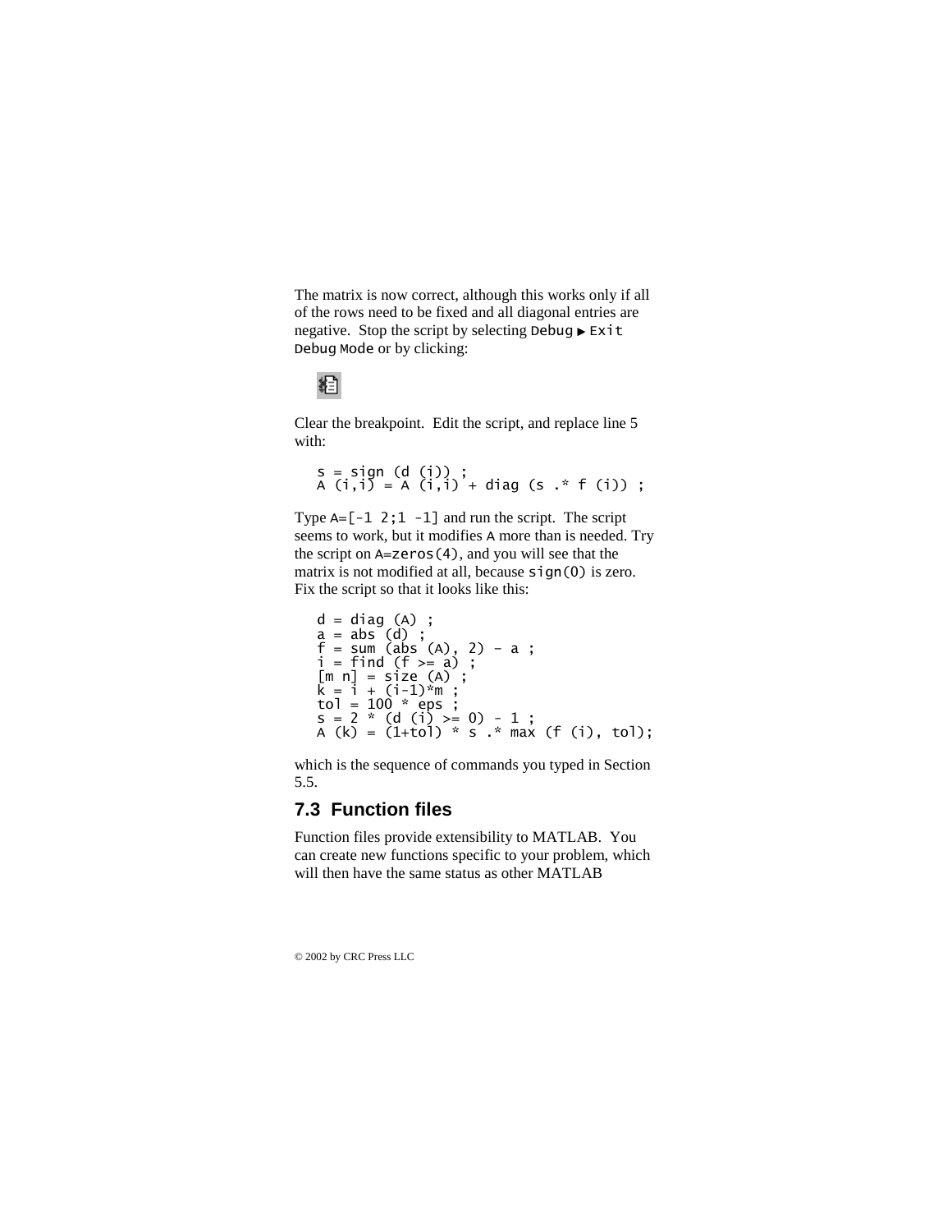The matrix is now correct, although this works only if all of the rows need to be fixed and all diagonal entries are negative. Stop the script by selecting Debug ▸ Exit Debug Mode or by clicking:

Clear the breakpoint. Edit the script, and replace line 5 with:

```
s = sign (d (i)) ;
A (i,i) = A (i,i) + diag (s .* f (i)) ;
```

Type `A=[-1 2;1 -1]` and run the script. The script seems to work, but it modifies `A` more than is needed. Try the script on `A=zeros(4)`, and you will see that the matrix is not modified at all, because `sign(0)` is zero. Fix the script so that it looks like this:

```
d = diag (A) ;
a = abs (d) ;
f = sum (abs (A), 2) - a ;
i = find (f >= a) ;
[m n] = size (A) ;
k = i + (i-1)*m ;
tol = 100 * eps ;
s = 2 * (d (i) >= 0) - 1 ;
A (k) = (1+tol) * s .* max (f (i), tol);
```

which is the sequence of commands you typed in Section 5.5.

## 7.3 Function files

Function files provide extensibility to MATLAB. You can create new functions specific to your problem, which will then have the same status as other MATLAB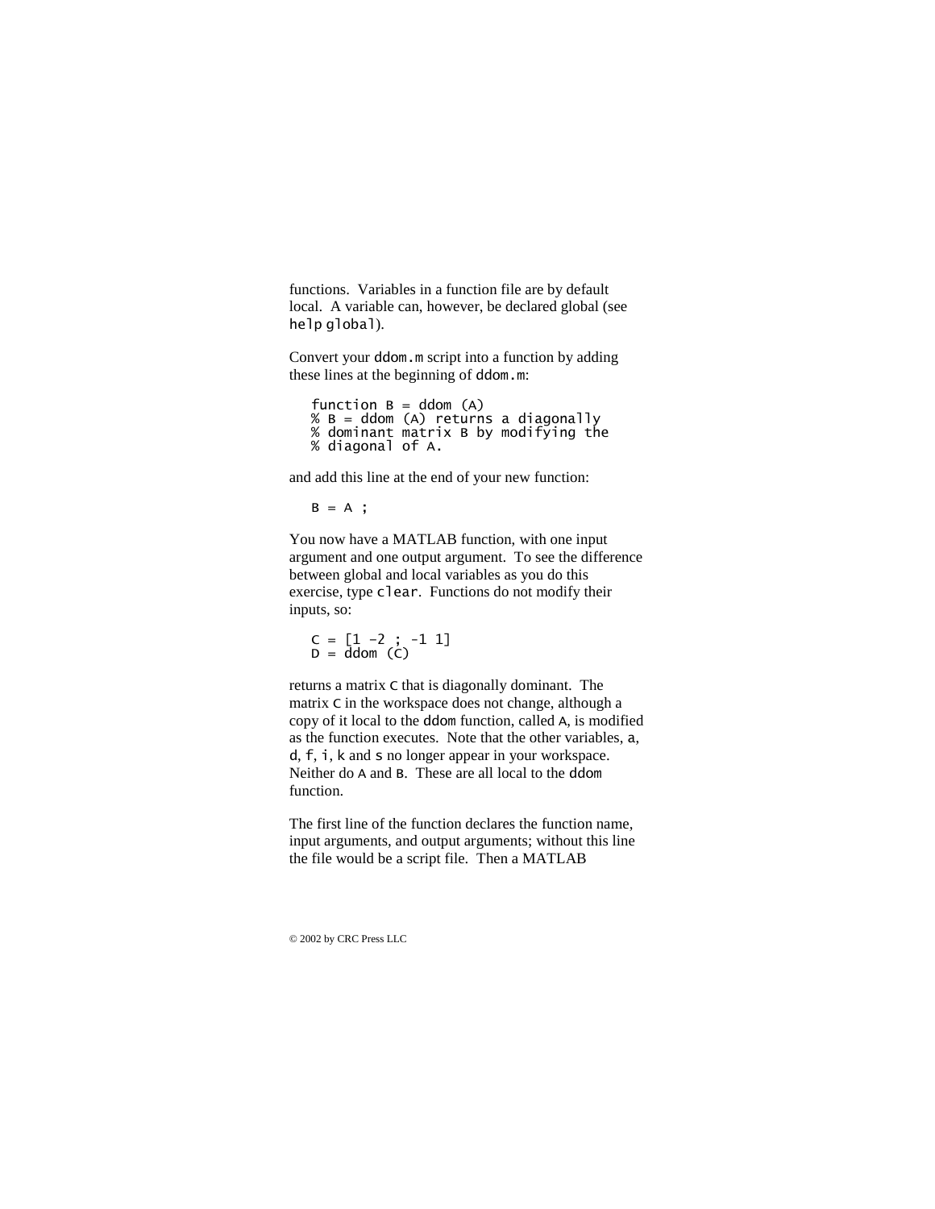functions. Variables in a function file are by default local. A variable can, however, be declared global (see `help global`).

Convert your `ddom.m` script into a function by adding these lines at the beginning of `ddom.m`:

```
function B = ddom (A)
% B = ddom (A) returns a diagonally
% dominant matrix B by modifying the
% diagonal of A.
```

and add this line at the end of your new function:

```
B = A ;
```

You now have a MATLAB function, with one input argument and one output argument. To see the difference between global and local variables as you do this exercise, type `clear`. Functions do not modify their inputs, so:

```
C = [1 -2 ; -1 1]
D = ddom (C)
```

returns a matrix `C` that is diagonally dominant. The matrix `C` in the workspace does not change, although a copy of it local to the `ddom` function, called `A`, is modified as the function executes. Note that the other variables, `a`, `d`, `f`, `i`, `k` and `s` no longer appear in your workspace. Neither do `A` and `B`. These are all local to the `ddom` function.

The first line of the function declares the function name, input arguments, and output arguments; without this line the file would be a script file. Then a MATLAB

© 2002 by CRC Press LLC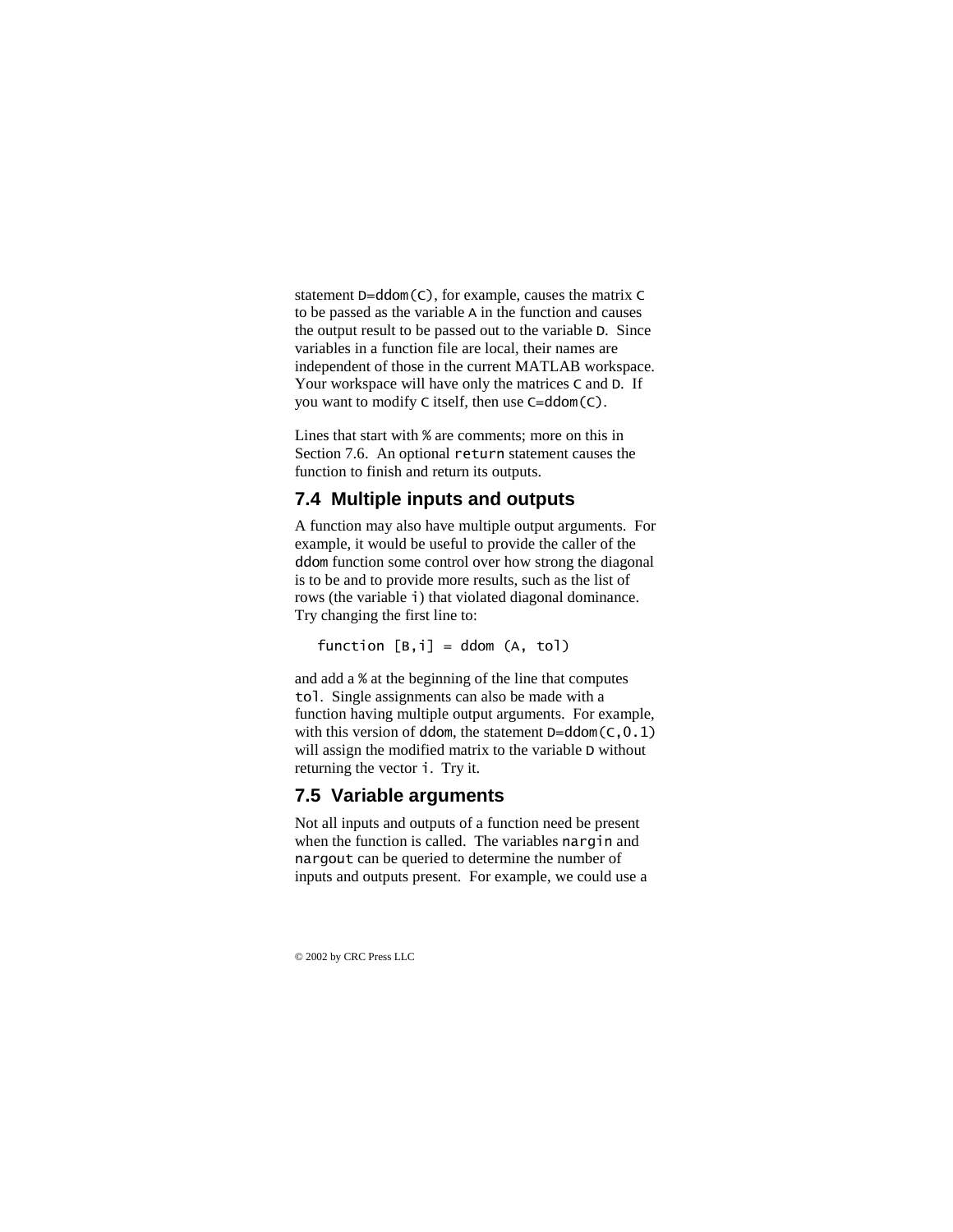statement `D=ddom(C)`, for example, causes the matrix `C` to be passed as the variable `A` in the function and causes the output result to be passed out to the variable `D`. Since variables in a function file are local, their names are independent of those in the current MATLAB workspace. Your workspace will have only the matrices `C` and `D`. If you want to modify `C` itself, then use `C=ddom(C)`.

Lines that start with `%` are comments; more on this in Section 7.6. An optional `return` statement causes the function to finish and return its outputs.

## 7.4 Multiple inputs and outputs

A function may also have multiple output arguments. For example, it would be useful to provide the caller of the `ddom` function some control over how strong the diagonal is to be and to provide more results, such as the list of rows (the variable `i`) that violated diagonal dominance. Try changing the first line to:

```
function [B,i] = ddom (A, tol)
```

and add a `%` at the beginning of the line that computes `tol`. Single assignments can also be made with a function having multiple output arguments. For example, with this version of `ddom`, the statement `D=ddom(C,0.1)` will assign the modified matrix to the variable `D` without returning the vector `i`. Try it.

## 7.5 Variable arguments

Not all inputs and outputs of a function need be present when the function is called. The variables `nargin` and `nargout` can be queried to determine the number of inputs and outputs present. For example, we could use a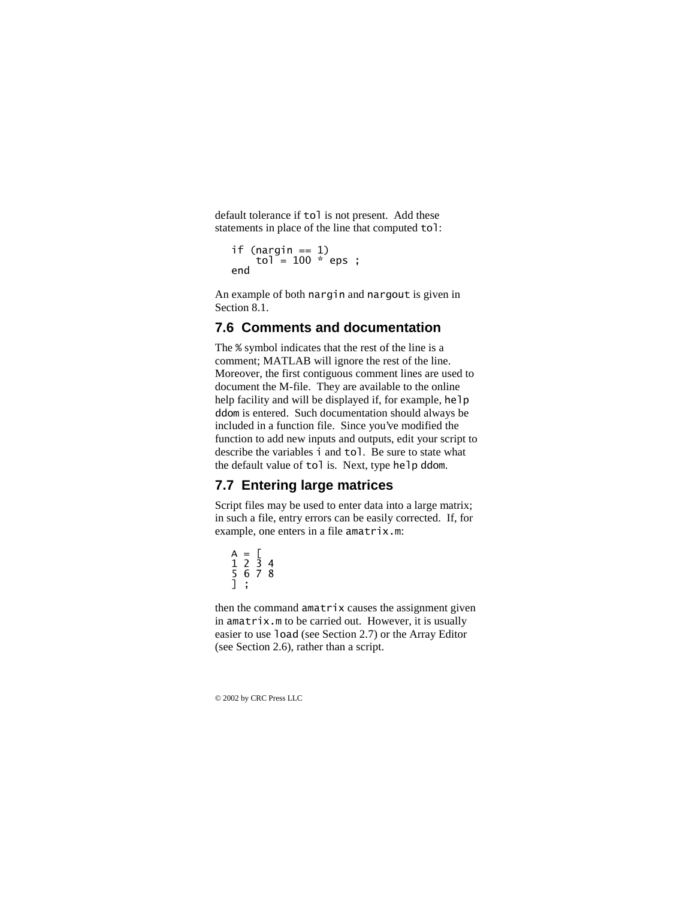default tolerance if `tol` is not present. Add these statements in place of the line that computed `tol`:

```
if (nargin == 1)
    tol = 100 * eps ;
end
```

An example of both `nargin` and `nargout` is given in Section 8.1.

## 7.6 Comments and documentation

The `%` symbol indicates that the rest of the line is a comment; MATLAB will ignore the rest of the line. Moreover, the first contiguous comment lines are used to document the M-file. They are available to the online help facility and will be displayed if, for example, `help ddom` is entered. Such documentation should always be included in a function file. Since you've modified the function to add new inputs and outputs, edit your script to describe the variables `i` and `tol`. Be sure to state what the default value of `tol` is. Next, type `help ddom`.

## 7.7 Entering large matrices

Script files may be used to enter data into a large matrix; in such a file, entry errors can be easily corrected. If, for example, one enters in a file `amatrix.m`:

```
A = [
1 2 3 4
5 6 7 8
] ;
```

then the command `amatrix` causes the assignment given in `amatrix.m` to be carried out. However, it is usually easier to use `load` (see Section 2.7) or the Array Editor (see Section 2.6), rather than a script.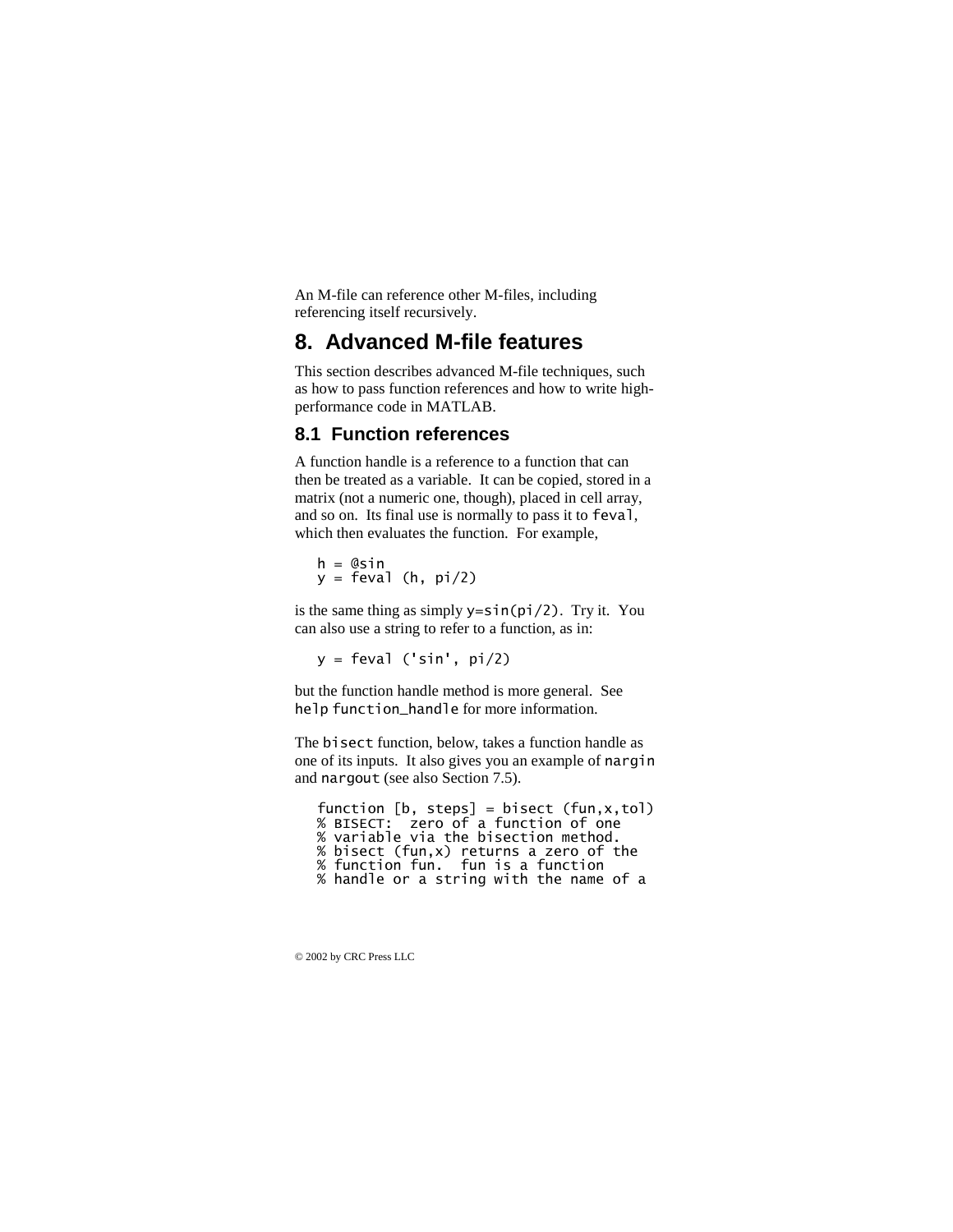An M-file can reference other M-files, including referencing itself recursively.

# 8. Advanced M-file features

This section describes advanced M-file techniques, such as how to pass function references and how to write high-performance code in MATLAB.

## 8.1 Function references

A function handle is a reference to a function that can then be treated as a variable. It can be copied, stored in a matrix (not a numeric one, though), placed in cell array, and so on. Its final use is normally to pass it to `feval`, which then evaluates the function. For example,

```
h = @sin
y = feval (h, pi/2)
```

is the same thing as simply `y=sin(pi/2)`. Try it. You can also use a string to refer to a function, as in:

```
y = feval ('sin', pi/2)
```

but the function handle method is more general. See `help function_handle` for more information.

The `bisect` function, below, takes a function handle as one of its inputs. It also gives you an example of `nargin` and `nargout` (see also Section 7.5).

```
function [b, steps] = bisect (fun,x,tol)
% BISECT:  zero of a function of one
% variable via the bisection method.
% bisect (fun,x) returns a zero of the
% function fun.  fun is a function
% handle or a string with the name of a
```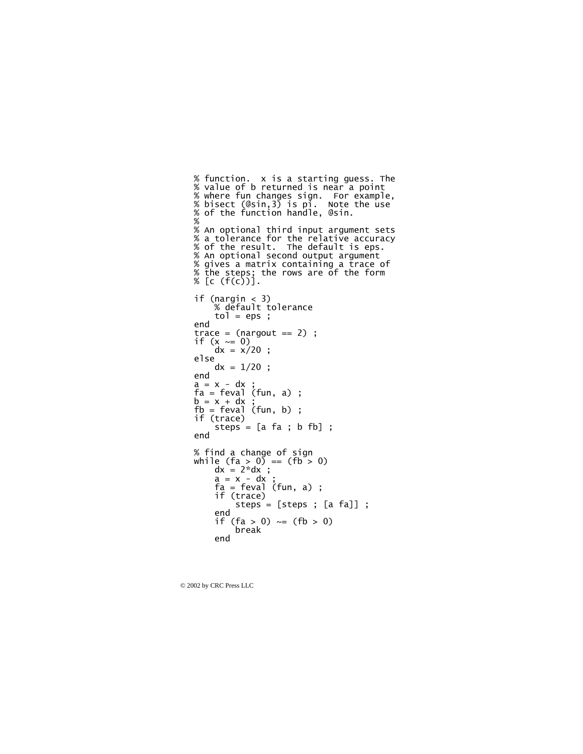```
% function.  x is a starting guess. The
% value of b returned is near a point
% where fun changes sign.  For example,
% bisect (@sin,3) is pi.  Note the use
% of the function handle, @sin.
%
% An optional third input argument sets
% a tolerance for the relative accuracy
% of the result.  The default is eps.
% An optional second output argument
% gives a matrix containing a trace of
% the steps; the rows are of the form
% [c (f(c))].

if (nargin < 3)
    % default tolerance
    tol = eps ;
end
trace = (nargout == 2) ;
if (x ~= 0)
    dx = x/20 ;
else
    dx = 1/20 ;
end
a = x - dx ;
fa = feval (fun, a) ;
b = x + dx ;
fb = feval (fun, b) ;
if (trace)
    steps = [a fa ; b fb] ;
end

% find a change of sign
while (fa > 0) == (fb > 0)
    dx = 2*dx ;
    a = x - dx ;
    fa = feval (fun, a) ;
    if (trace)
        steps = [steps ; [a fa]] ;
    end
    if (fa > 0) ~= (fb > 0)
        break
    end
```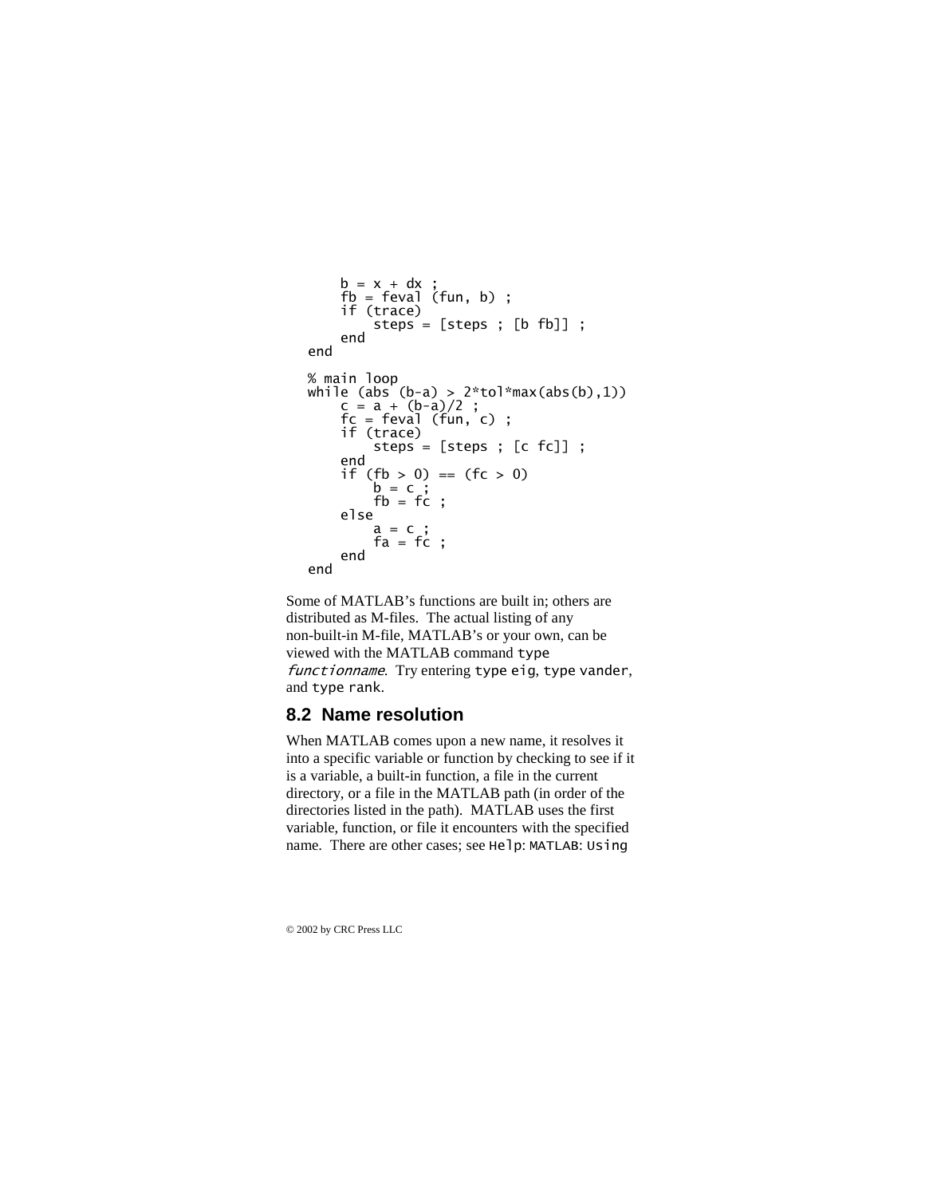```
        b = x + dx ;
        fb = feval (fun, b) ;
        if (trace)
            steps = [steps ; [b fb]] ;
        end
    end

    % main loop
    while (abs (b-a) > 2*tol*max(abs(b),1))
        c = a + (b-a)/2 ;
        fc = feval (fun, c) ;
        if (trace)
            steps = [steps ; [c fc]] ;
        end
        if (fb > 0) == (fc > 0)
            b = c ;
            fb = fc ;
        else
            a = c ;
            fa = fc ;
        end
    end
```

Some of MATLAB's functions are built in; others are distributed as M-files. The actual listing of any non-built-in M-file, MATLAB's or your own, can be viewed with the MATLAB command `type` *`functionname`*. Try entering `type eig`, `type vander`, and `type rank`.

## 8.2 Name resolution

When MATLAB comes upon a new name, it resolves it into a specific variable or function by checking to see if it is a variable, a built-in function, a file in the current directory, or a file in the MATLAB path (in order of the directories listed in the path). MATLAB uses the first variable, function, or file it encounters with the specified name. There are other cases; see `Help`: `MATLAB`: `Using`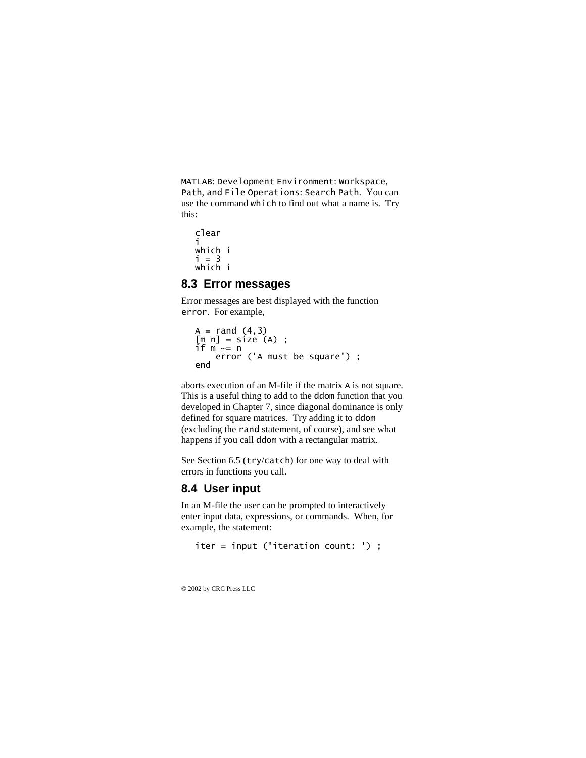MATLAB: Development Environment: Workspace, Path, and File Operations: Search Path. You can use the command which to find out what a name is. Try this:

```
clear
i
which i
i = 3
which i
```

## 8.3 Error messages

Error messages are best displayed with the function error. For example,

```
A = rand (4,3)
[m n] = size (A) ;
if m ~= n
    error ('A must be square') ;
end
```

aborts execution of an M-file if the matrix A is not square. This is a useful thing to add to the ddom function that you developed in Chapter 7, since diagonal dominance is only defined for square matrices. Try adding it to ddom (excluding the rand statement, of course), and see what happens if you call ddom with a rectangular matrix.

See Section 6.5 (try/catch) for one way to deal with errors in functions you call.

## 8.4 User input

In an M-file the user can be prompted to interactively enter input data, expressions, or commands. When, for example, the statement:

```
iter = input ('iteration count: ') ;
```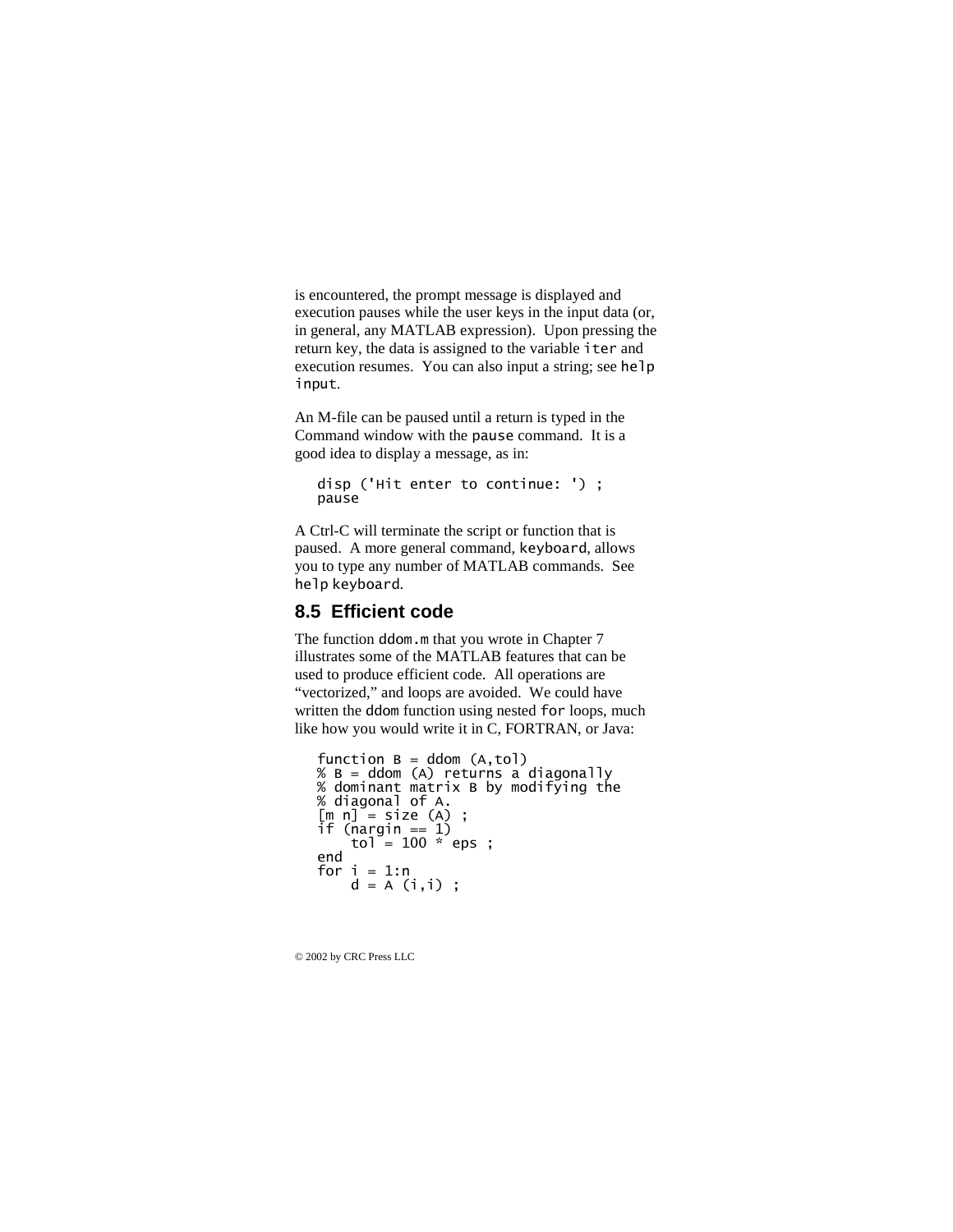is encountered, the prompt message is displayed and execution pauses while the user keys in the input data (or, in general, any MATLAB expression). Upon pressing the return key, the data is assigned to the variable `iter` and execution resumes. You can also input a string; see `help input`.

An M-file can be paused until a return is typed in the Command window with the `pause` command. It is a good idea to display a message, as in:

```
disp ('Hit enter to continue: ') ;
pause
```

A Ctrl-C will terminate the script or function that is paused. A more general command, `keyboard`, allows you to type any number of MATLAB commands. See `help keyboard`.

## 8.5 Efficient code

The function `ddom.m` that you wrote in Chapter 7 illustrates some of the MATLAB features that can be used to produce efficient code. All operations are "vectorized," and loops are avoided. We could have written the `ddom` function using nested `for` loops, much like how you would write it in C, FORTRAN, or Java:

```
function B = ddom (A,tol)
% B = ddom (A) returns a diagonally
% dominant matrix B by modifying the
% diagonal of A.
[m n] = size (A) ;
if (nargin == 1)
    tol = 100 * eps ;
end
for i = 1:n
    d = A (i,i) ;
```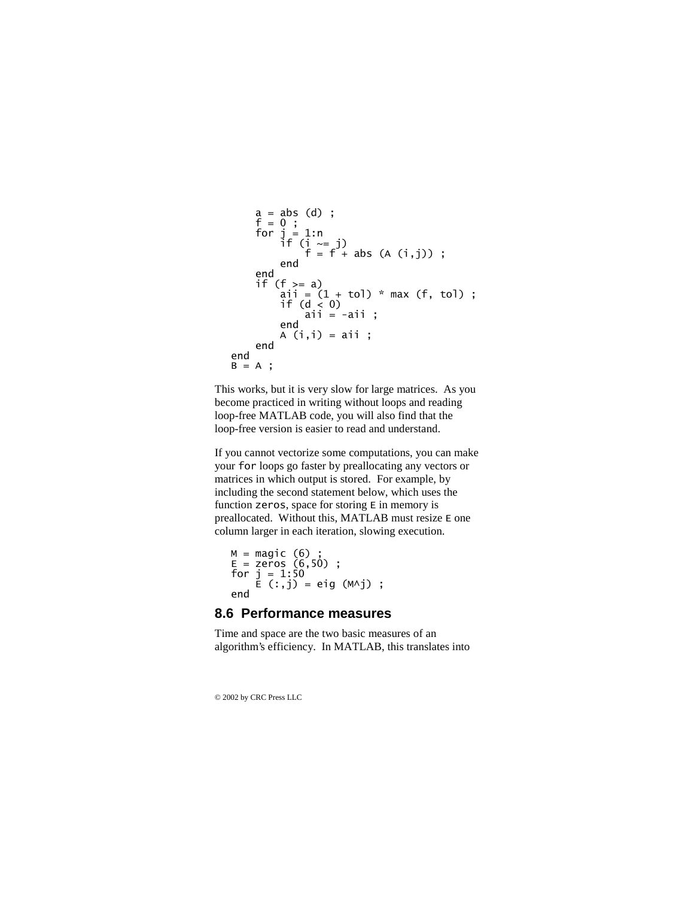```
        a = abs (d) ;
        f = 0 ;
        for j = 1:n
            if (i ~= j)
                f = f + abs (A (i,j)) ;
            end
        end
        if (f >= a)
            aii = (1 + tol) * max (f, tol) ;
            if (d < 0)
                aii = -aii ;
            end
            A (i,i) = aii ;
        end
    end
    B = A ;
```

This works, but it is very slow for large matrices. As you become practiced in writing without loops and reading loop-free MATLAB code, you will also find that the loop-free version is easier to read and understand.

If you cannot vectorize some computations, you can make your `for` loops go faster by preallocating any vectors or matrices in which output is stored. For example, by including the second statement below, which uses the function `zeros`, space for storing `E` in memory is preallocated. Without this, MATLAB must resize `E` one column larger in each iteration, slowing execution.

```
M = magic (6) ;
E = zeros (6,50) ;
for j = 1:50
    E (:,j) = eig (M^j) ;
end
```

## 8.6 Performance measures

Time and space are the two basic measures of an algorithm's efficiency. In MATLAB, this translates into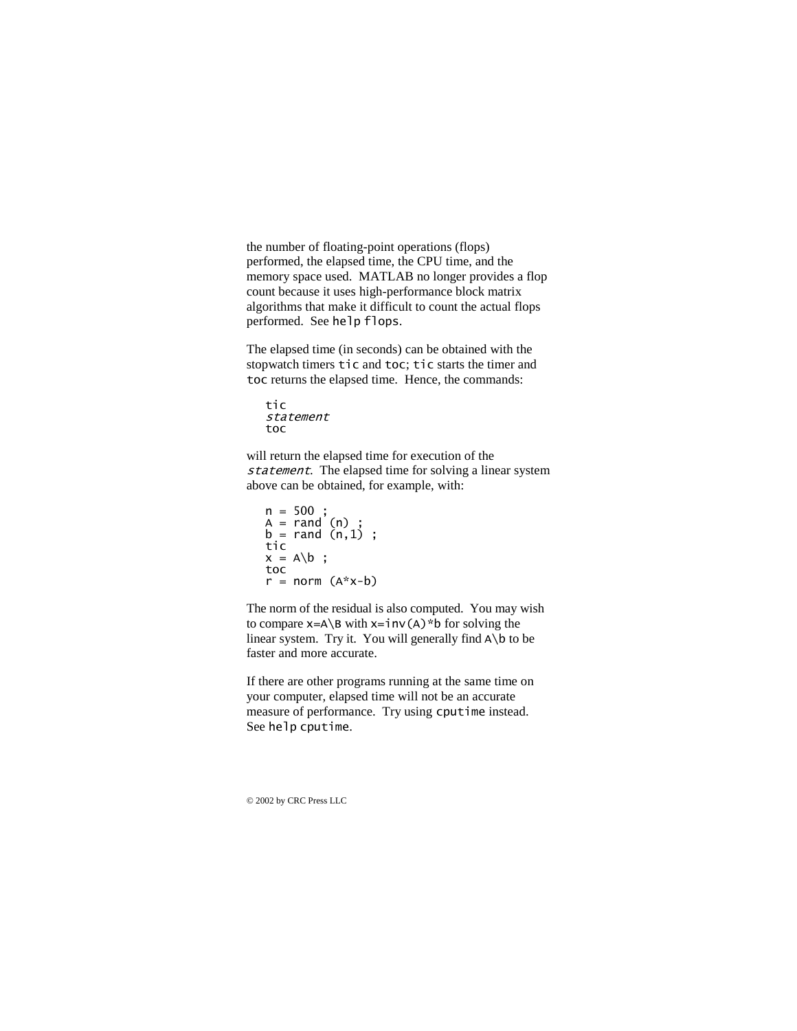the number of floating-point operations (flops) performed, the elapsed time, the CPU time, and the memory space used. MATLAB no longer provides a flop count because it uses high-performance block matrix algorithms that make it difficult to count the actual flops performed. See `help flops`.

The elapsed time (in seconds) can be obtained with the stopwatch timers `tic` and `toc`; `tic` starts the timer and `toc` returns the elapsed time. Hence, the commands:

```
tic
statement
toc
```

will return the elapsed time for execution of the *statement*. The elapsed time for solving a linear system above can be obtained, for example, with:

```
n = 500 ;
A = rand (n) ;
b = rand (n,1) ;
tic
x = A\b ;
toc
r = norm (A*x-b)
```

The norm of the residual is also computed. You may wish to compare `x=A\B` with `x=inv(A)*b` for solving the linear system. Try it. You will generally find `A\b` to be faster and more accurate.

If there are other programs running at the same time on your computer, elapsed time will not be an accurate measure of performance. Try using `cputime` instead. See `help cputime`.

© 2002 by CRC Press LLC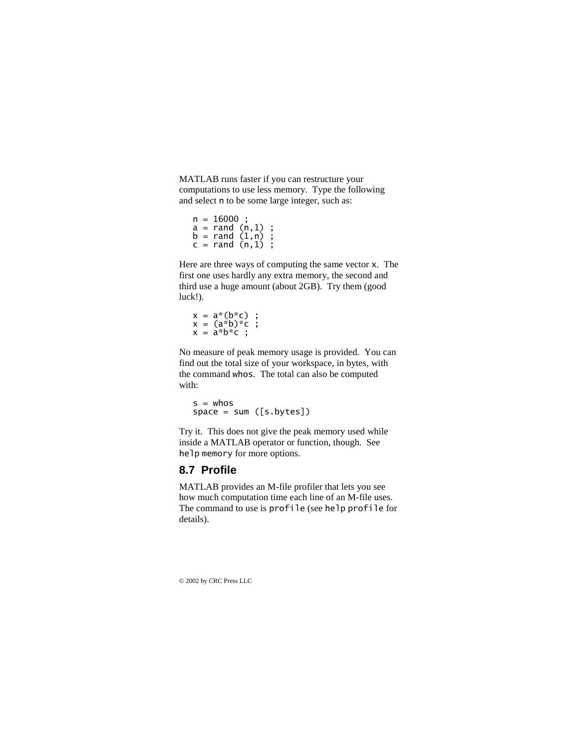MATLAB runs faster if you can restructure your computations to use less memory. Type the following and select `n` to be some large integer, such as:

```
n = 16000 ;
a = rand (n,1) ;
b = rand (1,n) ;
c = rand (n,1) ;
```

Here are three ways of computing the same vector `x`. The first one uses hardly any extra memory, the second and third use a huge amount (about 2GB). Try them (good luck!).

```
x = a*(b*c) ;
x = (a*b)*c ;
x = a*b*c ;
```

No measure of peak memory usage is provided. You can find out the total size of your workspace, in bytes, with the command `whos`. The total can also be computed with:

```
s = whos
space = sum ([s.bytes])
```

Try it. This does not give the peak memory used while inside a MATLAB operator or function, though. See `help memory` for more options.

## 8.7 Profile

MATLAB provides an M-file profiler that lets you see how much computation time each line of an M-file uses. The command to use is `profile` (see `help profile` for details).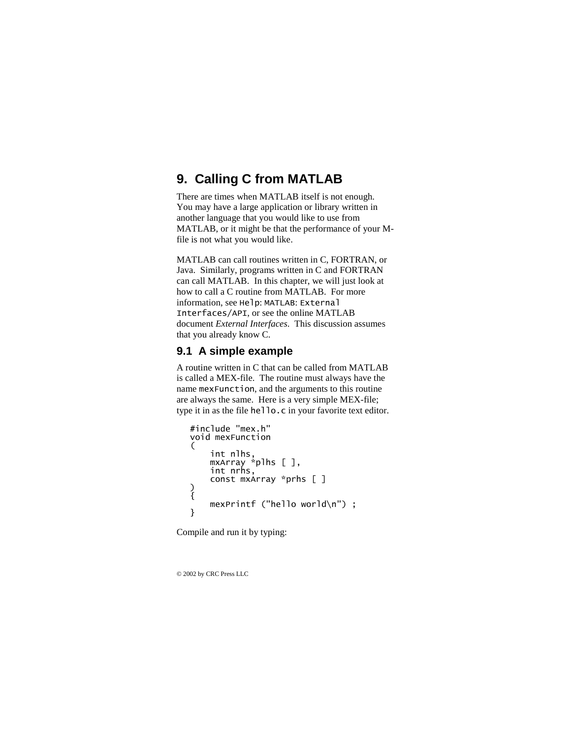# 9. Calling C from MATLAB

There are times when MATLAB itself is not enough. You may have a large application or library written in another language that you would like to use from MATLAB, or it might be that the performance of your M-file is not what you would like.

MATLAB can call routines written in C, FORTRAN, or Java. Similarly, programs written in C and FORTRAN can call MATLAB. In this chapter, we will just look at how to call a C routine from MATLAB. For more information, see `Help`: `MATLAB`: `External Interfaces/API`, or see the online MATLAB document *External Interfaces*. This discussion assumes that you already know C.

## 9.1 A simple example

A routine written in C that can be called from MATLAB is called a MEX-file. The routine must always have the name `mexFunction`, and the arguments to this routine are always the same. Here is a very simple MEX-file; type it in as the file `hello.c` in your favorite text editor.

```
#include "mex.h"
void mexFunction
(
    int nlhs,
    mxArray *plhs [ ],
    int nrhs,
    const mxArray *prhs [ ]
)
{
    mexPrintf ("hello world\n") ;
}
```

Compile and run it by typing: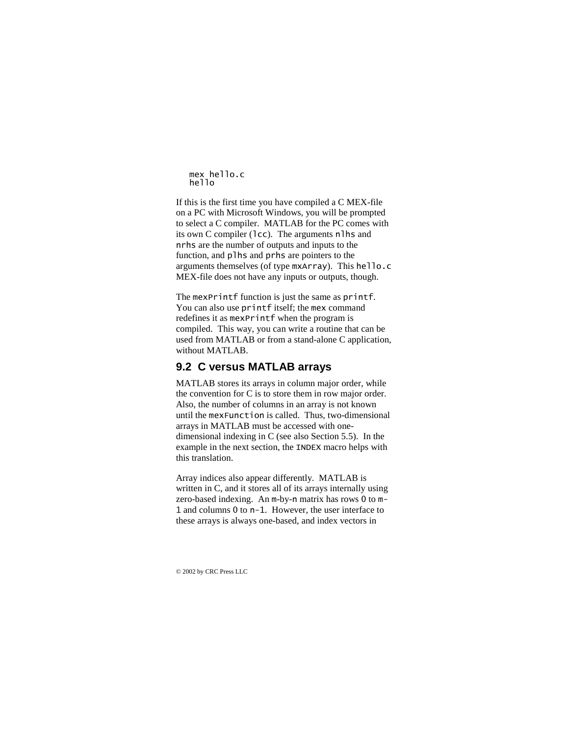```
mex hello.c
hello
```

If this is the first time you have compiled a C MEX-file on a PC with Microsoft Windows, you will be prompted to select a C compiler. MATLAB for the PC comes with its own C compiler (`lcc`). The arguments `nlhs` and `nrhs` are the number of outputs and inputs to the function, and `plhs` and `prhs` are pointers to the arguments themselves (of type `mxArray`). This `hello.c` MEX-file does not have any inputs or outputs, though.

The `mexPrintf` function is just the same as `printf`. You can also use `printf` itself; the `mex` command redefines it as `mexPrintf` when the program is compiled. This way, you can write a routine that can be used from MATLAB or from a stand-alone C application, without MATLAB.

## 9.2 C versus MATLAB arrays

MATLAB stores its arrays in column major order, while the convention for C is to store them in row major order. Also, the number of columns in an array is not known until the `mexFunction` is called. Thus, two-dimensional arrays in MATLAB must be accessed with one-dimensional indexing in C (see also Section 5.5). In the example in the next section, the `INDEX` macro helps with this translation.

Array indices also appear differently. MATLAB is written in C, and it stores all of its arrays internally using zero-based indexing. An `m`-by-`n` matrix has rows `0` to `m-1` and columns `0` to `n-1`. However, the user interface to these arrays is always one-based, and index vectors in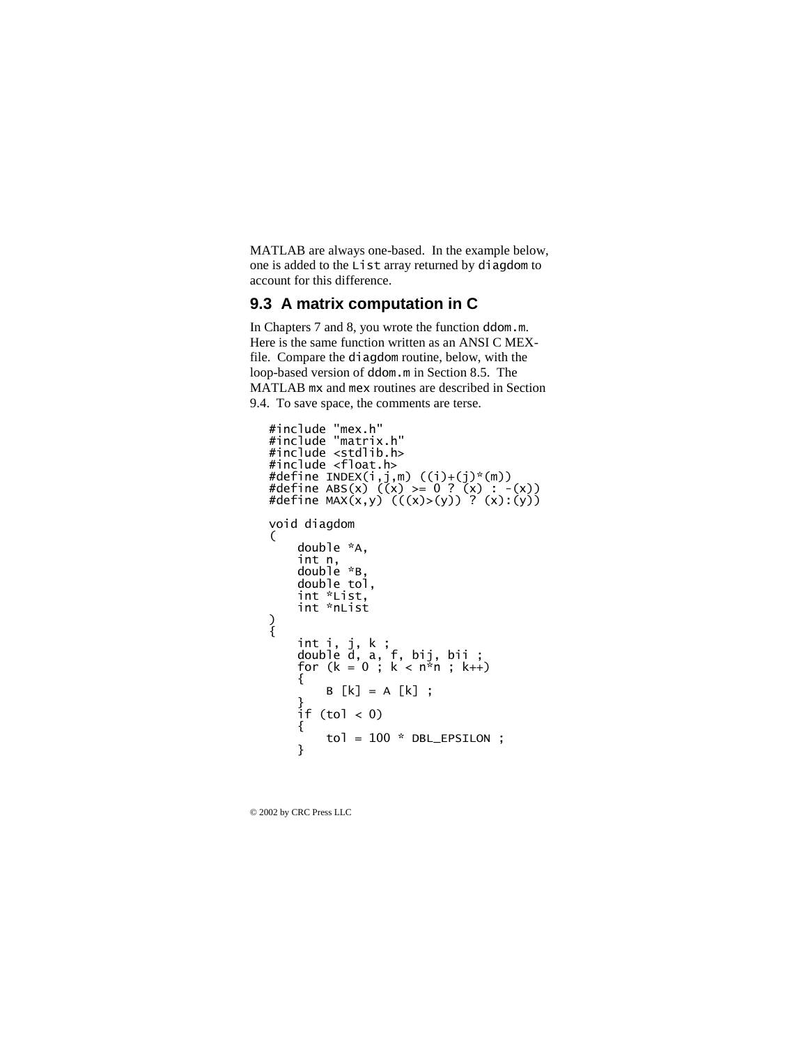MATLAB are always one-based. In the example below, one is added to the `List` array returned by `diagdom` to account for this difference.

## 9.3 A matrix computation in C

In Chapters 7 and 8, you wrote the function `ddom.m`. Here is the same function written as an ANSI C MEX-file. Compare the `diagdom` routine, below, with the loop-based version of `ddom.m` in Section 8.5. The MATLAB `mx` and `mex` routines are described in Section 9.4. To save space, the comments are terse.

```
#include "mex.h"
#include "matrix.h"
#include <stdlib.h>
#include <float.h>
#define INDEX(i,j,m) ((i)+(j)*(m))
#define ABS(x) ((x) >= 0 ? (x) : -(x))
#define MAX(x,y) (((x)>(y)) ? (x):(y))

void diagdom
(
    double *A,
    int n,
    double *B,
    double tol,
    int *List,
    int *nList
)
{
    int i, j, k ;
    double d, a, f, bij, bii ;
    for (k = 0 ; k < n*n ; k++)
    {
        B [k] = A [k] ;
    }
    if (tol < 0)
    {
        tol = 100 * DBL_EPSILON ;
    }
```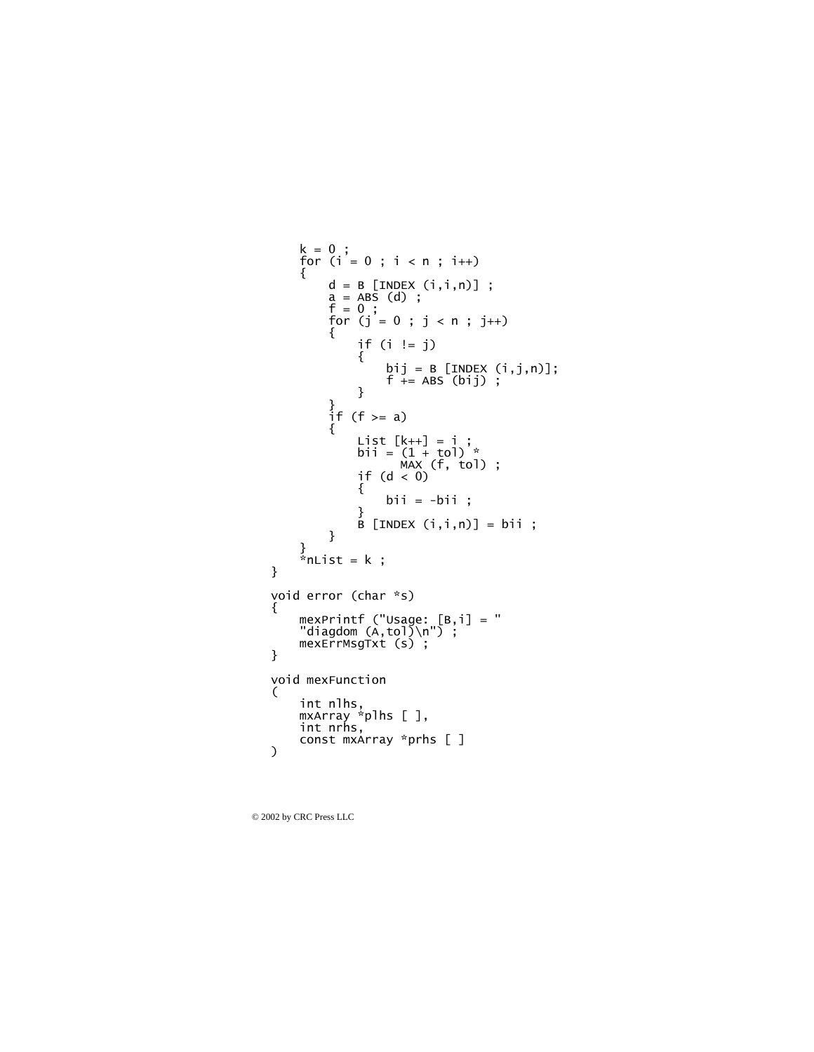```
    k = 0 ;
    for (i = 0 ; i < n ; i++)
    {
        d = B [INDEX (i,i,n)] ;
        a = ABS (d) ;
        f = 0 ;
        for (j = 0 ; j < n ; j++)
        {
            if (i != j)
            {
                bij = B [INDEX (i,j,n)];
                f += ABS (bij) ;
            }
        }
        if (f >= a)
        {
            List [k++] = i ;
            bii = (1 + tol) *
                MAX (f, tol) ;
            if (d < 0)
            {
                bii = -bii ;
            }
            B [INDEX (i,i,n)] = bii ;
        }
    }
    *nList = k ;
}

void error (char *s)
{
    mexPrintf ("Usage: [B,i] = "
    "diagdom (A,tol)\n") ;
    mexErrMsgTxt (s) ;
}

void mexFunction
(
    int nlhs,
    mxArray *plhs [ ],
    int nrhs,
    const mxArray *prhs [ ]
)
```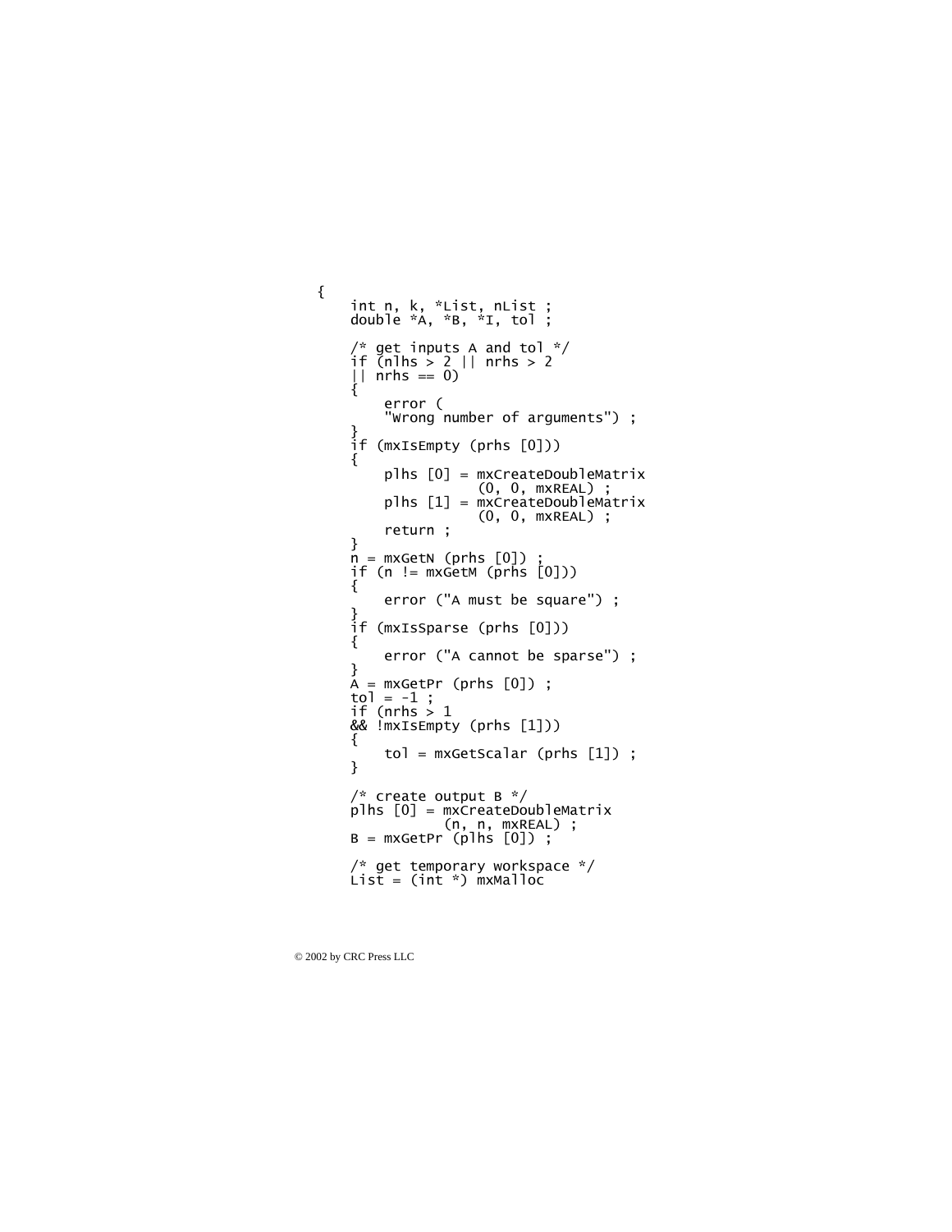```
{
    int n, k, *List, nList ;
    double *A, *B, *I, tol ;

    /* get inputs A and tol */
    if (nlhs > 2 || nrhs > 2
    || nrhs == 0)
    {
        error (
        "Wrong number of arguments") ;
    }
    if (mxIsEmpty (prhs [0]))
    {
        plhs [0] = mxCreateDoubleMatrix
                   (0, 0, mxREAL) ;
        plhs [1] = mxCreateDoubleMatrix
                   (0, 0, mxREAL) ;
        return ;
    }
    n = mxGetN (prhs [0]) ;
    if (n != mxGetM (prhs [0]))
    {
        error ("A must be square") ;
    }
    if (mxIsSparse (prhs [0]))
    {
        error ("A cannot be sparse") ;
    }
    A = mxGetPr (prhs [0]) ;
    tol = -1 ;
    if (nrhs > 1
    && !mxIsEmpty (prhs [1]))
    {
        tol = mxGetScalar (prhs [1]) ;
    }

    /* create output B */
    plhs [0] = mxCreateDoubleMatrix
               (n, n, mxREAL) ;
    B = mxGetPr (plhs [0]) ;

    /* get temporary workspace */
    List = (int *) mxMalloc
```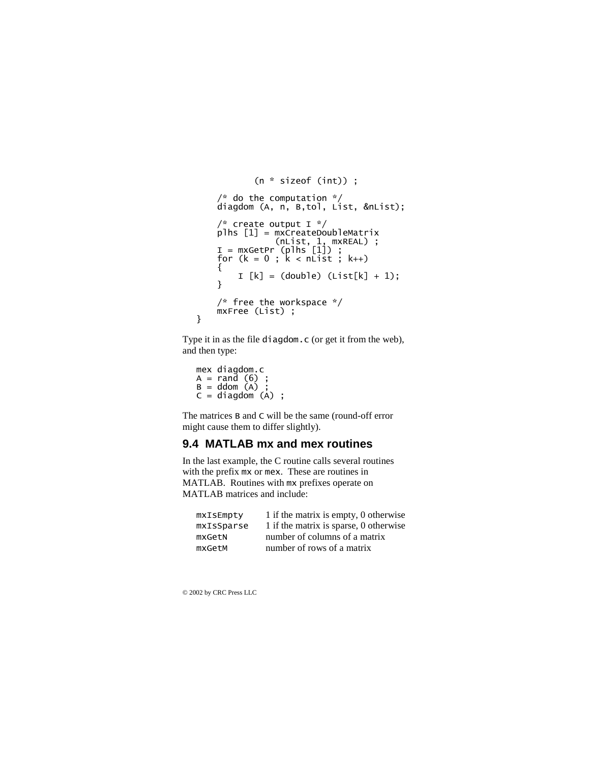```
            (n * sizeof (int)) ;

    /* do the computation */
    diagdom (A, n, B,tol, List, &nList);

    /* create output I */
    plhs [1] = mxCreateDoubleMatrix
              (nList, 1, mxREAL) ;
    I = mxGetPr (plhs [1]) ;
    for (k = 0 ; k < nList ; k++)
    {
        I [k] = (double) (List[k] + 1);
    }

    /* free the workspace */
    mxFree (List) ;
}
```

Type it in as the file `diagdom.c` (or get it from the web), and then type:

```
mex diagdom.c
A = rand (6) ;
B = ddom (A) ;
C = diagdom (A) ;
```

The matrices `B` and `C` will be the same (round-off error might cause them to differ slightly).

## 9.4 MATLAB mx and mex routines

In the last example, the C routine calls several routines with the prefix `mx` or `mex`. These are routines in MATLAB. Routines with `mx` prefixes operate on MATLAB matrices and include:

| | |
|---|---|
| `mxIsEmpty` | 1 if the matrix is empty, 0 otherwise |
| `mxIsSparse` | 1 if the matrix is sparse, 0 otherwise |
| `mxGetN` | number of columns of a matrix |
| `mxGetM` | number of rows of a matrix |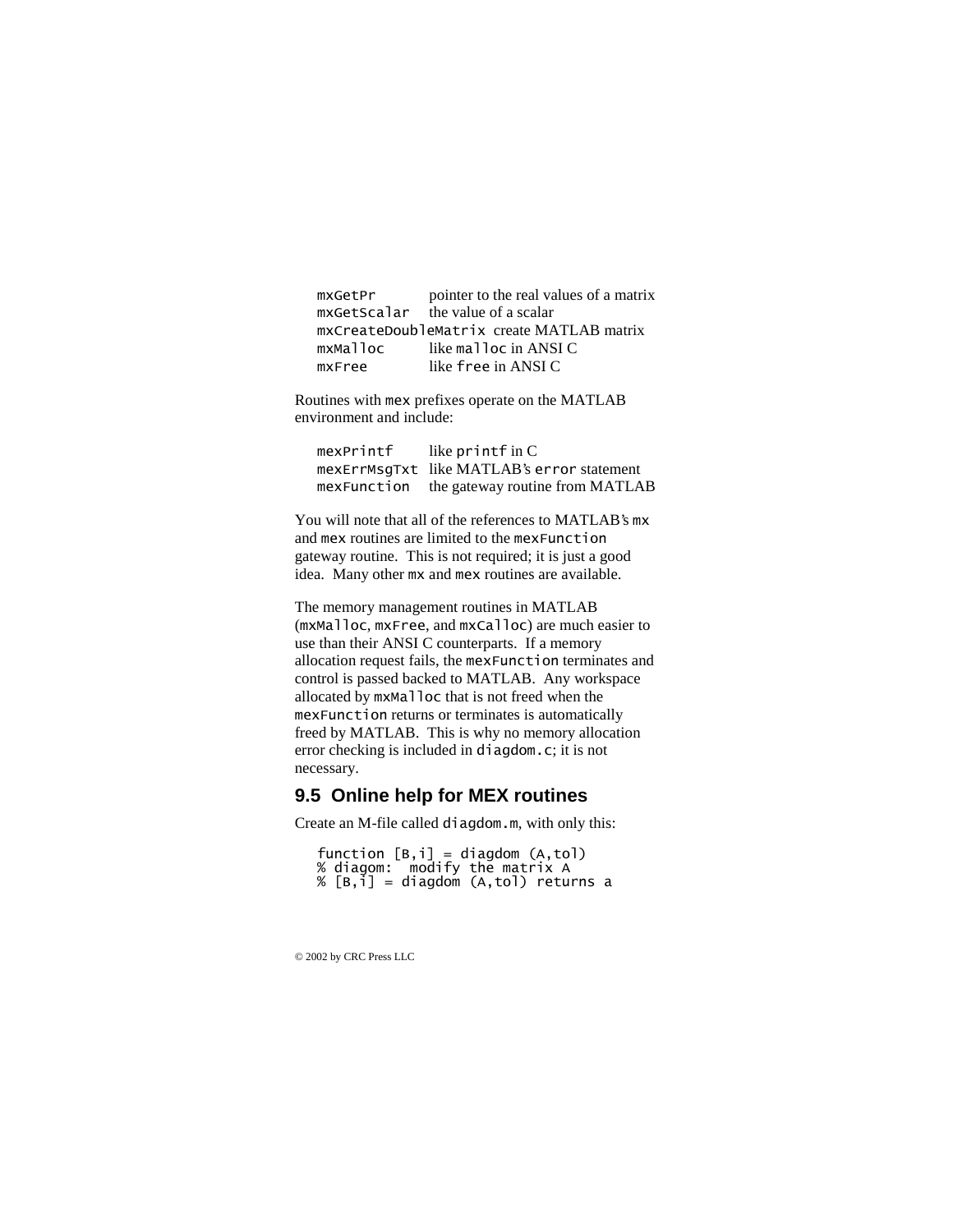| | |
|---|---|
| `mxGetPr` | pointer to the real values of a matrix |
| `mxGetScalar` | the value of a scalar |
| `mxCreateDoubleMatrix` | create MATLAB matrix |
| `mxMalloc` | like `malloc` in ANSI C |
| `mxFree` | like `free` in ANSI C |

Routines with `mex` prefixes operate on the MATLAB environment and include:

| | |
|---|---|
| `mexPrintf` | like `printf` in C |
| `mexErrMsgTxt` | like MATLAB's `error` statement |
| `mexFunction` | the gateway routine from MATLAB |

You will note that all of the references to MATLAB's `mx` and `mex` routines are limited to the `mexFunction` gateway routine. This is not required; it is just a good idea. Many other `mx` and `mex` routines are available.

The memory management routines in MATLAB (`mxMalloc`, `mxFree`, and `mxCalloc`) are much easier to use than their ANSI C counterparts. If a memory allocation request fails, the `mexFunction` terminates and control is passed backed to MATLAB. Any workspace allocated by `mxMalloc` that is not freed when the `mexFunction` returns or terminates is automatically freed by MATLAB. This is why no memory allocation error checking is included in `diagdom.c`; it is not necessary.

## 9.5 Online help for MEX routines

Create an M-file called `diagdom.m`, with only this:

```
function [B,i] = diagdom (A,tol)
% diagom:  modify the matrix A
% [B,i] = diagdom (A,tol) returns a
```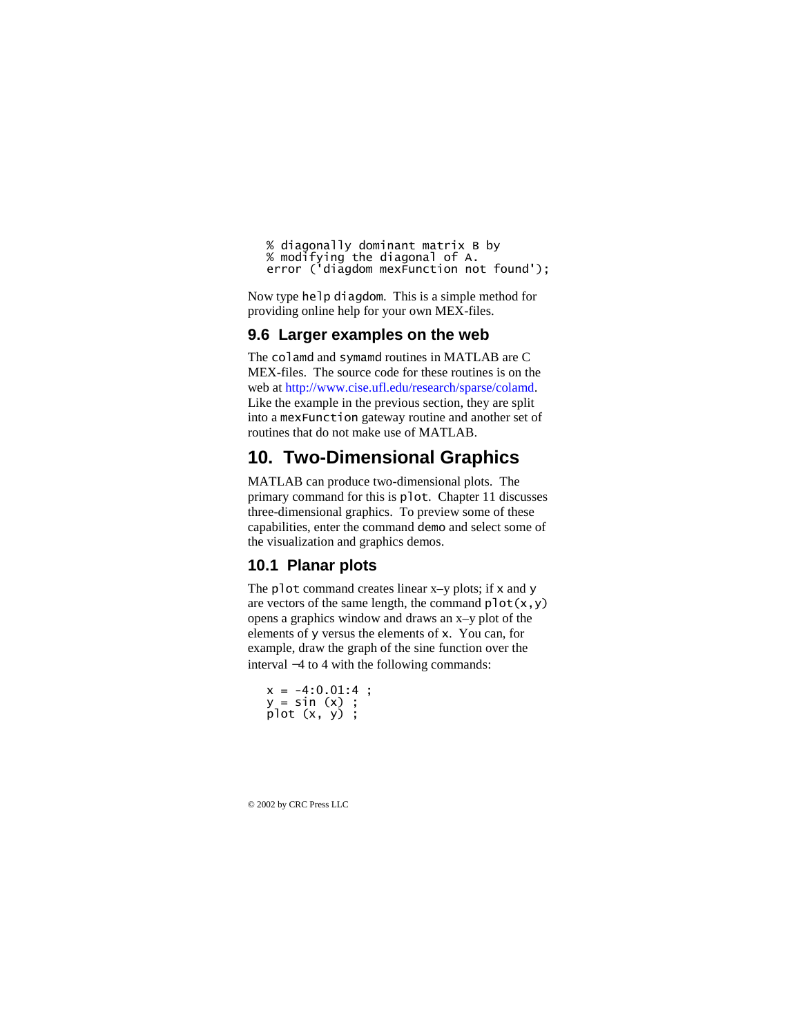```
% diagonally dominant matrix B by
% modifying the diagonal of A.
error ('diagdom mexFunction not found');
```

Now type `help diagdom`. This is a simple method for providing online help for your own MEX-files.

### 9.6 Larger examples on the web

The `colamd` and `symamd` routines in MATLAB are C MEX-files. The source code for these routines is on the web at http://www.cise.ufl.edu/research/sparse/colamd. Like the example in the previous section, they are split into a `mexFunction` gateway routine and another set of routines that do not make use of MATLAB.

## 10. Two-Dimensional Graphics

MATLAB can produce two-dimensional plots. The primary command for this is `plot`. Chapter 11 discusses three-dimensional graphics. To preview some of these capabilities, enter the command `demo` and select some of the visualization and graphics demos.

### 10.1 Planar plots

The `plot` command creates linear x–y plots; if `x` and `y` are vectors of the same length, the command `plot(x,y)` opens a graphics window and draws an x–y plot of the elements of `y` versus the elements of `x`. You can, for example, draw the graph of the sine function over the interval −4 to 4 with the following commands:

```
x = -4:0.01:4 ;
y = sin (x) ;
plot (x, y) ;
```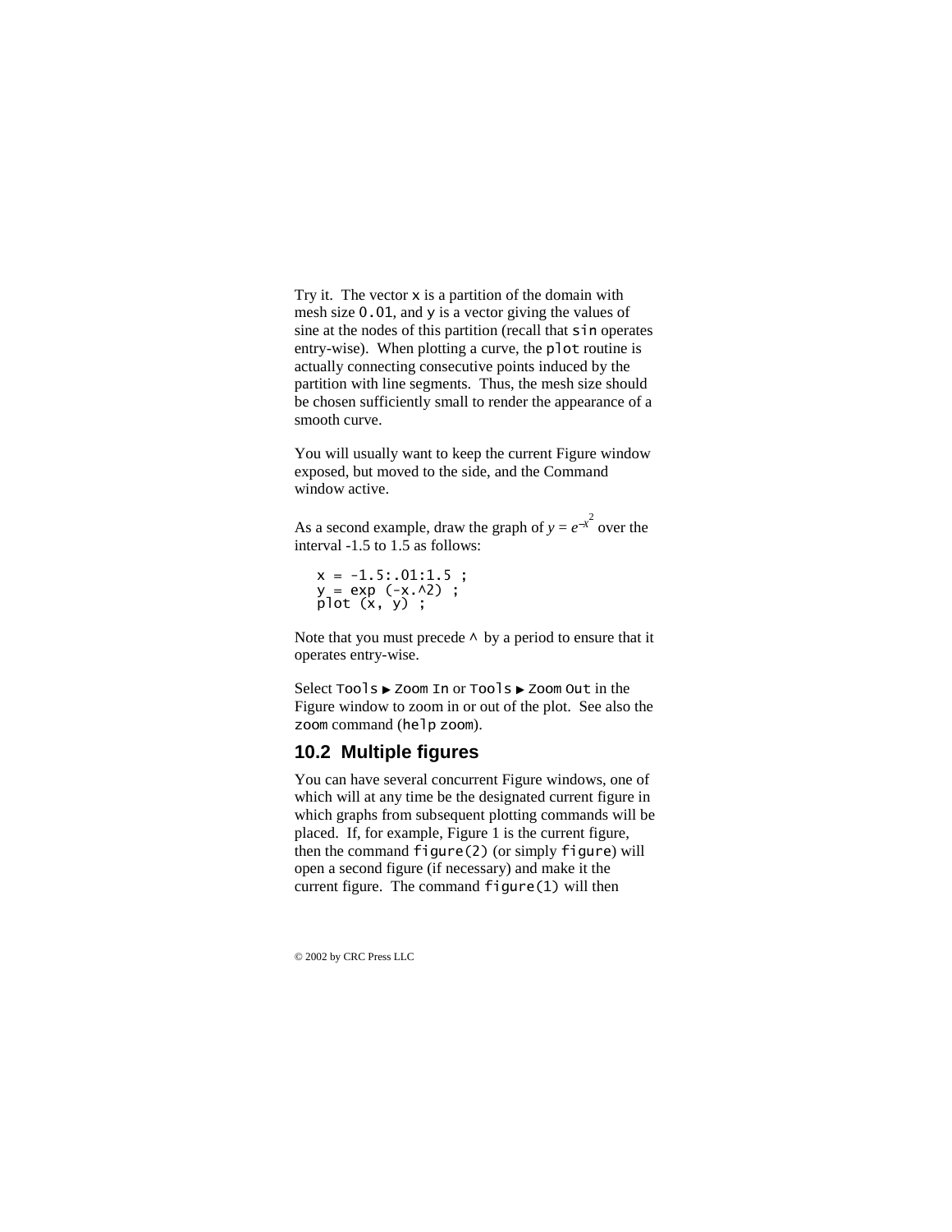Try it. The vector `x` is a partition of the domain with mesh size `0.01`, and `y` is a vector giving the values of sine at the nodes of this partition (recall that `sin` operates entry-wise). When plotting a curve, the `plot` routine is actually connecting consecutive points induced by the partition with line segments. Thus, the mesh size should be chosen sufficiently small to render the appearance of a smooth curve.

You will usually want to keep the current Figure window exposed, but moved to the side, and the Command window active.

As a second example, draw the graph of $y = e^{-x^2}$ over the interval -1.5 to 1.5 as follows:

```
x = -1.5:.01:1.5 ;
y = exp (-x.^2) ;
plot (x, y) ;
```

Note that you must precede `^` by a period to ensure that it operates entry-wise.

Select `Tools` ► `Zoom In` or `Tools` ► `Zoom Out` in the Figure window to zoom in or out of the plot. See also the `zoom` command (`help zoom`).

## 10.2 Multiple figures

You can have several concurrent Figure windows, one of which will at any time be the designated current figure in which graphs from subsequent plotting commands will be placed. If, for example, Figure 1 is the current figure, then the command `figure(2)` (or simply `figure`) will open a second figure (if necessary) and make it the current figure. The command `figure(1)` will then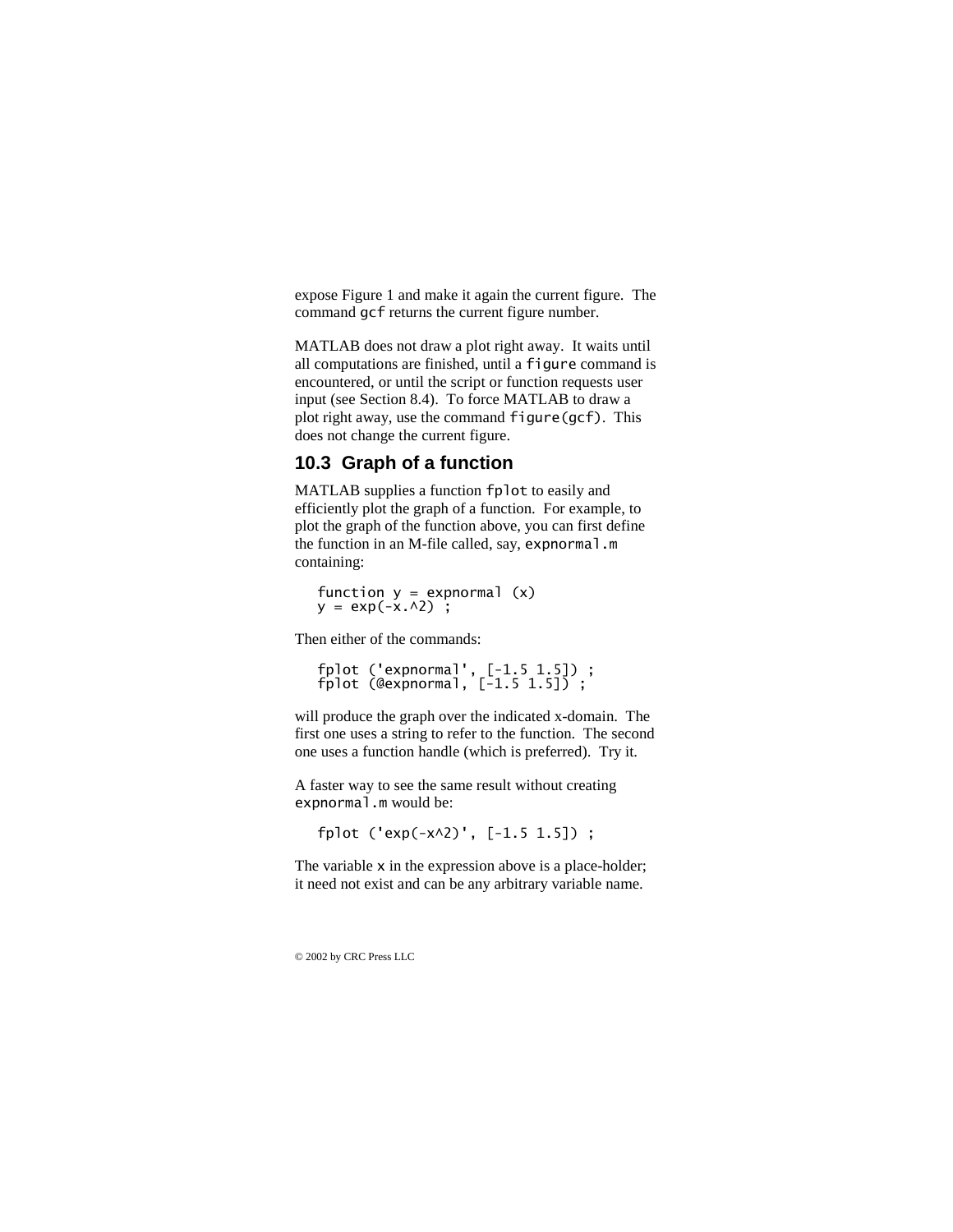expose Figure 1 and make it again the current figure. The command `gcf` returns the current figure number.

MATLAB does not draw a plot right away. It waits until all computations are finished, until a `figure` command is encountered, or until the script or function requests user input (see Section 8.4). To force MATLAB to draw a plot right away, use the command `figure(gcf)`. This does not change the current figure.

## 10.3 Graph of a function

MATLAB supplies a function `fplot` to easily and efficiently plot the graph of a function. For example, to plot the graph of the function above, you can first define the function in an M-file called, say, `expnormal.m` containing:

```
function y = expnormal (x)
y = exp(-x.^2) ;
```

Then either of the commands:

```
fplot ('expnormal', [-1.5 1.5]) ;
fplot (@expnormal, [-1.5 1.5]) ;
```

will produce the graph over the indicated x-domain. The first one uses a string to refer to the function. The second one uses a function handle (which is preferred). Try it.

A faster way to see the same result without creating `expnormal.m` would be:

```
fplot ('exp(-x^2)', [-1.5 1.5]) ;
```

The variable `x` in the expression above is a place-holder; it need not exist and can be any arbitrary variable name.

© 2002 by CRC Press LLC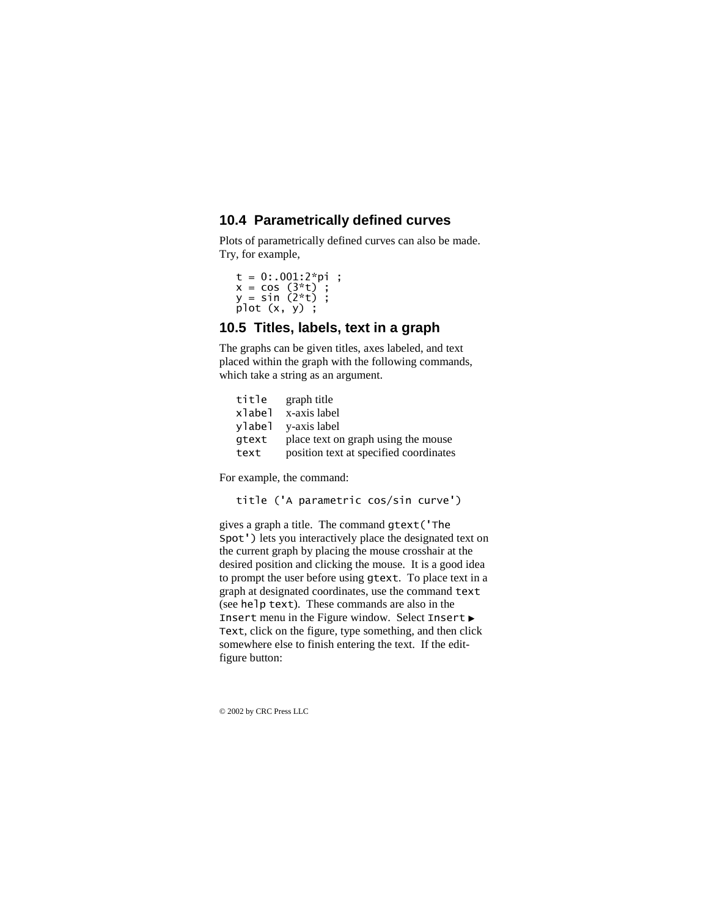## 10.4 Parametrically defined curves

Plots of parametrically defined curves can also be made. Try, for example,

```
t = 0:.001:2*pi ;
x = cos (3*t) ;
y = sin (2*t) ;
plot (x, y) ;
```

## 10.5 Titles, labels, text in a graph

The graphs can be given titles, axes labeled, and text placed within the graph with the following commands, which take a string as an argument.

| | |
|---|---|
| `title` | graph title |
| `xlabel` | x-axis label |
| `ylabel` | y-axis label |
| `gtext` | place text on graph using the mouse |
| `text` | position text at specified coordinates |

For example, the command:

```
title ('A parametric cos/sin curve')
```

gives a graph a title. The command `gtext('The Spot')` lets you interactively place the designated text on the current graph by placing the mouse crosshair at the desired position and clicking the mouse. It is a good idea to prompt the user before using `gtext`. To place text in a graph at designated coordinates, use the command `text` (see `help text`). These commands are also in the `Insert` menu in the Figure window. Select `Insert ► Text`, click on the figure, type something, and then click somewhere else to finish entering the text. If the edit-figure button: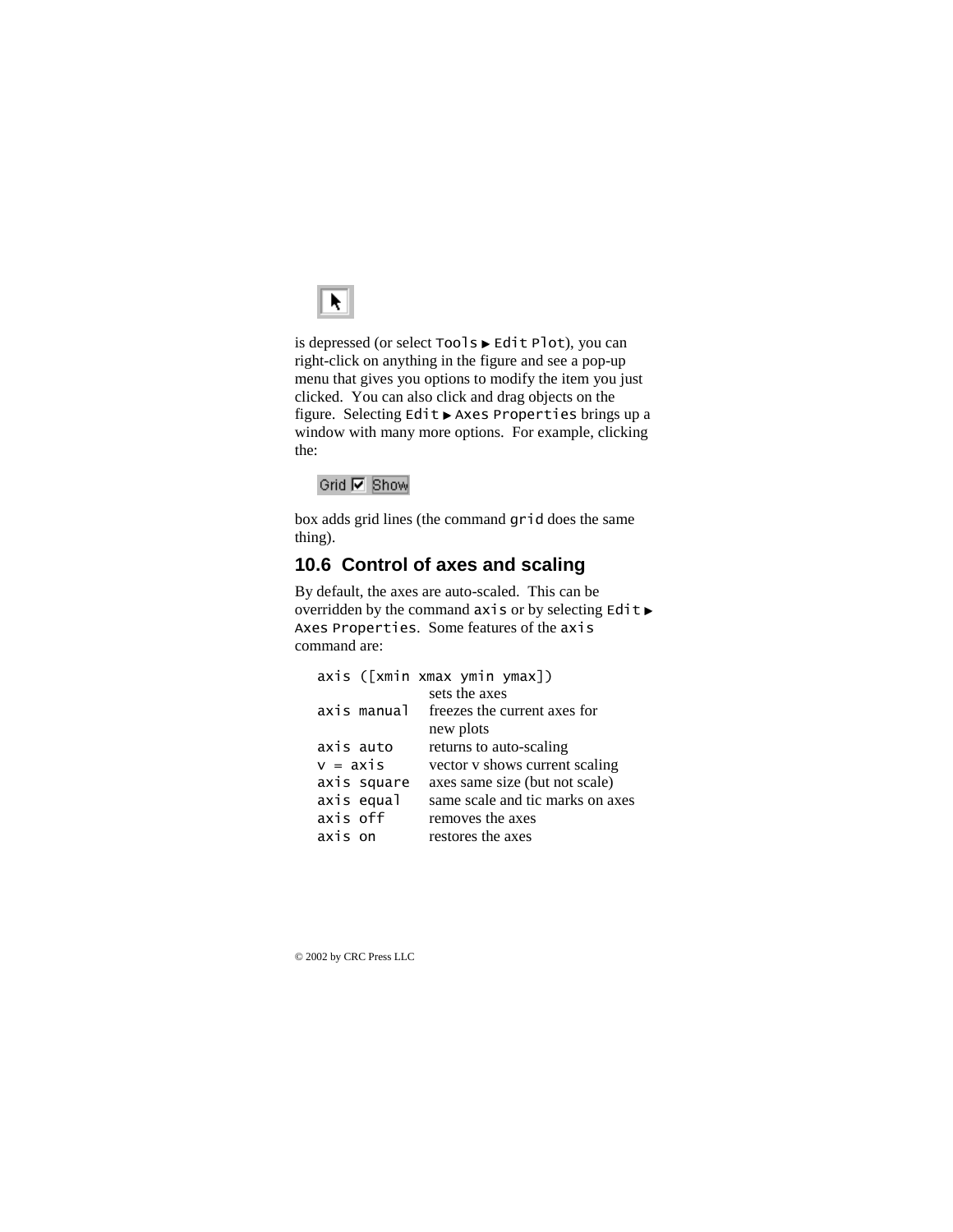is depressed (or select `Tools ▶ Edit Plot`), you can right-click on anything in the figure and see a pop-up menu that gives you options to modify the item you just clicked. You can also click and drag objects on the figure. Selecting `Edit ▶ Axes Properties` brings up a window with many more options. For example, clicking the:

Grid ☑ Show

box adds grid lines (the command `grid` does the same thing).

## 10.6 Control of axes and scaling

By default, the axes are auto-scaled. This can be overridden by the command `axis` or by selecting `Edit ▶ Axes Properties`. Some features of the `axis` command are:

| Command | Description |
|---|---|
| `axis ([xmin xmax ymin ymax])` | sets the axes |
| `axis manual` | freezes the current axes for new plots |
| `axis auto` | returns to auto-scaling |
| `v = axis` | vector v shows current scaling |
| `axis square` | axes same size (but not scale) |
| `axis equal` | same scale and tic marks on axes |
| `axis off` | removes the axes |
| `axis on` | restores the axes |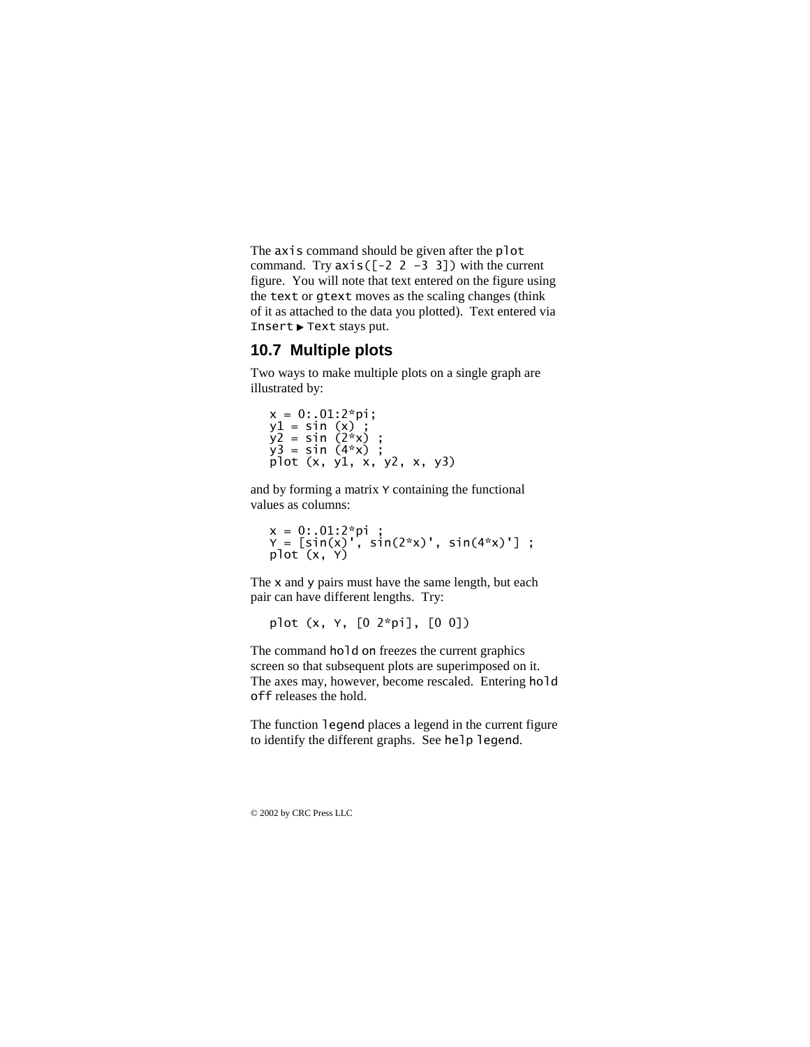The `axis` command should be given after the `plot` command. Try `axis([-2 2 -3 3])` with the current figure. You will note that text entered on the figure using the `text` or `gtext` moves as the scaling changes (think of it as attached to the data you plotted). Text entered via `Insert ► Text` stays put.

## 10.7 Multiple plots

Two ways to make multiple plots on a single graph are illustrated by:

```
x = 0:.01:2*pi;
y1 = sin (x) ;
y2 = sin (2*x) ;
y3 = sin (4*x) ;
plot (x, y1, x, y2, x, y3)
```

and by forming a matrix `Y` containing the functional values as columns:

```
x = 0:.01:2*pi ;
Y = [sin(x)', sin(2*x)', sin(4*x)'] ;
plot (x, Y)
```

The `x` and `y` pairs must have the same length, but each pair can have different lengths. Try:

```
plot (x, Y, [0 2*pi], [0 0])
```

The command `hold on` freezes the current graphics screen so that subsequent plots are superimposed on it. The axes may, however, become rescaled. Entering `hold off` releases the hold.

The function `legend` places a legend in the current figure to identify the different graphs. See `help legend`.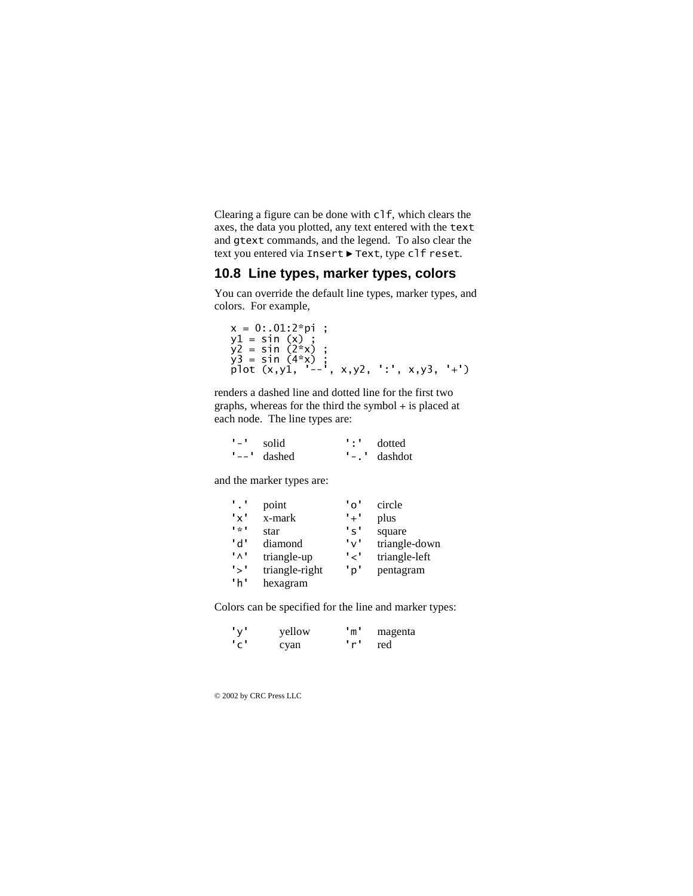Clearing a figure can be done with `clf`, which clears the axes, the data you plotted, any text entered with the `text` and `gtext` commands, and the legend. To also clear the text you entered via `Insert` ► `Text`, type `clf reset`.

## 10.8 Line types, marker types, colors

You can override the default line types, marker types, and colors. For example,

```
x = 0:.01:2*pi ;
y1 = sin (x) ;
y2 = sin (2*x) ;
y3 = sin (4*x) ;
plot (x,y1, '--', x,y2, ':', x,y3, '+')
```

renders a dashed line and dotted line for the first two graphs, whereas for the third the symbol + is placed at each node. The line types are:

| | | | |
|---|---|---|---|
| `'-'` | solid | `':'` | dotted |
| `'--'` | dashed | `'-.'` | dashdot |

and the marker types are:

| | | | |
|---|---|---|---|
| `'.'` | point | `'o'` | circle |
| `'x'` | x-mark | `'+'` | plus |
| `'*'` | star | `'s'` | square |
| `'d'` | diamond | `'v'` | triangle-down |
| `'^'` | triangle-up | `'<'` | triangle-left |
| `'>'` | triangle-right | `'p'` | pentagram |
| `'h'` | hexagram | | |

Colors can be specified for the line and marker types:

| | | | |
|---|---|---|---|
| `'y'` | yellow | `'m'` | magenta |
| `'c'` | cyan | `'r'` | red |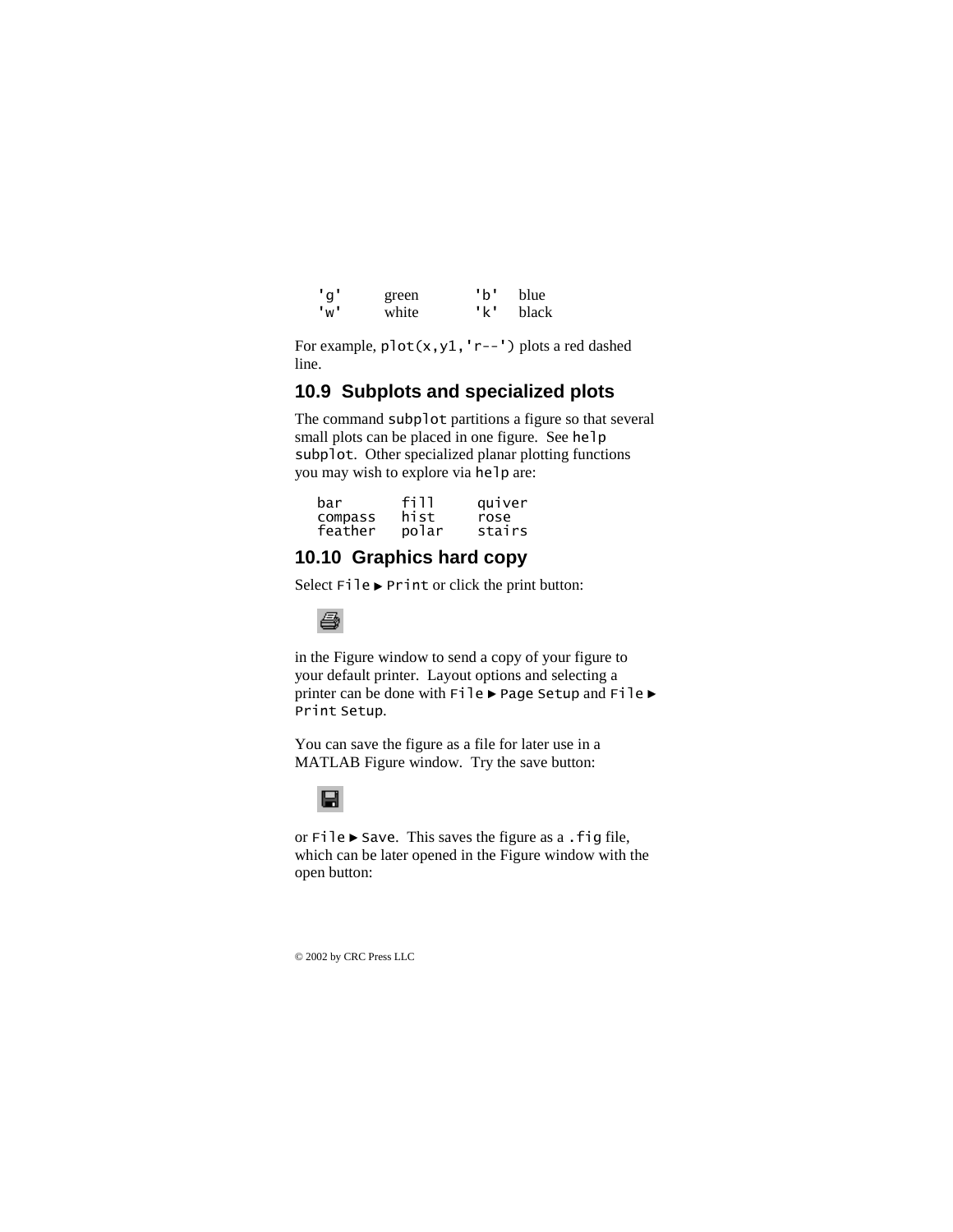| | | | |
|---|---|---|---|
| 'g' | green | 'b' | blue |
| 'w' | white | 'k' | black |

For example, `plot(x,y1,'r--')` plots a red dashed line.

## 10.9 Subplots and specialized plots

The command `subplot` partitions a figure so that several small plots can be placed in one figure. See `help subplot`. Other specialized planar plotting functions you may wish to explore via `help` are:

```
bar      fill    quiver
compass  hist    rose
feather  polar   stairs
```

## 10.10 Graphics hard copy

Select `File` ▶ `Print` or click the print button:

in the Figure window to send a copy of your figure to your default printer. Layout options and selecting a printer can be done with `File` ▶ `Page Setup` and `File` ▶ `Print Setup`.

You can save the figure as a file for later use in a MATLAB Figure window. Try the save button:

or `File` ▶ `Save`. This saves the figure as a `.fig` file, which can be later opened in the Figure window with the open button:

© 2002 by CRC Press LLC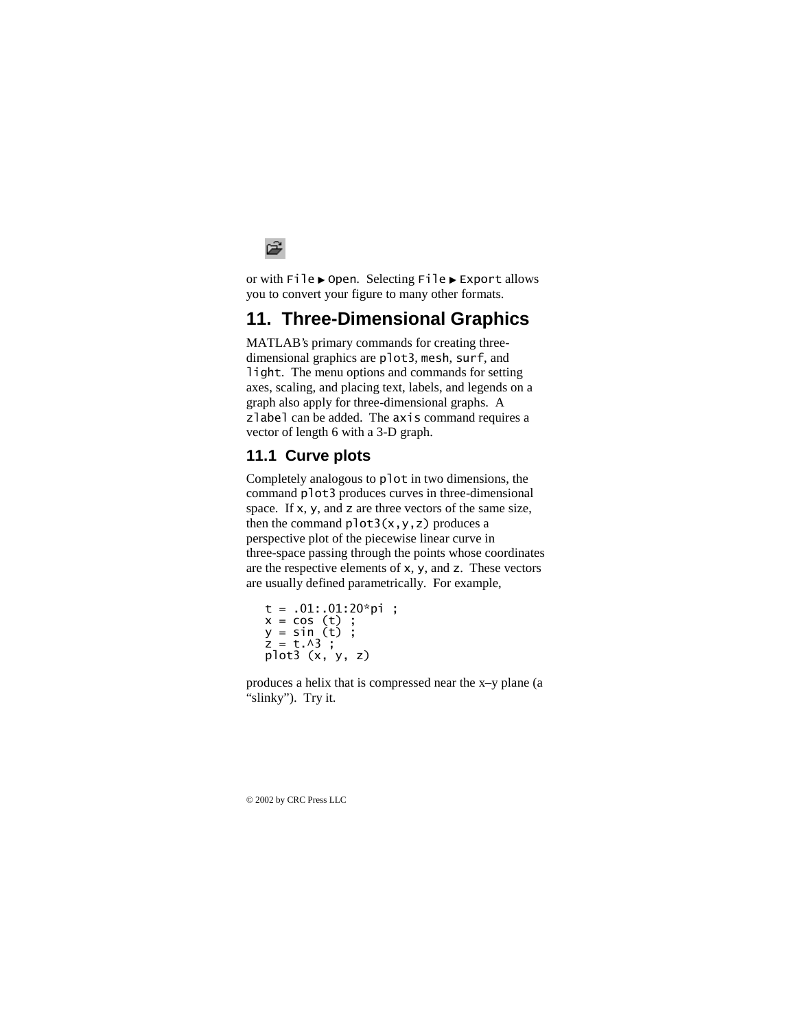or with `File ▶ Open`. Selecting `File ▶ Export` allows you to convert your figure to many other formats.

# 11. Three-Dimensional Graphics

MATLAB's primary commands for creating three-dimensional graphics are `plot3`, `mesh`, `surf`, and `light`. The menu options and commands for setting axes, scaling, and placing text, labels, and legends on a graph also apply for three-dimensional graphs. A `zlabel` can be added. The `axis` command requires a vector of length 6 with a 3-D graph.

## 11.1 Curve plots

Completely analogous to `plot` in two dimensions, the command `plot3` produces curves in three-dimensional space. If `x`, `y`, and `z` are three vectors of the same size, then the command `plot3(x,y,z)` produces a perspective plot of the piecewise linear curve in three-space passing through the points whose coordinates are the respective elements of `x`, `y`, and `z`. These vectors are usually defined parametrically. For example,

```
t = .01:.01:20*pi ;
x = cos (t) ;
y = sin (t) ;
z = t.^3 ;
plot3 (x, y, z)
```

produces a helix that is compressed near the x–y plane (a "slinky"). Try it.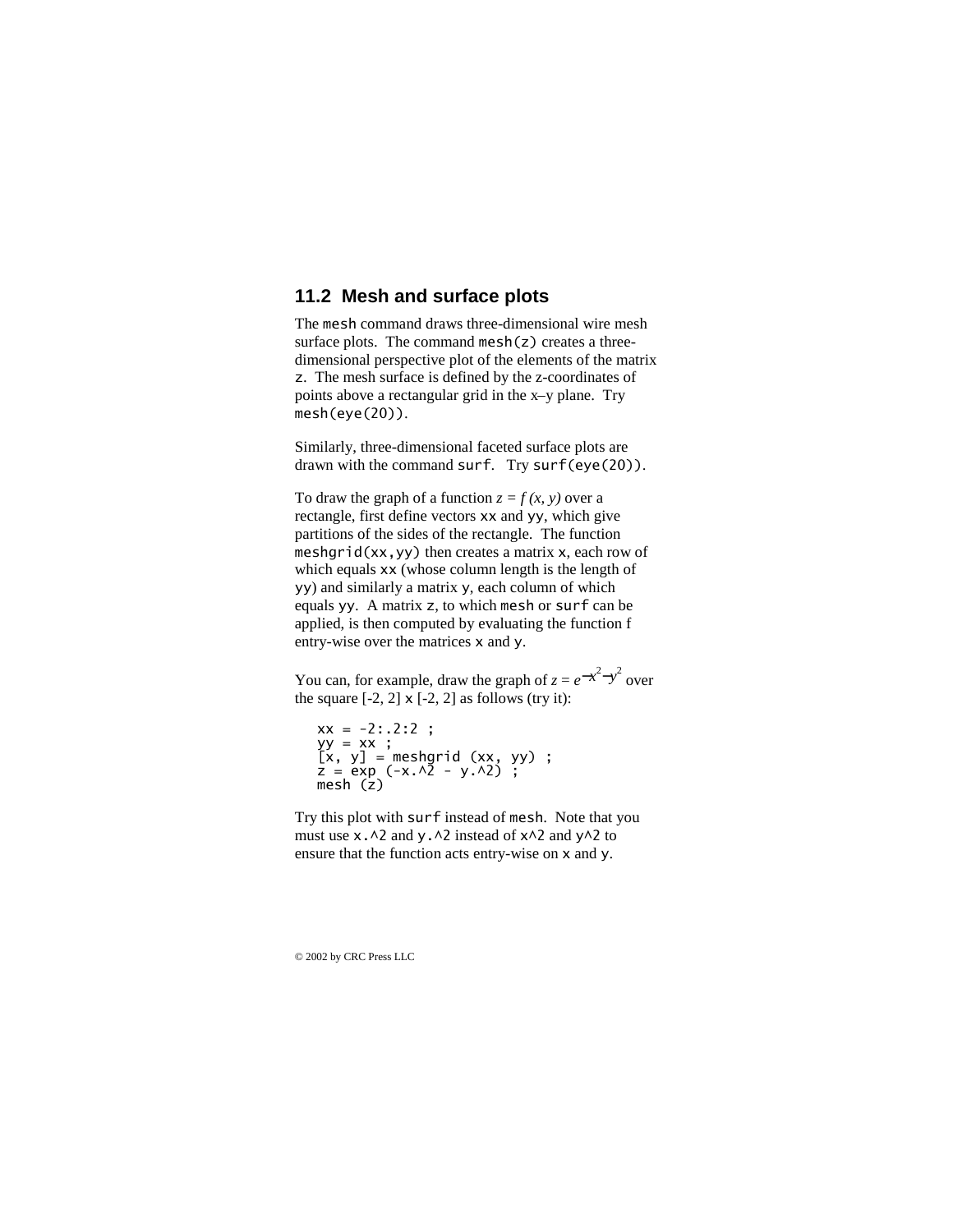## 11.2 Mesh and surface plots

The `mesh` command draws three-dimensional wire mesh surface plots. The command `mesh(z)` creates a three-dimensional perspective plot of the elements of the matrix `z`. The mesh surface is defined by the z-coordinates of points above a rectangular grid in the x–y plane. Try `mesh(eye(20))`.

Similarly, three-dimensional faceted surface plots are drawn with the command `surf`. Try `surf(eye(20))`.

To draw the graph of a function $z = f(x, y)$ over a rectangle, first define vectors `xx` and `yy`, which give partitions of the sides of the rectangle. The function `meshgrid(xx,yy)` then creates a matrix `x`, each row of which equals `xx` (whose column length is the length of `yy`) and similarly a matrix `y`, each column of which equals `yy`. A matrix `z`, to which `mesh` or `surf` can be applied, is then computed by evaluating the function f entry-wise over the matrices `x` and `y`.

You can, for example, draw the graph of $z = e^{-x^2-y^2}$ over the square [-2, 2] x [-2, 2] as follows (try it):

```
xx = -2:.2:2 ;
yy = xx ;
[x, y] = meshgrid (xx, yy) ;
z = exp (-x.^2 - y.^2) ;
mesh (z)
```

Try this plot with `surf` instead of `mesh`. Note that you must use `x.^2` and `y.^2` instead of `x^2` and `y^2` to ensure that the function acts entry-wise on `x` and `y`.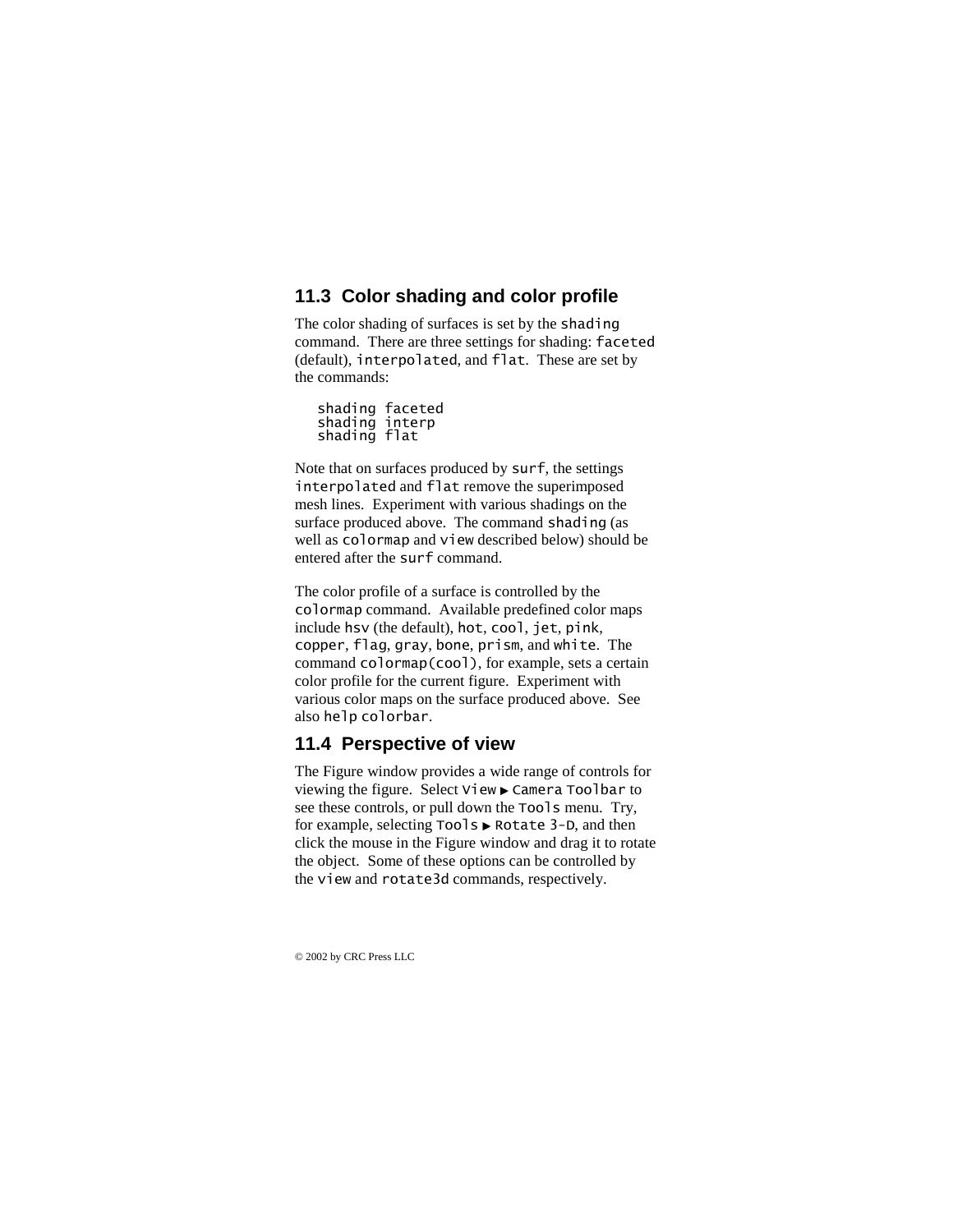## 11.3 Color shading and color profile

The color shading of surfaces is set by the `shading` command. There are three settings for shading: `faceted` (default), `interpolated`, and `flat`. These are set by the commands:

```
shading faceted
shading interp
shading flat
```

Note that on surfaces produced by `surf`, the settings `interpolated` and `flat` remove the superimposed mesh lines. Experiment with various shadings on the surface produced above. The command `shading` (as well as `colormap` and `view` described below) should be entered after the `surf` command.

The color profile of a surface is controlled by the `colormap` command. Available predefined color maps include `hsv` (the default), `hot`, `cool`, `jet`, `pink`, `copper`, `flag`, `gray`, `bone`, `prism`, and `white`. The command `colormap(cool)`, for example, sets a certain color profile for the current figure. Experiment with various color maps on the surface produced above. See also `help colorbar`.

## 11.4 Perspective of view

The Figure window provides a wide range of controls for viewing the figure. Select `View` ▶ `Camera Toolbar` to see these controls, or pull down the `Tools` menu. Try, for example, selecting `Tools` ▶ `Rotate 3-D`, and then click the mouse in the Figure window and drag it to rotate the object. Some of these options can be controlled by the `view` and `rotate3d` commands, respectively.

© 2002 by CRC Press LLC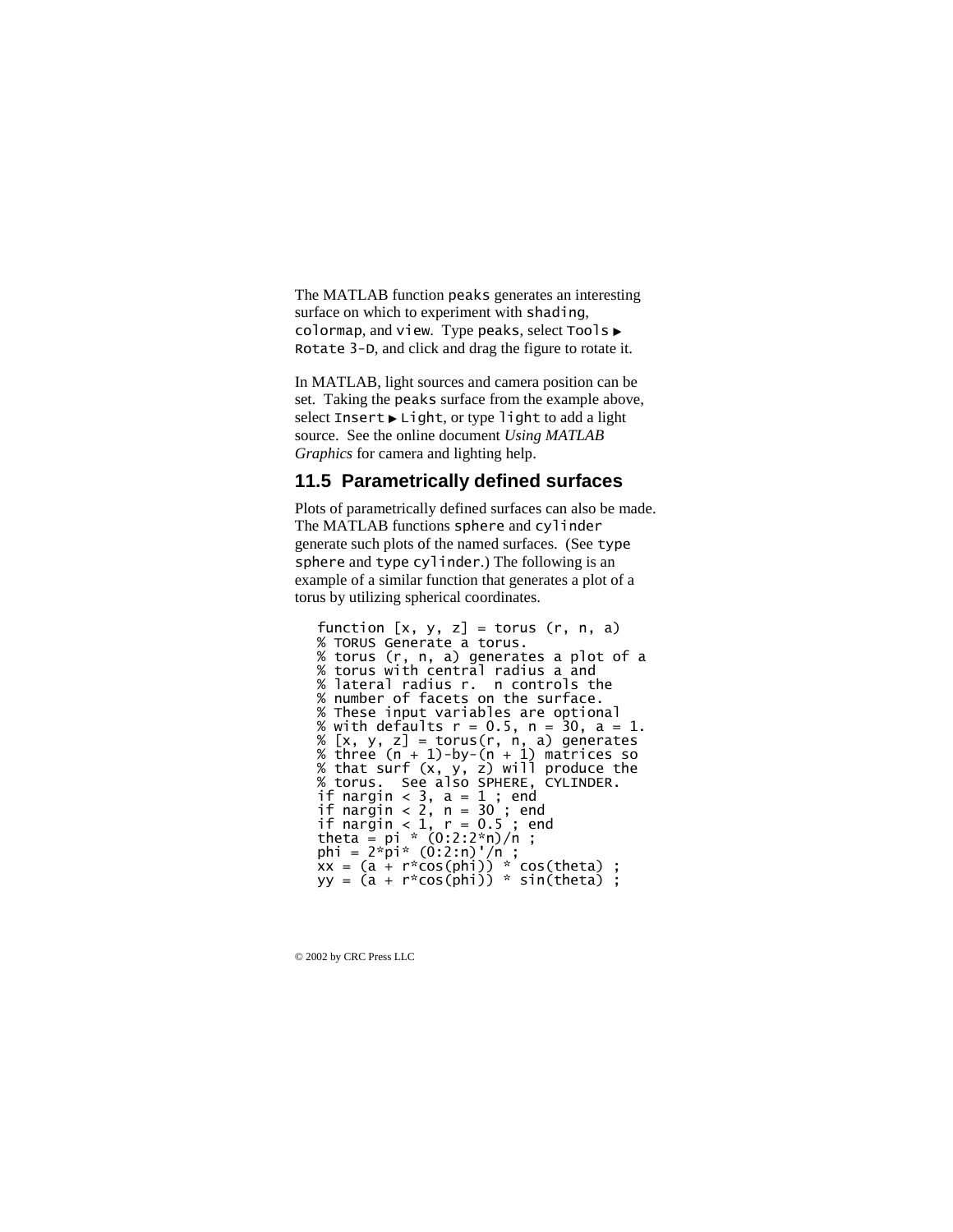The MATLAB function `peaks` generates an interesting surface on which to experiment with `shading`, `colormap`, and `view`. Type `peaks`, select `Tools ▶ Rotate 3-D`, and click and drag the figure to rotate it.

In MATLAB, light sources and camera position can be set. Taking the `peaks` surface from the example above, select `Insert ▶ Light`, or type `light` to add a light source. See the online document *Using MATLAB Graphics* for camera and lighting help.

## 11.5 Parametrically defined surfaces

Plots of parametrically defined surfaces can also be made. The MATLAB functions `sphere` and `cylinder` generate such plots of the named surfaces. (See `type sphere` and `type cylinder`.) The following is an example of a similar function that generates a plot of a torus by utilizing spherical coordinates.

```
function [x, y, z] = torus (r, n, a)
% TORUS Generate a torus.
% torus (r, n, a) generates a plot of a
% torus with central radius a and
% lateral radius r.  n controls the
% number of facets on the surface.
% These input variables are optional
% with defaults r = 0.5, n = 30, a = 1.
% [x, y, z] = torus(r, n, a) generates
% three (n + 1)-by-(n + 1) matrices so
% that surf (x, y, z) will produce the
% torus.  See also SPHERE, CYLINDER.
if nargin < 3, a = 1 ; end
if nargin < 2, n = 30 ; end
if nargin < 1, r = 0.5 ; end
theta = pi * (0:2:2*n)/n ;
phi = 2*pi* (0:2:n)'/n ;
xx = (a + r*cos(phi)) * cos(theta) ;
yy = (a + r*cos(phi)) * sin(theta) ;
```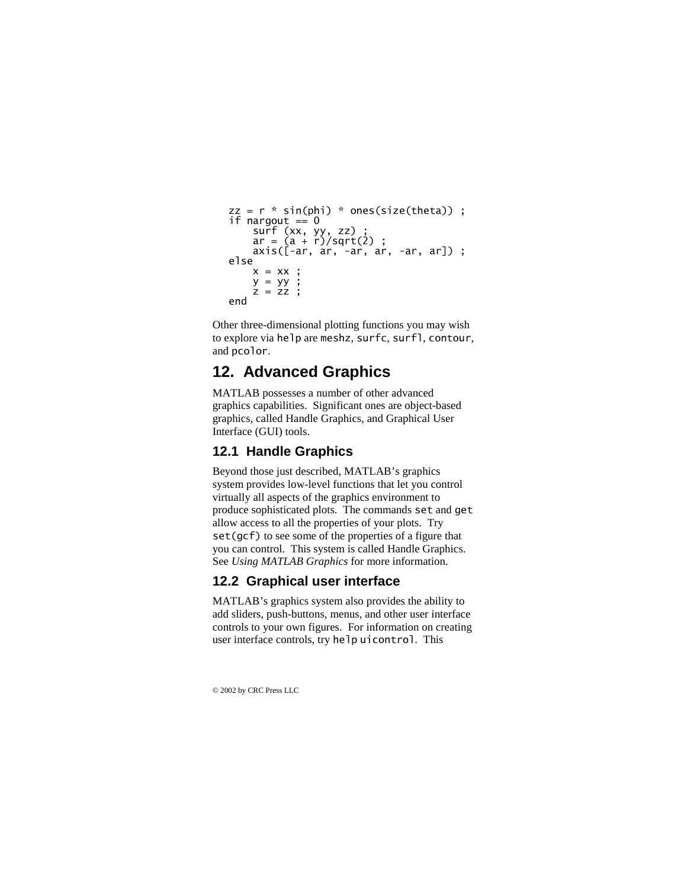```
zz = r * sin(phi) * ones(size(theta)) ;
if nargout == 0
    surf (xx, yy, zz) ;
    ar = (a + r)/sqrt(2) ;
    axis([-ar, ar, -ar, ar, -ar, ar]) ;
else
    x = xx ;
    y = yy ;
    z = zz ;
end
```

Other three-dimensional plotting functions you may wish to explore via `help` are `meshz`, `surfc`, `surfl`, `contour`, and `pcolor`.

# 12. Advanced Graphics

MATLAB possesses a number of other advanced graphics capabilities. Significant ones are object-based graphics, called Handle Graphics, and Graphical User Interface (GUI) tools.

## 12.1 Handle Graphics

Beyond those just described, MATLAB's graphics system provides low-level functions that let you control virtually all aspects of the graphics environment to produce sophisticated plots. The commands `set` and `get` allow access to all the properties of your plots. Try `set(gcf)` to see some of the properties of a figure that you can control. This system is called Handle Graphics. See *Using MATLAB Graphics* for more information.

## 12.2 Graphical user interface

MATLAB's graphics system also provides the ability to add sliders, push-buttons, menus, and other user interface controls to your own figures. For information on creating user interface controls, try `help uicontrol`. This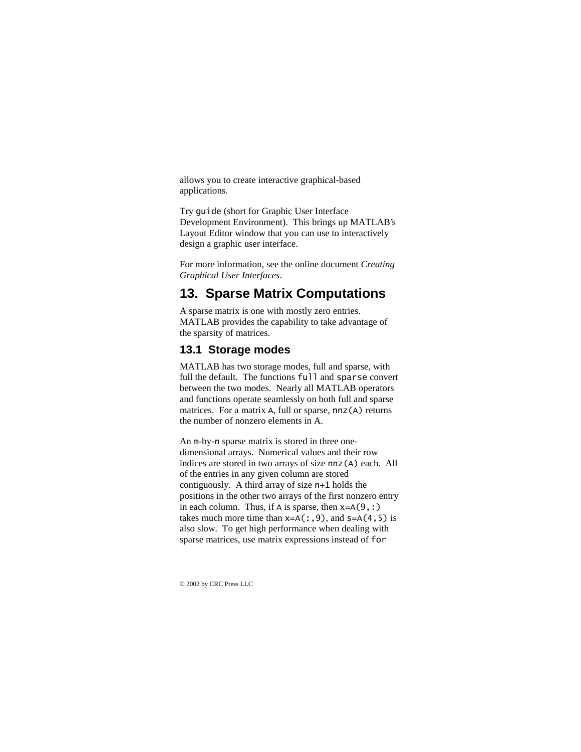allows you to create interactive graphical-based applications.

Try `guide` (short for Graphic User Interface Development Environment). This brings up MATLAB's Layout Editor window that you can use to interactively design a graphic user interface.

For more information, see the online document *Creating Graphical User Interfaces*.

# 13. Sparse Matrix Computations

A sparse matrix is one with mostly zero entries. MATLAB provides the capability to take advantage of the sparsity of matrices.

## 13.1 Storage modes

MATLAB has two storage modes, full and sparse, with full the default. The functions `full` and `sparse` convert between the two modes. Nearly all MATLAB operators and functions operate seamlessly on both full and sparse matrices. For a matrix `A`, full or sparse, `nnz(A)` returns the number of nonzero elements in A.

An `m`-by-`n` sparse matrix is stored in three one-dimensional arrays. Numerical values and their row indices are stored in two arrays of size `nnz(A)` each. All of the entries in any given column are stored contiguously. A third array of size `n+1` holds the positions in the other two arrays of the first nonzero entry in each column. Thus, if `A` is sparse, then `x=A(9,:)` takes much more time than `x=A(:,9)`, and `s=A(4,5)` is also slow. To get high performance when dealing with sparse matrices, use matrix expressions instead of `for`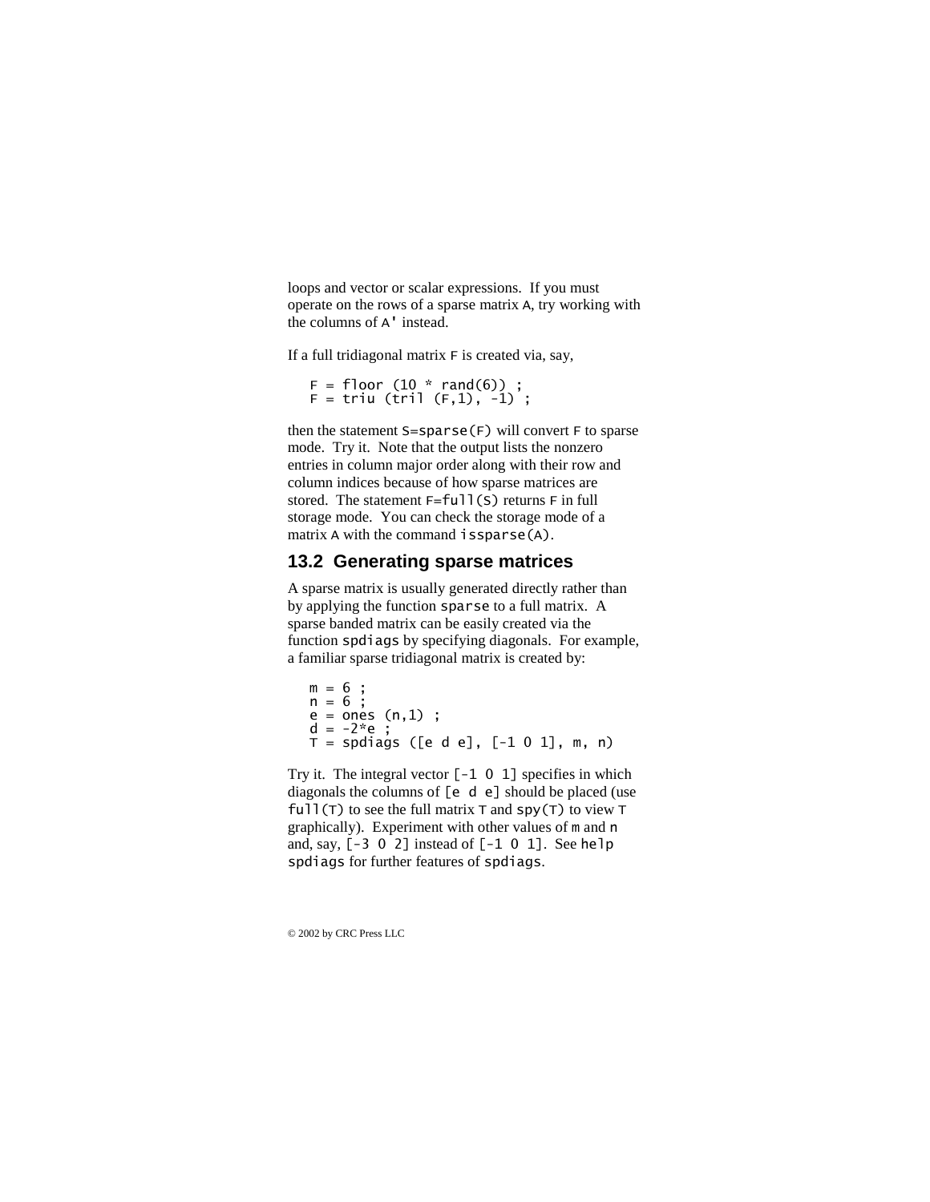loops and vector or scalar expressions. If you must operate on the rows of a sparse matrix A, try working with the columns of A' instead.

If a full tridiagonal matrix F is created via, say,

```
F = floor (10 * rand(6)) ;
F = triu (tril (F,1), -1) ;
```

then the statement S=sparse(F) will convert F to sparse mode. Try it. Note that the output lists the nonzero entries in column major order along with their row and column indices because of how sparse matrices are stored. The statement F=full(S) returns F in full storage mode. You can check the storage mode of a matrix A with the command issparse(A).

## 13.2 Generating sparse matrices

A sparse matrix is usually generated directly rather than by applying the function sparse to a full matrix. A sparse banded matrix can be easily created via the function spdiags by specifying diagonals. For example, a familiar sparse tridiagonal matrix is created by:

```
m = 6 ;
n = 6 ;
e = ones (n,1) ;
d = -2*e ;
T = spdiags ([e d e], [-1 0 1], m, n)
```

Try it. The integral vector [-1 0 1] specifies in which diagonals the columns of [e d e] should be placed (use full(T) to see the full matrix T and spy(T) to view T graphically). Experiment with other values of m and n and, say, [-3 0 2] instead of [-1 0 1]. See help spdiags for further features of spdiags.

© 2002 by CRC Press LLC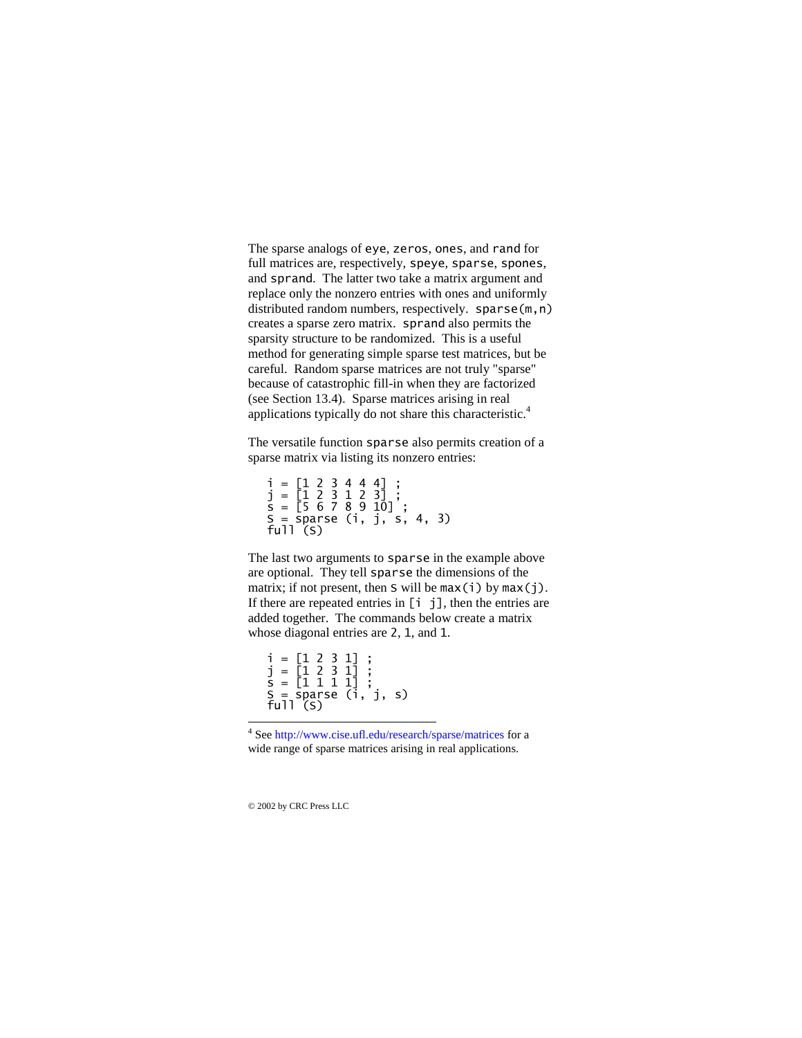The sparse analogs of `eye`, `zeros`, `ones`, and `rand` for full matrices are, respectively, `speye`, `sparse`, `spones`, and `sprand`. The latter two take a matrix argument and replace only the nonzero entries with ones and uniformly distributed random numbers, respectively. `sparse(m,n)` creates a sparse zero matrix. `sprand` also permits the sparsity structure to be randomized. This is a useful method for generating simple sparse test matrices, but be careful. Random sparse matrices are not truly "sparse" because of catastrophic fill-in when they are factorized (see Section 13.4). Sparse matrices arising in real applications typically do not share this characteristic.[4]

The versatile function `sparse` also permits creation of a sparse matrix via listing its nonzero entries:

```
i = [1 2 3 4 4 4] ;
j = [1 2 3 1 2 3] ;
s = [5 6 7 8 9 10] ;
S = sparse (i, j, s, 4, 3)
full (S)
```

The last two arguments to `sparse` in the example above are optional. They tell `sparse` the dimensions of the matrix; if not present, then `S` will be `max(i)` by `max(j)`. If there are repeated entries in `[i j]`, then the entries are added together. The commands below create a matrix whose diagonal entries are `2`, `1`, and `1`.

```
i = [1 2 3 1] ;
j = [1 2 3 1] ;
s = [1 1 1 1] ;
S = sparse (i, j, s)
full (S)
```

---

[4] See http://www.cise.ufl.edu/research/sparse/matrices for a wide range of sparse matrices arising in real applications.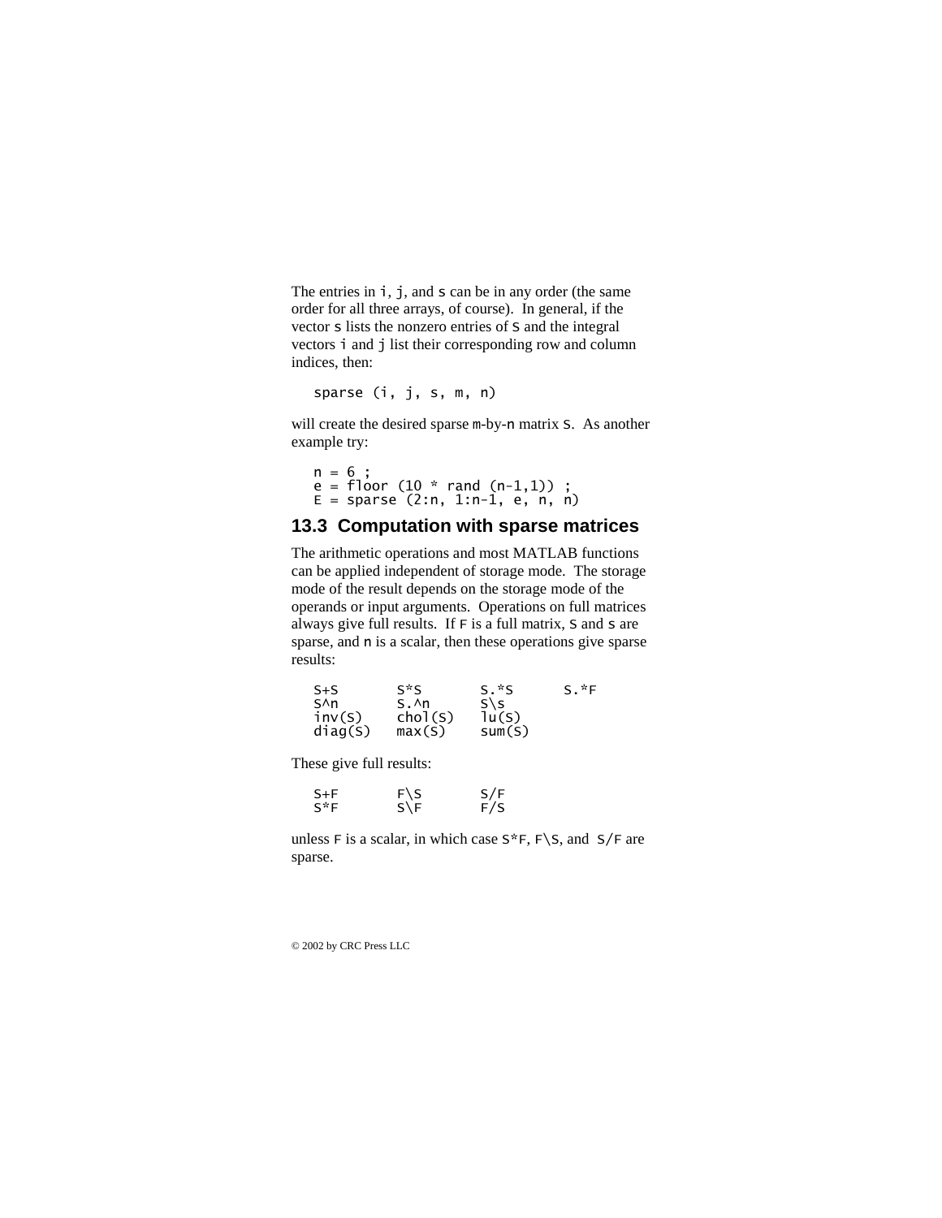The entries in `i`, `j`, and `s` can be in any order (the same order for all three arrays, of course). In general, if the vector `s` lists the nonzero entries of `S` and the integral vectors `i` and `j` list their corresponding row and column indices, then:

```
sparse (i, j, s, m, n)
```

will create the desired sparse `m`-by-`n` matrix `S`. As another example try:

```
n = 6 ;
e = floor (10 * rand (n-1,1)) ;
E = sparse (2:n, 1:n-1, e, n, n)
```

## 13.3 Computation with sparse matrices

The arithmetic operations and most MATLAB functions can be applied independent of storage mode. The storage mode of the result depends on the storage mode of the operands or input arguments. Operations on full matrices always give full results. If `F` is a full matrix, `S` and `s` are sparse, and `n` is a scalar, then these operations give sparse results:

```
S+S       S*S       S.*S      S.*F
S^n       S.^n      S\s
inv(S)    chol(S)   lu(S)
diag(S)   max(S)    sum(S)
```

These give full results:

```
S+F       F\S       S/F
S*F       S\F       F/S
```

unless `F` is a scalar, in which case `S*F`, `F\S`, and `S/F` are sparse.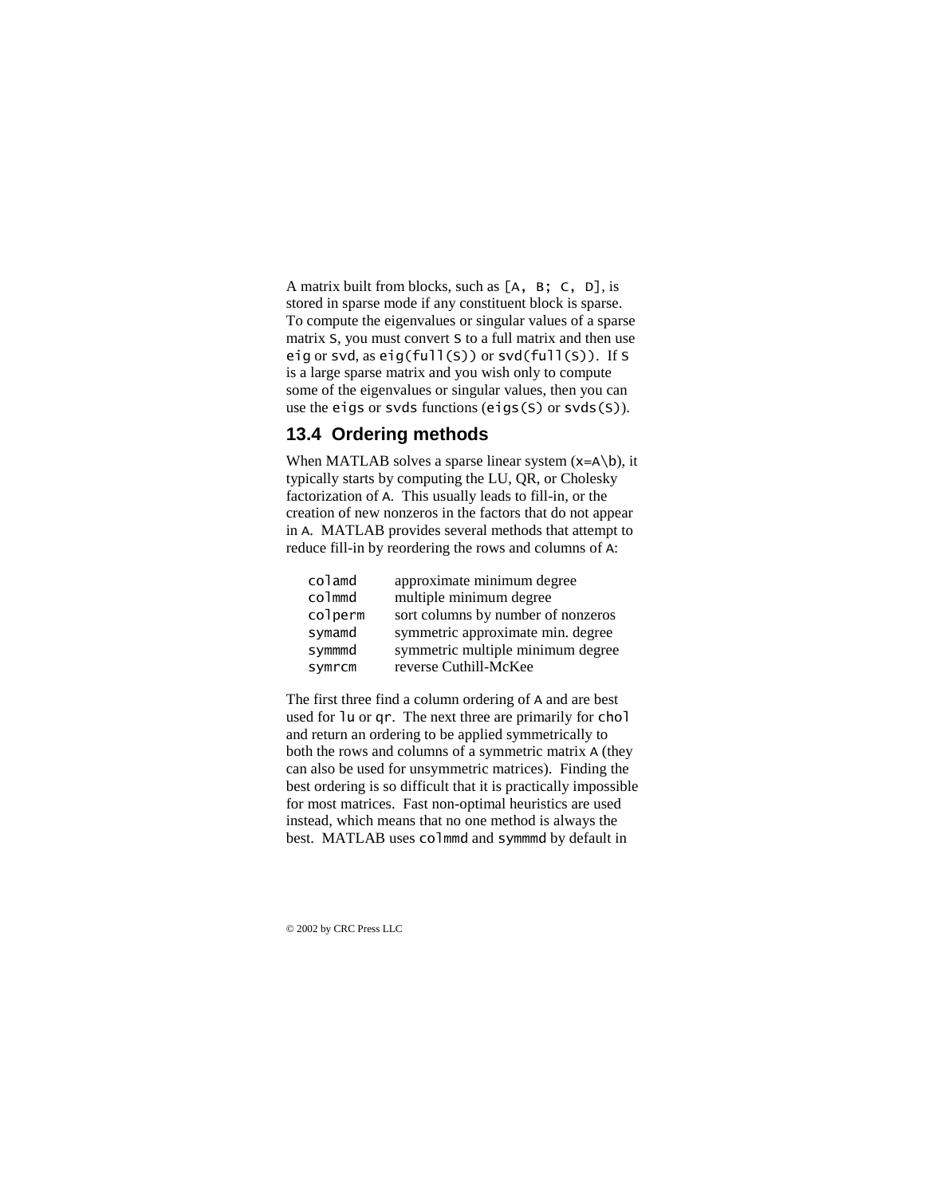A matrix built from blocks, such as `[A, B; C, D]`, is stored in sparse mode if any constituent block is sparse. To compute the eigenvalues or singular values of a sparse matrix `S`, you must convert `S` to a full matrix and then use `eig` or `svd`, as `eig(full(S))` or `svd(full(S))`. If `S` is a large sparse matrix and you wish only to compute some of the eigenvalues or singular values, then you can use the `eigs` or `svds` functions (`eigs(S)` or `svds(S)`).

## 13.4 Ordering methods

When MATLAB solves a sparse linear system (`x=A\b`), it typically starts by computing the LU, QR, or Cholesky factorization of `A`. This usually leads to fill-in, or the creation of new nonzeros in the factors that do not appear in `A`. MATLAB provides several methods that attempt to reduce fill-in by reordering the rows and columns of `A`:

| | |
|---|---|
| `colamd` | approximate minimum degree |
| `colmmd` | multiple minimum degree |
| `colperm` | sort columns by number of nonzeros |
| `symamd` | symmetric approximate min. degree |
| `symmmd` | symmetric multiple minimum degree |
| `symrcm` | reverse Cuthill-McKee |

The first three find a column ordering of `A` and are best used for `lu` or `qr`. The next three are primarily for `chol` and return an ordering to be applied symmetrically to both the rows and columns of a symmetric matrix `A` (they can also be used for unsymmetric matrices). Finding the best ordering is so difficult that it is practically impossible for most matrices. Fast non-optimal heuristics are used instead, which means that no one method is always the best. MATLAB uses `colmmd` and `symmmd` by default in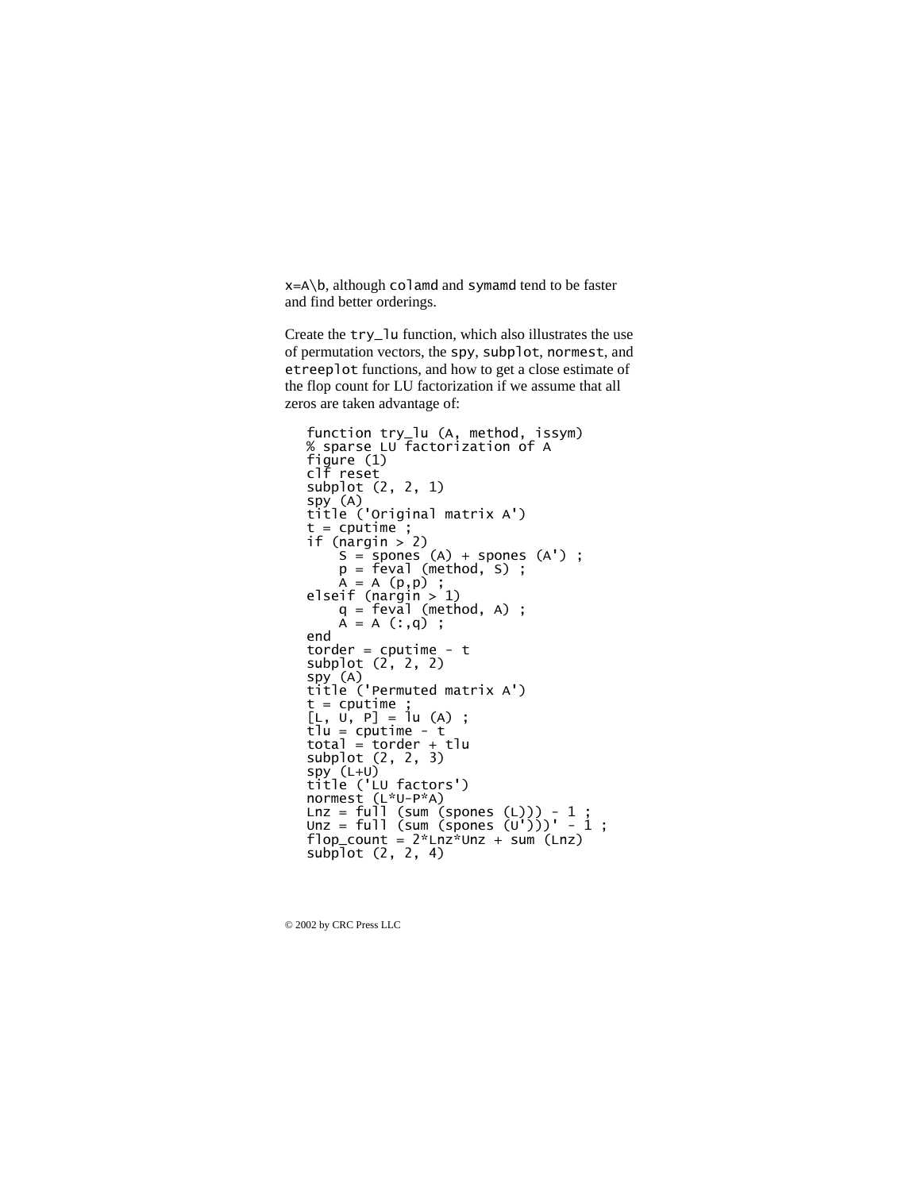`x=A\b`, although `colamd` and `symamd` tend to be faster and find better orderings.

Create the `try_lu` function, which also illustrates the use of permutation vectors, the `spy`, `subplot`, `normest`, and `etreeplot` functions, and how to get a close estimate of the flop count for LU factorization if we assume that all zeros are taken advantage of:

```
function try_lu (A, method, issym)
% sparse LU factorization of A
figure (1)
clf reset
subplot (2, 2, 1)
spy (A)
title ('Original matrix A')
t = cputime ;
if (nargin > 2)
    S = spones (A) + spones (A') ;
    p = feval (method, S) ;
    A = A (p,p) ;
elseif (nargin > 1)
    q = feval (method, A) ;
    A = A (:,q) ;
end
torder = cputime - t
subplot (2, 2, 2)
spy (A)
title ('Permuted matrix A')
t = cputime ;
[L, U, P] = lu (A) ;
tlu = cputime - t
total = torder + tlu
subplot (2, 2, 3)
spy (L+U)
title ('LU factors')
normest (L*U-P*A)
Lnz = full (sum (spones (L))) - 1 ;
Unz = full (sum (spones (U')))' - 1 ;
flop_count = 2*Lnz*Unz + sum (Lnz)
subplot (2, 2, 4)
```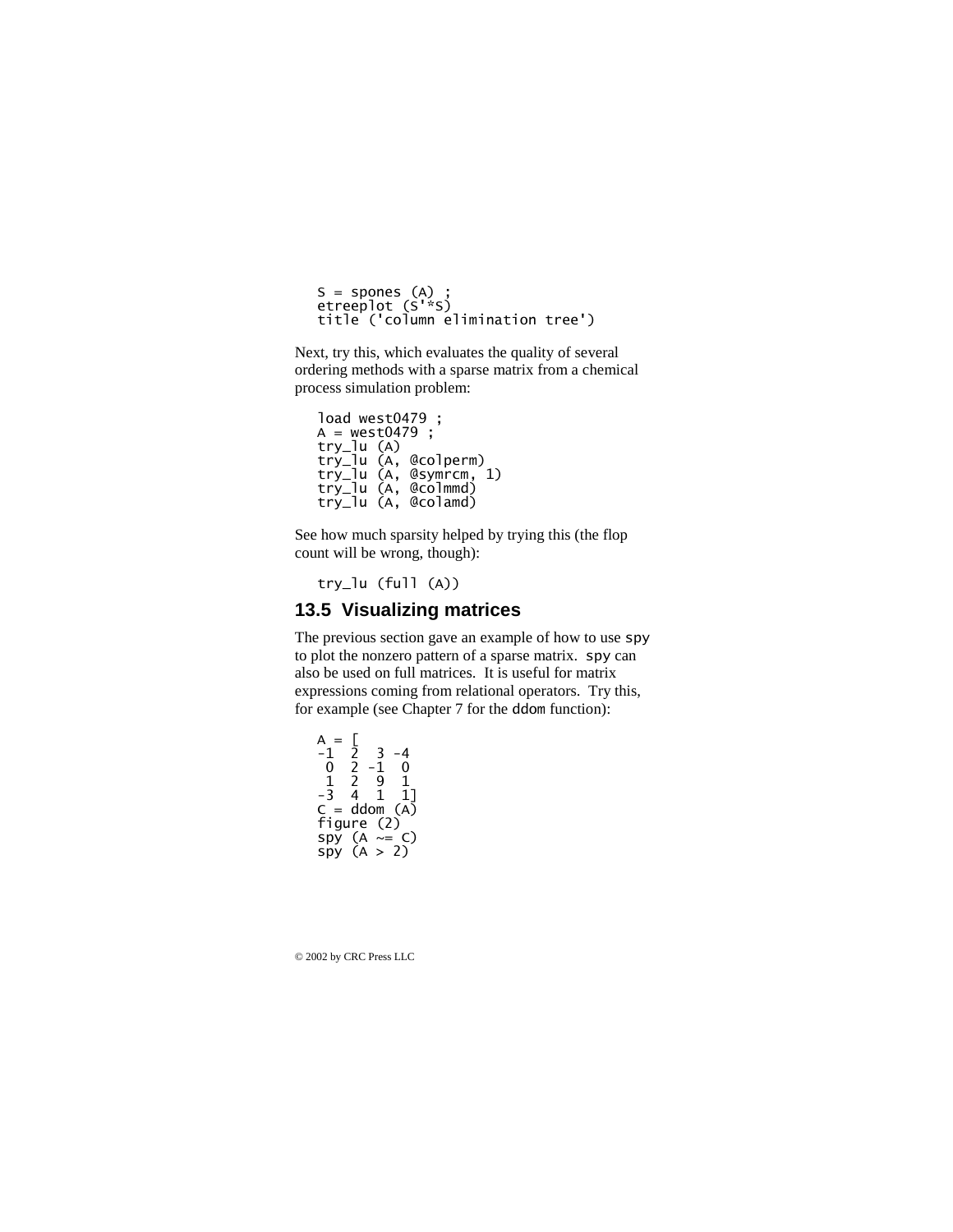```
S = spones (A) ;
etreeplot (S'*S)
title ('column elimination tree')
```

Next, try this, which evaluates the quality of several ordering methods with a sparse matrix from a chemical process simulation problem:

```
load west0479 ;
A = west0479 ;
try_lu (A)
try_lu (A, @colperm)
try_lu (A, @symrcm, 1)
try_lu (A, @colmmd)
try_lu (A, @colamd)
```

See how much sparsity helped by trying this (the flop count will be wrong, though):

```
try_lu (full (A))
```

## 13.5 Visualizing matrices

The previous section gave an example of how to use `spy` to plot the nonzero pattern of a sparse matrix. `spy` can also be used on full matrices. It is useful for matrix expressions coming from relational operators. Try this, for example (see Chapter 7 for the `ddom` function):

```
A = [
-1  2  3 -4
 0  2 -1  0
 1  2  9  1
-3  4  1  1]
C = ddom (A)
figure (2)
spy (A ~= C)
spy (A > 2)
```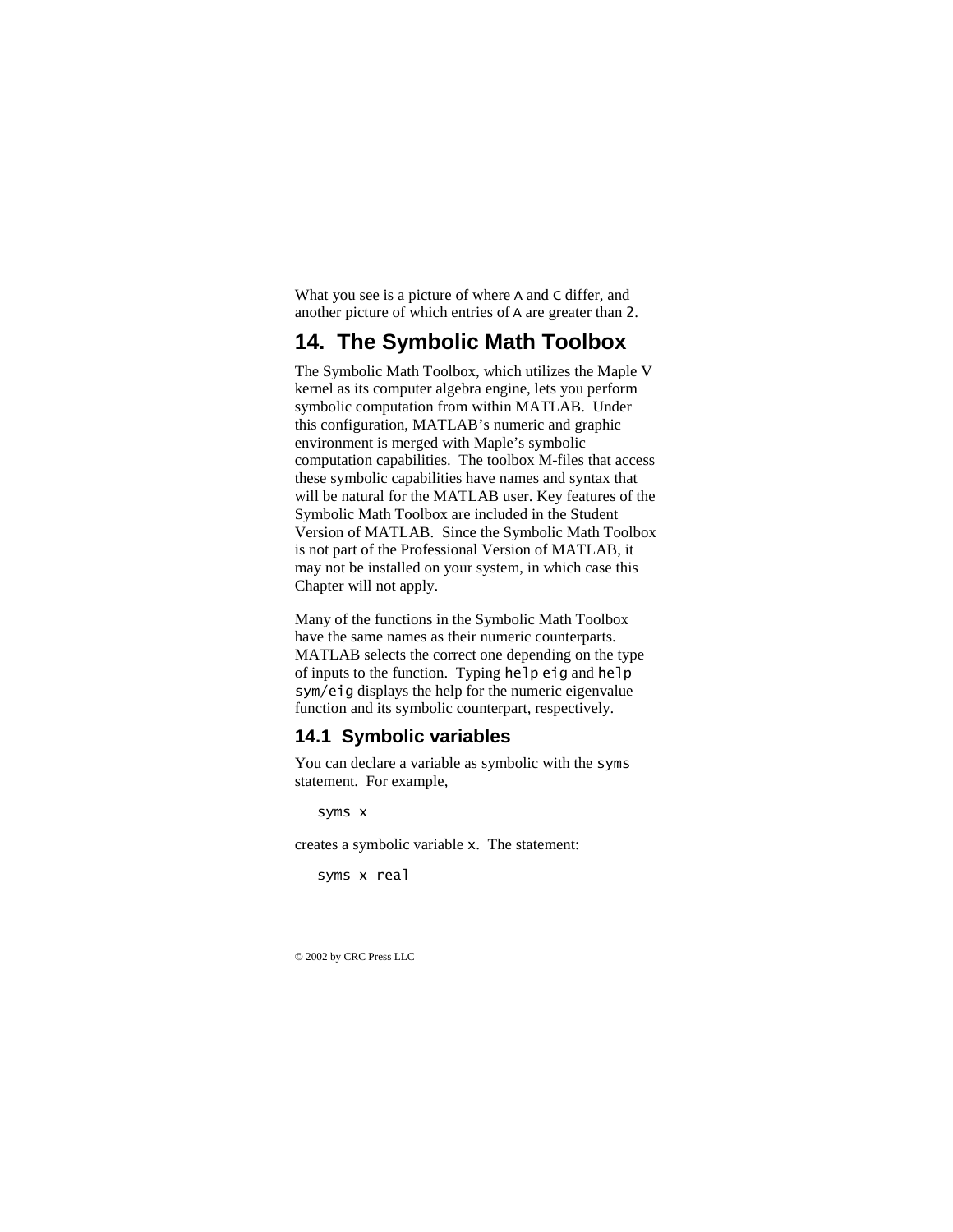What you see is a picture of where `A` and `C` differ, and another picture of which entries of `A` are greater than `2`.

# 14. The Symbolic Math Toolbox

The Symbolic Math Toolbox, which utilizes the Maple V kernel as its computer algebra engine, lets you perform symbolic computation from within MATLAB. Under this configuration, MATLAB's numeric and graphic environment is merged with Maple's symbolic computation capabilities. The toolbox M-files that access these symbolic capabilities have names and syntax that will be natural for the MATLAB user. Key features of the Symbolic Math Toolbox are included in the Student Version of MATLAB. Since the Symbolic Math Toolbox is not part of the Professional Version of MATLAB, it may not be installed on your system, in which case this Chapter will not apply.

Many of the functions in the Symbolic Math Toolbox have the same names as their numeric counterparts. MATLAB selects the correct one depending on the type of inputs to the function. Typing `help eig` and `help sym/eig` displays the help for the numeric eigenvalue function and its symbolic counterpart, respectively.

## 14.1 Symbolic variables

You can declare a variable as symbolic with the `syms` statement. For example,

```
syms x
```

creates a symbolic variable `x`. The statement:

```
syms x real
```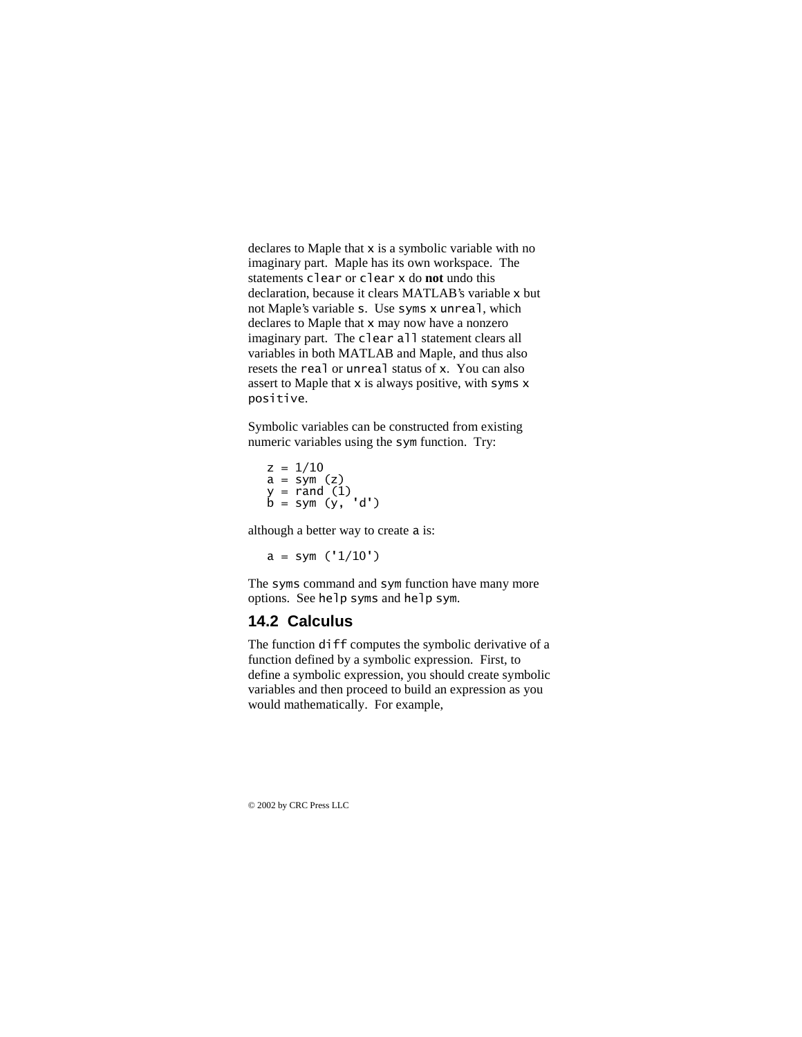declares to Maple that x is a symbolic variable with no imaginary part. Maple has its own workspace. The statements clear or clear x do **not** undo this declaration, because it clears MATLAB's variable x but not Maple's variable s. Use syms x unreal, which declares to Maple that x may now have a nonzero imaginary part. The clear all statement clears all variables in both MATLAB and Maple, and thus also resets the real or unreal status of x. You can also assert to Maple that x is always positive, with syms x positive.

Symbolic variables can be constructed from existing numeric variables using the sym function. Try:

```
z = 1/10
a = sym (z)
y = rand (1)
b = sym (y, 'd')
```

although a better way to create a is:

```
a = sym ('1/10')
```

The syms command and sym function have many more options. See help syms and help sym.

## 14.2 Calculus

The function diff computes the symbolic derivative of a function defined by a symbolic expression. First, to define a symbolic expression, you should create symbolic variables and then proceed to build an expression as you would mathematically. For example,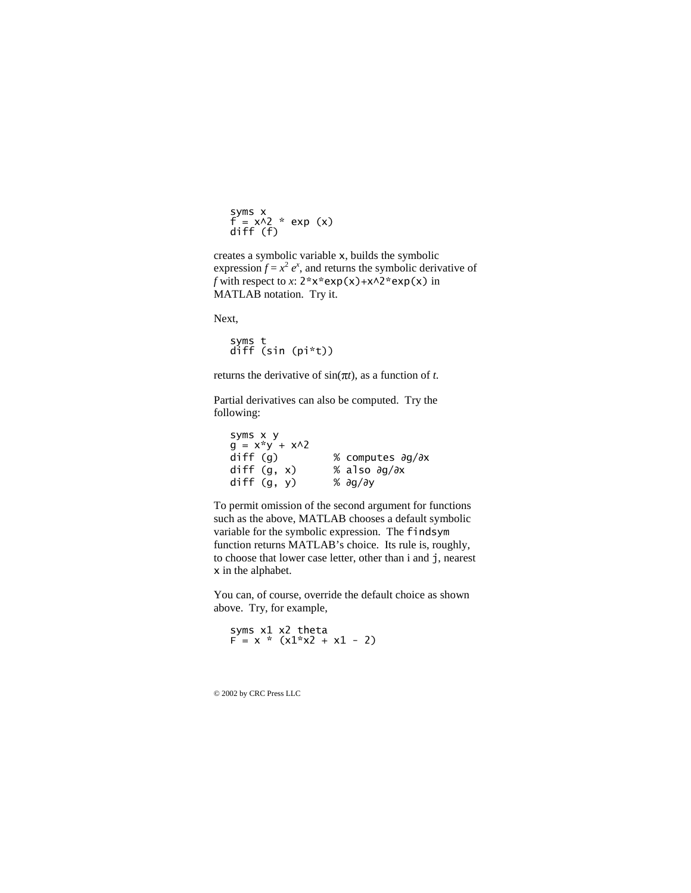```
syms x
f = x^2 * exp (x)
diff (f)
```

creates a symbolic variable `x`, builds the symbolic expression $f = x^2 e^x$, and returns the symbolic derivative of $f$ with respect to $x$: `2*x*exp(x)+x^2*exp(x)` in MATLAB notation. Try it.

Next,

```
syms t
diff (sin (pi*t))
```

returns the derivative of $\sin(\pi t)$, as a function of $t$.

Partial derivatives can also be computed. Try the following:

```
syms x y
g = x*y + x^2
diff (g)          % computes ∂g/∂x
diff (g, x)       % also ∂g/∂x
diff (g, y)       % ∂g/∂y
```

To permit omission of the second argument for functions such as the above, MATLAB chooses a default symbolic variable for the symbolic expression. The `findsym` function returns MATLAB's choice. Its rule is, roughly, to choose that lower case letter, other than i and `j`, nearest `x` in the alphabet.

You can, of course, override the default choice as shown above. Try, for example,

```
syms x1 x2 theta
F = x * (x1*x2 + x1 - 2)
```

© 2002 by CRC Press LLC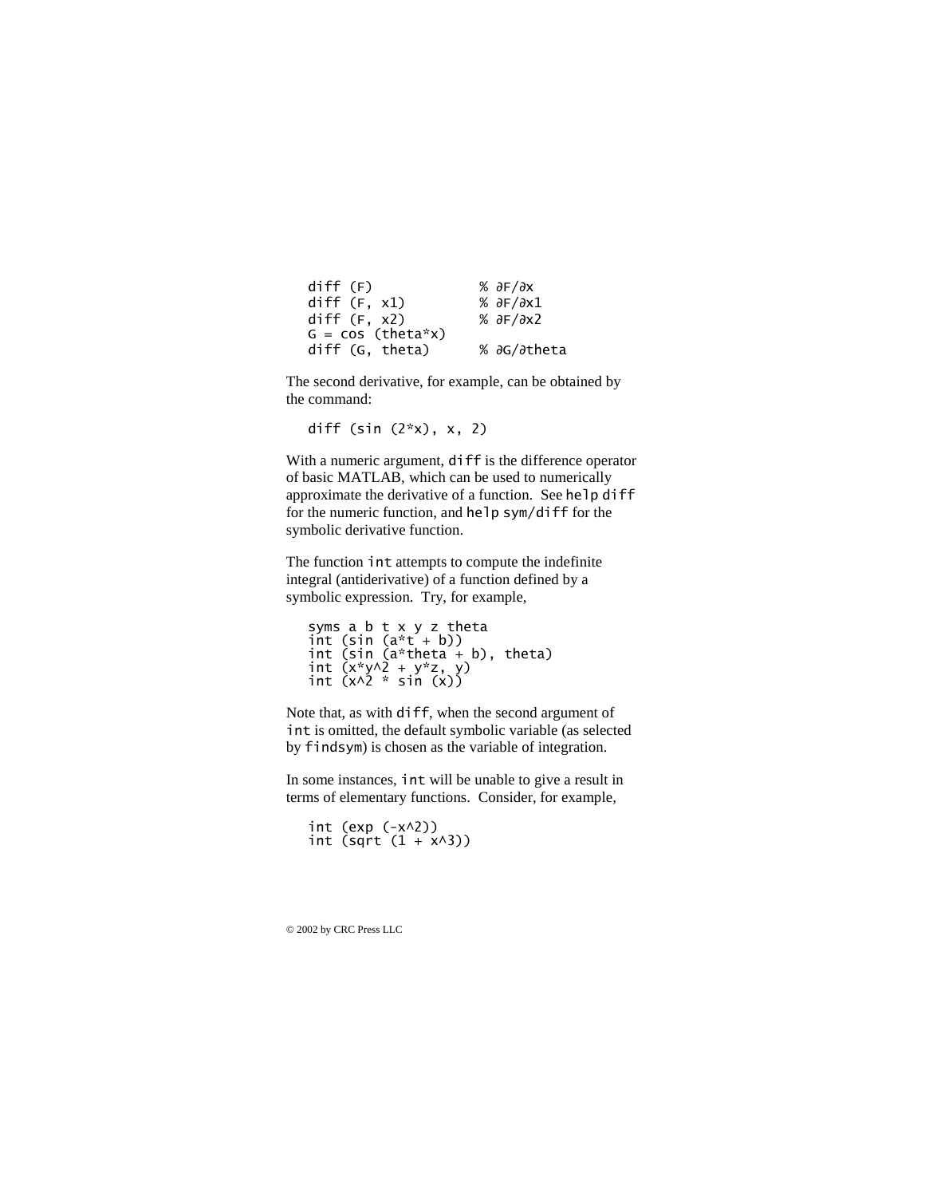```
diff (F)              % ∂F/∂x
diff (F, x1)          % ∂F/∂x1
diff (F, x2)          % ∂F/∂x2
G = cos (theta*x)
diff (G, theta)       % ∂G/∂theta
```

The second derivative, for example, can be obtained by the command:

```
diff (sin (2*x), x, 2)
```

With a numeric argument, `diff` is the difference operator of basic MATLAB, which can be used to numerically approximate the derivative of a function. See `help diff` for the numeric function, and `help sym/diff` for the symbolic derivative function.

The function `int` attempts to compute the indefinite integral (antiderivative) of a function defined by a symbolic expression. Try, for example,

```
syms a b t x y z theta
int (sin (a*t + b))
int (sin (a*theta + b), theta)
int (x*y^2 + y*z, y)
int (x^2 * sin (x))
```

Note that, as with `diff`, when the second argument of `int` is omitted, the default symbolic variable (as selected by `findsym`) is chosen as the variable of integration.

In some instances, `int` will be unable to give a result in terms of elementary functions. Consider, for example,

```
int (exp (-x^2))
int (sqrt (1 + x^3))
```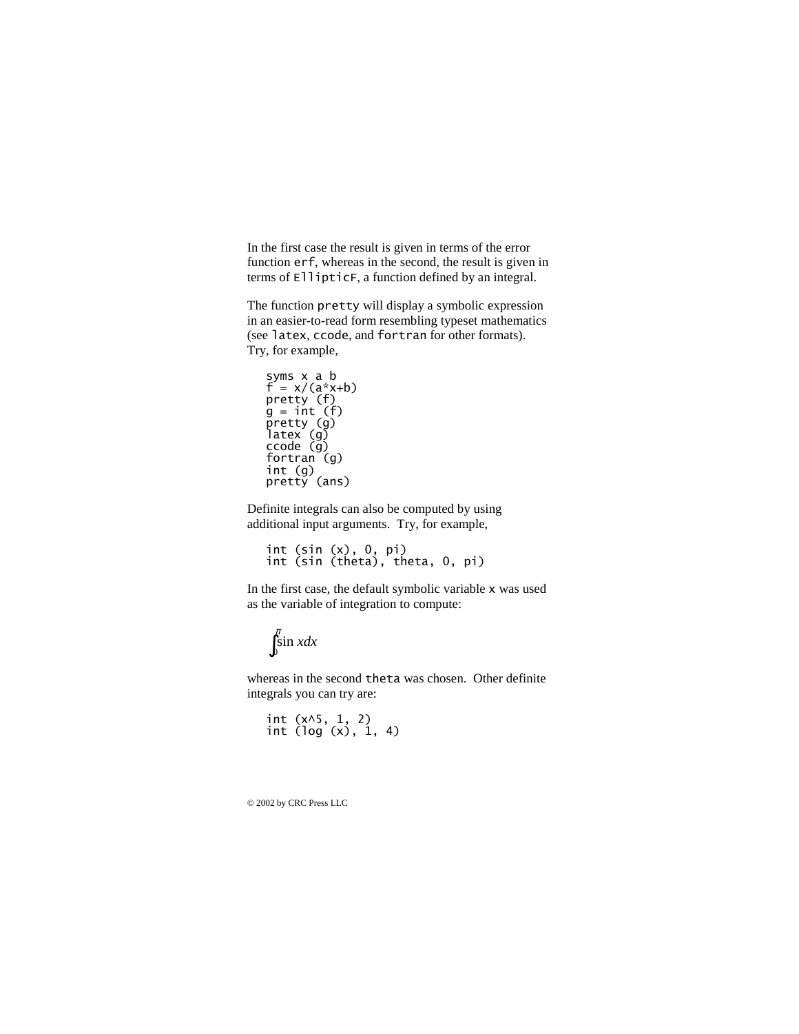In the first case the result is given in terms of the error function `erf`, whereas in the second, the result is given in terms of `EllipticF`, a function defined by an integral.

The function `pretty` will display a symbolic expression in an easier-to-read form resembling typeset mathematics (see `latex`, `ccode`, and `fortran` for other formats). Try, for example,

```
syms x a b
f = x/(a*x+b)
pretty (f)
g = int (f)
pretty (g)
latex (g)
ccode (g)
fortran (g)
int (g)
pretty (ans)
```

Definite integrals can also be computed by using additional input arguments. Try, for example,

```
int (sin (x), 0, pi)
int (sin (theta), theta, 0, pi)
```

In the first case, the default symbolic variable `x` was used as the variable of integration to compute:

$$\int_0^{\pi} \sin x dx$$

whereas in the second `theta` was chosen. Other definite integrals you can try are:

```
int (x^5, 1, 2)
int (log (x), 1, 4)
```

© 2002 by CRC Press LLC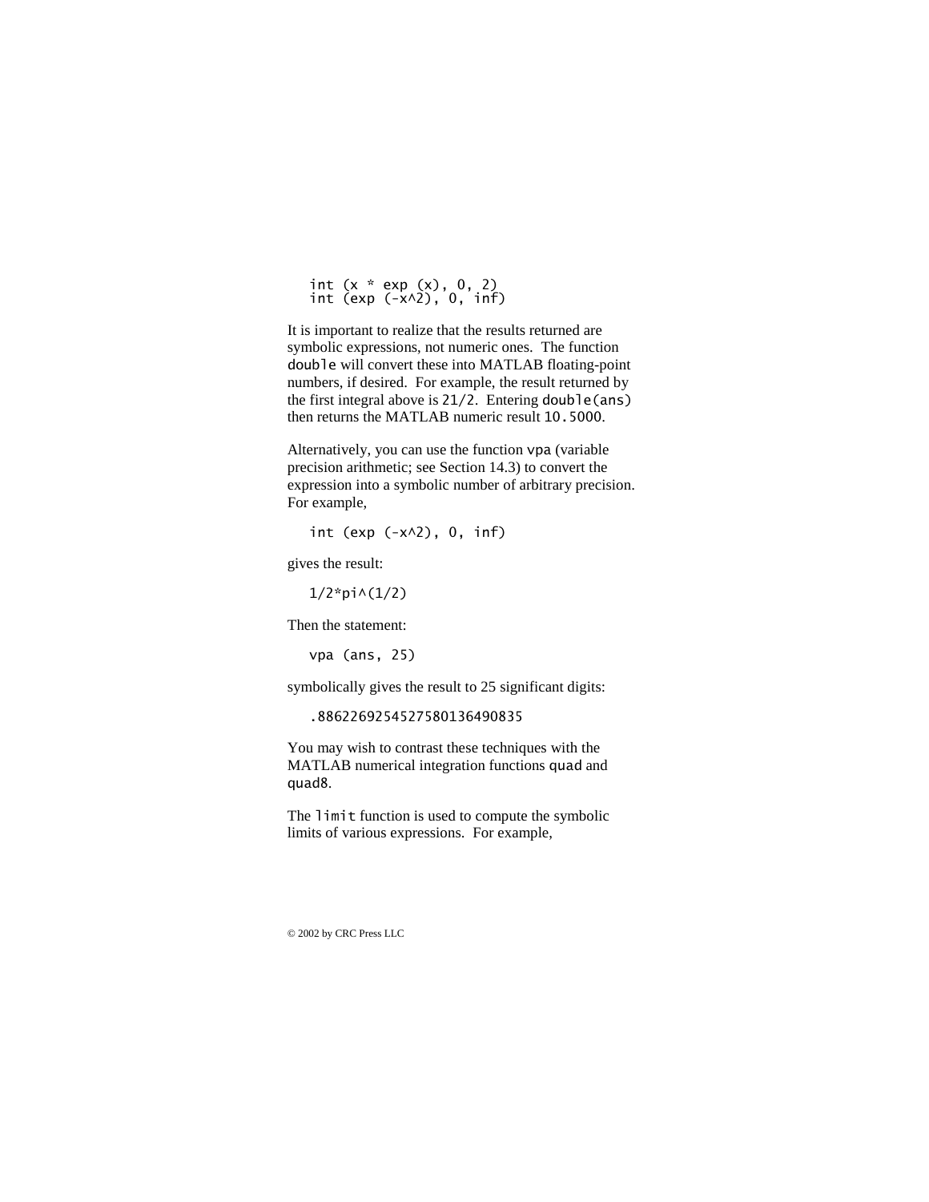```
int (x * exp (x), 0, 2)
int (exp (-x^2), 0, inf)
```

It is important to realize that the results returned are symbolic expressions, not numeric ones. The function `double` will convert these into MATLAB floating-point numbers, if desired. For example, the result returned by the first integral above is `21/2`. Entering `double(ans)` then returns the MATLAB numeric result `10.5000`.

Alternatively, you can use the function `vpa` (variable precision arithmetic; see Section 14.3) to convert the expression into a symbolic number of arbitrary precision. For example,

```
int (exp (-x^2), 0, inf)
```

gives the result:

```
1/2*pi^(1/2)
```

Then the statement:

```
vpa (ans, 25)
```

symbolically gives the result to 25 significant digits:

```
.8862269254527580136490835
```

You may wish to contrast these techniques with the MATLAB numerical integration functions `quad` and `quad8`.

The `limit` function is used to compute the symbolic limits of various expressions. For example,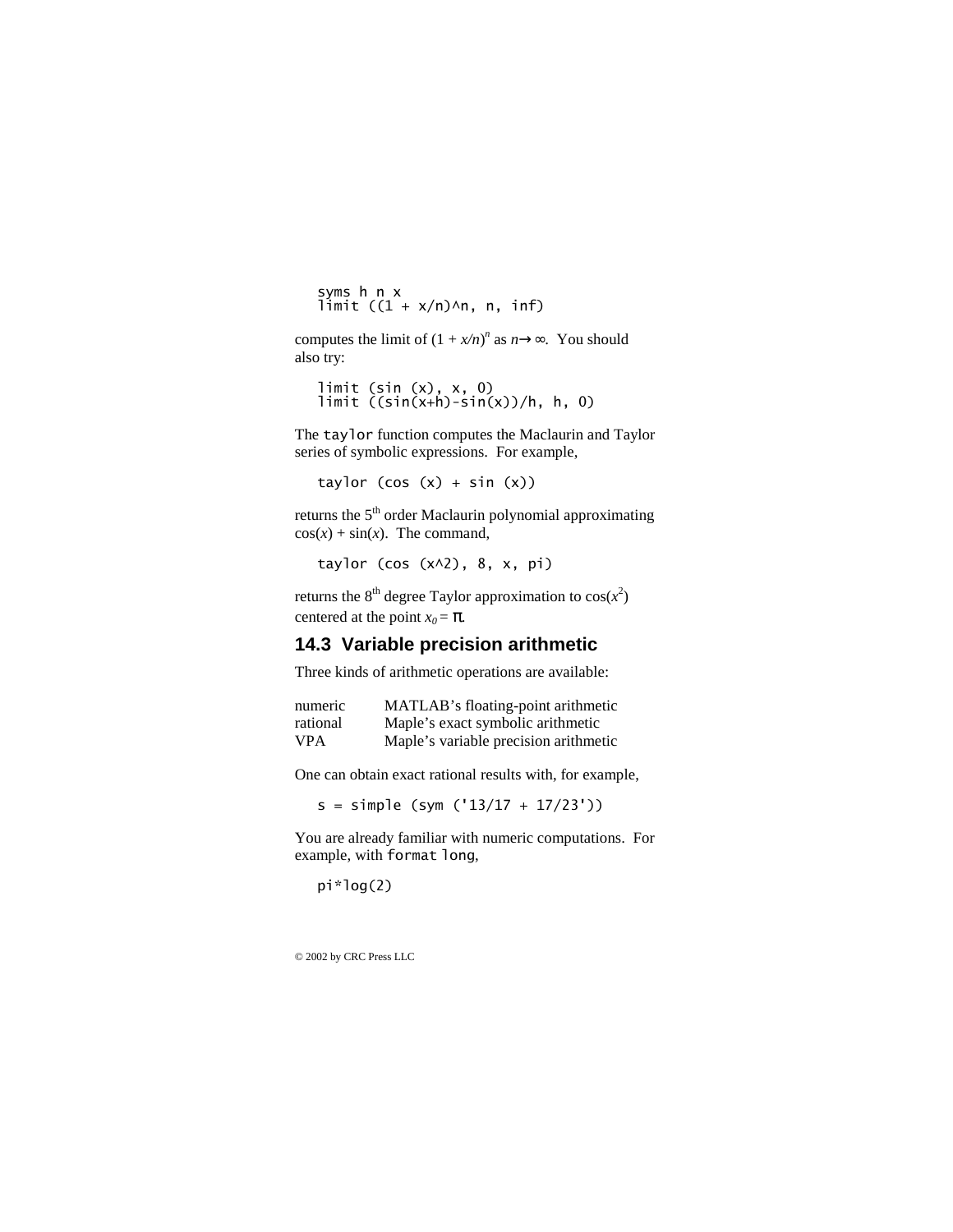```
syms h n x
limit ((1 + x/n)^n, n, inf)
```

computes the limit of $(1 + x/n)^n$ as $n \to \infty$. You should also try:

```
limit (sin (x), x, 0)
limit ((sin(x+h)-sin(x))/h, h, 0)
```

The `taylor` function computes the Maclaurin and Taylor series of symbolic expressions. For example,

```
taylor (cos (x) + sin (x))
```

returns the 5th order Maclaurin polynomial approximating $\cos(x) + \sin(x)$. The command,

```
taylor (cos (x^2), 8, x, pi)
```

returns the 8th degree Taylor approximation to $\cos(x^2)$ centered at the point $x_0 = \pi$.

## 14.3 Variable precision arithmetic

Three kinds of arithmetic operations are available:

| | |
|---|---|
| numeric | MATLAB's floating-point arithmetic |
| rational | Maple's exact symbolic arithmetic |
| VPA | Maple's variable precision arithmetic |

One can obtain exact rational results with, for example,

```
s = simple (sym ('13/17 + 17/23'))
```

You are already familiar with numeric computations. For example, with `format long`,

```
pi*log(2)
```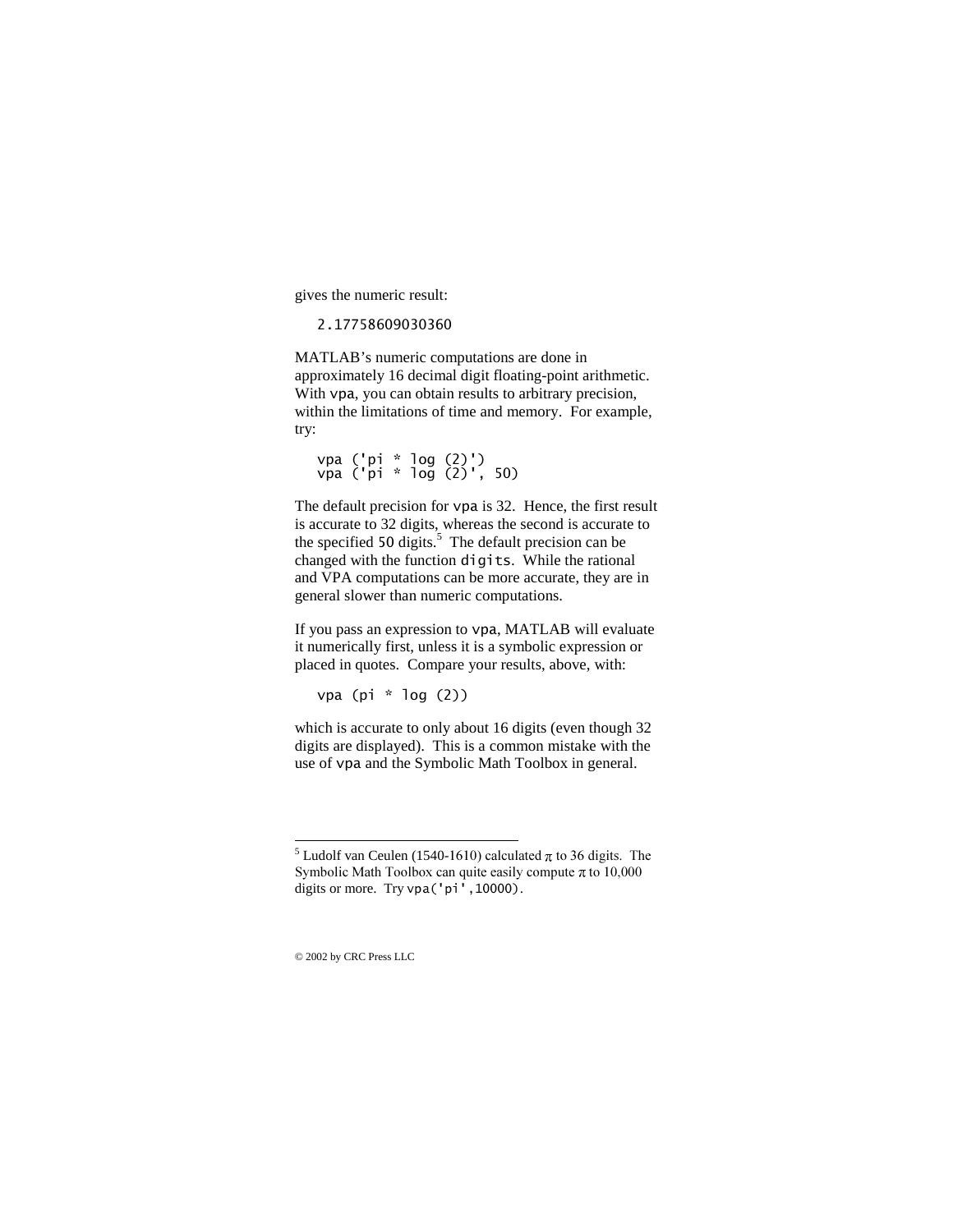gives the numeric result:

```
2.17758609030360
```

MATLAB's numeric computations are done in approximately 16 decimal digit floating-point arithmetic. With `vpa`, you can obtain results to arbitrary precision, within the limitations of time and memory. For example, try:

```
vpa ('pi * log (2)')
vpa ('pi * log (2)', 50)
```

The default precision for `vpa` is 32. Hence, the first result is accurate to 32 digits, whereas the second is accurate to the specified 50 digits.[5] The default precision can be changed with the function `digits`. While the rational and VPA computations can be more accurate, they are in general slower than numeric computations.

If you pass an expression to `vpa`, MATLAB will evaluate it numerically first, unless it is a symbolic expression or placed in quotes. Compare your results, above, with:

```
vpa (pi * log (2))
```

which is accurate to only about 16 digits (even though 32 digits are displayed). This is a common mistake with the use of `vpa` and the Symbolic Math Toolbox in general.

---

[5] Ludolf van Ceulen (1540-1610) calculated $\pi$ to 36 digits. The Symbolic Math Toolbox can quite easily compute $\pi$ to 10,000 digits or more. Try `vpa('pi',10000)`.

© 2002 by CRC Press LLC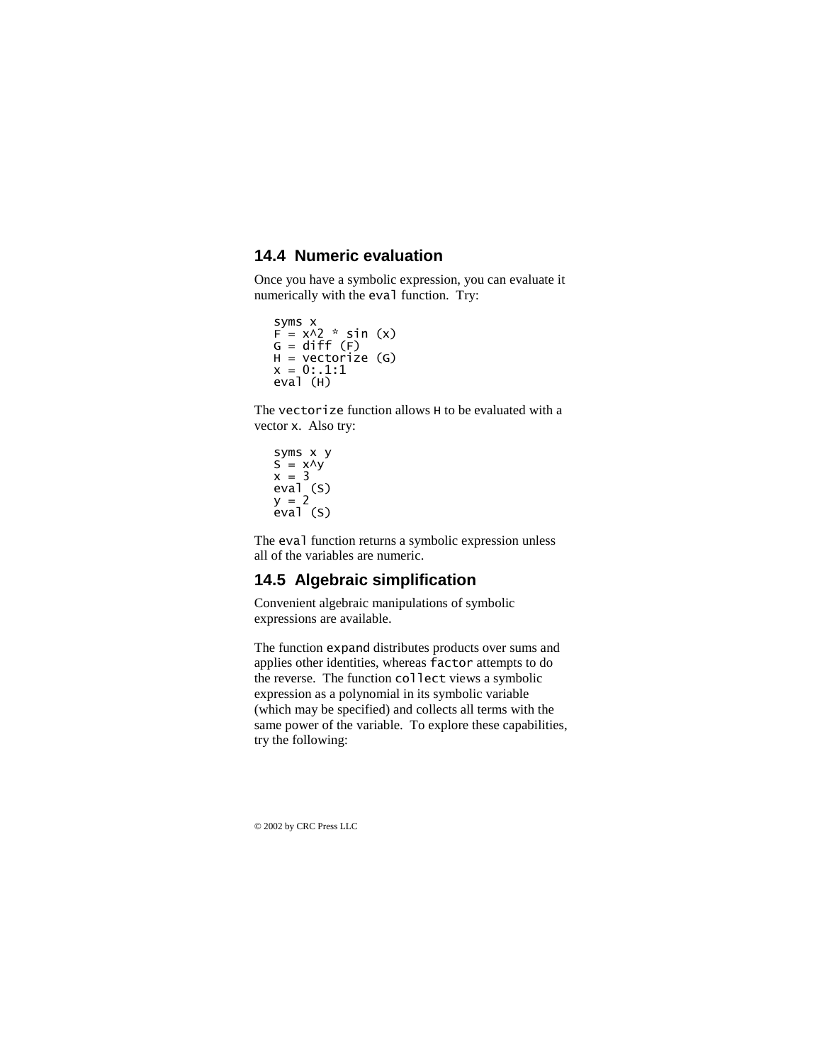## 14.4 Numeric evaluation

Once you have a symbolic expression, you can evaluate it numerically with the `eval` function. Try:

```
syms x
F = x^2 * sin (x)
G = diff (F)
H = vectorize (G)
x = 0:.1:1
eval (H)
```

The `vectorize` function allows `H` to be evaluated with a vector `x`. Also try:

```
syms x y
S = x^y
x = 3
eval (S)
y = 2
eval (S)
```

The `eval` function returns a symbolic expression unless all of the variables are numeric.

## 14.5 Algebraic simplification

Convenient algebraic manipulations of symbolic expressions are available.

The function `expand` distributes products over sums and applies other identities, whereas `factor` attempts to do the reverse. The function `collect` views a symbolic expression as a polynomial in its symbolic variable (which may be specified) and collects all terms with the same power of the variable. To explore these capabilities, try the following: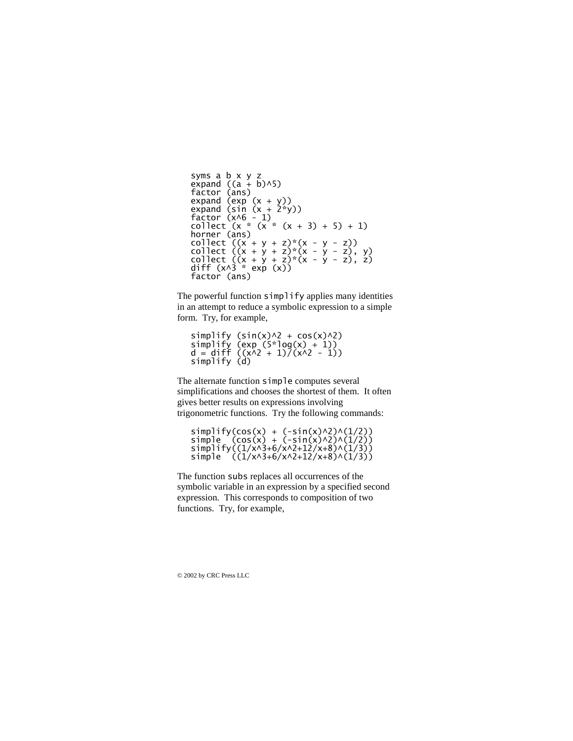```
syms a b x y z
expand ((a + b)^5)
factor (ans)
expand (exp (x + y))
expand (sin (x + 2*y))
factor (x^6 - 1)
collect (x * (x * (x + 3) + 5) + 1)
horner (ans)
collect ((x + y + z)*(x - y - z))
collect ((x + y + z)*(x - y - z), y)
collect ((x + y + z)*(x - y - z), z)
diff (x^3 * exp (x))
factor (ans)
```

The powerful function `simplify` applies many identities in an attempt to reduce a symbolic expression to a simple form. Try, for example,

```
simplify (sin(x)^2 + cos(x)^2)
simplify (exp (5*log(x) + 1))
d = diff ((x^2 + 1)/(x^2 - 1))
simplify (d)
```

The alternate function `simple` computes several simplifications and chooses the shortest of them. It often gives better results on expressions involving trigonometric functions. Try the following commands:

```
simplify(cos(x) + (-sin(x)^2)^(1/2))
simple  (cos(x) + (-sin(x)^2)^(1/2))
simplify((1/x^3+6/x^2+12/x+8)^(1/3))
simple  ((1/x^3+6/x^2+12/x+8)^(1/3))
```

The function `subs` replaces all occurrences of the symbolic variable in an expression by a specified second expression. This corresponds to composition of two functions. Try, for example,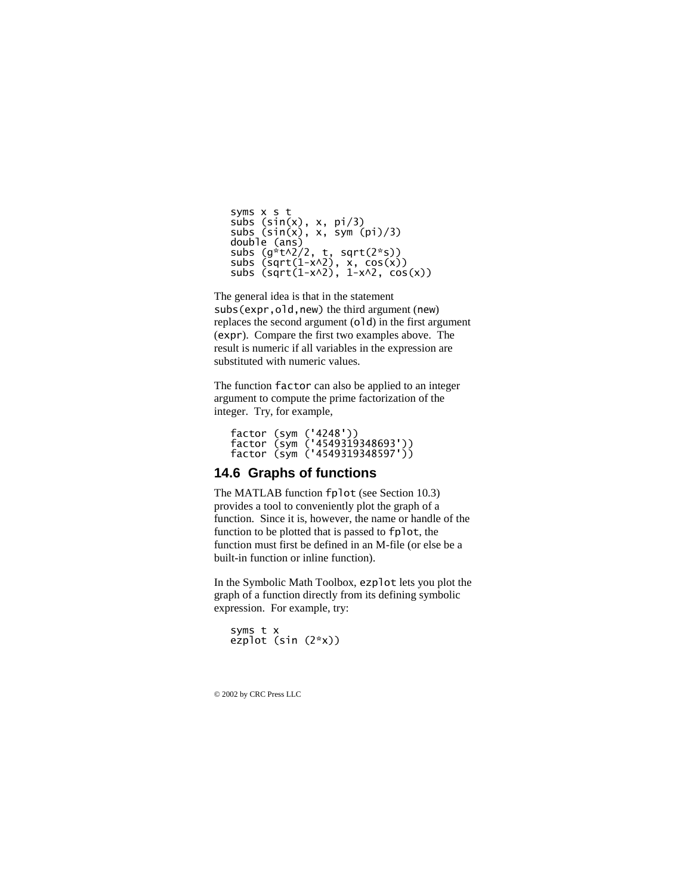```
syms x s t
subs (sin(x), x, pi/3)
subs (sin(x), x, sym (pi)/3)
double (ans)
subs (g*t^2/2, t, sqrt(2*s))
subs (sqrt(1-x^2), x, cos(x))
subs (sqrt(1-x^2), 1-x^2, cos(x))
```

The general idea is that in the statement `subs(expr,old,new)` the third argument (`new`) replaces the second argument (`old`) in the first argument (`expr`). Compare the first two examples above. The result is numeric if all variables in the expression are substituted with numeric values.

The function `factor` can also be applied to an integer argument to compute the prime factorization of the integer. Try, for example,

```
factor (sym ('4248'))
factor (sym ('4549319348693'))
factor (sym ('4549319348597'))
```

## 14.6 Graphs of functions

The MATLAB function `fplot` (see Section 10.3) provides a tool to conveniently plot the graph of a function. Since it is, however, the name or handle of the function to be plotted that is passed to `fplot`, the function must first be defined in an M-file (or else be a built-in function or inline function).

In the Symbolic Math Toolbox, `ezplot` lets you plot the graph of a function directly from its defining symbolic expression. For example, try:

```
syms t x
ezplot (sin (2*x))
```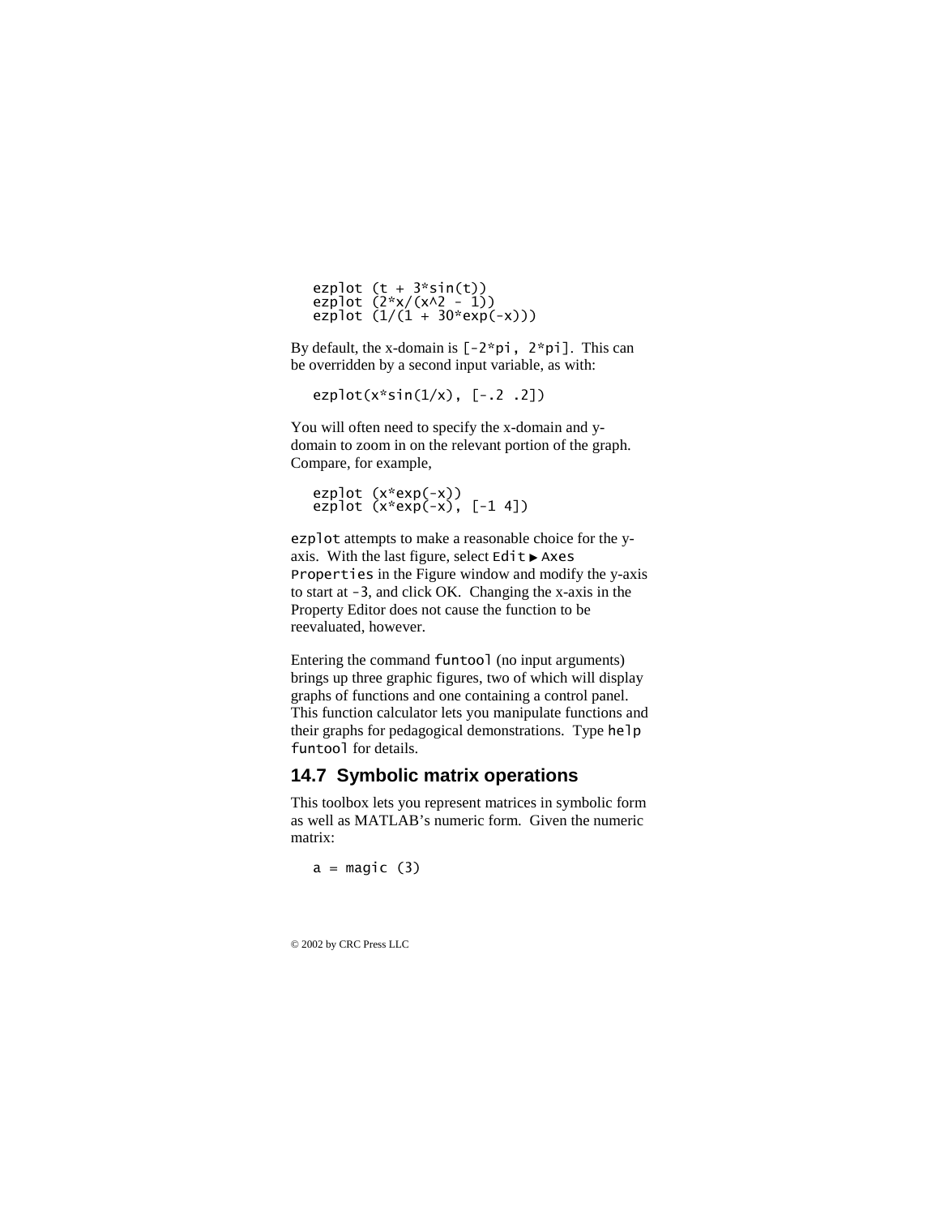```
ezplot (t + 3*sin(t))
ezplot (2*x/(x^2 - 1))
ezplot (1/(1 + 30*exp(-x)))
```

By default, the x-domain is `[-2*pi, 2*pi]`. This can be overridden by a second input variable, as with:

```
ezplot(x*sin(1/x), [-.2 .2])
```

You will often need to specify the x-domain and y-domain to zoom in on the relevant portion of the graph. Compare, for example,

```
ezplot (x*exp(-x))
ezplot (x*exp(-x), [-1 4])
```

`ezplot` attempts to make a reasonable choice for the y-axis. With the last figure, select `Edit` ▶ `Axes Properties` in the Figure window and modify the y-axis to start at `-3`, and click OK. Changing the x-axis in the Property Editor does not cause the function to be reevaluated, however.

Entering the command `funtool` (no input arguments) brings up three graphic figures, two of which will display graphs of functions and one containing a control panel. This function calculator lets you manipulate functions and their graphs for pedagogical demonstrations. Type `help funtool` for details.

## 14.7 Symbolic matrix operations

This toolbox lets you represent matrices in symbolic form as well as MATLAB's numeric form. Given the numeric matrix:

```
a = magic (3)
```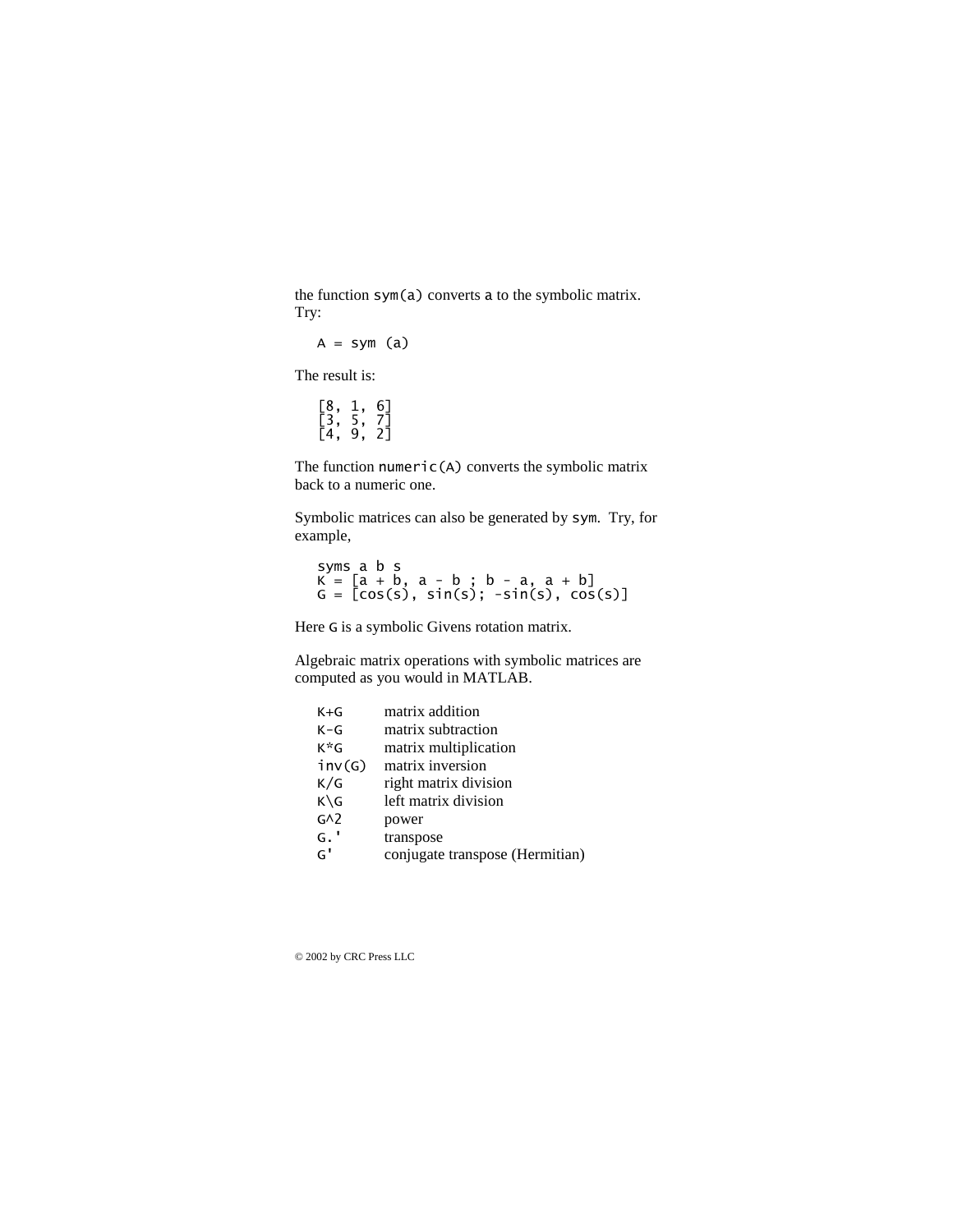the function `sym(a)` converts `a` to the symbolic matrix. Try:

```
A = sym (a)
```

The result is:

```
[8, 1, 6]
[3, 5, 7]
[4, 9, 2]
```

The function `numeric(A)` converts the symbolic matrix back to a numeric one.

Symbolic matrices can also be generated by `sym`. Try, for example,

```
syms a b s
K = [a + b, a - b ; b - a, a + b]
G = [cos(s), sin(s); -sin(s), cos(s)]
```

Here `G` is a symbolic Givens rotation matrix.

Algebraic matrix operations with symbolic matrices are computed as you would in MATLAB.

| | |
|---|---|
| `K+G` | matrix addition |
| `K-G` | matrix subtraction |
| `K*G` | matrix multiplication |
| `inv(G)` | matrix inversion |
| `K/G` | right matrix division |
| `K\G` | left matrix division |
| `G^2` | power |
| `G.'` | transpose |
| `G'` | conjugate transpose (Hermitian) |

© 2002 by CRC Press LLC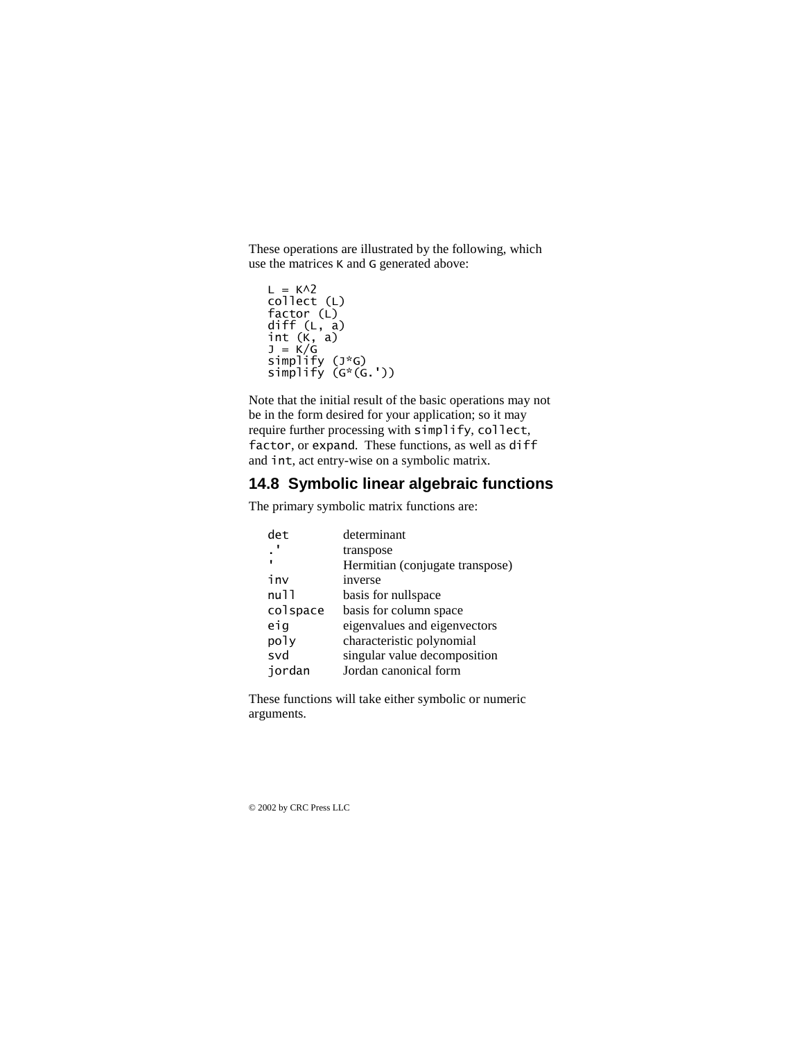These operations are illustrated by the following, which use the matrices `K` and `G` generated above:

```
L = K^2
collect (L)
factor (L)
diff (L, a)
int (K, a)
J = K/G
simplify (J*G)
simplify (G*(G.'))
```

Note that the initial result of the basic operations may not be in the form desired for your application; so it may require further processing with `simplify`, `collect`, `factor`, or `expand`. These functions, as well as `diff` and `int`, act entry-wise on a symbolic matrix.

## 14.8 Symbolic linear algebraic functions

The primary symbolic matrix functions are:

| | |
|---|---|
| `det` | determinant |
| `.'` | transpose |
| `'` | Hermitian (conjugate transpose) |
| `inv` | inverse |
| `null` | basis for nullspace |
| `colspace` | basis for column space |
| `eig` | eigenvalues and eigenvectors |
| `poly` | characteristic polynomial |
| `svd` | singular value decomposition |
| `jordan` | Jordan canonical form |

These functions will take either symbolic or numeric arguments.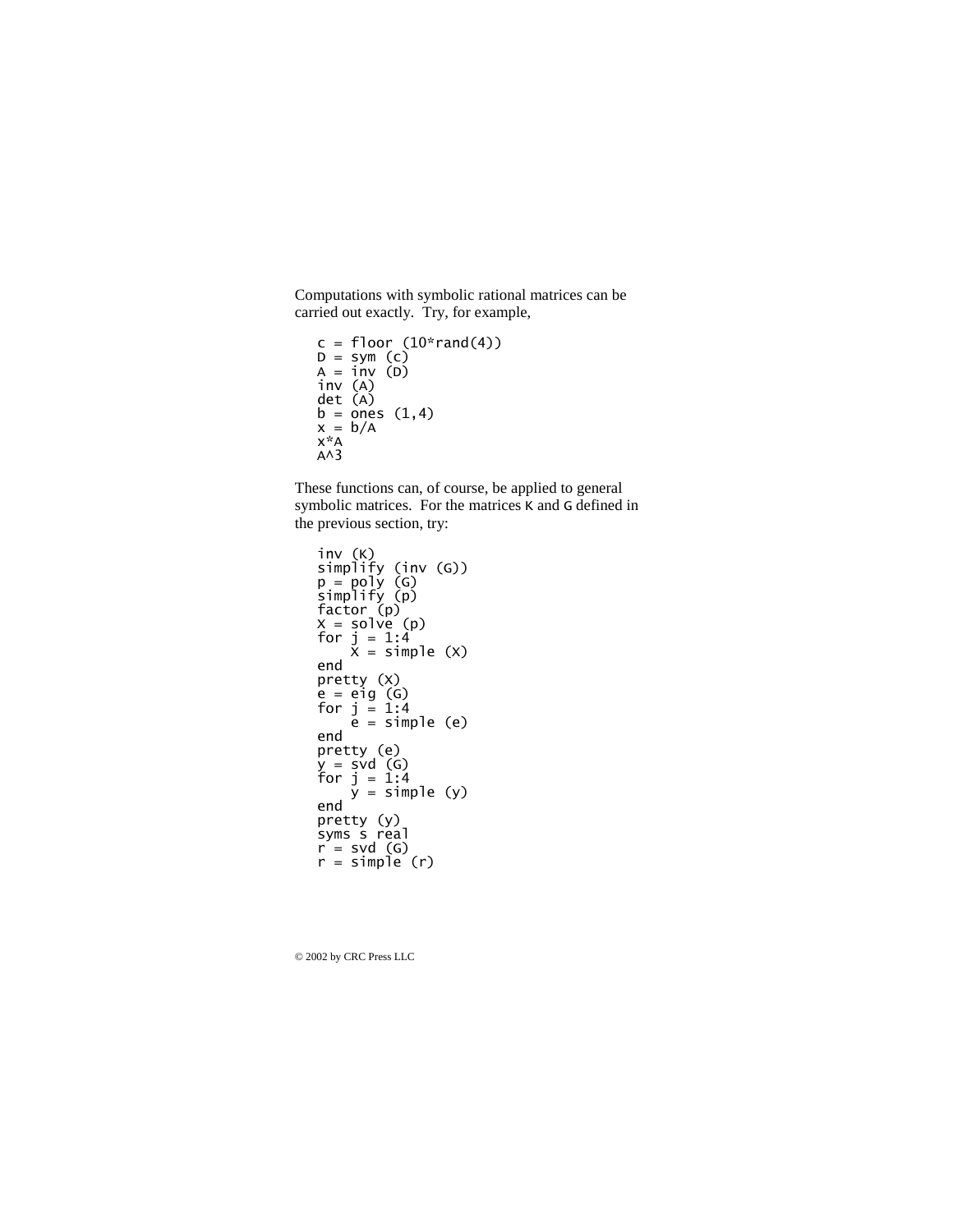Computations with symbolic rational matrices can be carried out exactly. Try, for example,

```
c = floor (10*rand(4))
D = sym (c)
A = inv (D)
inv (A)
det (A)
b = ones (1,4)
x = b/A
x*A
A^3
```

These functions can, of course, be applied to general symbolic matrices. For the matrices `K` and `G` defined in the previous section, try:

```
inv (K)
simplify (inv (G))
p = poly (G)
simplify (p)
factor (p)
X = solve (p)
for j = 1:4
    X = simple (X)
end
pretty (X)
e = eig (G)
for j = 1:4
    e = simple (e)
end
pretty (e)
y = svd (G)
for j = 1:4
    y = simple (y)
end
pretty (y)
syms s real
r = svd (G)
r = simple (r)
```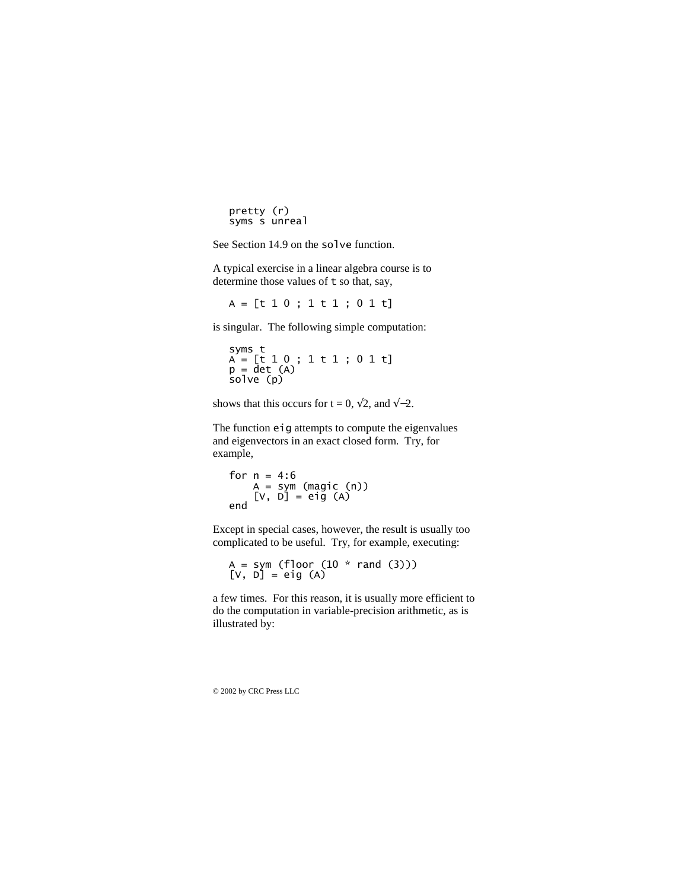```
pretty (r)
syms s unreal
```

See Section 14.9 on the `solve` function.

A typical exercise in a linear algebra course is to determine those values of `t` so that, say,

```
A = [t 1 0 ; 1 t 1 ; 0 1 t]
```

is singular. The following simple computation:

```
syms t
A = [t 1 0 ; 1 t 1 ; 0 1 t]
p = det (A)
solve (p)
```

shows that this occurs for t = 0, $\sqrt{2}$, and $\sqrt{-2}$.

The function `eig` attempts to compute the eigenvalues and eigenvectors in an exact closed form. Try, for example,

```
for n = 4:6
    A = sym (magic (n))
    [V, D] = eig (A)
end
```

Except in special cases, however, the result is usually too complicated to be useful. Try, for example, executing:

```
A = sym (floor (10 * rand (3)))
[V, D] = eig (A)
```

a few times. For this reason, it is usually more efficient to do the computation in variable-precision arithmetic, as is illustrated by: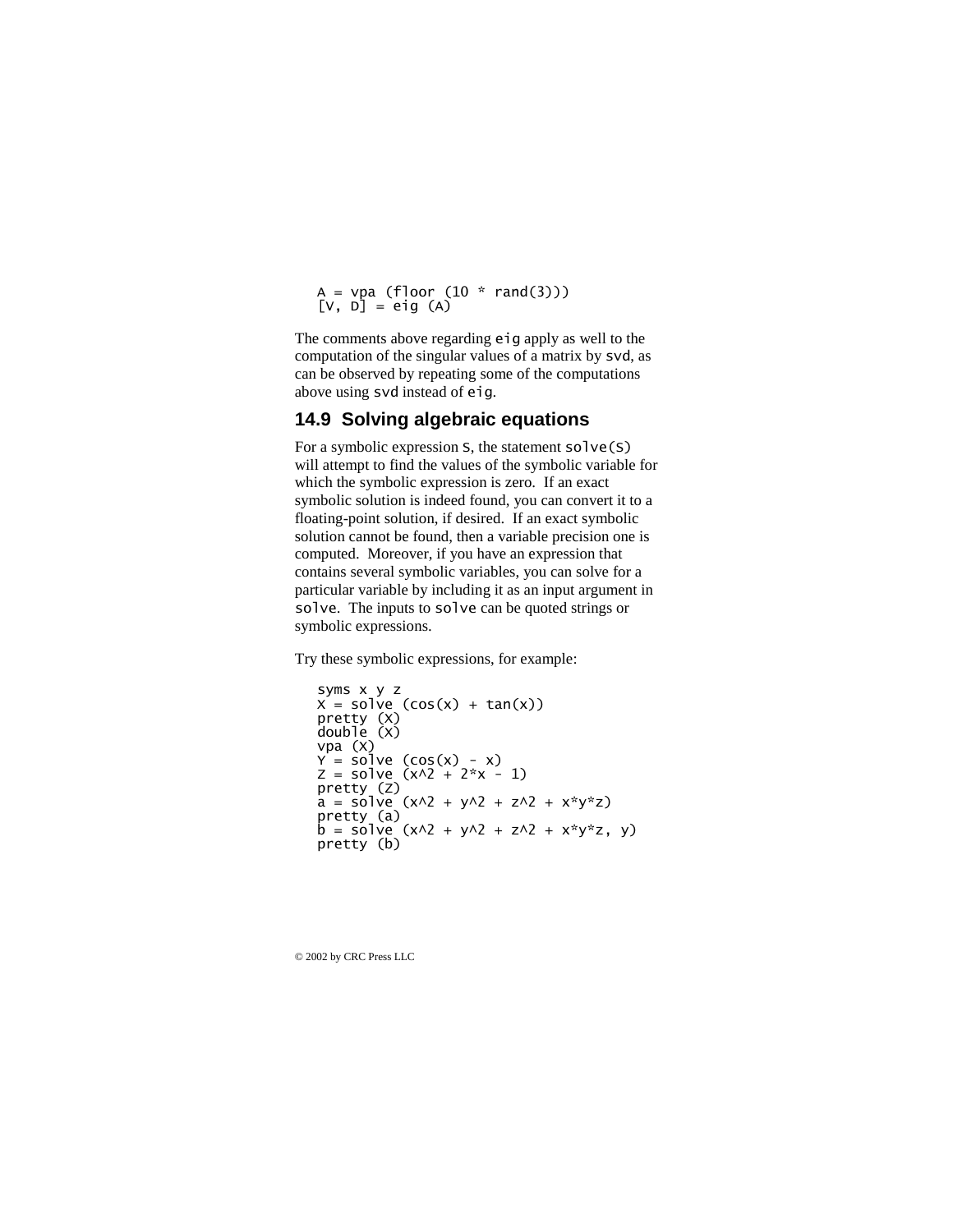```
A = vpa (floor (10 * rand(3)))
[V, D] = eig (A)
```

The comments above regarding `eig` apply as well to the computation of the singular values of a matrix by `svd`, as can be observed by repeating some of the computations above using `svd` instead of `eig`.

## 14.9 Solving algebraic equations

For a symbolic expression `S`, the statement `solve(S)` will attempt to find the values of the symbolic variable for which the symbolic expression is zero. If an exact symbolic solution is indeed found, you can convert it to a floating-point solution, if desired. If an exact symbolic solution cannot be found, then a variable precision one is computed. Moreover, if you have an expression that contains several symbolic variables, you can solve for a particular variable by including it as an input argument in `solve`. The inputs to `solve` can be quoted strings or symbolic expressions.

Try these symbolic expressions, for example:

```
syms x y z
X = solve (cos(x) + tan(x))
pretty (X)
double (X)
vpa (X)
Y = solve (cos(x) - x)
Z = solve (x^2 + 2*x - 1)
pretty (Z)
a = solve (x^2 + y^2 + z^2 + x*y*z)
pretty (a)
b = solve (x^2 + y^2 + z^2 + x*y*z, y)
pretty (b)
```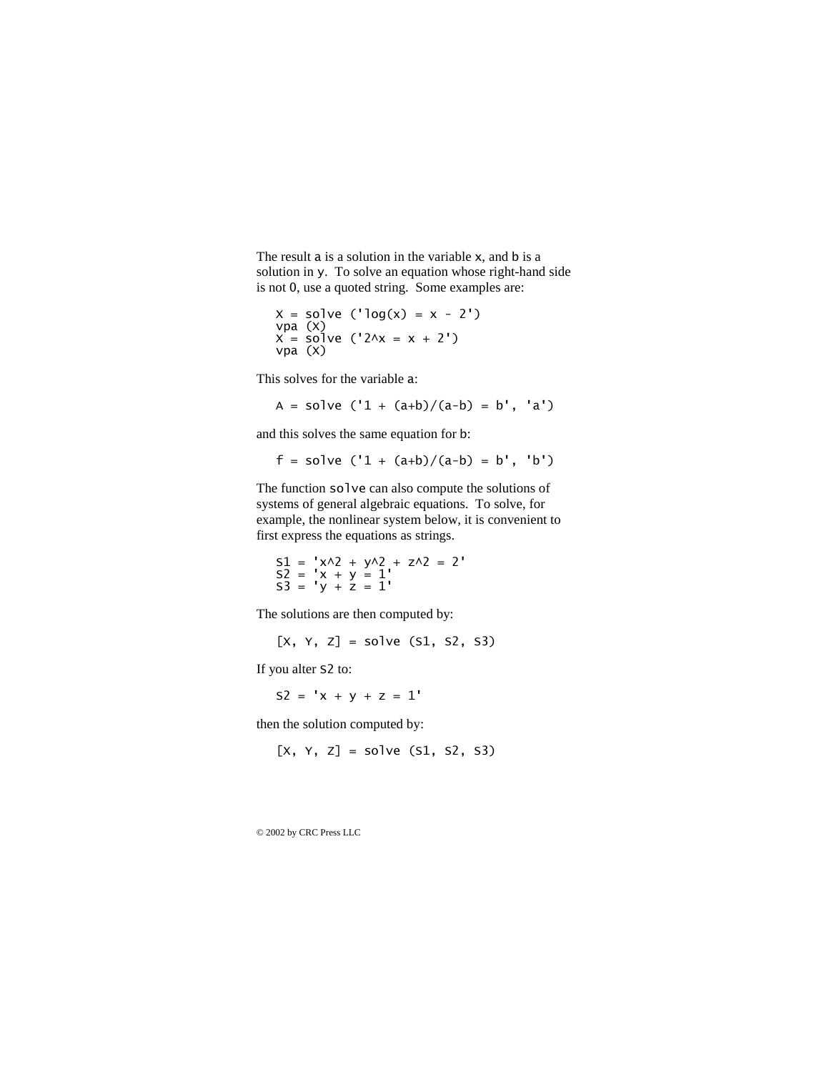The result a is a solution in the variable x, and b is a solution in y. To solve an equation whose right-hand side is not 0, use a quoted string. Some examples are:

```
X = solve ('log(x) = x - 2')
vpa (X)
X = solve ('2^x = x + 2')
vpa (X)
```

This solves for the variable a:

```
A = solve ('1 + (a+b)/(a-b) = b', 'a')
```

and this solves the same equation for b:

```
f = solve ('1 + (a+b)/(a-b) = b', 'b')
```

The function solve can also compute the solutions of systems of general algebraic equations. To solve, for example, the nonlinear system below, it is convenient to first express the equations as strings.

```
S1 = 'x^2 + y^2 + z^2 = 2'
S2 = 'x + y = 1'
S3 = 'y + z = 1'
```

The solutions are then computed by:

```
[X, Y, Z] = solve (S1, S2, S3)
```

If you alter S2 to:

```
S2 = 'x + y + z = 1'
```

then the solution computed by:

```
[X, Y, Z] = solve (S1, S2, S3)
```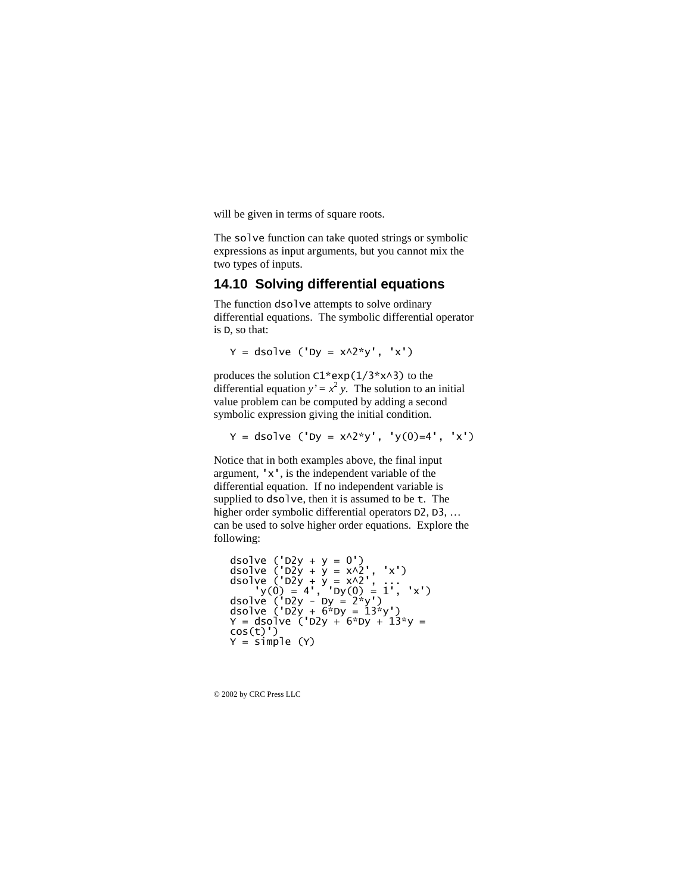will be given in terms of square roots.

The `solve` function can take quoted strings or symbolic expressions as input arguments, but you cannot mix the two types of inputs.

## 14.10 Solving differential equations

The function `dsolve` attempts to solve ordinary differential equations. The symbolic differential operator is `D`, so that:

```
Y = dsolve ('Dy = x^2*y', 'x')
```

produces the solution `C1*exp(1/3*x^3)` to the differential equation $y' = x^2 y$. The solution to an initial value problem can be computed by adding a second symbolic expression giving the initial condition.

```
Y = dsolve ('Dy = x^2*y', 'y(0)=4', 'x')
```

Notice that in both examples above, the final input argument, `'x'`, is the independent variable of the differential equation. If no independent variable is supplied to `dsolve`, then it is assumed to be `t`. The higher order symbolic differential operators `D2`, `D3`, … can be used to solve higher order equations. Explore the following:

```
dsolve ('D2y + y = 0')
dsolve ('D2y + y = x^2', 'x')
dsolve ('D2y + y = x^2', ...
    'y(0) = 4', 'Dy(0) = 1', 'x')
dsolve ('D2y - Dy = 2*y')
dsolve ('D2y + 6*Dy = 13*y')
Y = dsolve ('D2y + 6*Dy + 13*y =
cos(t)')
Y = simple (Y)
```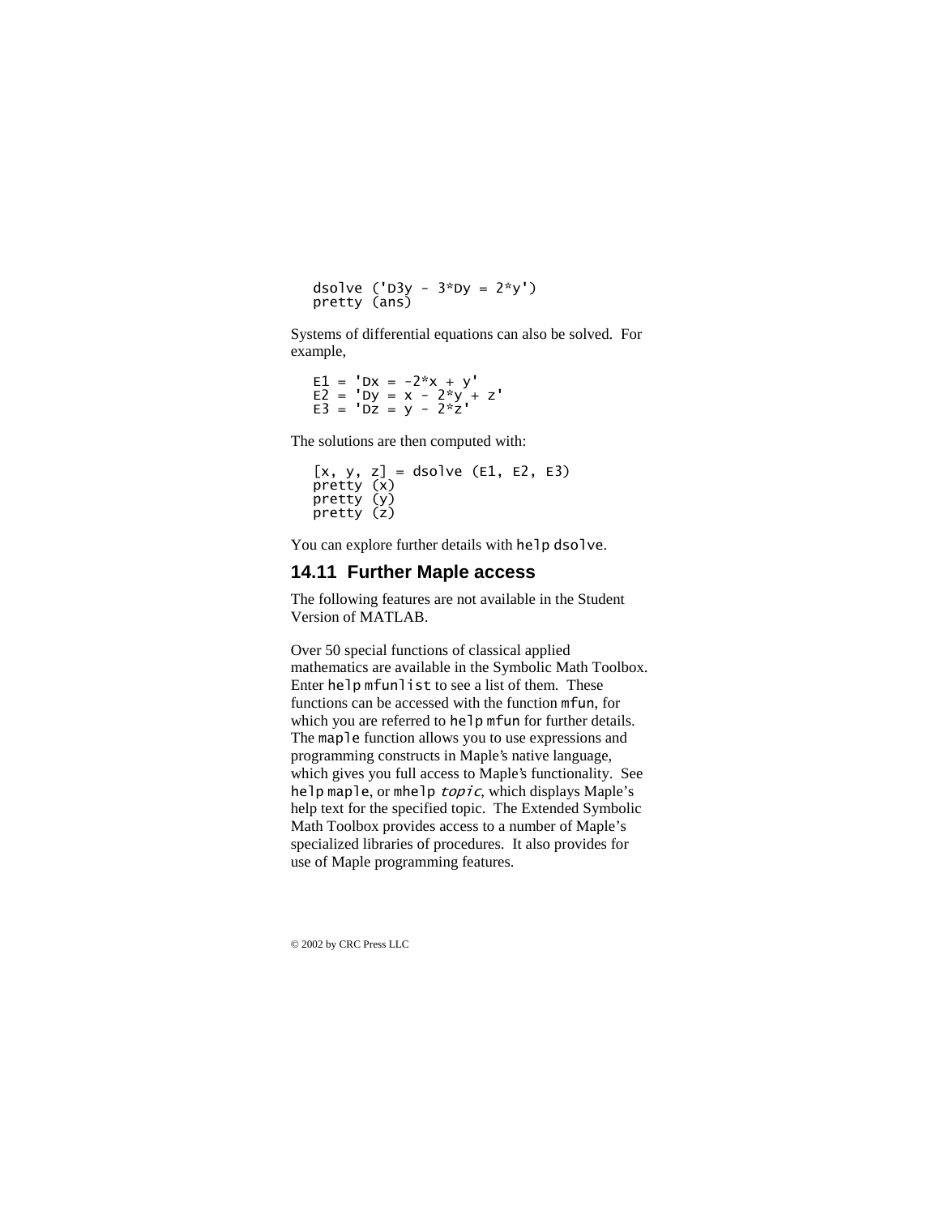```
dsolve ('D3y - 3*Dy = 2*y')
pretty (ans)
```

Systems of differential equations can also be solved. For example,

```
E1 = 'Dx = -2*x + y'
E2 = 'Dy = x - 2*y + z'
E3 = 'Dz = y - 2*z'
```

The solutions are then computed with:

```
[x, y, z] = dsolve (E1, E2, E3)
pretty (x)
pretty (y)
pretty (z)
```

You can explore further details with `help dsolve`.

## 14.11 Further Maple access

The following features are not available in the Student Version of MATLAB.

Over 50 special functions of classical applied mathematics are available in the Symbolic Math Toolbox. Enter `help mfunlist` to see a list of them. These functions can be accessed with the function `mfun`, for which you are referred to `help mfun` for further details. The `maple` function allows you to use expressions and programming constructs in Maple's native language, which gives you full access to Maple's functionality. See `help maple`, or `mhelp` *topic*, which displays Maple's help text for the specified topic. The Extended Symbolic Math Toolbox provides access to a number of Maple's specialized libraries of procedures. It also provides for use of Maple programming features.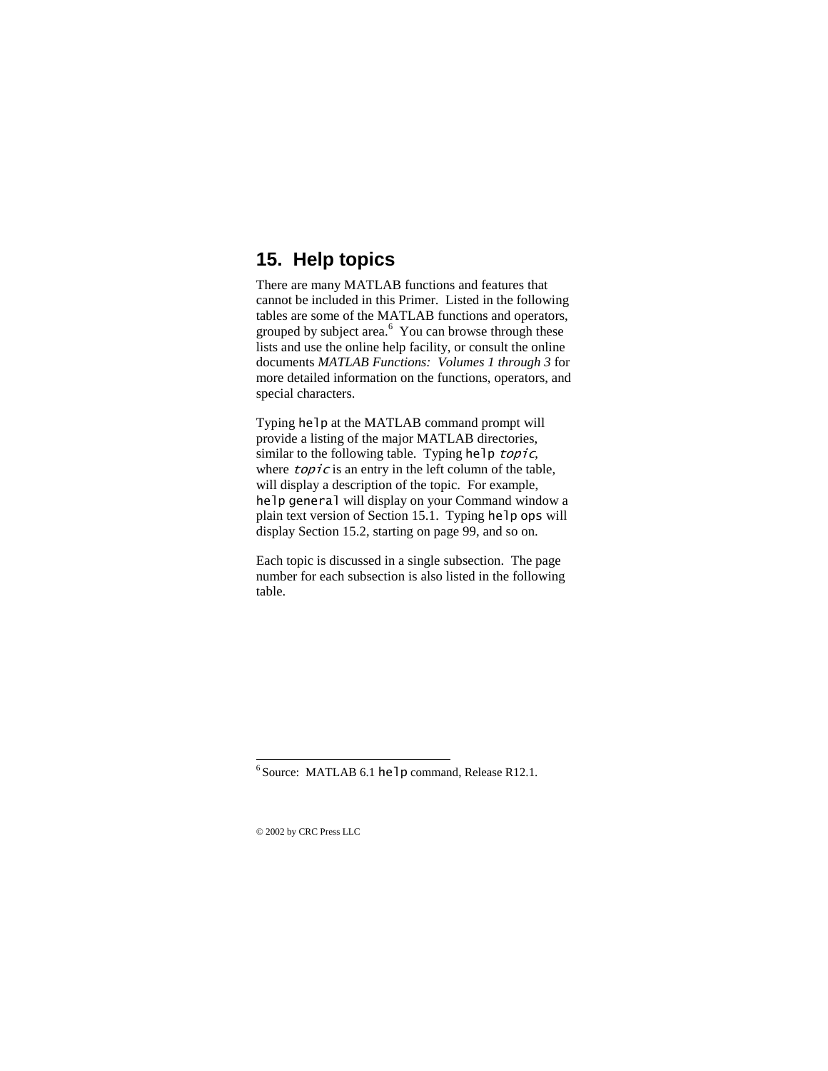# 15. Help topics

There are many MATLAB functions and features that cannot be included in this Primer. Listed in the following tables are some of the MATLAB functions and operators, grouped by subject area.[6] You can browse through these lists and use the online help facility, or consult the online documents *MATLAB Functions: Volumes 1 through 3* for more detailed information on the functions, operators, and special characters.

Typing `help` at the MATLAB command prompt will provide a listing of the major MATLAB directories, similar to the following table. Typing `help` *`topic`*, where *`topic`* is an entry in the left column of the table, will display a description of the topic. For example, `help general` will display on your Command window a plain text version of Section 15.1. Typing `help ops` will display Section 15.2, starting on page 99, and so on.

Each topic is discussed in a single subsection. The page number for each subsection is also listed in the following table.

---

[6] Source: MATLAB 6.1 `help` command, Release R12.1.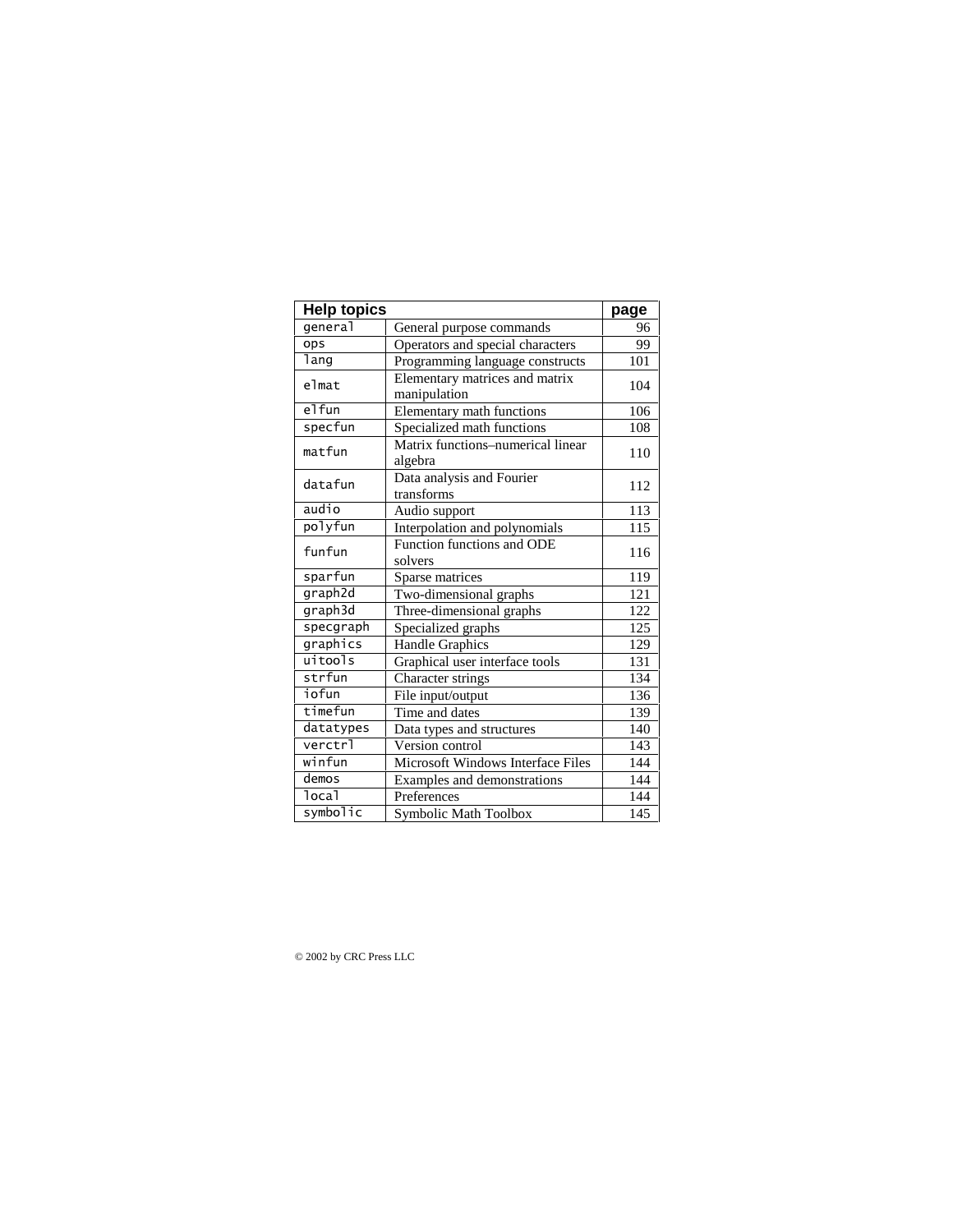| Help topics | | page |
|---|---|---|
| general | General purpose commands | 96 |
| ops | Operators and special characters | 99 |
| lang | Programming language constructs | 101 |
| elmat | Elementary matrices and matrix manipulation | 104 |
| elfun | Elementary math functions | 106 |
| specfun | Specialized math functions | 108 |
| matfun | Matrix functions–numerical linear algebra | 110 |
| datafun | Data analysis and Fourier transforms | 112 |
| audio | Audio support | 113 |
| polyfun | Interpolation and polynomials | 115 |
| funfun | Function functions and ODE solvers | 116 |
| sparfun | Sparse matrices | 119 |
| graph2d | Two-dimensional graphs | 121 |
| graph3d | Three-dimensional graphs | 122 |
| specgraph | Specialized graphs | 125 |
| graphics | Handle Graphics | 129 |
| uitools | Graphical user interface tools | 131 |
| strfun | Character strings | 134 |
| iofun | File input/output | 136 |
| timefun | Time and dates | 139 |
| datatypes | Data types and structures | 140 |
| verctrl | Version control | 143 |
| winfun | Microsoft Windows Interface Files | 144 |
| demos | Examples and demonstrations | 144 |
| local | Preferences | 144 |
| symbolic | Symbolic Math Toolbox | 145 |

© 2002 by CRC Press LLC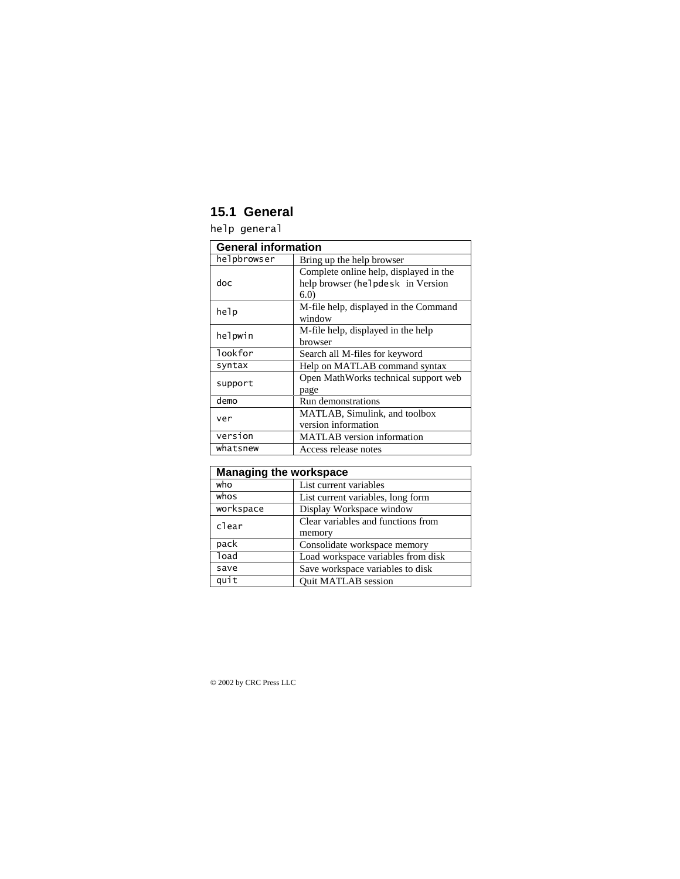## 15.1 General

`help general`

| General information | |
|---|---|
| `helpbrowser` | Bring up the help browser |
| `doc` | Complete online help, displayed in the help browser (`helpdesk` in Version 6.0) |
| `help` | M-file help, displayed in the Command window |
| `helpwin` | M-file help, displayed in the help browser |
| `lookfor` | Search all M-files for keyword |
| `syntax` | Help on MATLAB command syntax |
| `support` | Open MathWorks technical support web page |
| `demo` | Run demonstrations |
| `ver` | MATLAB, Simulink, and toolbox version information |
| `version` | MATLAB version information |
| `whatsnew` | Access release notes |

| Managing the workspace | |
|---|---|
| `who` | List current variables |
| `whos` | List current variables, long form |
| `workspace` | Display Workspace window |
| `clear` | Clear variables and functions from memory |
| `pack` | Consolidate workspace memory |
| `load` | Load workspace variables from disk |
| `save` | Save workspace variables to disk |
| `quit` | Quit MATLAB session |

© 2002 by CRC Press LLC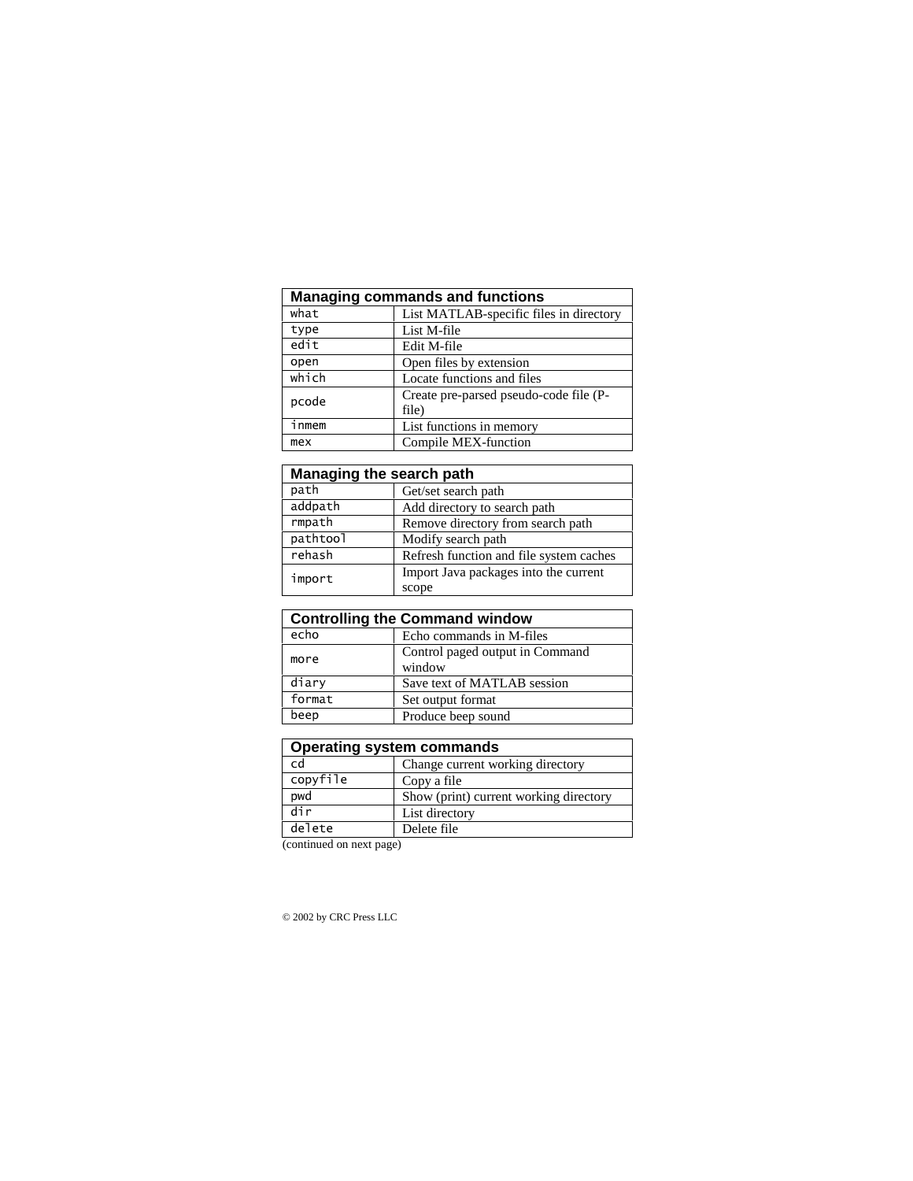| Managing commands and functions | |
|---|---|
| what | List MATLAB-specific files in directory |
| type | List M-file |
| edit | Edit M-file |
| open | Open files by extension |
| which | Locate functions and files |
| pcode | Create pre-parsed pseudo-code file (P-file) |
| inmem | List functions in memory |
| mex | Compile MEX-function |

| Managing the search path | |
|---|---|
| path | Get/set search path |
| addpath | Add directory to search path |
| rmpath | Remove directory from search path |
| pathtool | Modify search path |
| rehash | Refresh function and file system caches |
| import | Import Java packages into the current scope |

| Controlling the Command window | |
|---|---|
| echo | Echo commands in M-files |
| more | Control paged output in Command window |
| diary | Save text of MATLAB session |
| format | Set output format |
| beep | Produce beep sound |

| Operating system commands | |
|---|---|
| cd | Change current working directory |
| copyfile | Copy a file |
| pwd | Show (print) current working directory |
| dir | List directory |
| delete | Delete file |

(continued on next page)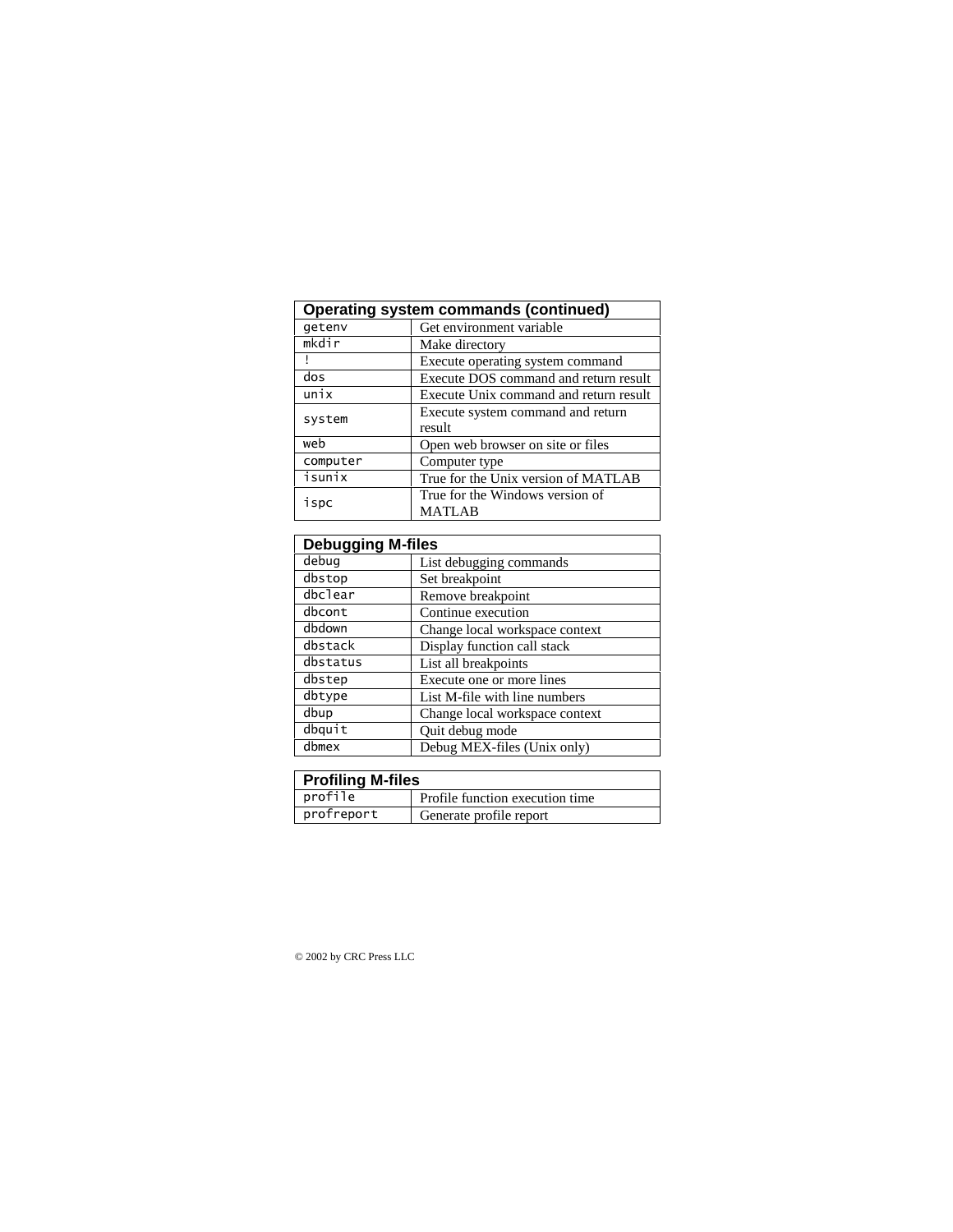| Operating system commands (continued) | |
|---|---|
| getenv | Get environment variable |
| mkdir | Make directory |
| ! | Execute operating system command |
| dos | Execute DOS command and return result |
| unix | Execute Unix command and return result |
| system | Execute system command and return result |
| web | Open web browser on site or files |
| computer | Computer type |
| isunix | True for the Unix version of MATLAB |
| ispc | True for the Windows version of MATLAB |

| Debugging M-files | |
|---|---|
| debug | List debugging commands |
| dbstop | Set breakpoint |
| dbclear | Remove breakpoint |
| dbcont | Continue execution |
| dbdown | Change local workspace context |
| dbstack | Display function call stack |
| dbstatus | List all breakpoints |
| dbstep | Execute one or more lines |
| dbtype | List M-file with line numbers |
| dbup | Change local workspace context |
| dbquit | Quit debug mode |
| dbmex | Debug MEX-files (Unix only) |

| Profiling M-files | |
|---|---|
| profile | Profile function execution time |
| profreport | Generate profile report |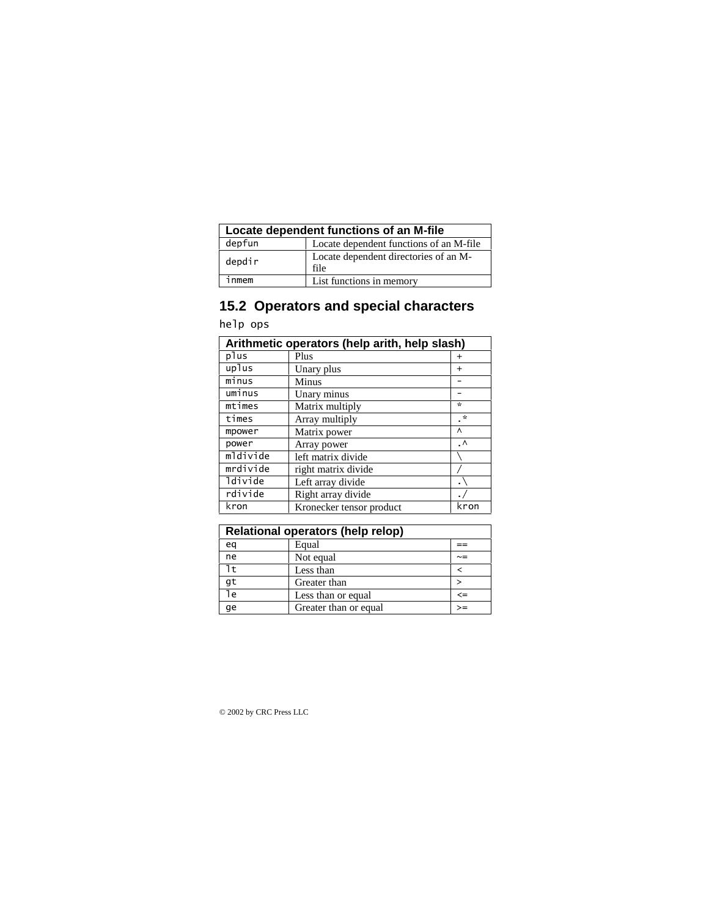| Locate dependent functions of an M-file | |
|---|---|
| `depfun` | Locate dependent functions of an M-file |
| `depdir` | Locate dependent directories of an M-file |
| `inmem` | List functions in memory |

## 15.2 Operators and special characters

`help ops`

| Arithmetic operators (help arith, help slash) | | |
|---|---|---|
| `plus` | Plus | `+` |
| `uplus` | Unary plus | `+` |
| `minus` | Minus | `-` |
| `uminus` | Unary minus | `-` |
| `mtimes` | Matrix multiply | `*` |
| `times` | Array multiply | `.*` |
| `mpower` | Matrix power | `^` |
| `power` | Array power | `.^` |
| `mldivide` | left matrix divide | `\` |
| `mrdivide` | right matrix divide | `/` |
| `ldivide` | Left array divide | `.\` |
| `rdivide` | Right array divide | `./` |
| `kron` | Kronecker tensor product | `kron` |

| Relational operators (help relop) | | |
|---|---|---|
| `eq` | Equal | `==` |
| `ne` | Not equal | `~=` |
| `lt` | Less than | `<` |
| `gt` | Greater than | `>` |
| `le` | Less than or equal | `<=` |
| `ge` | Greater than or equal | `>=` |

© 2002 by CRC Press LLC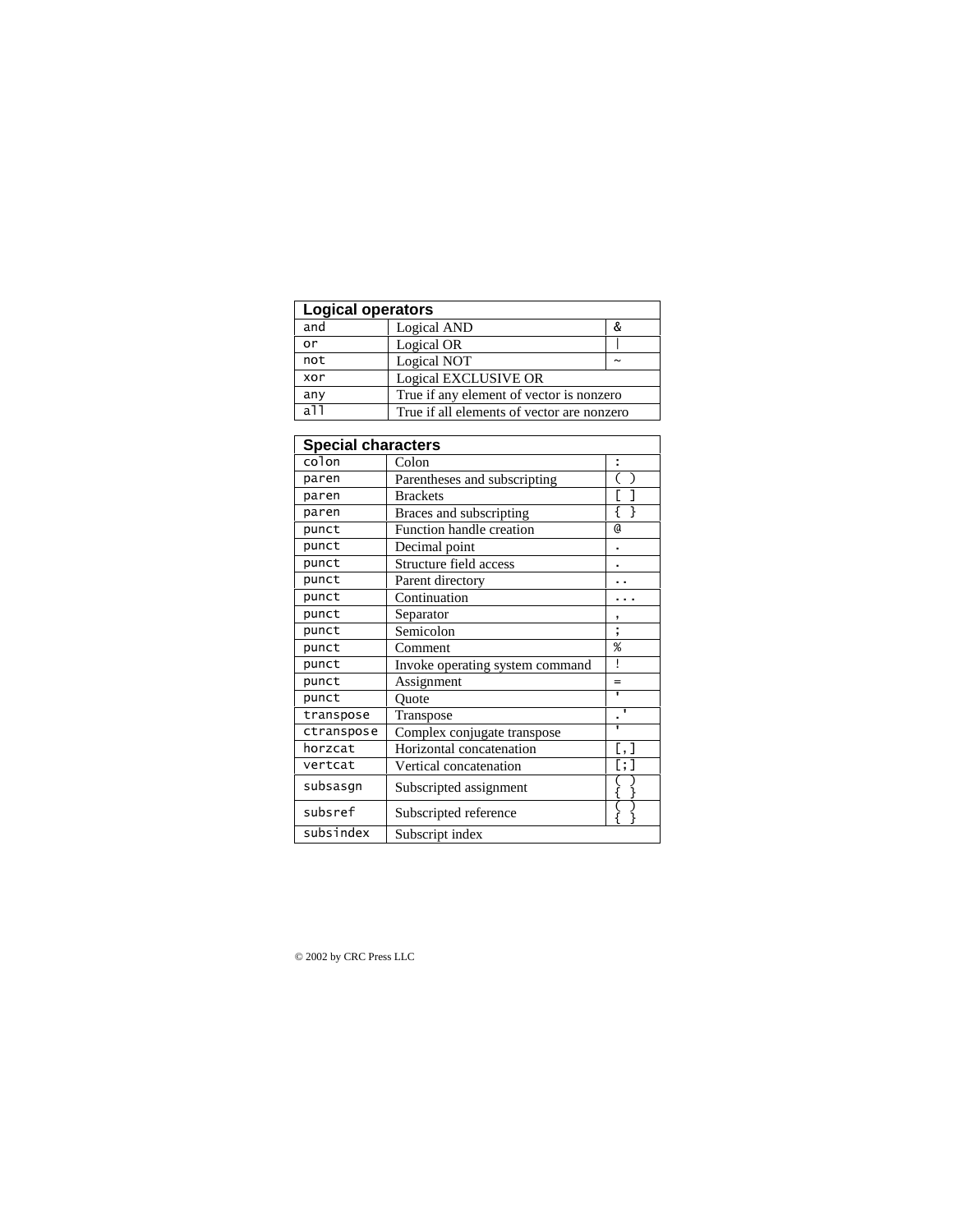| Logical operators | | |
|---|---|---|
| and | Logical AND | & |
| or | Logical OR | \| |
| not | Logical NOT | ~ |
| xor | Logical EXCLUSIVE OR | |
| any | True if any element of vector is nonzero | |
| all | True if all elements of vector are nonzero | |

| Special characters | | |
|---|---|---|
| colon | Colon | : |
| paren | Parentheses and subscripting | ( ) |
| paren | Brackets | [ ] |
| paren | Braces and subscripting | { } |
| punct | Function handle creation | @ |
| punct | Decimal point | . |
| punct | Structure field access | . |
| punct | Parent directory | .. |
| punct | Continuation | ... |
| punct | Separator | , |
| punct | Semicolon | ; |
| punct | Comment | % |
| punct | Invoke operating system command | ! |
| punct | Assignment | = |
| punct | Quote | ' |
| transpose | Transpose | .' |
| ctranspose | Complex conjugate transpose | ' |
| horzcat | Horizontal concatenation | [,] |
| vertcat | Vertical concatenation | [;] |
| subsasgn | Subscripted assignment | ( ) { } |
| subsref | Subscripted reference | ( ) { } |
| subsindex | Subscript index | |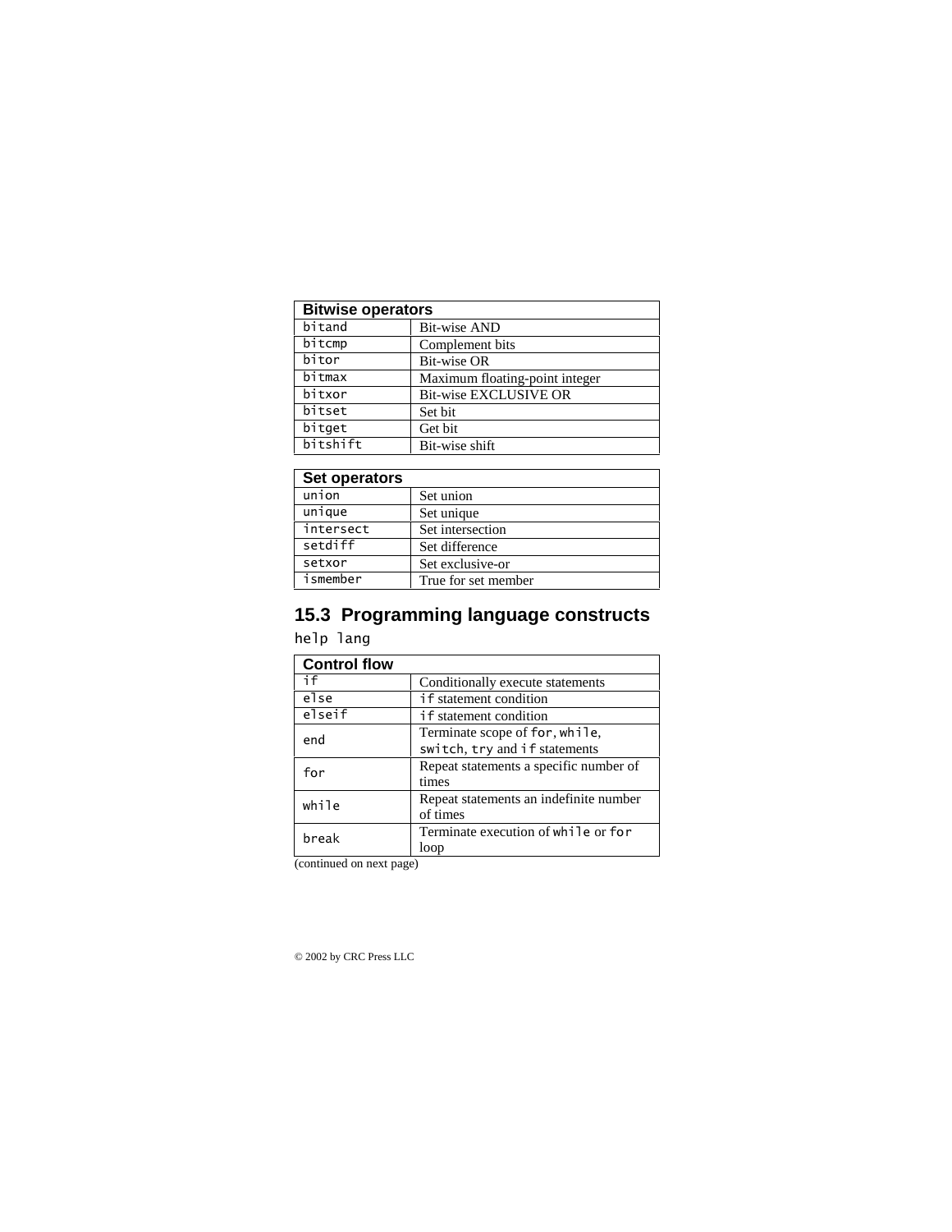| Bitwise operators | |
|---|---|
| `bitand` | Bit-wise AND |
| `bitcmp` | Complement bits |
| `bitor` | Bit-wise OR |
| `bitmax` | Maximum floating-point integer |
| `bitxor` | Bit-wise EXCLUSIVE OR |
| `bitset` | Set bit |
| `bitget` | Get bit |
| `bitshift` | Bit-wise shift |

| Set operators | |
|---|---|
| `union` | Set union |
| `unique` | Set unique |
| `intersect` | Set intersection |
| `setdiff` | Set difference |
| `setxor` | Set exclusive-or |
| `ismember` | True for set member |

## 15.3 Programming language constructs

`help lang`

| Control flow | |
|---|---|
| `if` | Conditionally execute statements |
| `else` | `if` statement condition |
| `elseif` | `if` statement condition |
| `end` | Terminate scope of `for`, `while`, `switch`, `try` and `if` statements |
| `for` | Repeat statements a specific number of times |
| `while` | Repeat statements an indefinite number of times |
| `break` | Terminate execution of `while` or `for` loop |

(continued on next page)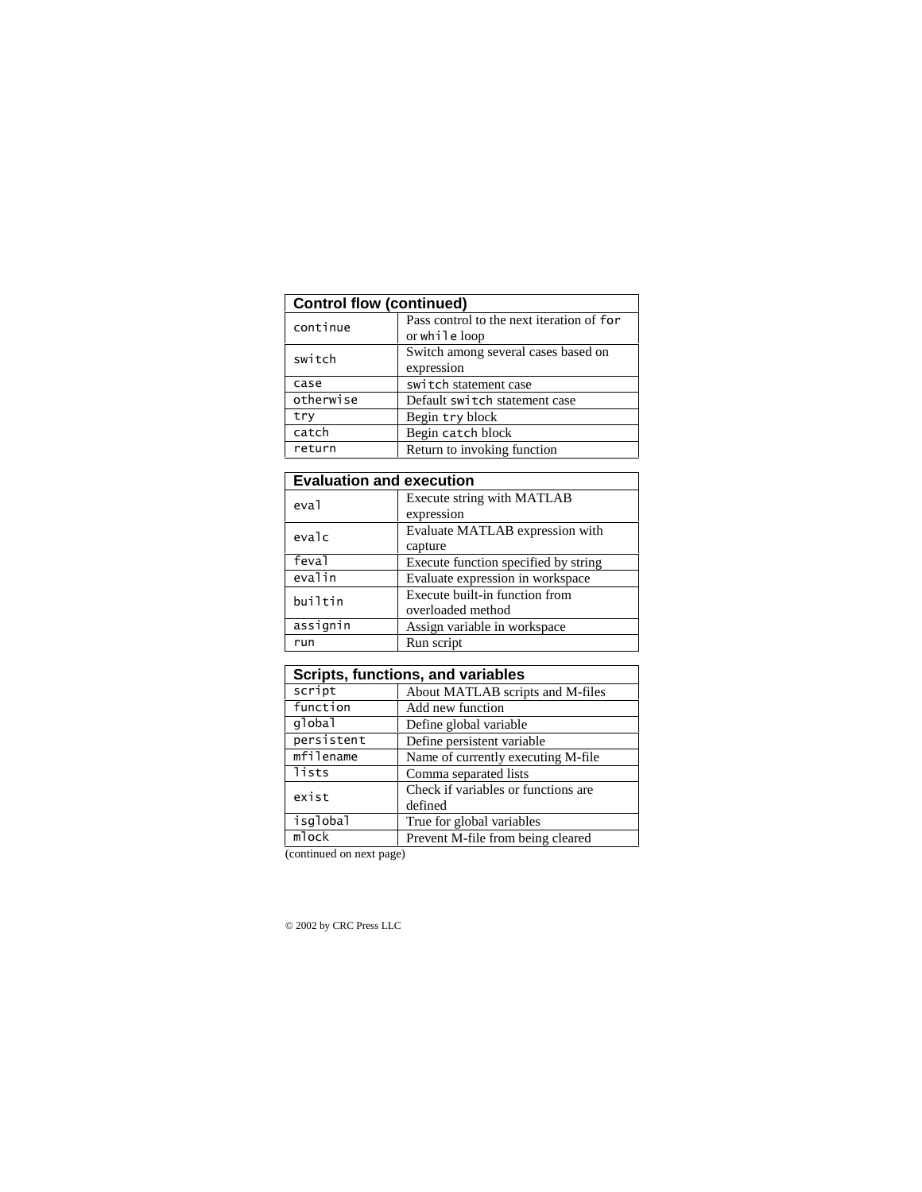| Control flow (continued) | |
|---|---|
| `continue` | Pass control to the next iteration of `for` or `while` loop |
| `switch` | Switch among several cases based on expression |
| `case` | `switch` statement case |
| `otherwise` | Default `switch` statement case |
| `try` | Begin `try` block |
| `catch` | Begin `catch` block |
| `return` | Return to invoking function |

| Evaluation and execution | |
|---|---|
| `eval` | Execute string with MATLAB expression |
| `evalc` | Evaluate MATLAB expression with capture |
| `feval` | Execute function specified by string |
| `evalin` | Evaluate expression in workspace |
| `builtin` | Execute built-in function from overloaded method |
| `assignin` | Assign variable in workspace |
| `run` | Run script |

| Scripts, functions, and variables | |
|---|---|
| `script` | About MATLAB scripts and M-files |
| `function` | Add new function |
| `global` | Define global variable |
| `persistent` | Define persistent variable |
| `mfilename` | Name of currently executing M-file |
| `lists` | Comma separated lists |
| `exist` | Check if variables or functions are defined |
| `isglobal` | True for global variables |
| `mlock` | Prevent M-file from being cleared |

(continued on next page)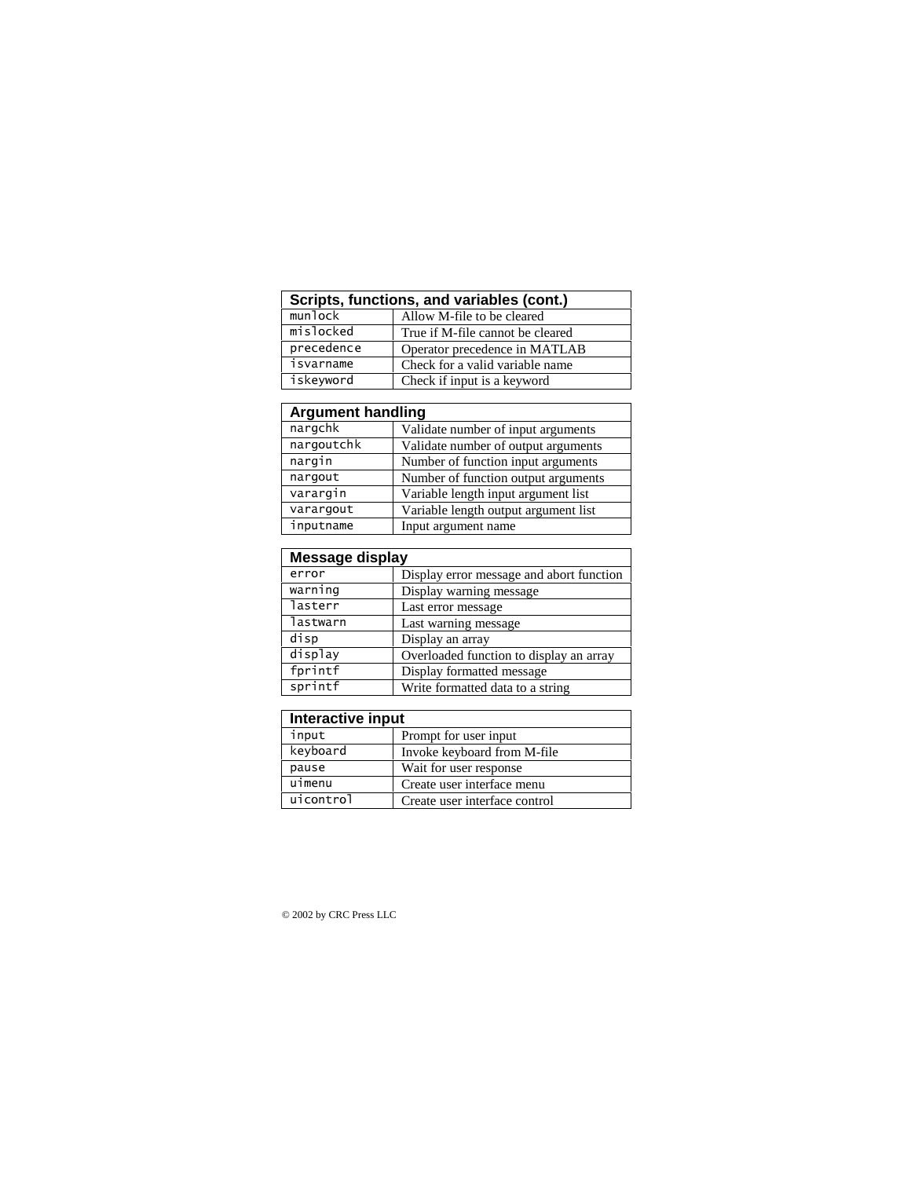| Scripts, functions, and variables (cont.) | |
|---|---|
| munlock | Allow M-file to be cleared |
| mislocked | True if M-file cannot be cleared |
| precedence | Operator precedence in MATLAB |
| isvarname | Check for a valid variable name |
| iskeyword | Check if input is a keyword |

| Argument handling | |
|---|---|
| nargchk | Validate number of input arguments |
| nargoutchk | Validate number of output arguments |
| nargin | Number of function input arguments |
| nargout | Number of function output arguments |
| varargin | Variable length input argument list |
| varargout | Variable length output argument list |
| inputname | Input argument name |

| Message display | |
|---|---|
| error | Display error message and abort function |
| warning | Display warning message |
| lasterr | Last error message |
| lastwarn | Last warning message |
| disp | Display an array |
| display | Overloaded function to display an array |
| fprintf | Display formatted message |
| sprintf | Write formatted data to a string |

| Interactive input | |
|---|---|
| input | Prompt for user input |
| keyboard | Invoke keyboard from M-file |
| pause | Wait for user response |
| uimenu | Create user interface menu |
| uicontrol | Create user interface control |

© 2002 by CRC Press LLC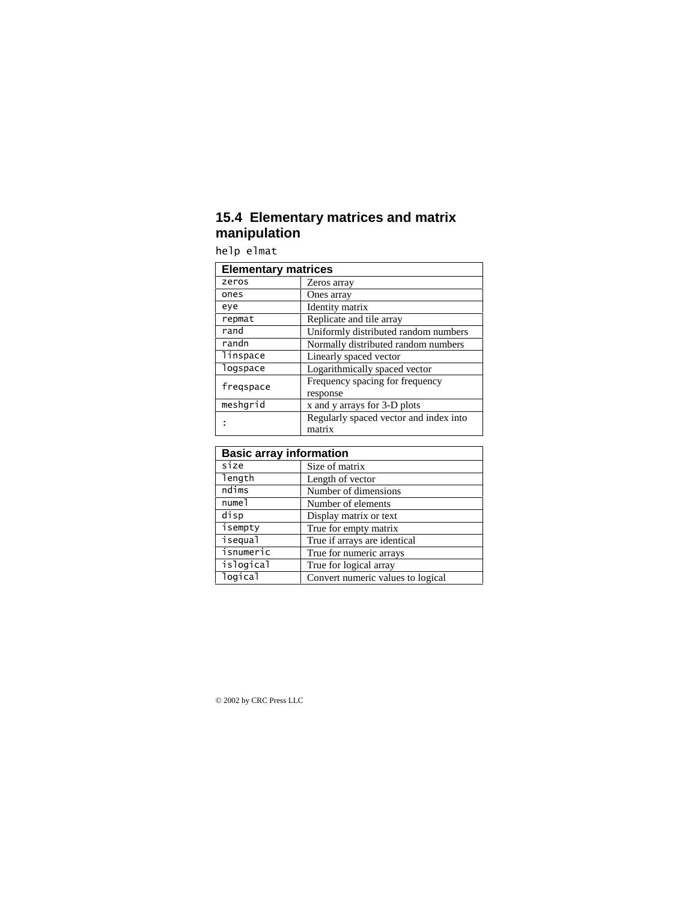## 15.4 Elementary matrices and matrix manipulation

```
help elmat
```

| Elementary matrices | |
|---|---|
| `zeros` | Zeros array |
| `ones` | Ones array |
| `eye` | Identity matrix |
| `repmat` | Replicate and tile array |
| `rand` | Uniformly distributed random numbers |
| `randn` | Normally distributed random numbers |
| `linspace` | Linearly spaced vector |
| `logspace` | Logarithmically spaced vector |
| `freqspace` | Frequency spacing for frequency response |
| `meshgrid` | x and y arrays for 3-D plots |
| `:` | Regularly spaced vector and index into matrix |

| Basic array information | |
|---|---|
| `size` | Size of matrix |
| `length` | Length of vector |
| `ndims` | Number of dimensions |
| `numel` | Number of elements |
| `disp` | Display matrix or text |
| `isempty` | True for empty matrix |
| `isequal` | True if arrays are identical |
| `isnumeric` | True for numeric arrays |
| `islogical` | True for logical array |
| `logical` | Convert numeric values to logical |

© 2002 by CRC Press LLC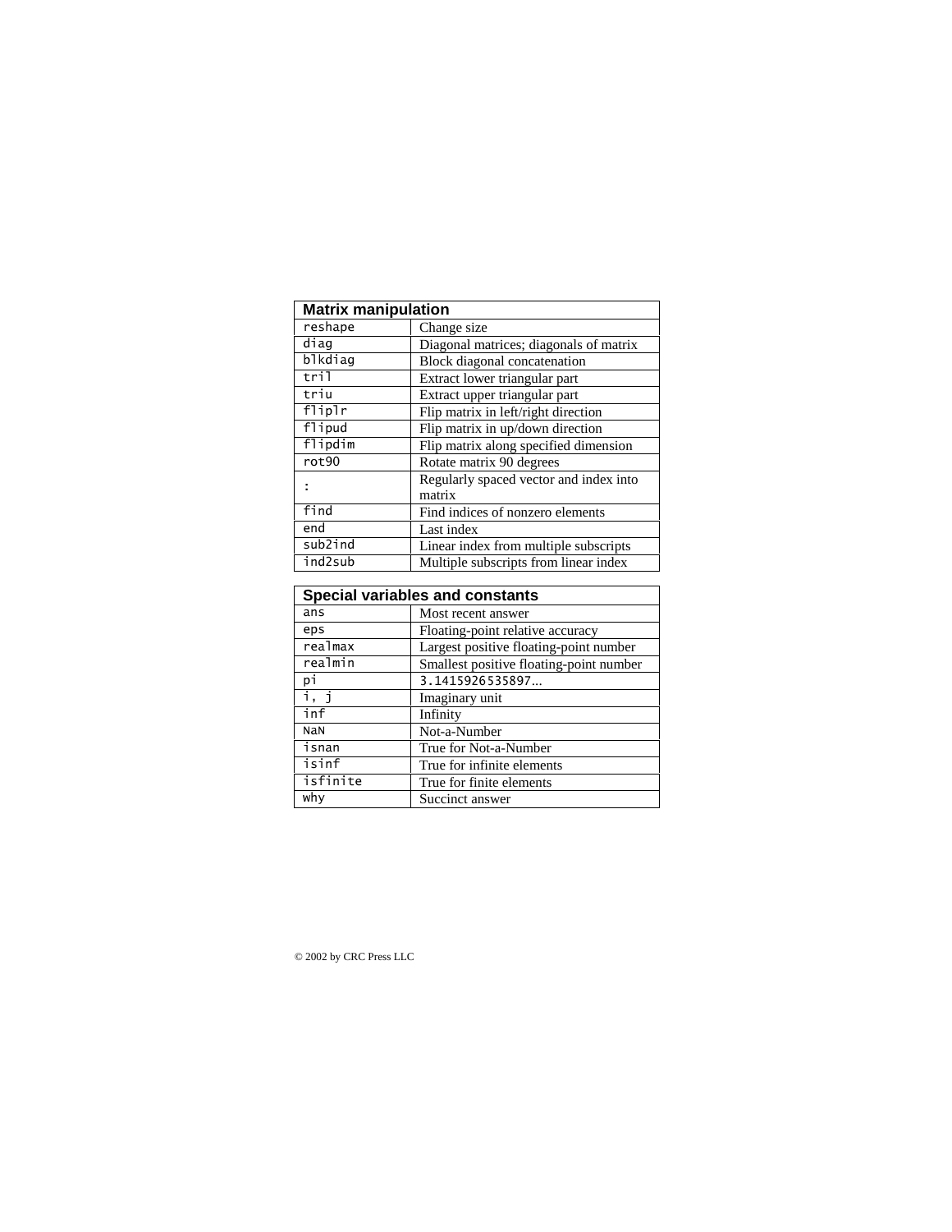| Matrix manipulation | |
|---|---|
| `reshape` | Change size |
| `diag` | Diagonal matrices; diagonals of matrix |
| `blkdiag` | Block diagonal concatenation |
| `tril` | Extract lower triangular part |
| `triu` | Extract upper triangular part |
| `fliplr` | Flip matrix in left/right direction |
| `flipud` | Flip matrix in up/down direction |
| `flipdim` | Flip matrix along specified dimension |
| `rot90` | Rotate matrix 90 degrees |
| `:` | Regularly spaced vector and index into matrix |
| `find` | Find indices of nonzero elements |
| `end` | Last index |
| `sub2ind` | Linear index from multiple subscripts |
| `ind2sub` | Multiple subscripts from linear index |

| Special variables and constants | |
|---|---|
| `ans` | Most recent answer |
| `eps` | Floating-point relative accuracy |
| `realmax` | Largest positive floating-point number |
| `realmin` | Smallest positive floating-point number |
| `pi` | `3.1415926535897...` |
| `i, j` | Imaginary unit |
| `inf` | Infinity |
| `NaN` | Not-a-Number |
| `isnan` | True for Not-a-Number |
| `isinf` | True for infinite elements |
| `isfinite` | True for finite elements |
| `why` | Succinct answer |

© 2002 by CRC Press LLC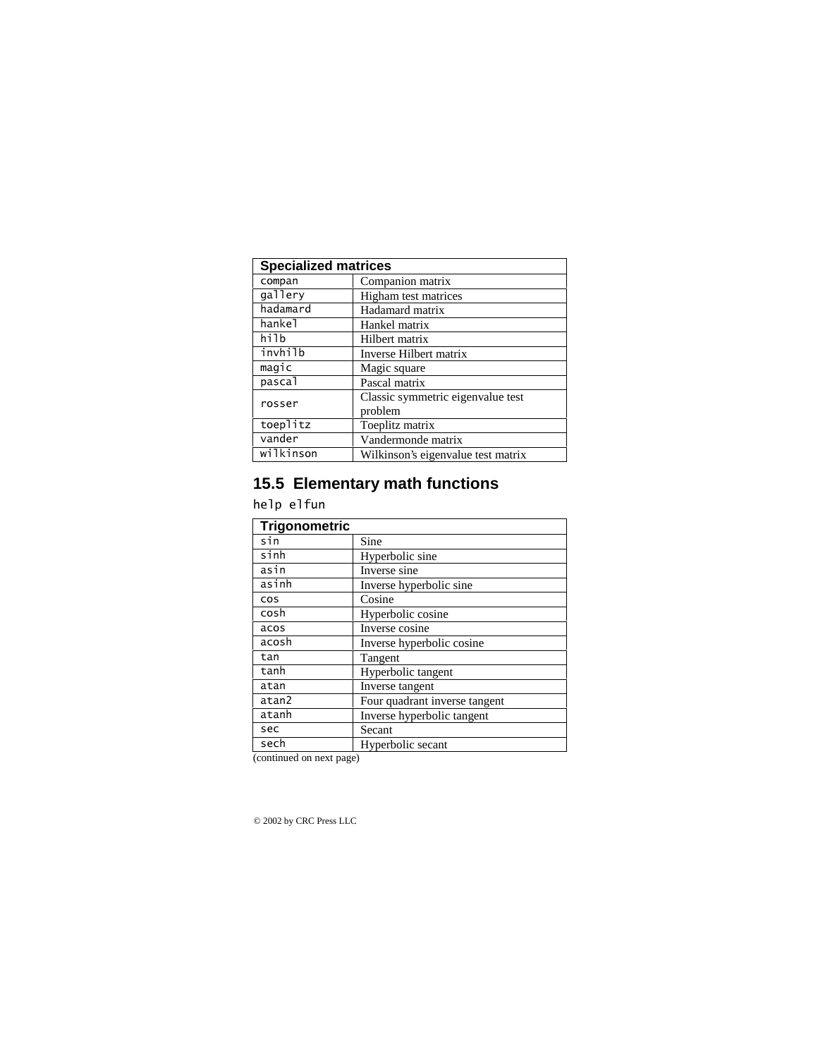| Specialized matrices | |
|---|---|
| `compan` | Companion matrix |
| `gallery` | Higham test matrices |
| `hadamard` | Hadamard matrix |
| `hankel` | Hankel matrix |
| `hilb` | Hilbert matrix |
| `invhilb` | Inverse Hilbert matrix |
| `magic` | Magic square |
| `pascal` | Pascal matrix |
| `rosser` | Classic symmetric eigenvalue test problem |
| `toeplitz` | Toeplitz matrix |
| `vander` | Vandermonde matrix |
| `wilkinson` | Wilkinson's eigenvalue test matrix |

## 15.5 Elementary math functions

```
help elfun
```

| Trigonometric | |
|---|---|
| `sin` | Sine |
| `sinh` | Hyperbolic sine |
| `asin` | Inverse sine |
| `asinh` | Inverse hyperbolic sine |
| `cos` | Cosine |
| `cosh` | Hyperbolic cosine |
| `acos` | Inverse cosine |
| `acosh` | Inverse hyperbolic cosine |
| `tan` | Tangent |
| `tanh` | Hyperbolic tangent |
| `atan` | Inverse tangent |
| `atan2` | Four quadrant inverse tangent |
| `atanh` | Inverse hyperbolic tangent |
| `sec` | Secant |
| `sech` | Hyperbolic secant |

(continued on next page)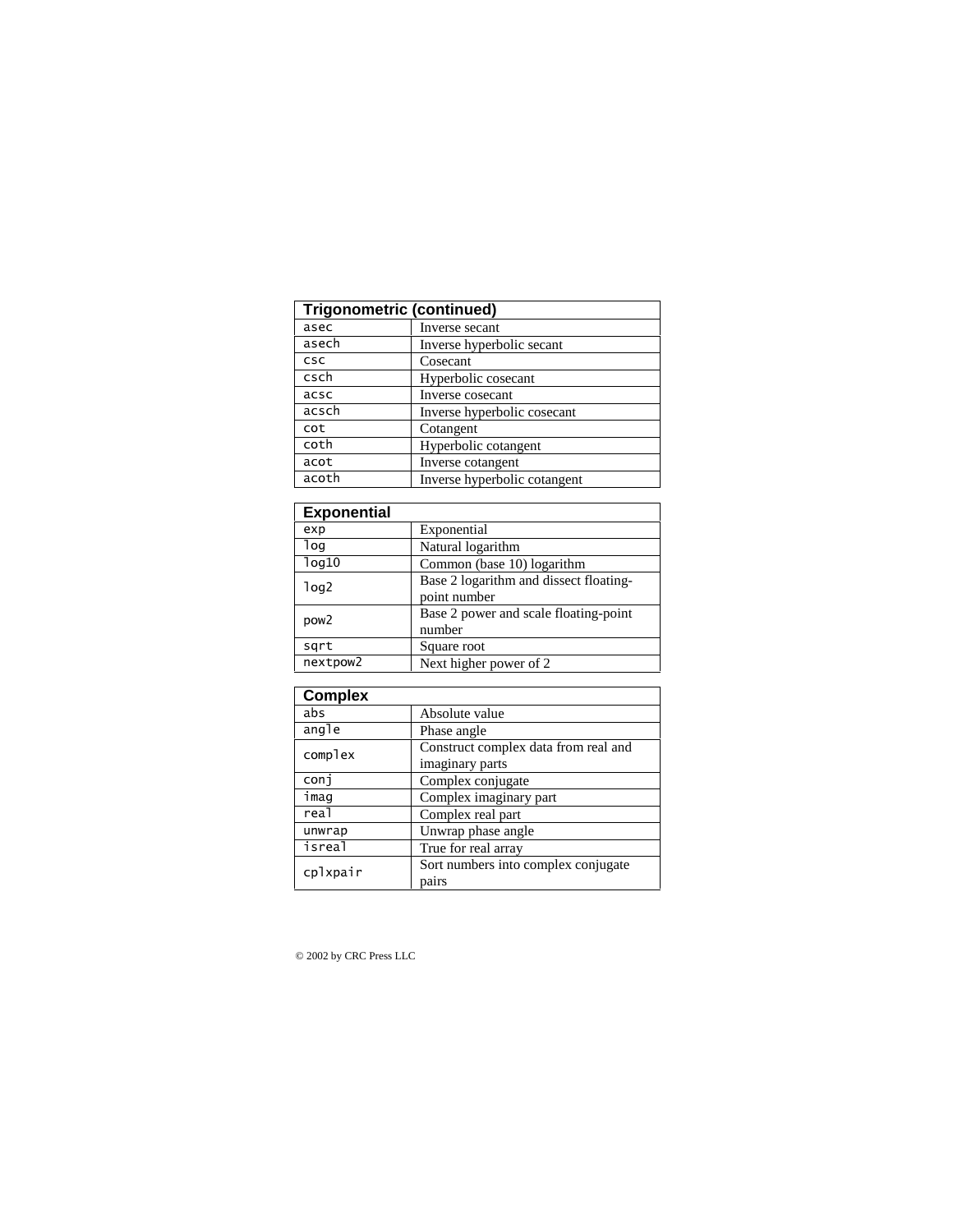| Trigonometric (continued) | |
|---|---|
| asec | Inverse secant |
| asech | Inverse hyperbolic secant |
| csc | Cosecant |
| csch | Hyperbolic cosecant |
| acsc | Inverse cosecant |
| acsch | Inverse hyperbolic cosecant |
| cot | Cotangent |
| coth | Hyperbolic cotangent |
| acot | Inverse cotangent |
| acoth | Inverse hyperbolic cotangent |

| Exponential | |
|---|---|
| exp | Exponential |
| log | Natural logarithm |
| log10 | Common (base 10) logarithm |
| log2 | Base 2 logarithm and dissect floating-point number |
| pow2 | Base 2 power and scale floating-point number |
| sqrt | Square root |
| nextpow2 | Next higher power of 2 |

| Complex | |
|---|---|
| abs | Absolute value |
| angle | Phase angle |
| complex | Construct complex data from real and imaginary parts |
| conj | Complex conjugate |
| imag | Complex imaginary part |
| real | Complex real part |
| unwrap | Unwrap phase angle |
| isreal | True for real array |
| cplxpair | Sort numbers into complex conjugate pairs |

© 2002 by CRC Press LLC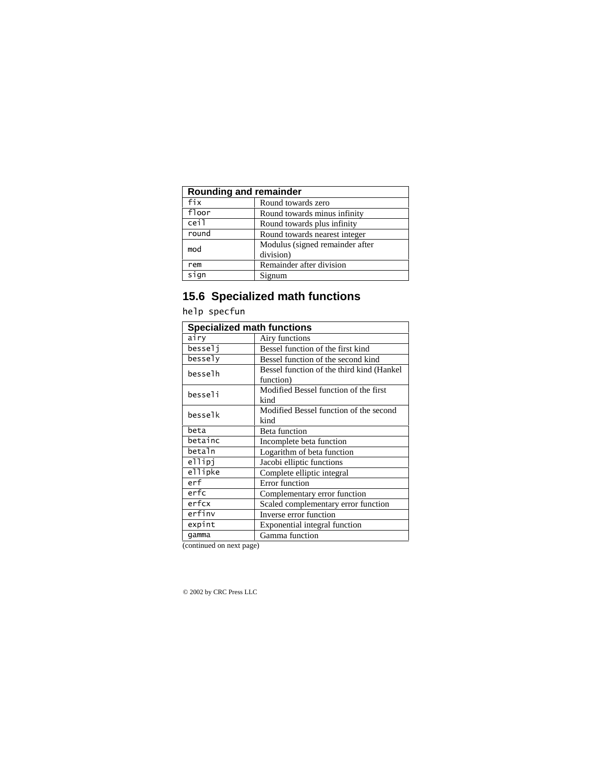| Rounding and remainder | |
|---|---|
| `fix` | Round towards zero |
| `floor` | Round towards minus infinity |
| `ceil` | Round towards plus infinity |
| `round` | Round towards nearest integer |
| `mod` | Modulus (signed remainder after division) |
| `rem` | Remainder after division |
| `sign` | Signum |

## 15.6 Specialized math functions

`help specfun`

| Specialized math functions | |
|---|---|
| `airy` | Airy functions |
| `besselj` | Bessel function of the first kind |
| `bessely` | Bessel function of the second kind |
| `besselh` | Bessel function of the third kind (Hankel function) |
| `besseli` | Modified Bessel function of the first kind |
| `besselk` | Modified Bessel function of the second kind |
| `beta` | Beta function |
| `betainc` | Incomplete beta function |
| `betaln` | Logarithm of beta function |
| `ellipj` | Jacobi elliptic functions |
| `ellipke` | Complete elliptic integral |
| `erf` | Error function |
| `erfc` | Complementary error function |
| `erfcx` | Scaled complementary error function |
| `erfinv` | Inverse error function |
| `expint` | Exponential integral function |
| `gamma` | Gamma function |

(continued on next page)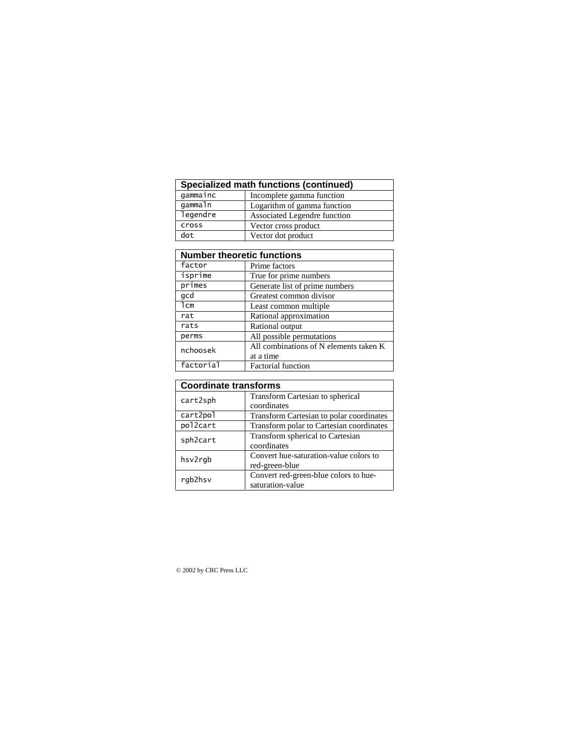| Specialized math functions (continued) | |
|---|---|
| `gammainc` | Incomplete gamma function |
| `gammaln` | Logarithm of gamma function |
| `legendre` | Associated Legendre function |
| `cross` | Vector cross product |
| `dot` | Vector dot product |

| Number theoretic functions | |
|---|---|
| `factor` | Prime factors |
| `isprime` | True for prime numbers |
| `primes` | Generate list of prime numbers |
| `gcd` | Greatest common divisor |
| `lcm` | Least common multiple |
| `rat` | Rational approximation |
| `rats` | Rational output |
| `perms` | All possible permutations |
| `nchoosek` | All combinations of N elements taken K at a time |
| `factorial` | Factorial function |

| Coordinate transforms | |
|---|---|
| `cart2sph` | Transform Cartesian to spherical coordinates |
| `cart2pol` | Transform Cartesian to polar coordinates |
| `pol2cart` | Transform polar to Cartesian coordinates |
| `sph2cart` | Transform spherical to Cartesian coordinates |
| `hsv2rgb` | Convert hue-saturation-value colors to red-green-blue |
| `rgb2hsv` | Convert red-green-blue colors to hue-saturation-value |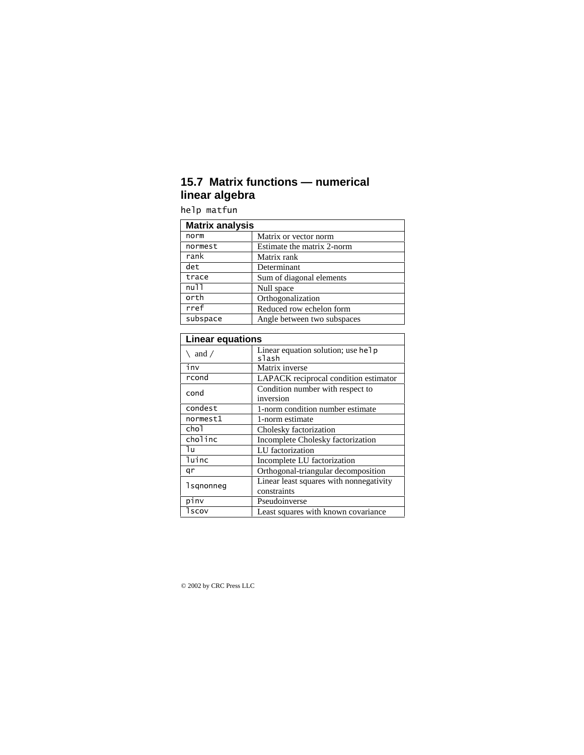## 15.7 Matrix functions — numerical linear algebra

`help matfun`

| Matrix analysis | |
|---|---|
| `norm` | Matrix or vector norm |
| `normest` | Estimate the matrix 2-norm |
| `rank` | Matrix rank |
| `det` | Determinant |
| `trace` | Sum of diagonal elements |
| `null` | Null space |
| `orth` | Orthogonalization |
| `rref` | Reduced row echelon form |
| `subspace` | Angle between two subspaces |

| Linear equations | |
|---|---|
| `\` and `/` | Linear equation solution; use `help slash` |
| `inv` | Matrix inverse |
| `rcond` | LAPACK reciprocal condition estimator |
| `cond` | Condition number with respect to inversion |
| `condest` | 1-norm condition number estimate |
| `normest1` | 1-norm estimate |
| `chol` | Cholesky factorization |
| `cholinc` | Incomplete Cholesky factorization |
| `lu` | LU factorization |
| `luinc` | Incomplete LU factorization |
| `qr` | Orthogonal-triangular decomposition |
| `lsqnonneg` | Linear least squares with nonnegativity constraints |
| `pinv` | Pseudoinverse |
| `lscov` | Least squares with known covariance |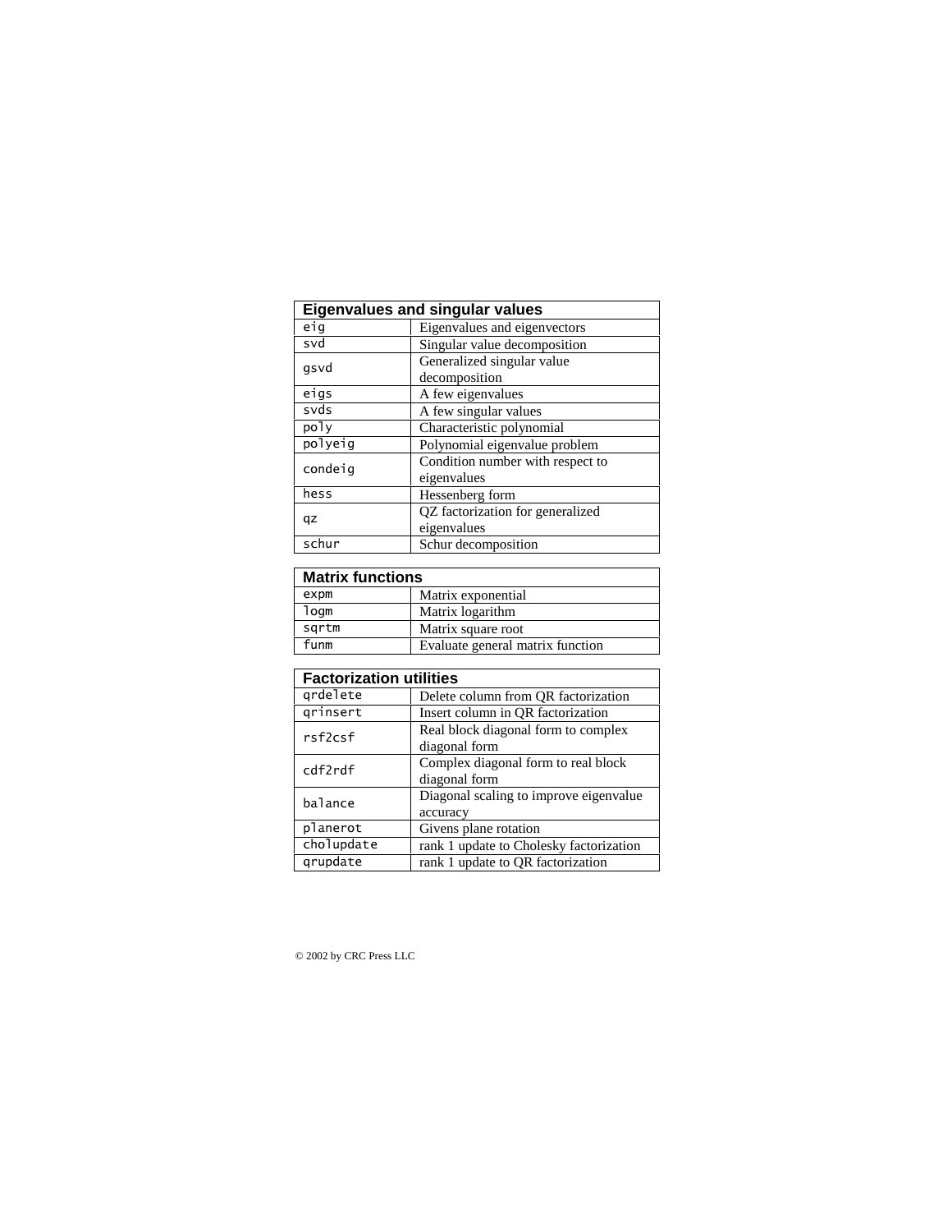| Eigenvalues and singular values | |
|---|---|
| `eig` | Eigenvalues and eigenvectors |
| `svd` | Singular value decomposition |
| `gsvd` | Generalized singular value decomposition |
| `eigs` | A few eigenvalues |
| `svds` | A few singular values |
| `poly` | Characteristic polynomial |
| `polyeig` | Polynomial eigenvalue problem |
| `condeig` | Condition number with respect to eigenvalues |
| `hess` | Hessenberg form |
| `qz` | QZ factorization for generalized eigenvalues |
| `schur` | Schur decomposition |

| Matrix functions | |
|---|---|
| `expm` | Matrix exponential |
| `logm` | Matrix logarithm |
| `sqrtm` | Matrix square root |
| `funm` | Evaluate general matrix function |

| Factorization utilities | |
|---|---|
| `qrdelete` | Delete column from QR factorization |
| `qrinsert` | Insert column in QR factorization |
| `rsf2csf` | Real block diagonal form to complex diagonal form |
| `cdf2rdf` | Complex diagonal form to real block diagonal form |
| `balance` | Diagonal scaling to improve eigenvalue accuracy |
| `planerot` | Givens plane rotation |
| `cholupdate` | rank 1 update to Cholesky factorization |
| `qrupdate` | rank 1 update to QR factorization |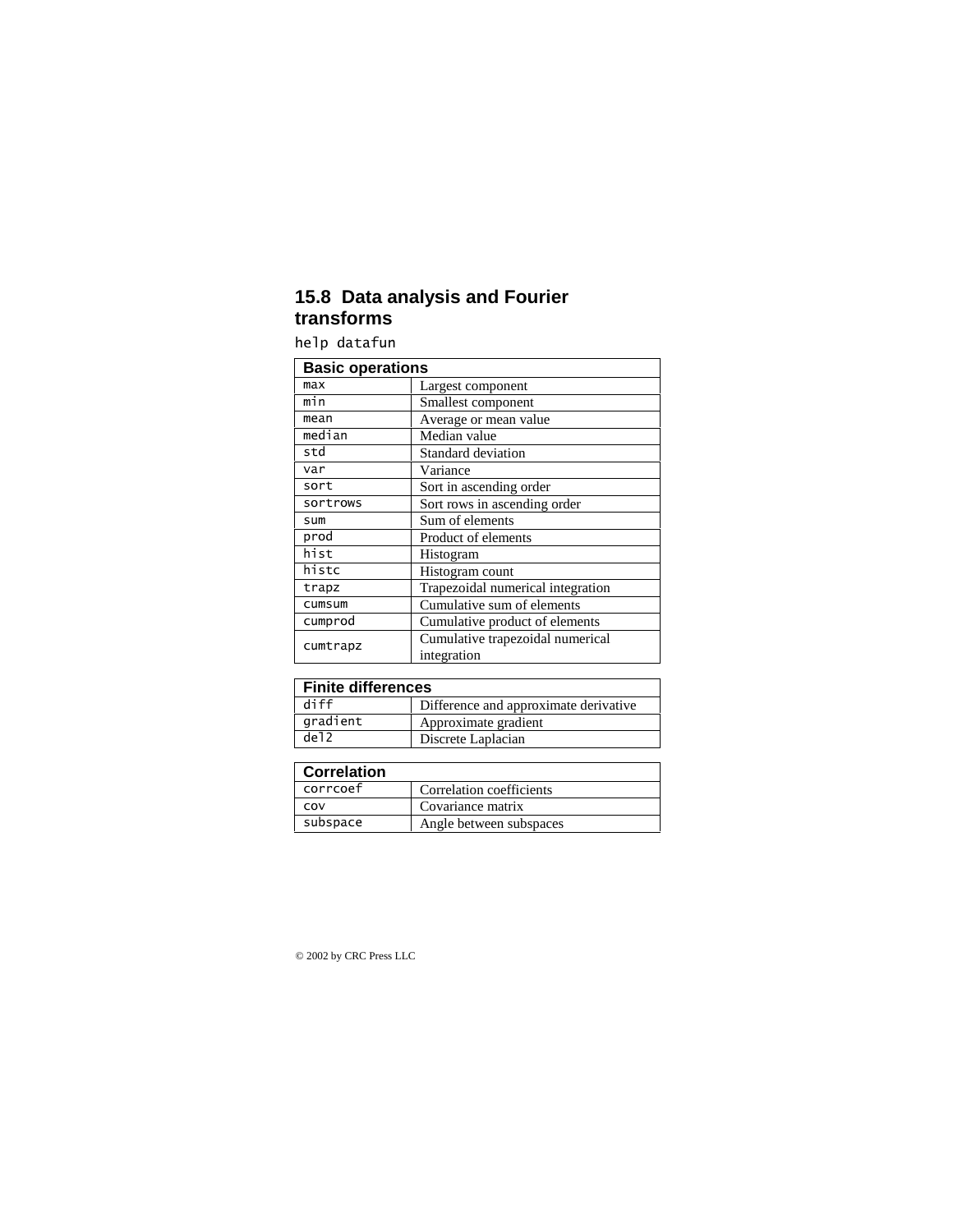## 15.8 Data analysis and Fourier transforms

```
help datafun
```

| Basic operations | |
|---|---|
| max | Largest component |
| min | Smallest component |
| mean | Average or mean value |
| median | Median value |
| std | Standard deviation |
| var | Variance |
| sort | Sort in ascending order |
| sortrows | Sort rows in ascending order |
| sum | Sum of elements |
| prod | Product of elements |
| hist | Histogram |
| histc | Histogram count |
| trapz | Trapezoidal numerical integration |
| cumsum | Cumulative sum of elements |
| cumprod | Cumulative product of elements |
| cumtrapz | Cumulative trapezoidal numerical integration |

| Finite differences | |
|---|---|
| diff | Difference and approximate derivative |
| gradient | Approximate gradient |
| del2 | Discrete Laplacian |

| Correlation | |
|---|---|
| corrcoef | Correlation coefficients |
| cov | Covariance matrix |
| subspace | Angle between subspaces |

© 2002 by CRC Press LLC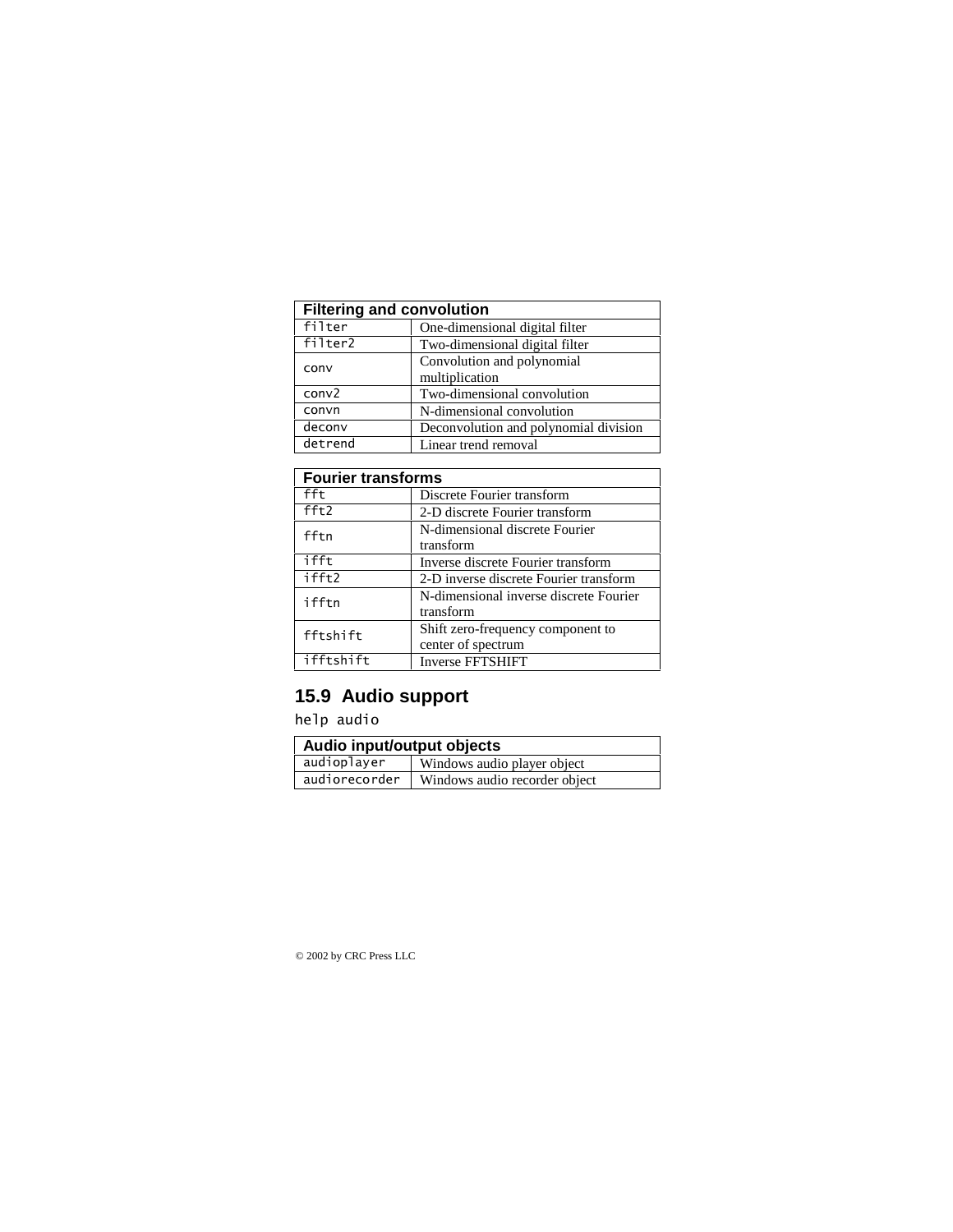| Filtering and convolution | |
|---|---|
| `filter` | One-dimensional digital filter |
| `filter2` | Two-dimensional digital filter |
| `conv` | Convolution and polynomial multiplication |
| `conv2` | Two-dimensional convolution |
| `convn` | N-dimensional convolution |
| `deconv` | Deconvolution and polynomial division |
| `detrend` | Linear trend removal |

| Fourier transforms | |
|---|---|
| `fft` | Discrete Fourier transform |
| `fft2` | 2-D discrete Fourier transform |
| `fftn` | N-dimensional discrete Fourier transform |
| `ifft` | Inverse discrete Fourier transform |
| `ifft2` | 2-D inverse discrete Fourier transform |
| `ifftn` | N-dimensional inverse discrete Fourier transform |
| `fftshift` | Shift zero-frequency component to center of spectrum |
| `ifftshift` | Inverse FFTSHIFT |

## 15.9 Audio support

```
help audio
```

| Audio input/output objects | |
|---|---|
| `audioplayer` | Windows audio player object |
| `audiorecorder` | Windows audio recorder object |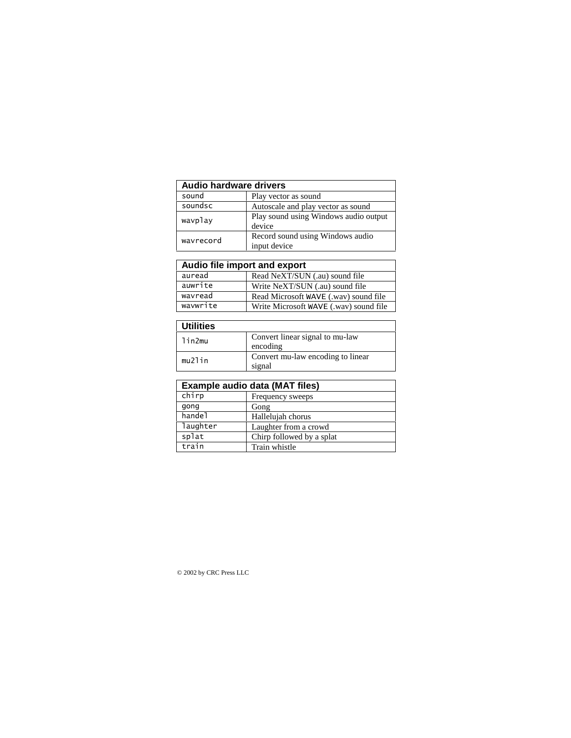| Audio hardware drivers | |
|---|---|
| sound | Play vector as sound |
| soundsc | Autoscale and play vector as sound |
| wavplay | Play sound using Windows audio output device |
| wavrecord | Record sound using Windows audio input device |

| Audio file import and export | |
|---|---|
| auread | Read NeXT/SUN (.au) sound file |
| auwrite | Write NeXT/SUN (.au) sound file |
| wavread | Read Microsoft WAVE (.wav) sound file |
| wavwrite | Write Microsoft WAVE (.wav) sound file |

| Utilities | |
|---|---|
| lin2mu | Convert linear signal to mu-law encoding |
| mu2lin | Convert mu-law encoding to linear signal |

| Example audio data (MAT files) | |
|---|---|
| chirp | Frequency sweeps |
| gong | Gong |
| handel | Hallelujah chorus |
| laughter | Laughter from a crowd |
| splat | Chirp followed by a splat |
| train | Train whistle |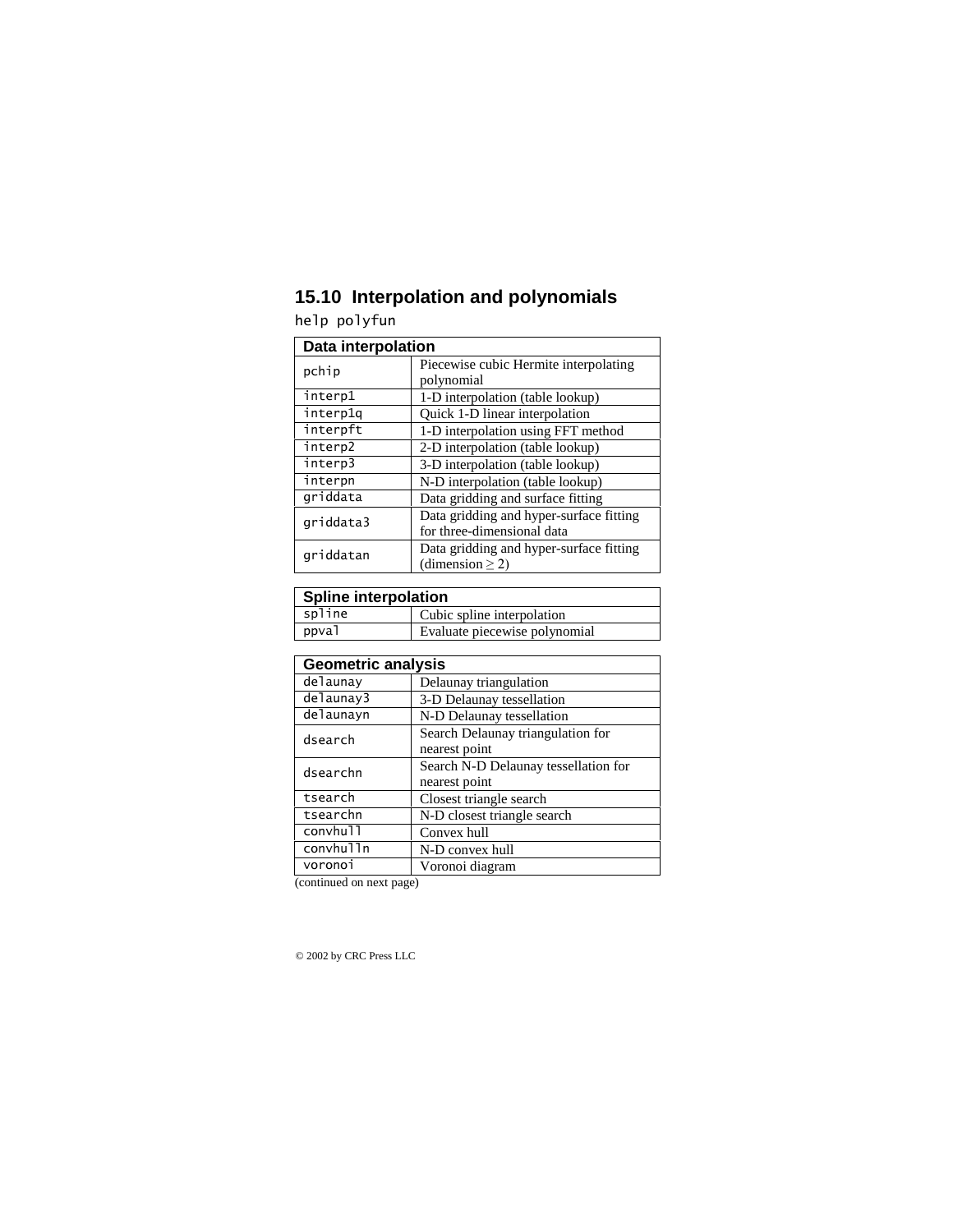## 15.10 Interpolation and polynomials

`help polyfun`

| Data interpolation | |
|---|---|
| `pchip` | Piecewise cubic Hermite interpolating polynomial |
| `interp1` | 1-D interpolation (table lookup) |
| `interp1q` | Quick 1-D linear interpolation |
| `interpft` | 1-D interpolation using FFT method |
| `interp2` | 2-D interpolation (table lookup) |
| `interp3` | 3-D interpolation (table lookup) |
| `interpn` | N-D interpolation (table lookup) |
| `griddata` | Data gridding and surface fitting |
| `griddata3` | Data gridding and hyper-surface fitting for three-dimensional data |
| `griddatan` | Data gridding and hyper-surface fitting (dimension $\geq$ 2) |

| Spline interpolation | |
|---|---|
| `spline` | Cubic spline interpolation |
| `ppval` | Evaluate piecewise polynomial |

| Geometric analysis | |
|---|---|
| `delaunay` | Delaunay triangulation |
| `delaunay3` | 3-D Delaunay tessellation |
| `delaunayn` | N-D Delaunay tessellation |
| `dsearch` | Search Delaunay triangulation for nearest point |
| `dsearchn` | Search N-D Delaunay tessellation for nearest point |
| `tsearch` | Closest triangle search |
| `tsearchn` | N-D closest triangle search |
| `convhull` | Convex hull |
| `convhulln` | N-D convex hull |
| `voronoi` | Voronoi diagram |

(continued on next page)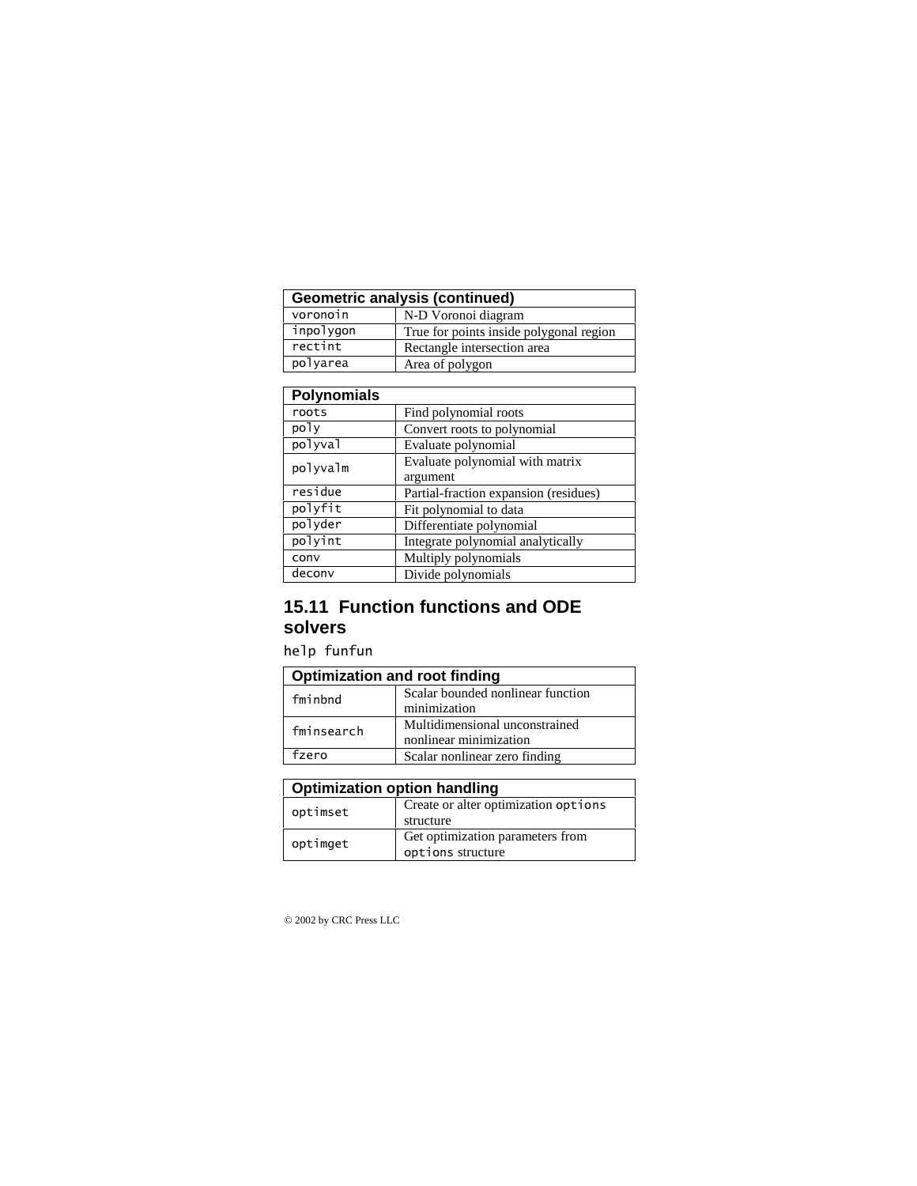| Geometric analysis (continued) | |
|---|---|
| voronoin | N-D Voronoi diagram |
| inpolygon | True for points inside polygonal region |
| rectint | Rectangle intersection area |
| polyarea | Area of polygon |

| Polynomials | |
|---|---|
| roots | Find polynomial roots |
| poly | Convert roots to polynomial |
| polyval | Evaluate polynomial |
| polyvalm | Evaluate polynomial with matrix argument |
| residue | Partial-fraction expansion (residues) |
| polyfit | Fit polynomial to data |
| polyder | Differentiate polynomial |
| polyint | Integrate polynomial analytically |
| conv | Multiply polynomials |
| deconv | Divide polynomials |

## 15.11 Function functions and ODE solvers

```
help funfun
```

| Optimization and root finding | |
|---|---|
| fminbnd | Scalar bounded nonlinear function minimization |
| fminsearch | Multidimensional unconstrained nonlinear minimization |
| fzero | Scalar nonlinear zero finding |

| Optimization option handling | |
|---|---|
| optimset | Create or alter optimization options structure |
| optimget | Get optimization parameters from options structure |

© 2002 by CRC Press LLC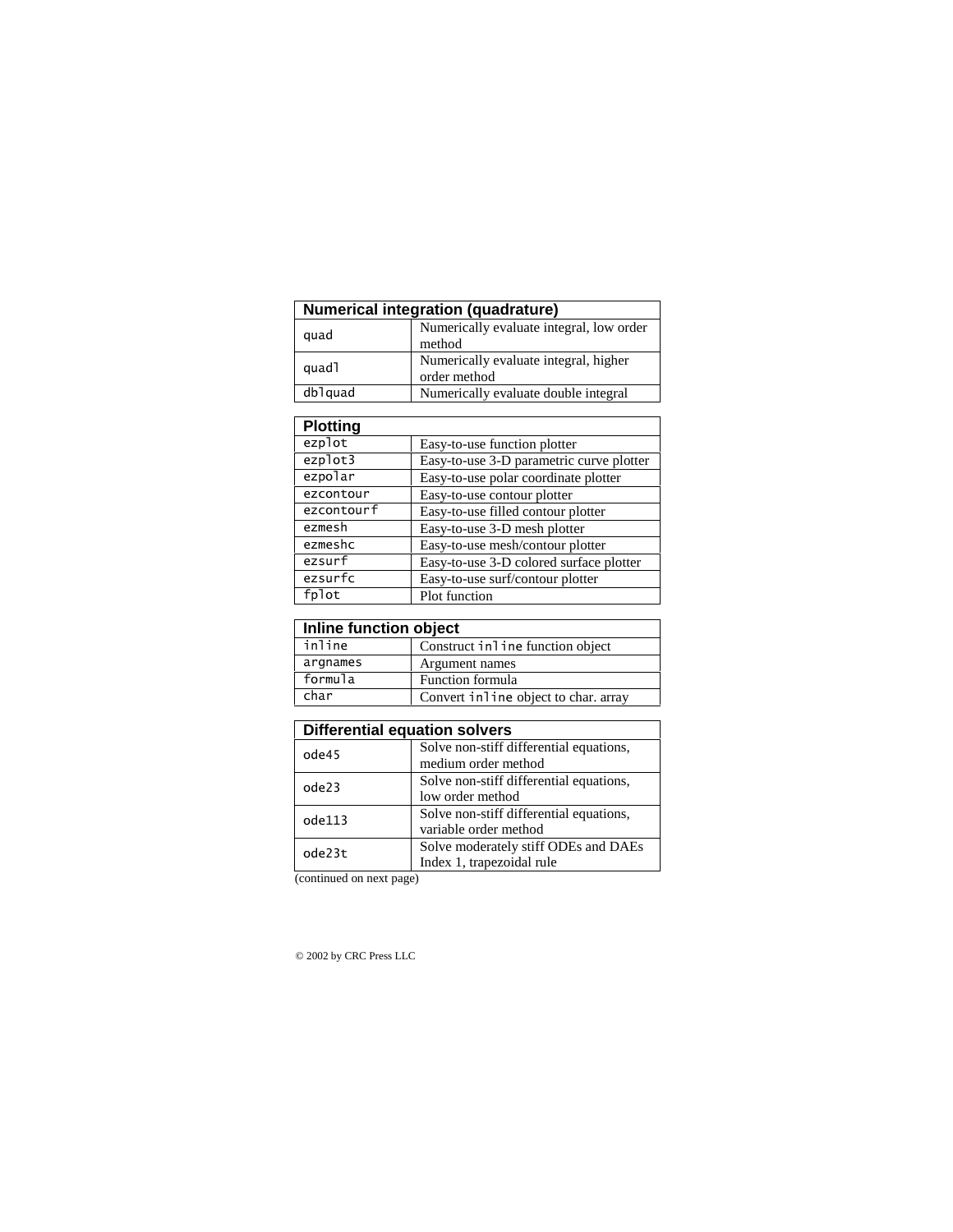| Numerical integration (quadrature) | |
|---|---|
| quad | Numerically evaluate integral, low order method |
| quadl | Numerically evaluate integral, higher order method |
| dblquad | Numerically evaluate double integral |

| Plotting | |
|---|---|
| ezplot | Easy-to-use function plotter |
| ezplot3 | Easy-to-use 3-D parametric curve plotter |
| ezpolar | Easy-to-use polar coordinate plotter |
| ezcontour | Easy-to-use contour plotter |
| ezcontourf | Easy-to-use filled contour plotter |
| ezmesh | Easy-to-use 3-D mesh plotter |
| ezmeshc | Easy-to-use mesh/contour plotter |
| ezsurf | Easy-to-use 3-D colored surface plotter |
| ezsurfc | Easy-to-use surf/contour plotter |
| fplot | Plot function |

| Inline function object | |
|---|---|
| inline | Construct inline function object |
| argnames | Argument names |
| formula | Function formula |
| char | Convert inline object to char. array |

| Differential equation solvers | |
|---|---|
| ode45 | Solve non-stiff differential equations, medium order method |
| ode23 | Solve non-stiff differential equations, low order method |
| ode113 | Solve non-stiff differential equations, variable order method |
| ode23t | Solve moderately stiff ODEs and DAEs Index 1, trapezoidal rule |

(continued on next page)

© 2002 by CRC Press LLC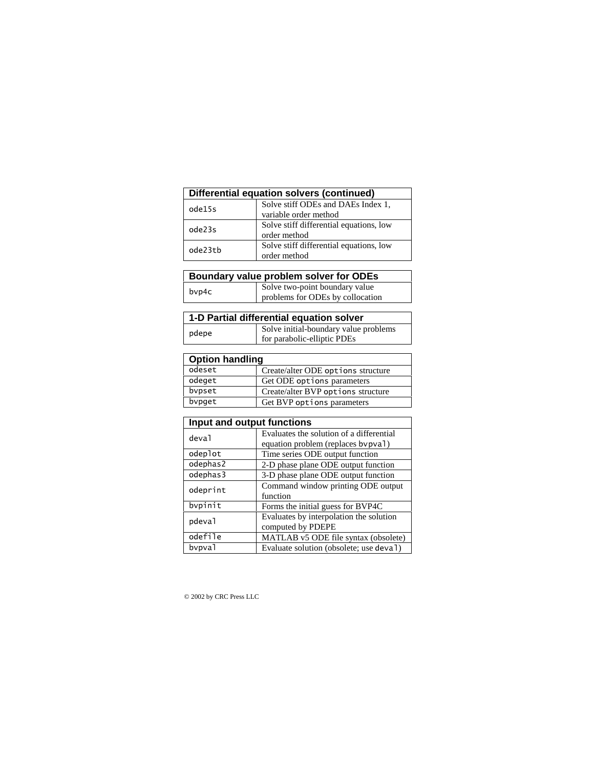| Differential equation solvers (continued) | |
|---|---|
| `ode15s` | Solve stiff ODEs and DAEs Index 1, variable order method |
| `ode23s` | Solve stiff differential equations, low order method |
| `ode23tb` | Solve stiff differential equations, low order method |

| Boundary value problem solver for ODEs | |
|---|---|
| `bvp4c` | Solve two-point boundary value problems for ODEs by collocation |

| 1-D Partial differential equation solver | |
|---|---|
| `pdepe` | Solve initial-boundary value problems for parabolic-elliptic PDEs |

| Option handling | |
|---|---|
| `odeset` | Create/alter ODE `options` structure |
| `odeget` | Get ODE `options` parameters |
| `bvpset` | Create/alter BVP `options` structure |
| `bvpget` | Get BVP `options` parameters |

| Input and output functions | |
|---|---|
| `deval` | Evaluates the solution of a differential equation problem (replaces `bvpval`) |
| `odeplot` | Time series ODE output function |
| `odephas2` | 2-D phase plane ODE output function |
| `odephas3` | 3-D phase plane ODE output function |
| `odeprint` | Command window printing ODE output function |
| `bvpinit` | Forms the initial guess for BVP4C |
| `pdeval` | Evaluates by interpolation the solution computed by PDEPE |
| `odefile` | MATLAB v5 ODE file syntax (obsolete) |
| `bvpval` | Evaluate solution (obsolete; use `deval`) |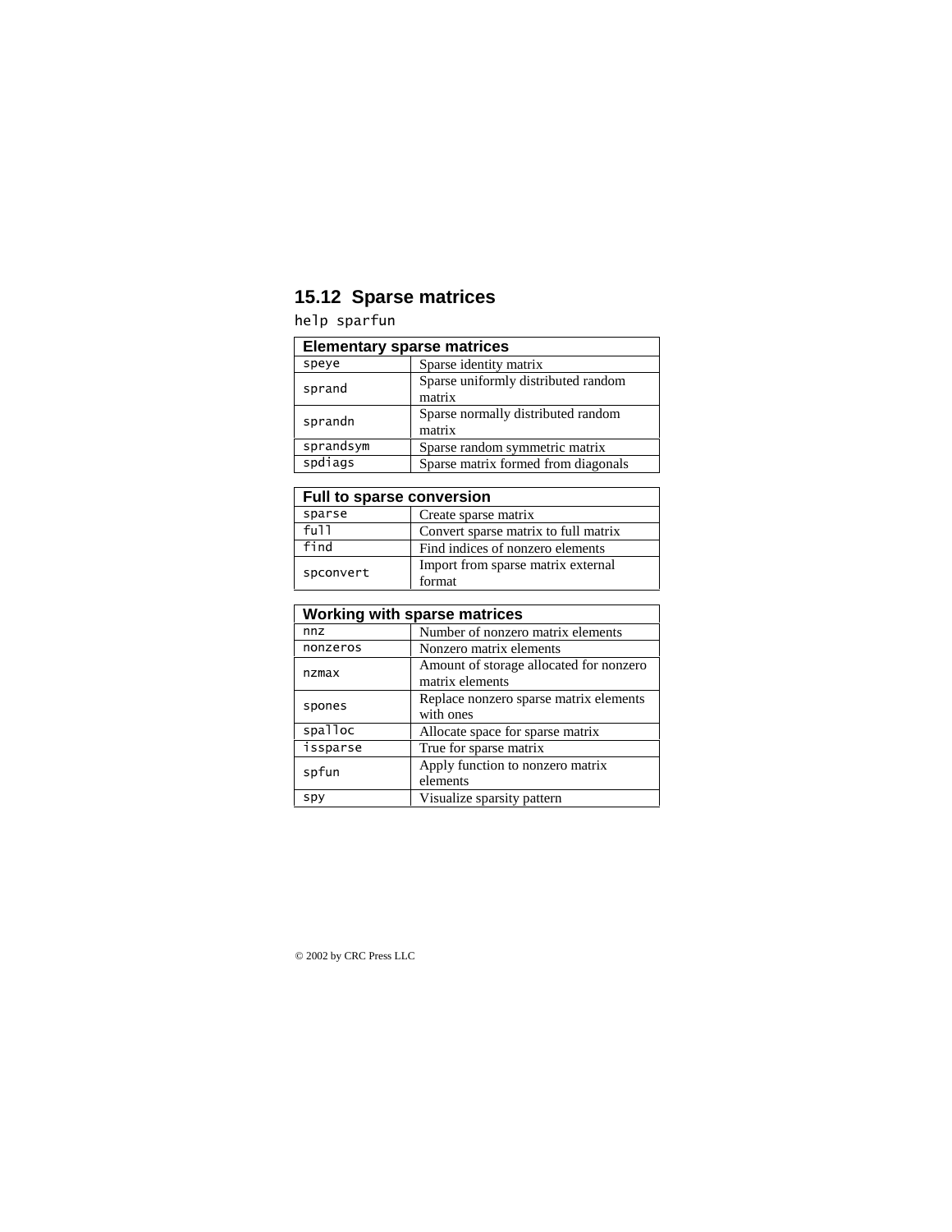## 15.12 Sparse matrices

`help sparfun`

| Elementary sparse matrices | |
|---|---|
| `speye` | Sparse identity matrix |
| `sprand` | Sparse uniformly distributed random matrix |
| `sprandn` | Sparse normally distributed random matrix |
| `sprandsym` | Sparse random symmetric matrix |
| `spdiags` | Sparse matrix formed from diagonals |

| Full to sparse conversion | |
|---|---|
| `sparse` | Create sparse matrix |
| `full` | Convert sparse matrix to full matrix |
| `find` | Find indices of nonzero elements |
| `spconvert` | Import from sparse matrix external format |

| Working with sparse matrices | |
|---|---|
| `nnz` | Number of nonzero matrix elements |
| `nonzeros` | Nonzero matrix elements |
| `nzmax` | Amount of storage allocated for nonzero matrix elements |
| `spones` | Replace nonzero sparse matrix elements with ones |
| `spalloc` | Allocate space for sparse matrix |
| `issparse` | True for sparse matrix |
| `spfun` | Apply function to nonzero matrix elements |
| `spy` | Visualize sparsity pattern |

© 2002 by CRC Press LLC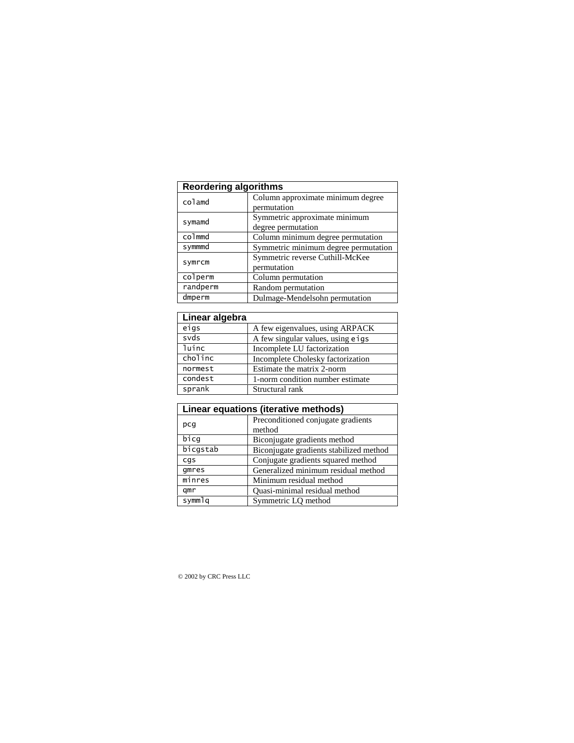| Reordering algorithms | |
|---|---|
| colamd | Column approximate minimum degree permutation |
| symamd | Symmetric approximate minimum degree permutation |
| colmmd | Column minimum degree permutation |
| symmmd | Symmetric minimum degree permutation |
| symrcm | Symmetric reverse Cuthill-McKee permutation |
| colperm | Column permutation |
| randperm | Random permutation |
| dmperm | Dulmage-Mendelsohn permutation |

| Linear algebra | |
|---|---|
| eigs | A few eigenvalues, using ARPACK |
| svds | A few singular values, using eigs |
| luinc | Incomplete LU factorization |
| cholinc | Incomplete Cholesky factorization |
| normest | Estimate the matrix 2-norm |
| condest | 1-norm condition number estimate |
| sprank | Structural rank |

| Linear equations (iterative methods) | |
|---|---|
| pcg | Preconditioned conjugate gradients method |
| bicg | Biconjugate gradients method |
| bicgstab | Biconjugate gradients stabilized method |
| cgs | Conjugate gradients squared method |
| gmres | Generalized minimum residual method |
| minres | Minimum residual method |
| qmr | Quasi-minimal residual method |
| symmlq | Symmetric LQ method |

© 2002 by CRC Press LLC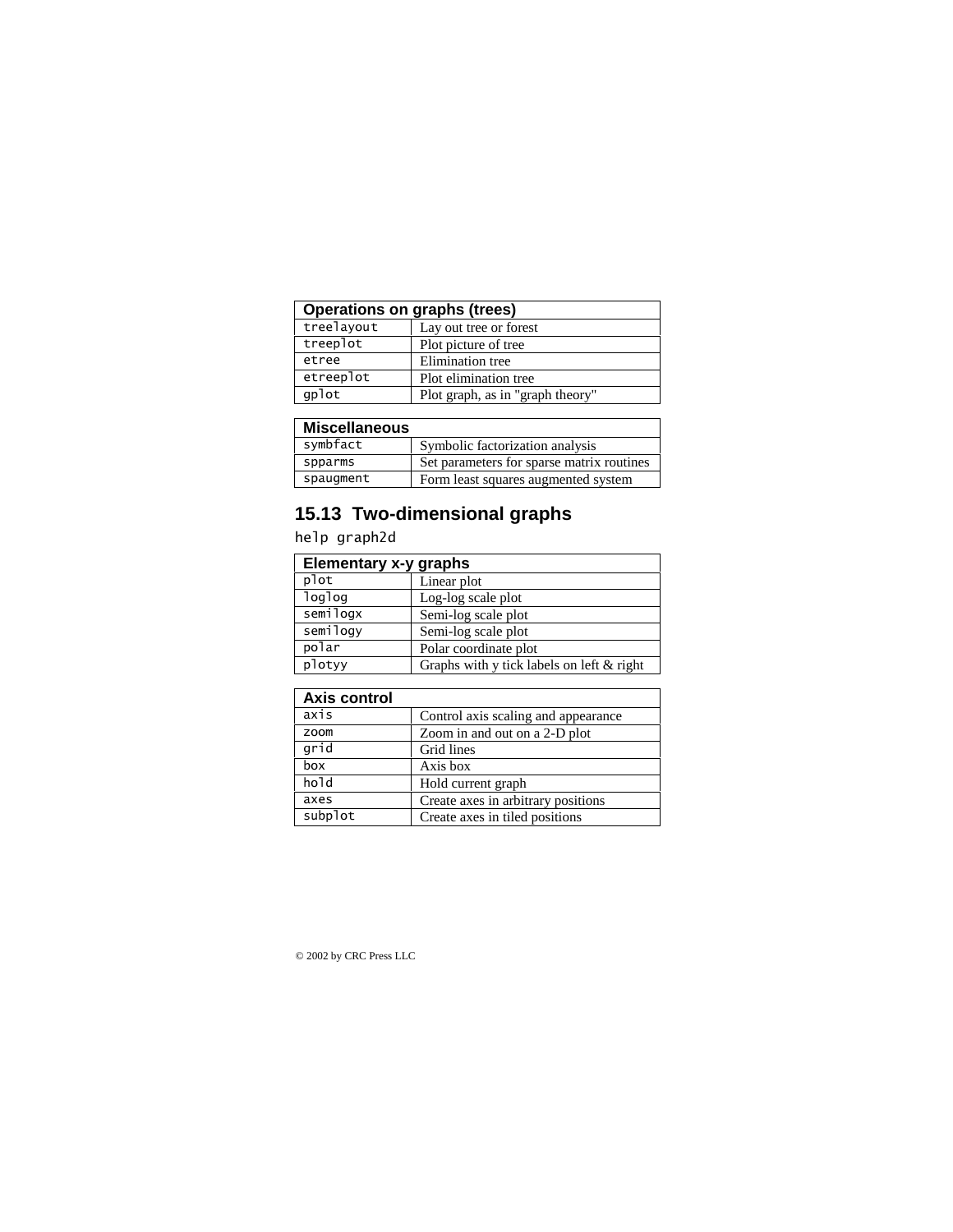| Operations on graphs (trees) | |
|---|---|
| `treelayout` | Lay out tree or forest |
| `treeplot` | Plot picture of tree |
| `etree` | Elimination tree |
| `etreeplot` | Plot elimination tree |
| `gplot` | Plot graph, as in "graph theory" |

| Miscellaneous | |
|---|---|
| `symbfact` | Symbolic factorization analysis |
| `spparms` | Set parameters for sparse matrix routines |
| `spaugment` | Form least squares augmented system |

## 15.13 Two-dimensional graphs

```
help graph2d
```

| Elementary x-y graphs | |
|---|---|
| `plot` | Linear plot |
| `loglog` | Log-log scale plot |
| `semilogx` | Semi-log scale plot |
| `semilogy` | Semi-log scale plot |
| `polar` | Polar coordinate plot |
| `plotyy` | Graphs with y tick labels on left & right |

| Axis control | |
|---|---|
| `axis` | Control axis scaling and appearance |
| `zoom` | Zoom in and out on a 2-D plot |
| `grid` | Grid lines |
| `box` | Axis box |
| `hold` | Hold current graph |
| `axes` | Create axes in arbitrary positions |
| `subplot` | Create axes in tiled positions |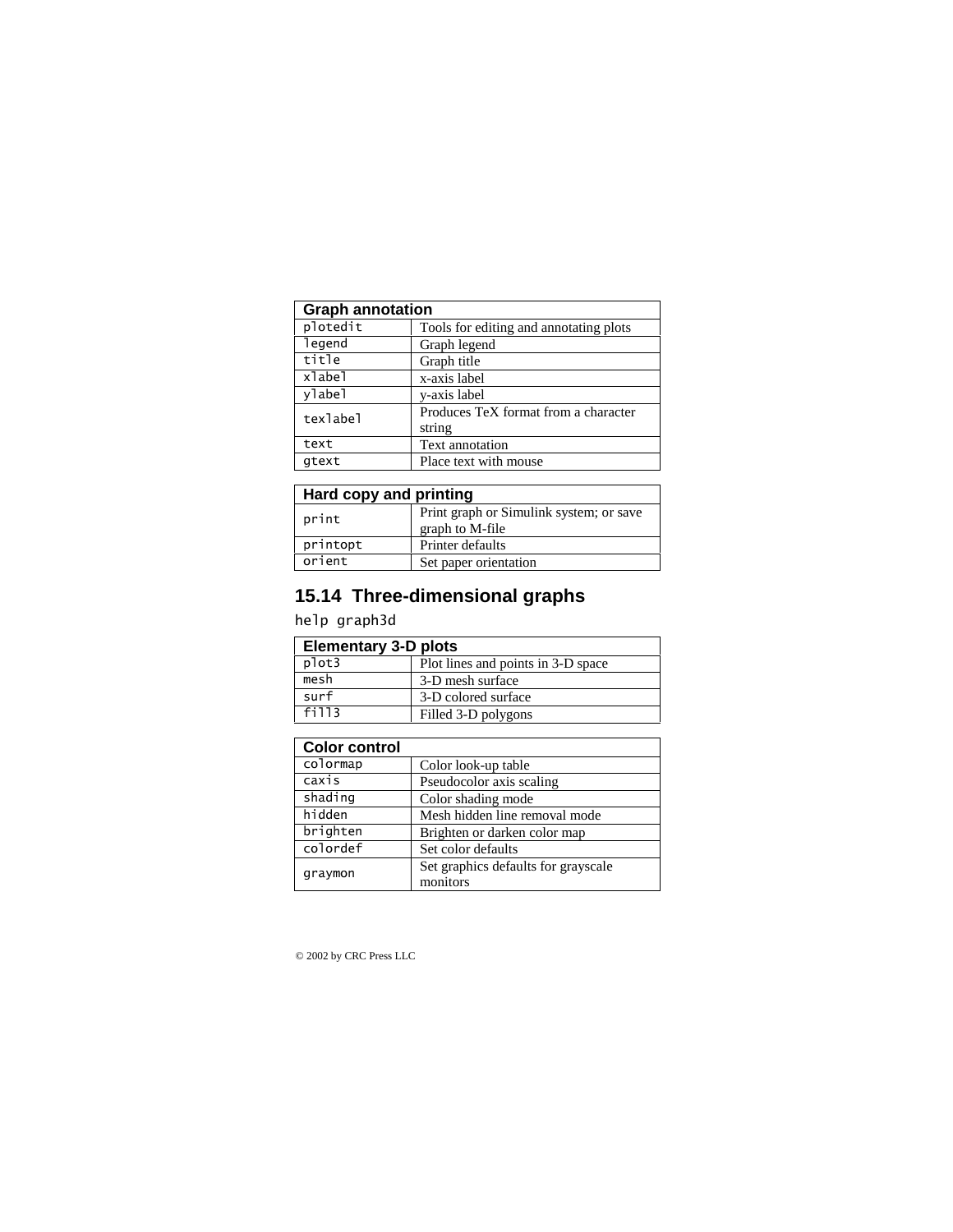| Graph annotation | |
|---|---|
| `plotedit` | Tools for editing and annotating plots |
| `legend` | Graph legend |
| `title` | Graph title |
| `xlabel` | x-axis label |
| `ylabel` | y-axis label |
| `texlabel` | Produces TeX format from a character string |
| `text` | Text annotation |
| `gtext` | Place text with mouse |

| Hard copy and printing | |
|---|---|
| `print` | Print graph or Simulink system; or save graph to M-file |
| `printopt` | Printer defaults |
| `orient` | Set paper orientation |

## 15.14 Three-dimensional graphs

```
help graph3d
```

| Elementary 3-D plots | |
|---|---|
| `plot3` | Plot lines and points in 3-D space |
| `mesh` | 3-D mesh surface |
| `surf` | 3-D colored surface |
| `fill3` | Filled 3-D polygons |

| Color control | |
|---|---|
| `colormap` | Color look-up table |
| `caxis` | Pseudocolor axis scaling |
| `shading` | Color shading mode |
| `hidden` | Mesh hidden line removal mode |
| `brighten` | Brighten or darken color map |
| `colordef` | Set color defaults |
| `graymon` | Set graphics defaults for grayscale monitors |

© 2002 by CRC Press LLC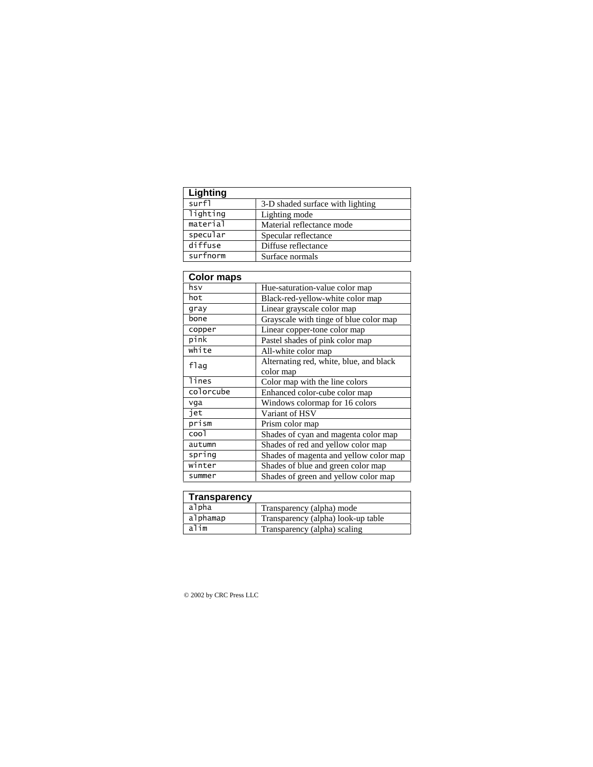| Lighting | |
|---|---|
| surfl | 3-D shaded surface with lighting |
| lighting | Lighting mode |
| material | Material reflectance mode |
| specular | Specular reflectance |
| diffuse | Diffuse reflectance |
| surfnorm | Surface normals |

| Color maps | |
|---|---|
| hsv | Hue-saturation-value color map |
| hot | Black-red-yellow-white color map |
| gray | Linear grayscale color map |
| bone | Grayscale with tinge of blue color map |
| copper | Linear copper-tone color map |
| pink | Pastel shades of pink color map |
| white | All-white color map |
| flag | Alternating red, white, blue, and black color map |
| lines | Color map with the line colors |
| colorcube | Enhanced color-cube color map |
| vga | Windows colormap for 16 colors |
| jet | Variant of HSV |
| prism | Prism color map |
| cool | Shades of cyan and magenta color map |
| autumn | Shades of red and yellow color map |
| spring | Shades of magenta and yellow color map |
| winter | Shades of blue and green color map |
| summer | Shades of green and yellow color map |

| Transparency | |
|---|---|
| alpha | Transparency (alpha) mode |
| alphamap | Transparency (alpha) look-up table |
| alim | Transparency (alpha) scaling |

© 2002 by CRC Press LLC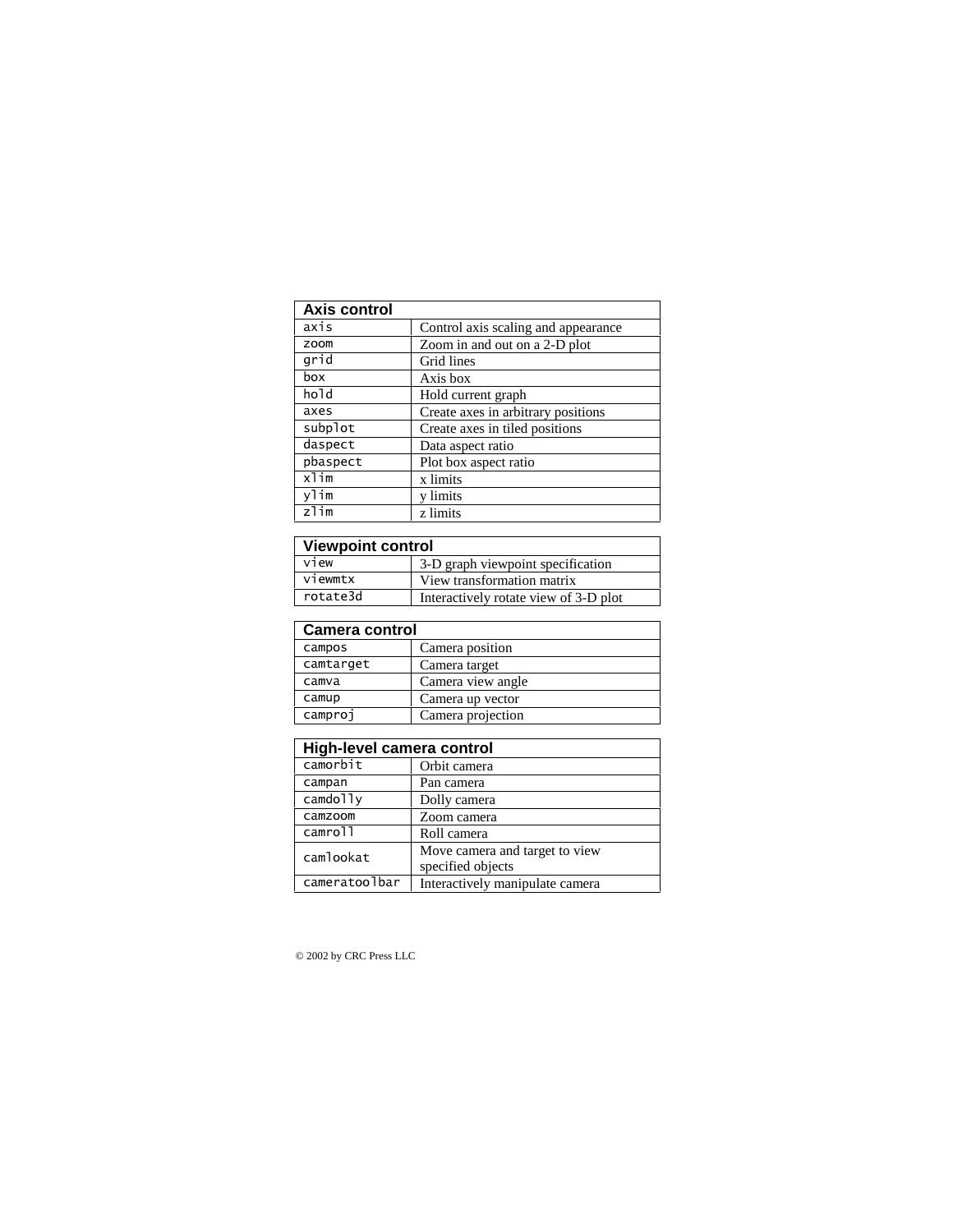| Axis control | |
|---|---|
| `axis` | Control axis scaling and appearance |
| `zoom` | Zoom in and out on a 2-D plot |
| `grid` | Grid lines |
| `box` | Axis box |
| `hold` | Hold current graph |
| `axes` | Create axes in arbitrary positions |
| `subplot` | Create axes in tiled positions |
| `daspect` | Data aspect ratio |
| `pbaspect` | Plot box aspect ratio |
| `xlim` | x limits |
| `ylim` | y limits |
| `zlim` | z limits |

| Viewpoint control | |
|---|---|
| `view` | 3-D graph viewpoint specification |
| `viewmtx` | View transformation matrix |
| `rotate3d` | Interactively rotate view of 3-D plot |

| Camera control | |
|---|---|
| `campos` | Camera position |
| `camtarget` | Camera target |
| `camva` | Camera view angle |
| `camup` | Camera up vector |
| `camproj` | Camera projection |

| High-level camera control | |
|---|---|
| `camorbit` | Orbit camera |
| `campan` | Pan camera |
| `camdolly` | Dolly camera |
| `camzoom` | Zoom camera |
| `camroll` | Roll camera |
| `camlookat` | Move camera and target to view specified objects |
| `cameratoolbar` | Interactively manipulate camera |

© 2002 by CRC Press LLC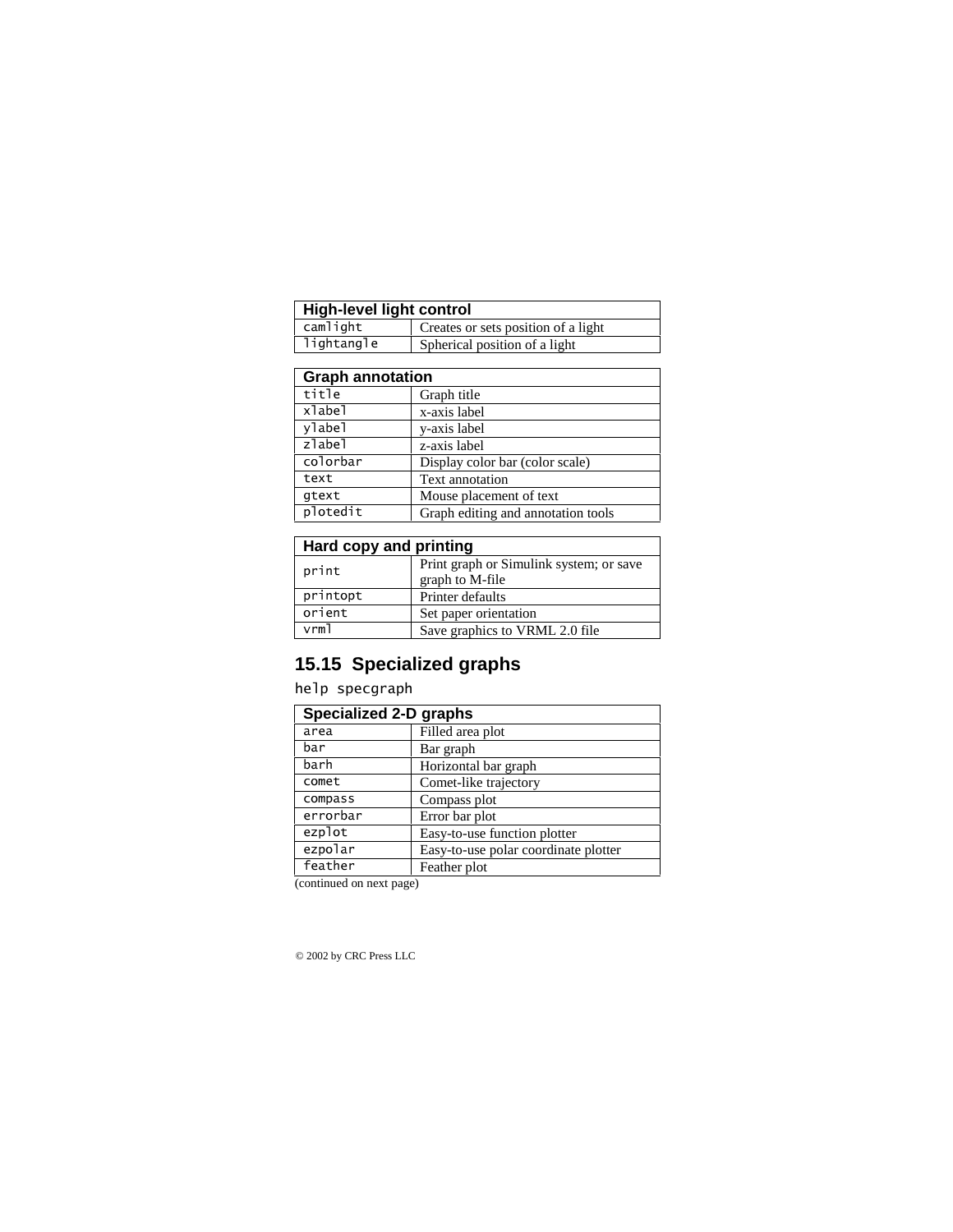| High-level light control | |
|---|---|
| `camlight` | Creates or sets position of a light |
| `lightangle` | Spherical position of a light |

| Graph annotation | |
|---|---|
| `title` | Graph title |
| `xlabel` | x-axis label |
| `ylabel` | y-axis label |
| `zlabel` | z-axis label |
| `colorbar` | Display color bar (color scale) |
| `text` | Text annotation |
| `gtext` | Mouse placement of text |
| `plotedit` | Graph editing and annotation tools |

| Hard copy and printing | |
|---|---|
| `print` | Print graph or Simulink system; or save graph to M-file |
| `printopt` | Printer defaults |
| `orient` | Set paper orientation |
| `vrml` | Save graphics to VRML 2.0 file |

## 15.15 Specialized graphs

`help specgraph`

| Specialized 2-D graphs | |
|---|---|
| `area` | Filled area plot |
| `bar` | Bar graph |
| `barh` | Horizontal bar graph |
| `comet` | Comet-like trajectory |
| `compass` | Compass plot |
| `errorbar` | Error bar plot |
| `ezplot` | Easy-to-use function plotter |
| `ezpolar` | Easy-to-use polar coordinate plotter |
| `feather` | Feather plot |

(continued on next page)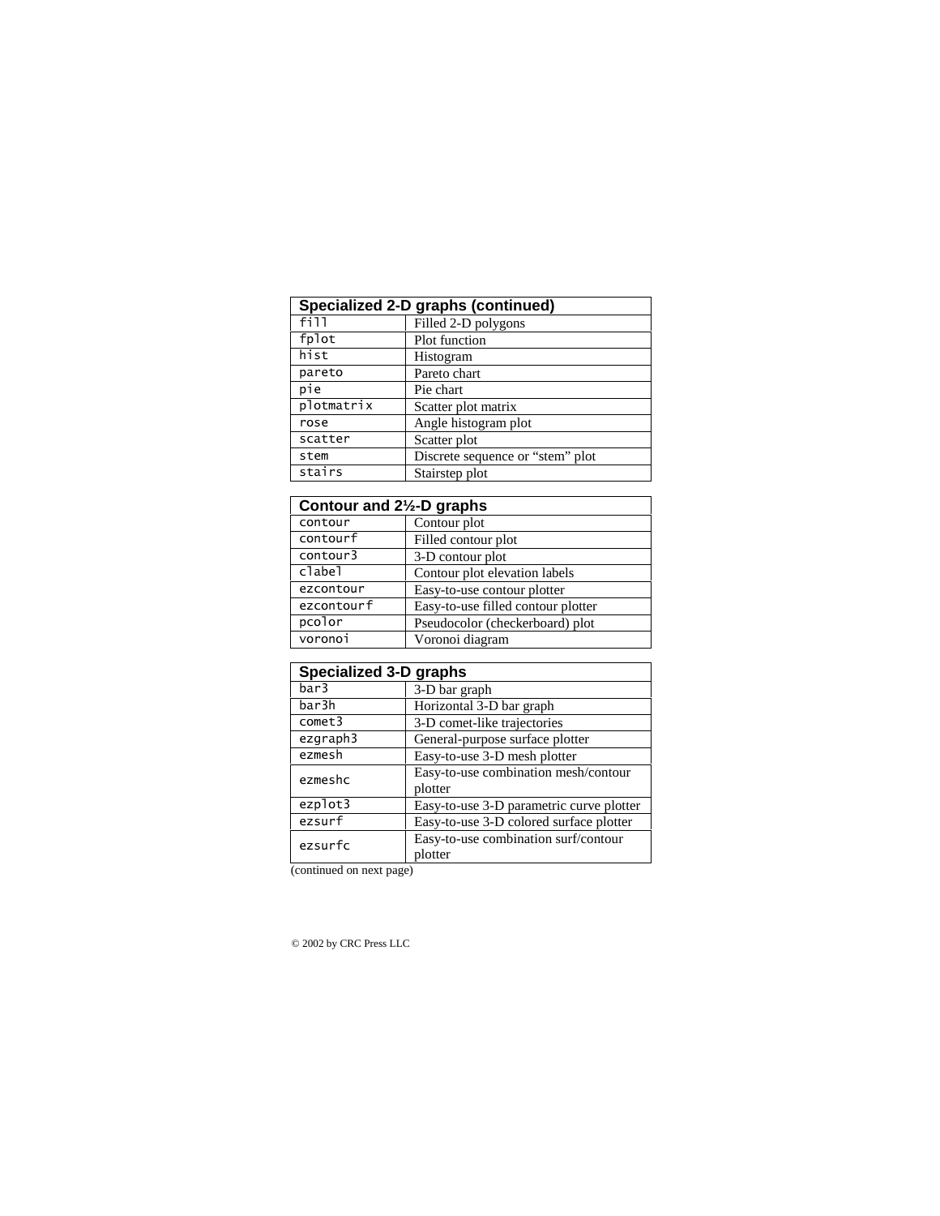| Specialized 2-D graphs (continued) | |
|---|---|
| `fill` | Filled 2-D polygons |
| `fplot` | Plot function |
| `hist` | Histogram |
| `pareto` | Pareto chart |
| `pie` | Pie chart |
| `plotmatrix` | Scatter plot matrix |
| `rose` | Angle histogram plot |
| `scatter` | Scatter plot |
| `stem` | Discrete sequence or “stem” plot |
| `stairs` | Stairstep plot |

| Contour and 2½-D graphs | |
|---|---|
| `contour` | Contour plot |
| `contourf` | Filled contour plot |
| `contour3` | 3-D contour plot |
| `clabel` | Contour plot elevation labels |
| `ezcontour` | Easy-to-use contour plotter |
| `ezcontourf` | Easy-to-use filled contour plotter |
| `pcolor` | Pseudocolor (checkerboard) plot |
| `voronoi` | Voronoi diagram |

| Specialized 3-D graphs | |
|---|---|
| `bar3` | 3-D bar graph |
| `bar3h` | Horizontal 3-D bar graph |
| `comet3` | 3-D comet-like trajectories |
| `ezgraph3` | General-purpose surface plotter |
| `ezmesh` | Easy-to-use 3-D mesh plotter |
| `ezmeshc` | Easy-to-use combination mesh/contour plotter |
| `ezplot3` | Easy-to-use 3-D parametric curve plotter |
| `ezsurf` | Easy-to-use 3-D colored surface plotter |
| `ezsurfc` | Easy-to-use combination surf/contour plotter |

(continued on next page)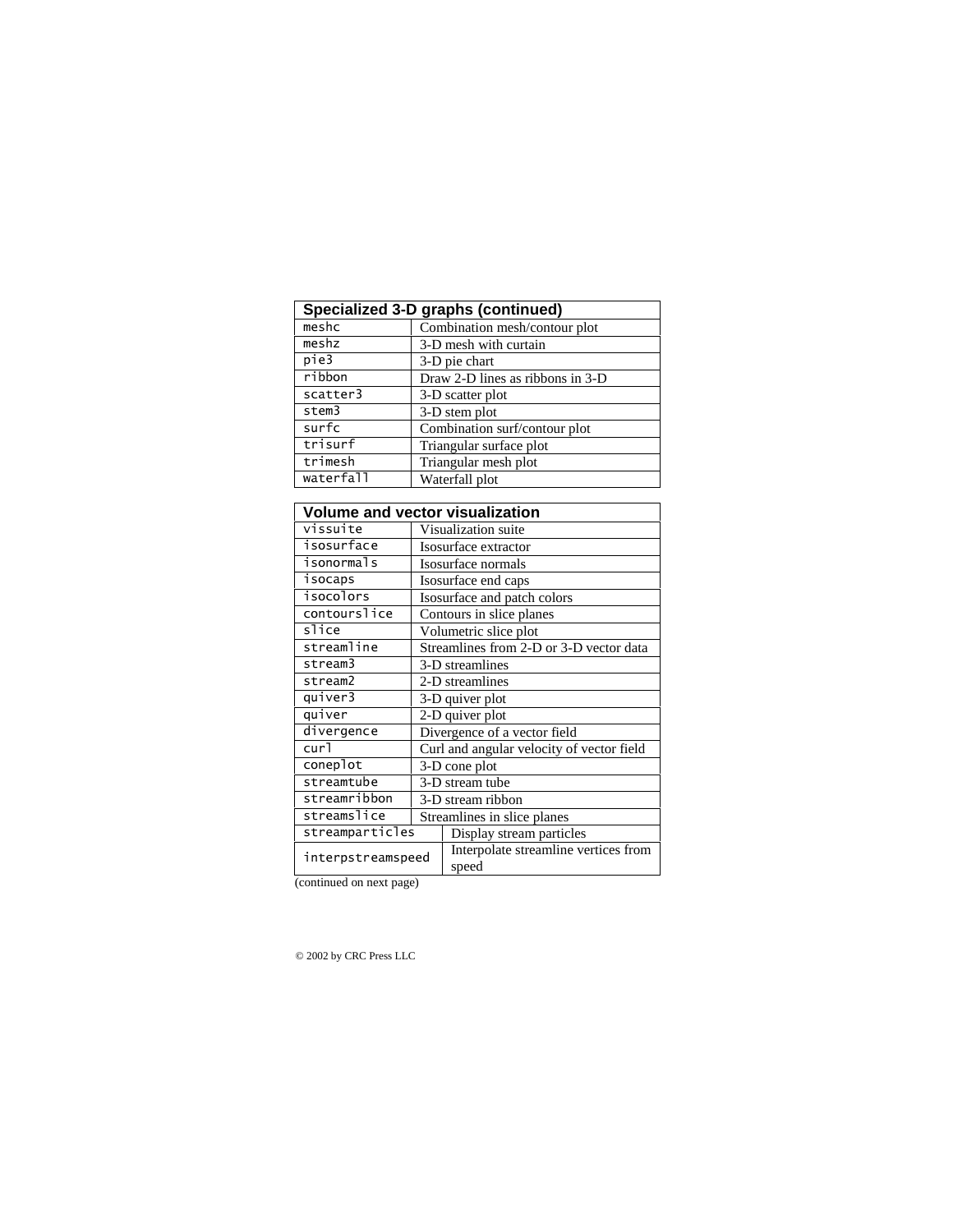| Specialized 3-D graphs (continued) | |
|---|---|
| `meshc` | Combination mesh/contour plot |
| `meshz` | 3-D mesh with curtain |
| `pie3` | 3-D pie chart |
| `ribbon` | Draw 2-D lines as ribbons in 3-D |
| `scatter3` | 3-D scatter plot |
| `stem3` | 3-D stem plot |
| `surfc` | Combination surf/contour plot |
| `trisurf` | Triangular surface plot |
| `trimesh` | Triangular mesh plot |
| `waterfall` | Waterfall plot |

| Volume and vector visualization | |
|---|---|
| `vissuite` | Visualization suite |
| `isosurface` | Isosurface extractor |
| `isonormals` | Isosurface normals |
| `isocaps` | Isosurface end caps |
| `isocolors` | Isosurface and patch colors |
| `contourslice` | Contours in slice planes |
| `slice` | Volumetric slice plot |
| `streamline` | Streamlines from 2-D or 3-D vector data |
| `stream3` | 3-D streamlines |
| `stream2` | 2-D streamlines |
| `quiver3` | 3-D quiver plot |
| `quiver` | 2-D quiver plot |
| `divergence` | Divergence of a vector field |
| `curl` | Curl and angular velocity of vector field |
| `coneplot` | 3-D cone plot |
| `streamtube` | 3-D stream tube |
| `streamribbon` | 3-D stream ribbon |
| `streamslice` | Streamlines in slice planes |
| `streamparticles` | Display stream particles |
| `interpstreamspeed` | Interpolate streamline vertices from speed |

(continued on next page)

© 2002 by CRC Press LLC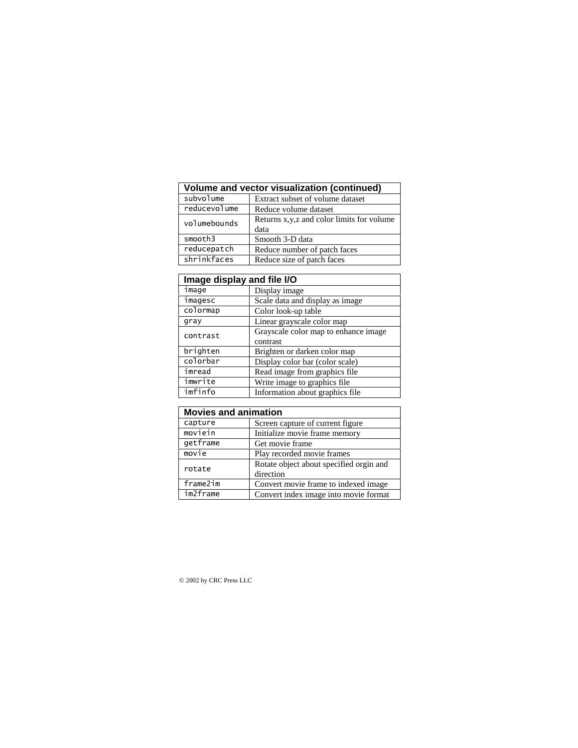| Volume and vector visualization (continued) | |
|---|---|
| subvolume | Extract subset of volume dataset |
| reducevolume | Reduce volume dataset |
| volumebounds | Returns x,y,z and color limits for volume data |
| smooth3 | Smooth 3-D data |
| reducepatch | Reduce number of patch faces |
| shrinkfaces | Reduce size of patch faces |

| Image display and file I/O | |
|---|---|
| image | Display image |
| imagesc | Scale data and display as image |
| colormap | Color look-up table |
| gray | Linear grayscale color map |
| contrast | Grayscale color map to enhance image contrast |
| brighten | Brighten or darken color map |
| colorbar | Display color bar (color scale) |
| imread | Read image from graphics file |
| imwrite | Write image to graphics file |
| imfinfo | Information about graphics file |

| Movies and animation | |
|---|---|
| capture | Screen capture of current figure |
| moviein | Initialize movie frame memory |
| getframe | Get movie frame |
| movie | Play recorded movie frames |
| rotate | Rotate object about specified orgin and direction |
| frame2im | Convert movie frame to indexed image |
| im2frame | Convert index image into movie format |

© 2002 by CRC Press LLC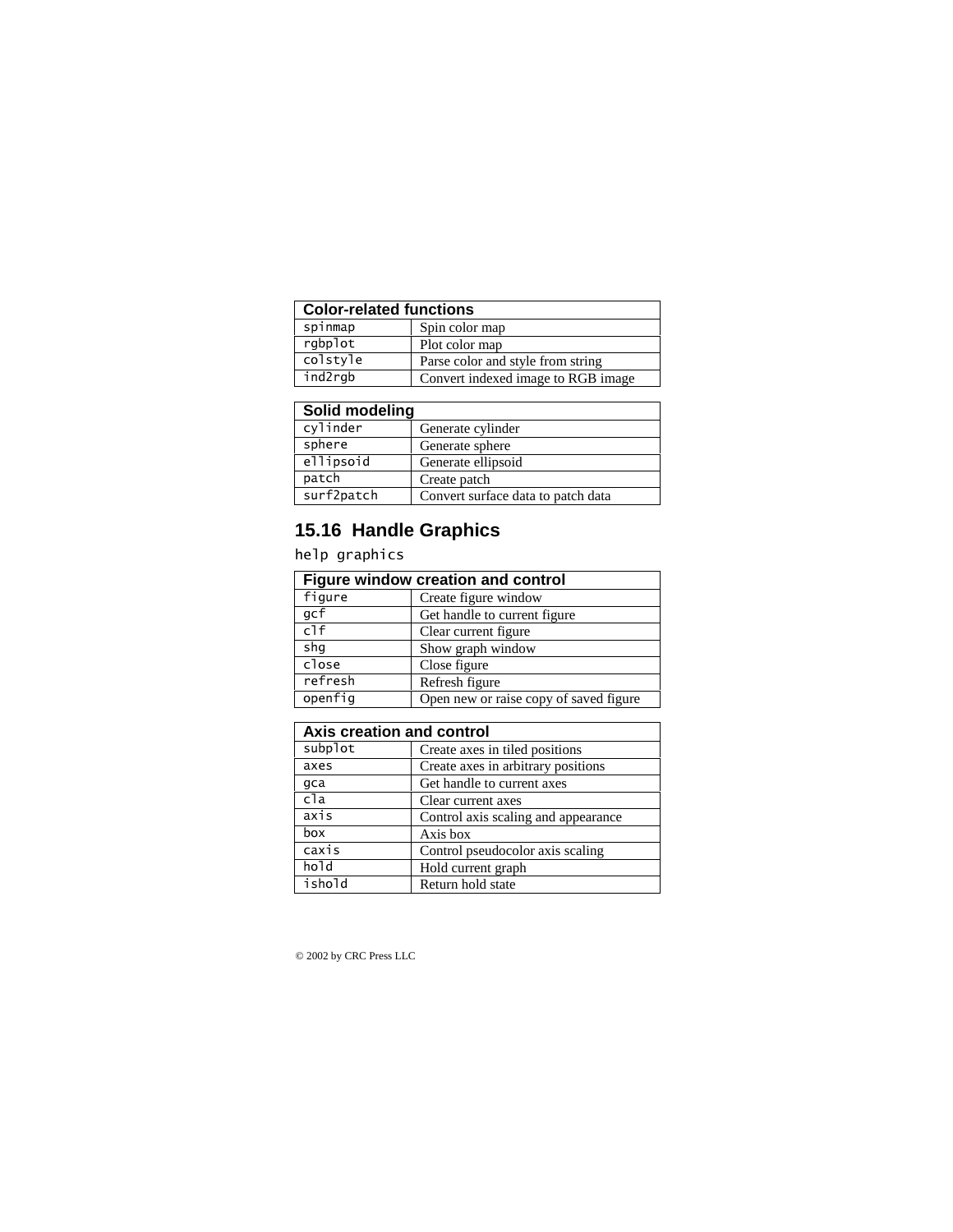| Color-related functions | |
|---|---|
| spinmap | Spin color map |
| rgbplot | Plot color map |
| colstyle | Parse color and style from string |
| ind2rgb | Convert indexed image to RGB image |

| Solid modeling | |
|---|---|
| cylinder | Generate cylinder |
| sphere | Generate sphere |
| ellipsoid | Generate ellipsoid |
| patch | Create patch |
| surf2patch | Convert surface data to patch data |

## 15.16 Handle Graphics

`help graphics`

| Figure window creation and control | |
|---|---|
| figure | Create figure window |
| gcf | Get handle to current figure |
| clf | Clear current figure |
| shg | Show graph window |
| close | Close figure |
| refresh | Refresh figure |
| openfig | Open new or raise copy of saved figure |

| Axis creation and control | |
|---|---|
| subplot | Create axes in tiled positions |
| axes | Create axes in arbitrary positions |
| gca | Get handle to current axes |
| cla | Clear current axes |
| axis | Control axis scaling and appearance |
| box | Axis box |
| caxis | Control pseudocolor axis scaling |
| hold | Hold current graph |
| ishold | Return hold state |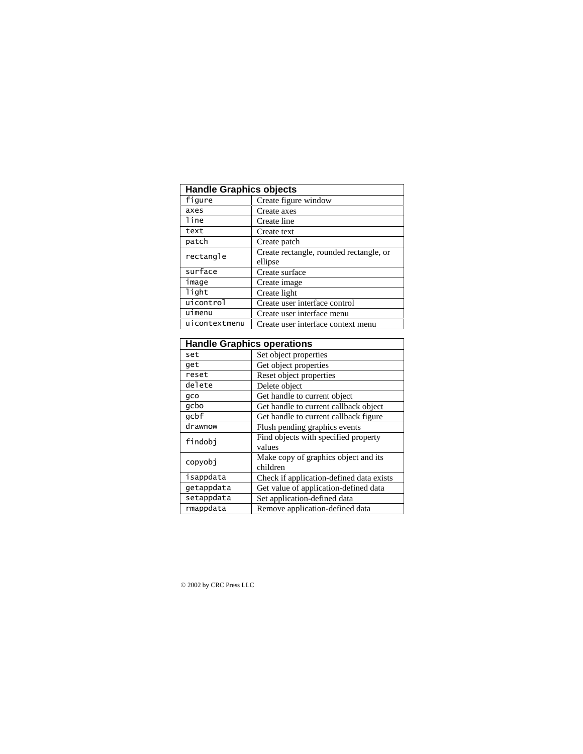| Handle Graphics objects | |
|---|---|
| `figure` | Create figure window |
| `axes` | Create axes |
| `line` | Create line |
| `text` | Create text |
| `patch` | Create patch |
| `rectangle` | Create rectangle, rounded rectangle, or ellipse |
| `surface` | Create surface |
| `image` | Create image |
| `light` | Create light |
| `uicontrol` | Create user interface control |
| `uimenu` | Create user interface menu |
| `uicontextmenu` | Create user interface context menu |

| Handle Graphics operations | |
|---|---|
| `set` | Set object properties |
| `get` | Get object properties |
| `reset` | Reset object properties |
| `delete` | Delete object |
| `gco` | Get handle to current object |
| `gcbo` | Get handle to current callback object |
| `gcbf` | Get handle to current callback figure |
| `drawnow` | Flush pending graphics events |
| `findobj` | Find objects with specified property values |
| `copyobj` | Make copy of graphics object and its children |
| `isappdata` | Check if application-defined data exists |
| `getappdata` | Get value of application-defined data |
| `setappdata` | Set application-defined data |
| `rmappdata` | Remove application-defined data |

© 2002 by CRC Press LLC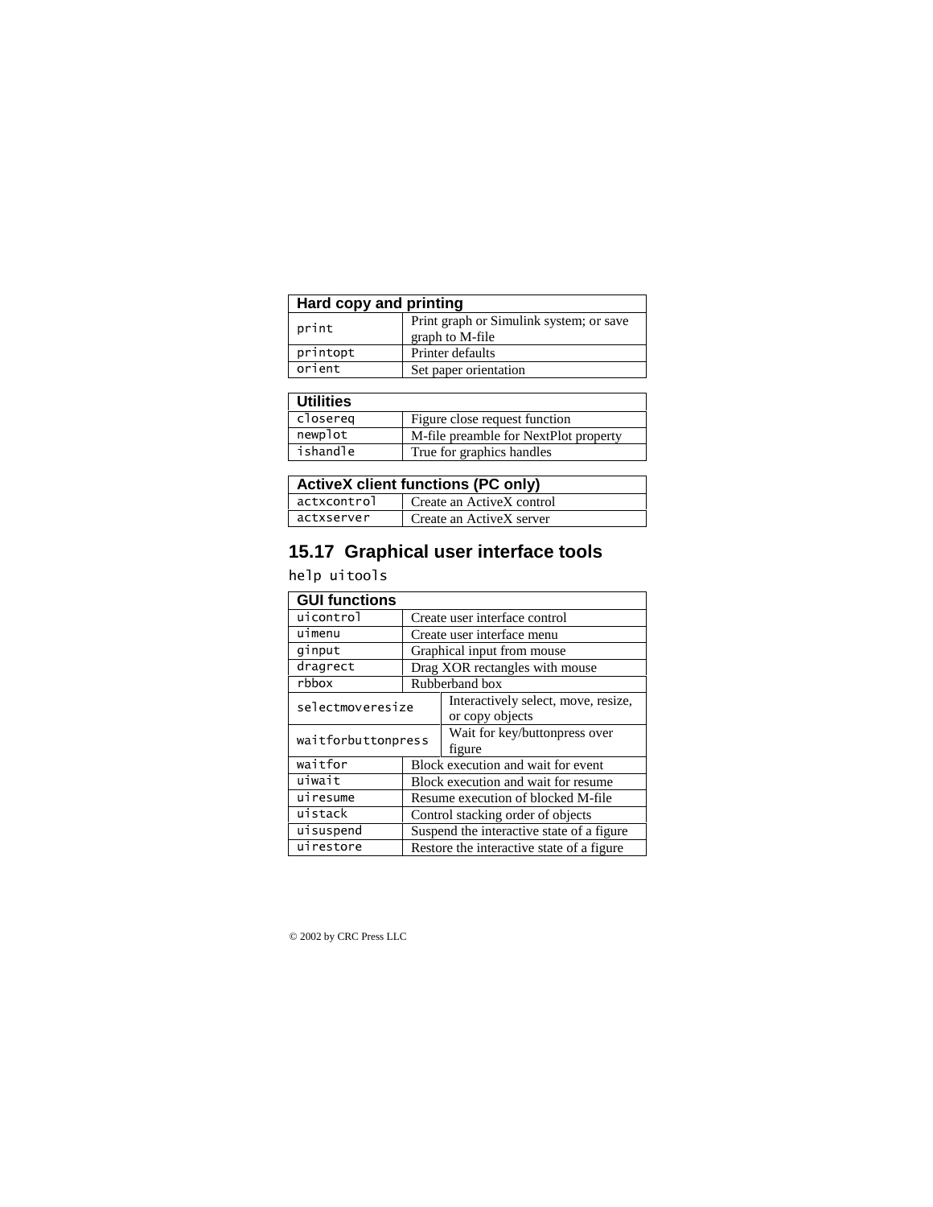| Hard copy and printing | |
|---|---|
| `print` | Print graph or Simulink system; or save graph to M-file |
| `printopt` | Printer defaults |
| `orient` | Set paper orientation |

| Utilities | |
|---|---|
| `closereq` | Figure close request function |
| `newplot` | M-file preamble for NextPlot property |
| `ishandle` | True for graphics handles |

| ActiveX client functions (PC only) | |
|---|---|
| `actxcontrol` | Create an ActiveX control |
| `actxserver` | Create an ActiveX server |

## 15.17 Graphical user interface tools

```
help uitools
```

| GUI functions | |
|---|---|
| `uicontrol` | Create user interface control |
| `uimenu` | Create user interface menu |
| `ginput` | Graphical input from mouse |
| `dragrect` | Drag XOR rectangles with mouse |
| `rbbox` | Rubberband box |
| `selectmoveresize` | Interactively select, move, resize, or copy objects |
| `waitforbuttonpress` | Wait for key/buttonpress over figure |
| `waitfor` | Block execution and wait for event |
| `uiwait` | Block execution and wait for resume |
| `uiresume` | Resume execution of blocked M-file |
| `uistack` | Control stacking order of objects |
| `uisuspend` | Suspend the interactive state of a figure |
| `uirestore` | Restore the interactive state of a figure |

© 2002 by CRC Press LLC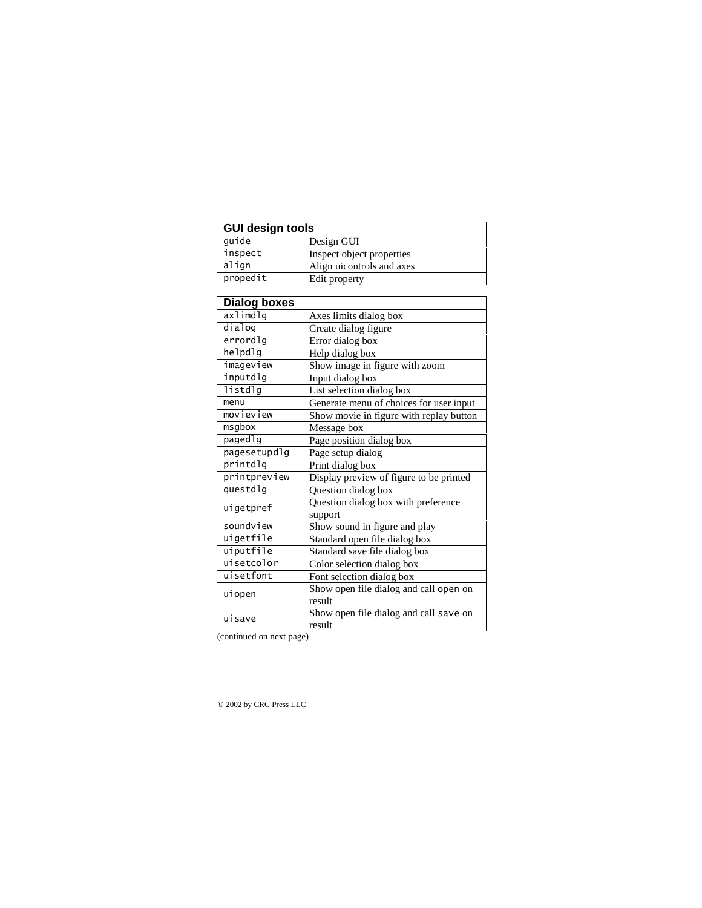| GUI design tools | |
|---|---|
| `guide` | Design GUI |
| `inspect` | Inspect object properties |
| `align` | Align uicontrols and axes |
| `propedit` | Edit property |

| Dialog boxes | |
|---|---|
| `axlimdlg` | Axes limits dialog box |
| `dialog` | Create dialog figure |
| `errordlg` | Error dialog box |
| `helpdlg` | Help dialog box |
| `imageview` | Show image in figure with zoom |
| `inputdlg` | Input dialog box |
| `listdlg` | List selection dialog box |
| `menu` | Generate menu of choices for user input |
| `movieview` | Show movie in figure with replay button |
| `msgbox` | Message box |
| `pagedlg` | Page position dialog box |
| `pagesetupdlg` | Page setup dialog |
| `printdlg` | Print dialog box |
| `printpreview` | Display preview of figure to be printed |
| `questdlg` | Question dialog box |
| `uigetpref` | Question dialog box with preference support |
| `soundview` | Show sound in figure and play |
| `uigetfile` | Standard open file dialog box |
| `uiputfile` | Standard save file dialog box |
| `uisetcolor` | Color selection dialog box |
| `uisetfont` | Font selection dialog box |
| `uiopen` | Show open file dialog and call `open` on result |
| `uisave` | Show open file dialog and call `save` on result |

(continued on next page)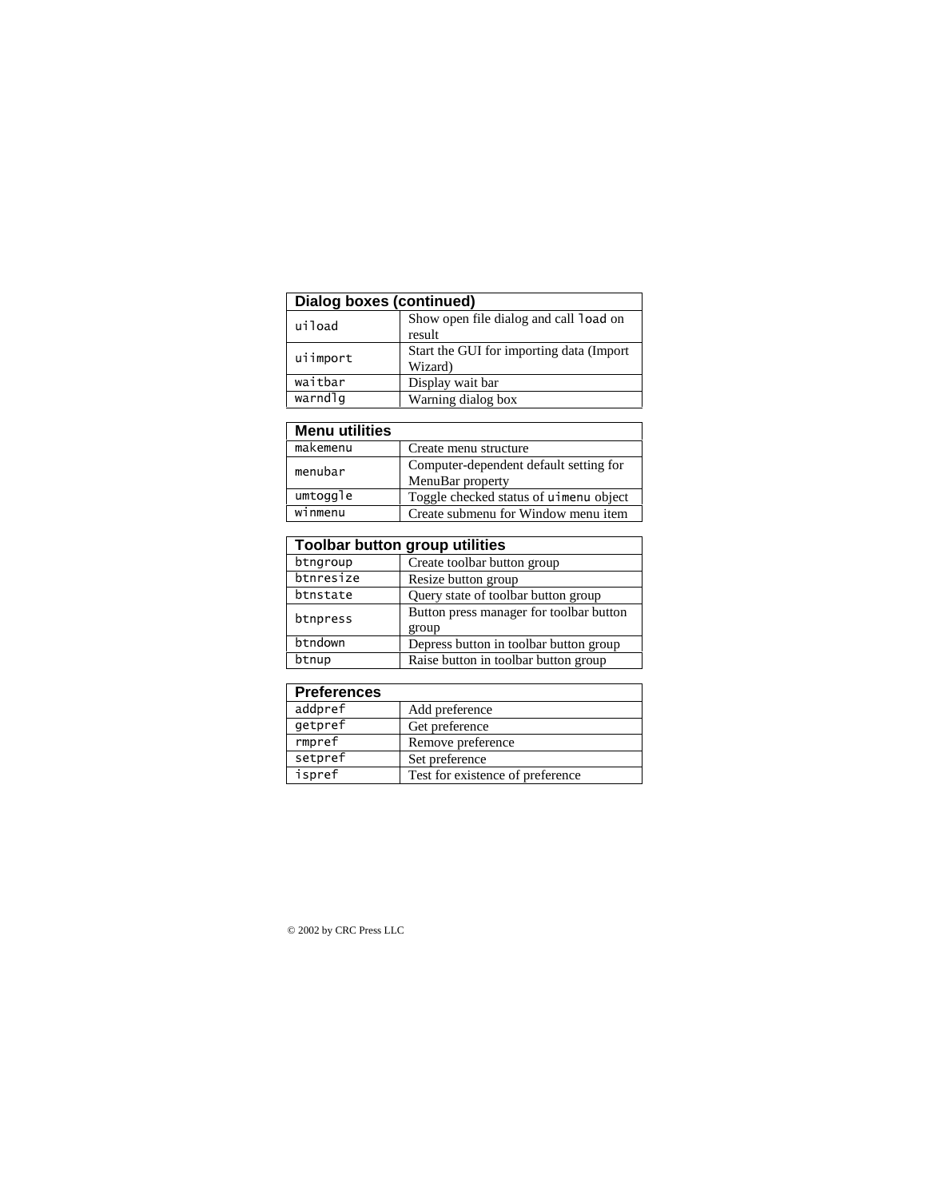| Dialog boxes (continued) | |
|---|---|
| `uiload` | Show open file dialog and call `load` on result |
| `uiimport` | Start the GUI for importing data (Import Wizard) |
| `waitbar` | Display wait bar |
| `warndlg` | Warning dialog box |

| Menu utilities | |
|---|---|
| `makemenu` | Create menu structure |
| `menubar` | Computer-dependent default setting for MenuBar property |
| `umtoggle` | Toggle checked status of `uimenu` object |
| `winmenu` | Create submenu for Window menu item |

| Toolbar button group utilities | |
|---|---|
| `btngroup` | Create toolbar button group |
| `btnresize` | Resize button group |
| `btnstate` | Query state of toolbar button group |
| `btnpress` | Button press manager for toolbar button group |
| `btndown` | Depress button in toolbar button group |
| `btnup` | Raise button in toolbar button group |

| Preferences | |
|---|---|
| `addpref` | Add preference |
| `getpref` | Get preference |
| `rmpref` | Remove preference |
| `setpref` | Set preference |
| `ispref` | Test for existence of preference |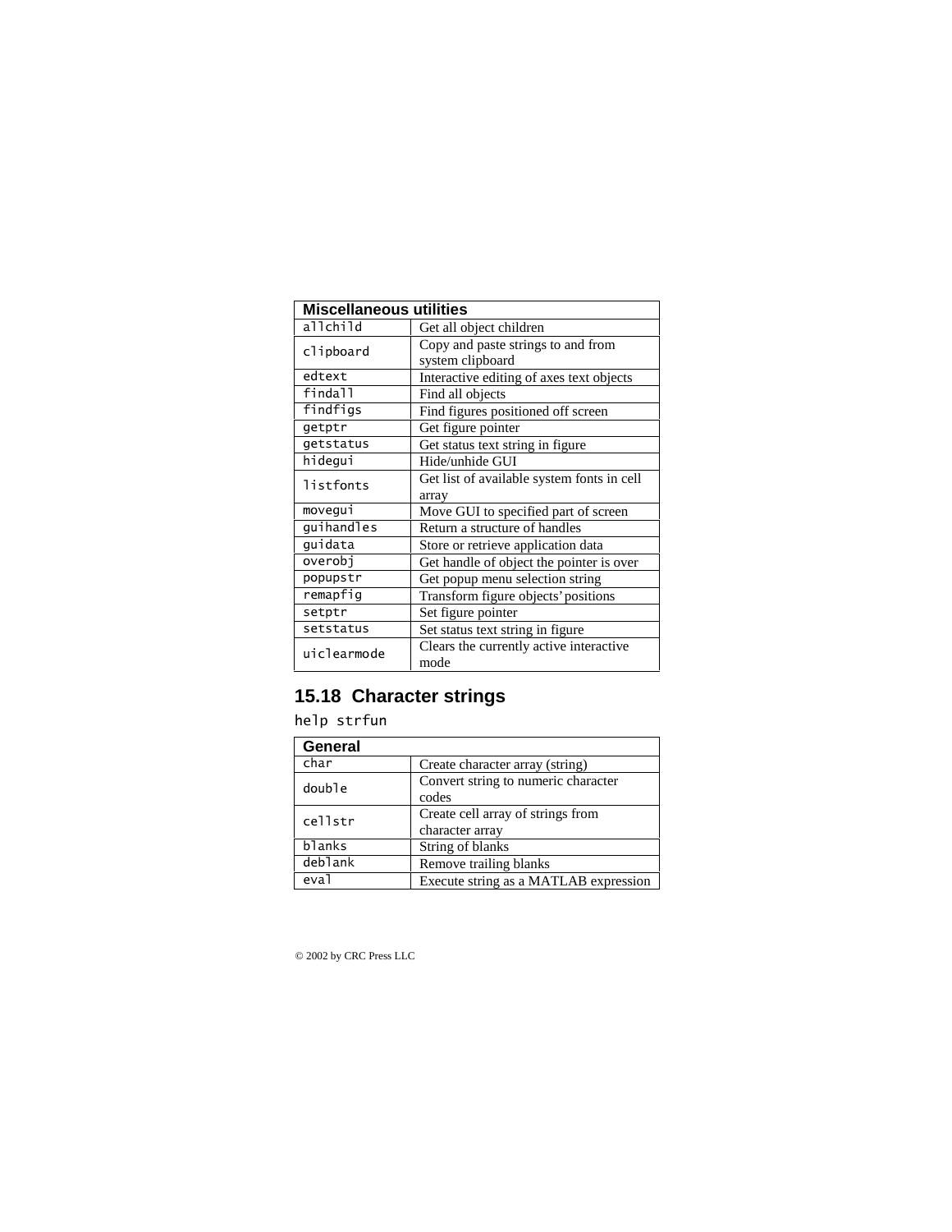| Miscellaneous utilities | |
|---|---|
| `allchild` | Get all object children |
| `clipboard` | Copy and paste strings to and from system clipboard |
| `edtext` | Interactive editing of axes text objects |
| `findall` | Find all objects |
| `findfigs` | Find figures positioned off screen |
| `getptr` | Get figure pointer |
| `getstatus` | Get status text string in figure |
| `hidegui` | Hide/unhide GUI |
| `listfonts` | Get list of available system fonts in cell array |
| `movegui` | Move GUI to specified part of screen |
| `guihandles` | Return a structure of handles |
| `guidata` | Store or retrieve application data |
| `overobj` | Get handle of object the pointer is over |
| `popupstr` | Get popup menu selection string |
| `remapfig` | Transform figure objects' positions |
| `setptr` | Set figure pointer |
| `setstatus` | Set status text string in figure |
| `uiclearmode` | Clears the currently active interactive mode |

## 15.18 Character strings

`help strfun`

| General | |
|---|---|
| `char` | Create character array (string) |
| `double` | Convert string to numeric character codes |
| `cellstr` | Create cell array of strings from character array |
| `blanks` | String of blanks |
| `deblank` | Remove trailing blanks |
| `eval` | Execute string as a MATLAB expression |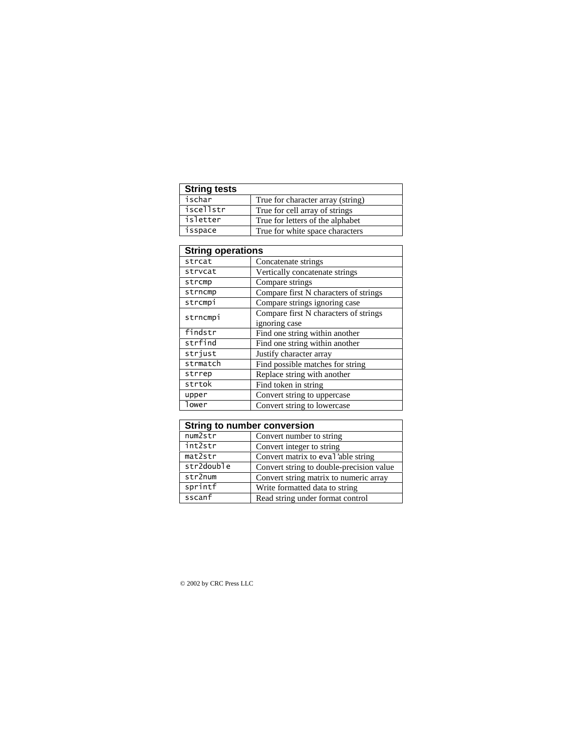| String tests | |
|---|---|
| `ischar` | True for character array (string) |
| `iscellstr` | True for cell array of strings |
| `isletter` | True for letters of the alphabet |
| `isspace` | True for white space characters |

| String operations | |
|---|---|
| `strcat` | Concatenate strings |
| `strvcat` | Vertically concatenate strings |
| `strcmp` | Compare strings |
| `strncmp` | Compare first N characters of strings |
| `strcmpi` | Compare strings ignoring case |
| `strncmpi` | Compare first N characters of strings ignoring case |
| `findstr` | Find one string within another |
| `strfind` | Find one string within another |
| `strjust` | Justify character array |
| `strmatch` | Find possible matches for string |
| `strrep` | Replace string with another |
| `strtok` | Find token in string |
| `upper` | Convert string to uppercase |
| `lower` | Convert string to lowercase |

| String to number conversion | |
|---|---|
| `num2str` | Convert number to string |
| `int2str` | Convert integer to string |
| `mat2str` | Convert matrix to `eval`'able string |
| `str2double` | Convert string to double-precision value |
| `str2num` | Convert string matrix to numeric array |
| `sprintf` | Write formatted data to string |
| `sscanf` | Read string under format control |

© 2002 by CRC Press LLC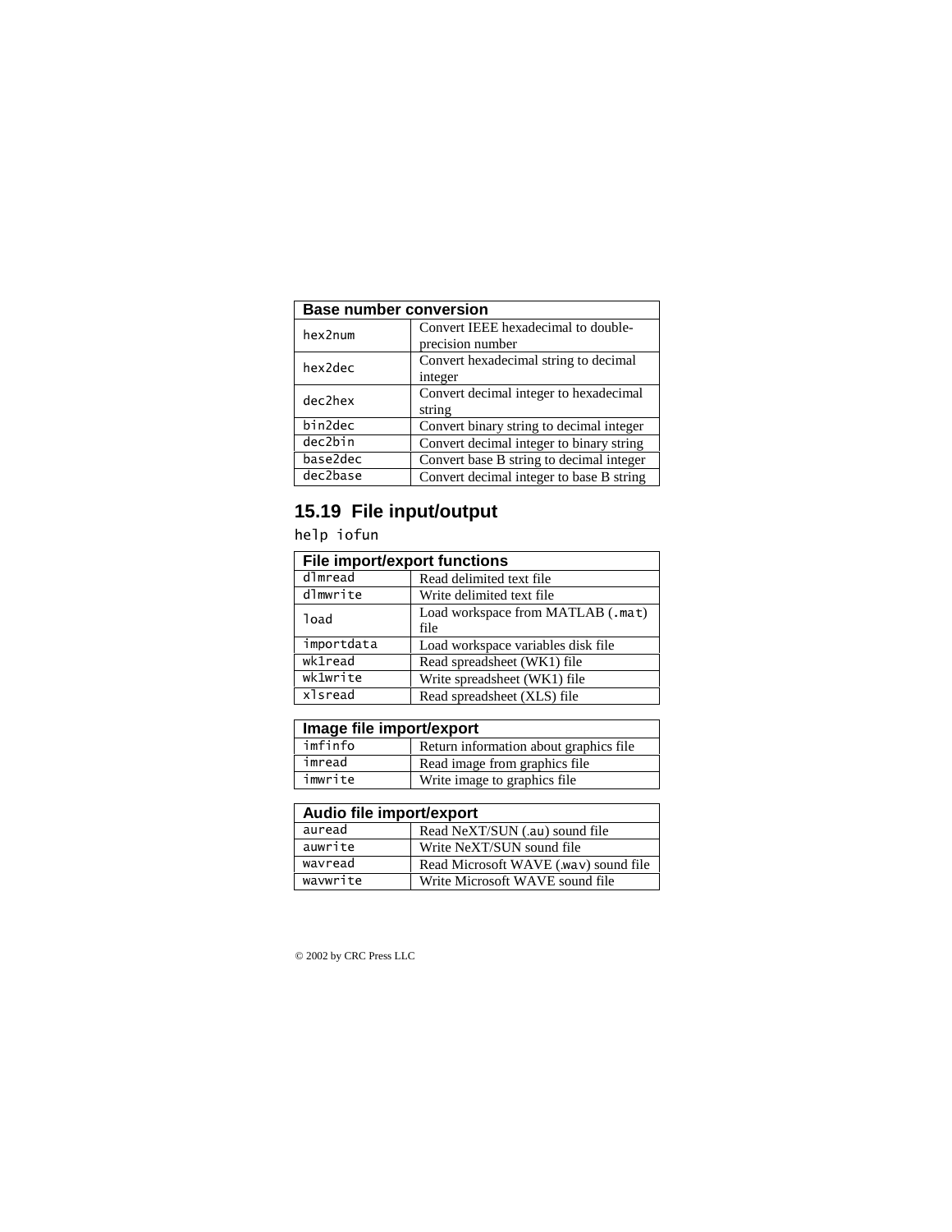| Base number conversion | |
|---|---|
| hex2num | Convert IEEE hexadecimal to double-precision number |
| hex2dec | Convert hexadecimal string to decimal integer |
| dec2hex | Convert decimal integer to hexadecimal string |
| bin2dec | Convert binary string to decimal integer |
| dec2bin | Convert decimal integer to binary string |
| base2dec | Convert base B string to decimal integer |
| dec2base | Convert decimal integer to base B string |

## 15.19 File input/output

`help iofun`

| File import/export functions | |
|---|---|
| dlmread | Read delimited text file |
| dlmwrite | Write delimited text file |
| load | Load workspace from MATLAB (.mat) file |
| importdata | Load workspace variables disk file |
| wk1read | Read spreadsheet (WK1) file |
| wk1write | Write spreadsheet (WK1) file |
| xlsread | Read spreadsheet (XLS) file |

| Image file import/export | |
|---|---|
| imfinfo | Return information about graphics file |
| imread | Read image from graphics file |
| imwrite | Write image to graphics file |

| Audio file import/export | |
|---|---|
| auread | Read NeXT/SUN (.au) sound file |
| auwrite | Write NeXT/SUN sound file |
| wavread | Read Microsoft WAVE (.wav) sound file |
| wavwrite | Write Microsoft WAVE sound file |

© 2002 by CRC Press LLC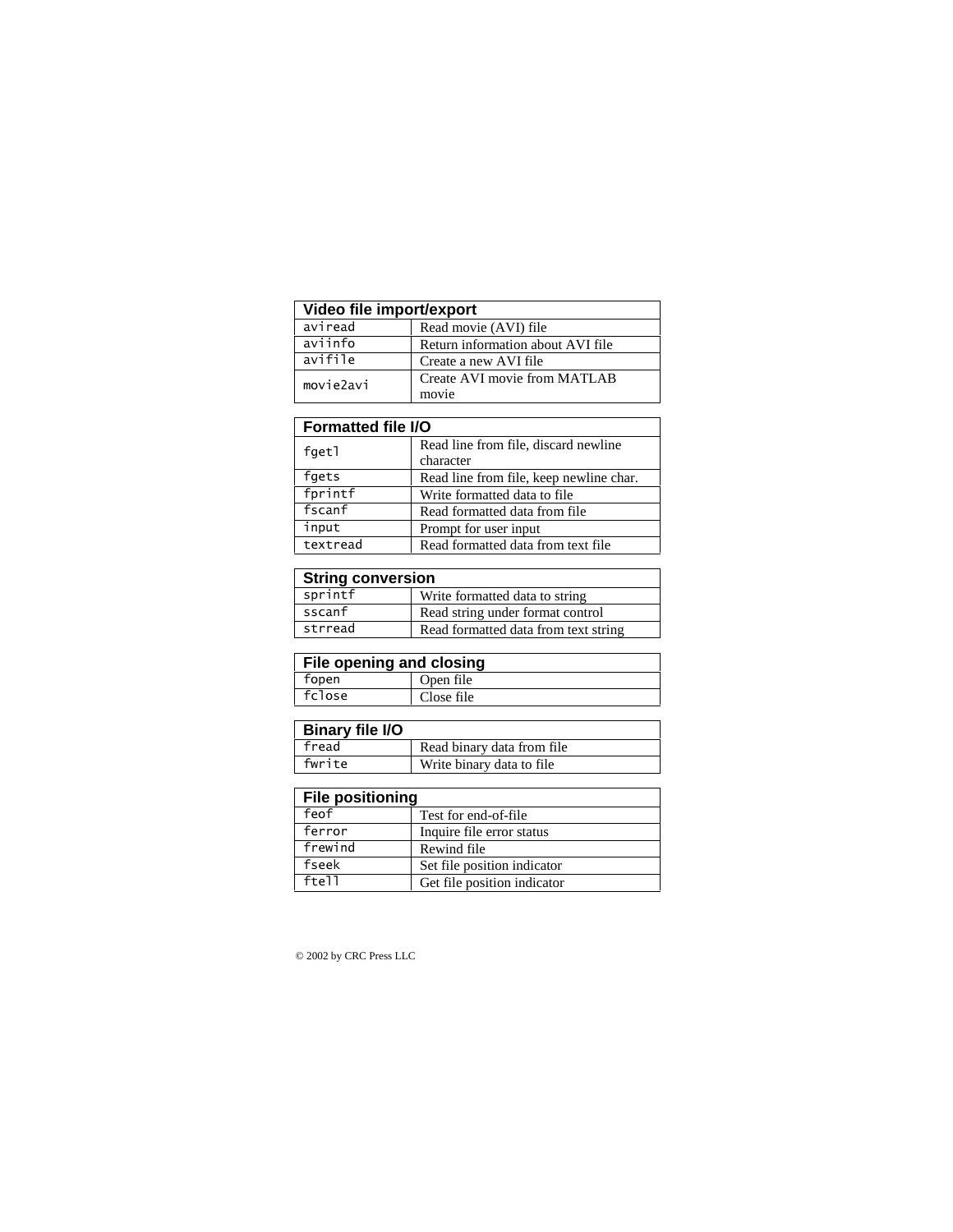| Video file import/export | |
|---|---|
| aviread | Read movie (AVI) file |
| aviinfo | Return information about AVI file |
| avifile | Create a new AVI file |
| movie2avi | Create AVI movie from MATLAB movie |

| Formatted file I/O | |
|---|---|
| fgetl | Read line from file, discard newline character |
| fgets | Read line from file, keep newline char. |
| fprintf | Write formatted data to file |
| fscanf | Read formatted data from file |
| input | Prompt for user input |
| textread | Read formatted data from text file |

| String conversion | |
|---|---|
| sprintf | Write formatted data to string |
| sscanf | Read string under format control |
| strread | Read formatted data from text string |

| File opening and closing | |
|---|---|
| fopen | Open file |
| fclose | Close file |

| Binary file I/O | |
|---|---|
| fread | Read binary data from file |
| fwrite | Write binary data to file |

| File positioning | |
|---|---|
| feof | Test for end-of-file |
| ferror | Inquire file error status |
| frewind | Rewind file |
| fseek | Set file position indicator |
| ftell | Get file position indicator |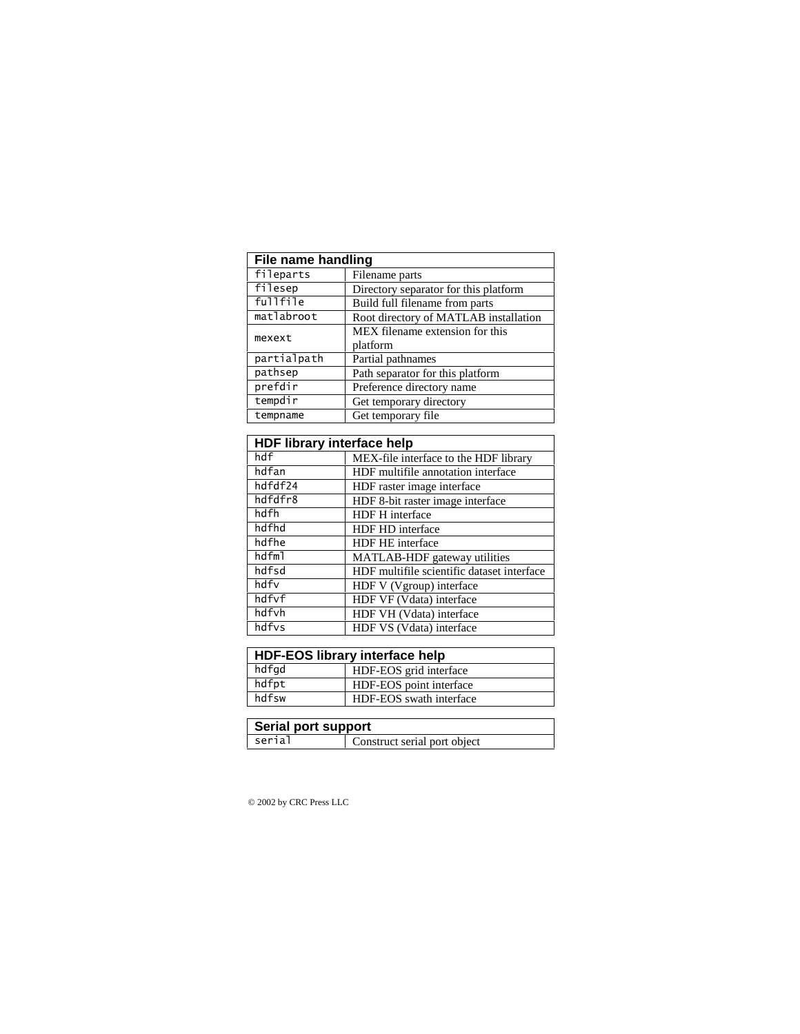| File name handling | |
|---|---|
| fileparts | Filename parts |
| filesep | Directory separator for this platform |
| fullfile | Build full filename from parts |
| matlabroot | Root directory of MATLAB installation |
| mexext | MEX filename extension for this platform |
| partialpath | Partial pathnames |
| pathsep | Path separator for this platform |
| prefdir | Preference directory name |
| tempdir | Get temporary directory |
| tempname | Get temporary file |

| HDF library interface help | |
|---|---|
| hdf | MEX-file interface to the HDF library |
| hdfan | HDF multifile annotation interface |
| hdfdf24 | HDF raster image interface |
| hdfdfr8 | HDF 8-bit raster image interface |
| hdfh | HDF H interface |
| hdfhd | HDF HD interface |
| hdfhe | HDF HE interface |
| hdfml | MATLAB-HDF gateway utilities |
| hdfsd | HDF multifile scientific dataset interface |
| hdfv | HDF V (Vgroup) interface |
| hdfvf | HDF VF (Vdata) interface |
| hdfvh | HDF VH (Vdata) interface |
| hdfvs | HDF VS (Vdata) interface |

| HDF-EOS library interface help | |
|---|---|
| hdfgd | HDF-EOS grid interface |
| hdfpt | HDF-EOS point interface |
| hdfsw | HDF-EOS swath interface |

| Serial port support | |
|---|---|
| serial | Construct serial port object |

© 2002 by CRC Press LLC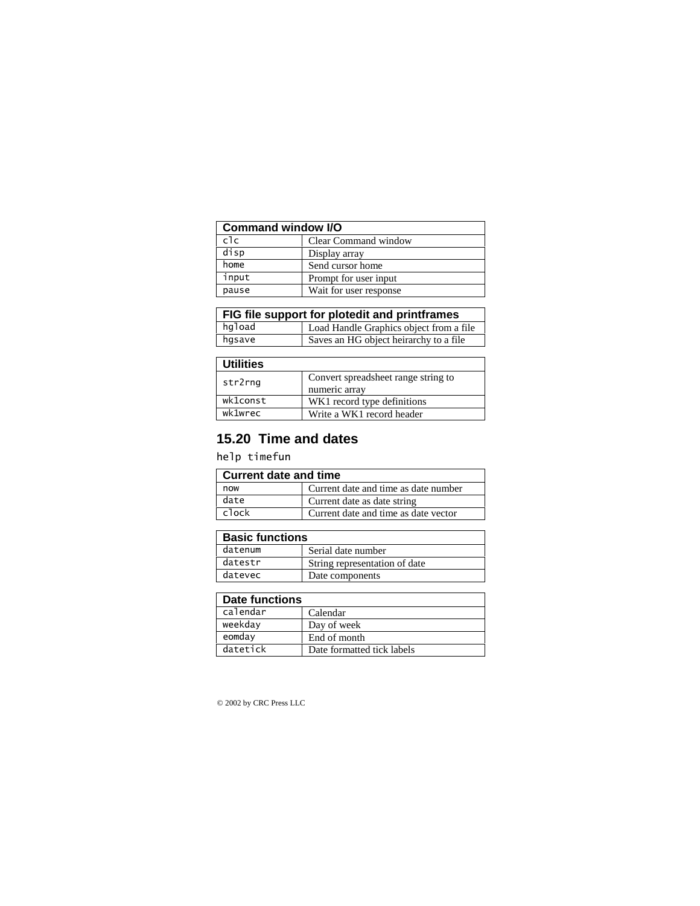| Command window I/O | |
|---|---|
| clc | Clear Command window |
| disp | Display array |
| home | Send cursor home |
| input | Prompt for user input |
| pause | Wait for user response |

| FIG file support for plotedit and printframes | |
|---|---|
| hgload | Load Handle Graphics object from a file |
| hgsave | Saves an HG object heirarchy to a file |

| Utilities | |
|---|---|
| str2rng | Convert spreadsheet range string to numeric array |
| wk1const | WK1 record type definitions |
| wk1wrec | Write a WK1 record header |

## 15.20 Time and dates

```
help timefun
```

| Current date and time | |
|---|---|
| now | Current date and time as date number |
| date | Current date as date string |
| clock | Current date and time as date vector |

| Basic functions | |
|---|---|
| datenum | Serial date number |
| datestr | String representation of date |
| datevec | Date components |

| Date functions | |
|---|---|
| calendar | Calendar |
| weekday | Day of week |
| eomday | End of month |
| datetick | Date formatted tick labels |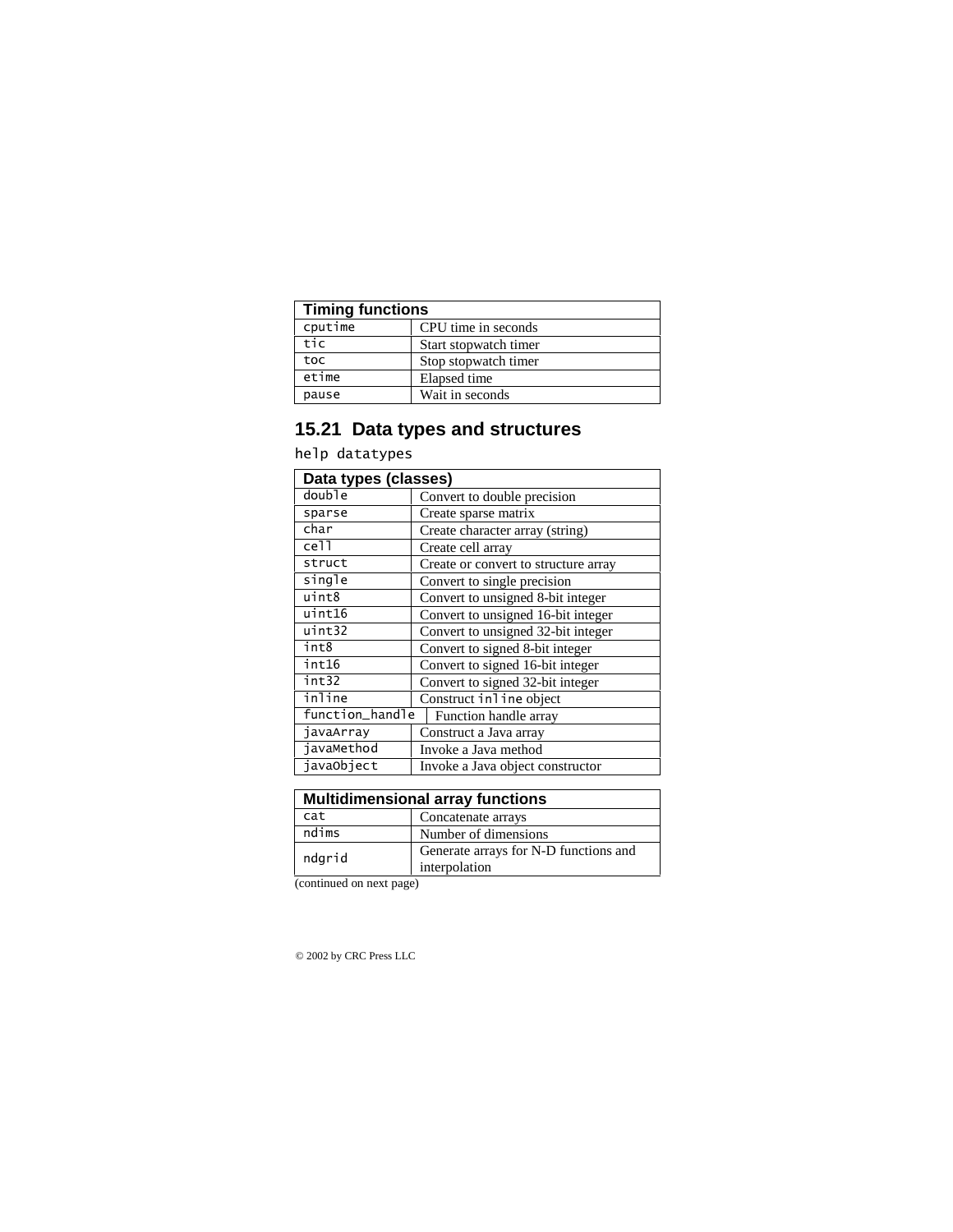| Timing functions | |
|---|---|
| `cputime` | CPU time in seconds |
| `tic` | Start stopwatch timer |
| `toc` | Stop stopwatch timer |
| `etime` | Elapsed time |
| `pause` | Wait in seconds |

## 15.21 Data types and structures

`help datatypes`

| Data types (classes) | |
|---|---|
| `double` | Convert to double precision |
| `sparse` | Create sparse matrix |
| `char` | Create character array (string) |
| `cell` | Create cell array |
| `struct` | Create or convert to structure array |
| `single` | Convert to single precision |
| `uint8` | Convert to unsigned 8-bit integer |
| `uint16` | Convert to unsigned 16-bit integer |
| `uint32` | Convert to unsigned 32-bit integer |
| `int8` | Convert to signed 8-bit integer |
| `int16` | Convert to signed 16-bit integer |
| `int32` | Convert to signed 32-bit integer |
| `inline` | Construct `inline` object |
| `function_handle` | Function handle array |
| `javaArray` | Construct a Java array |
| `javaMethod` | Invoke a Java method |
| `javaObject` | Invoke a Java object constructor |

| Multidimensional array functions | |
|---|---|
| `cat` | Concatenate arrays |
| `ndims` | Number of dimensions |
| `ndgrid` | Generate arrays for N-D functions and interpolation |

(continued on next page)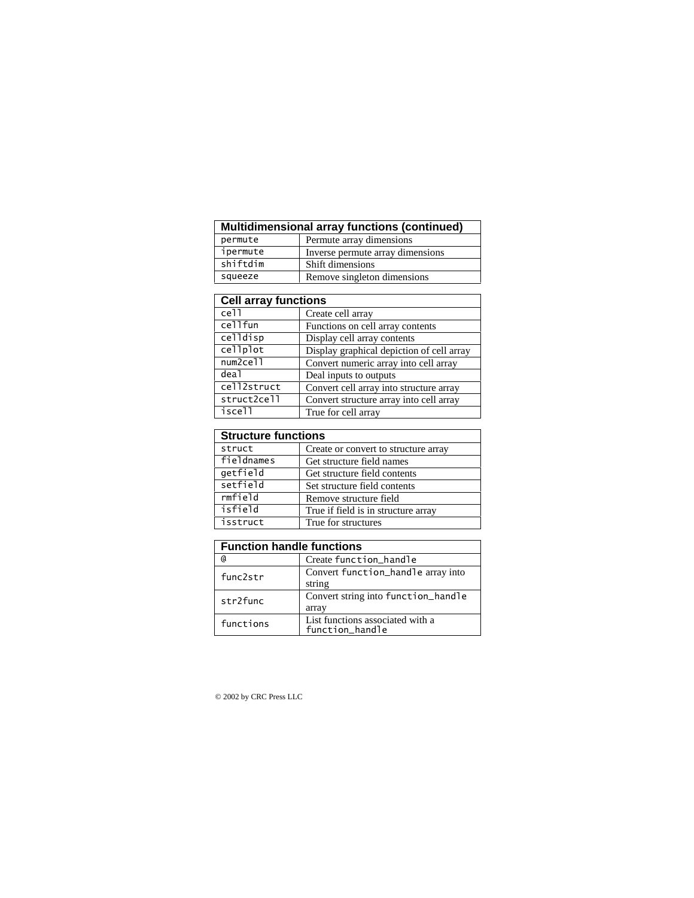| Multidimensional array functions (continued) | |
|---|---|
| `permute` | Permute array dimensions |
| `ipermute` | Inverse permute array dimensions |
| `shiftdim` | Shift dimensions |
| `squeeze` | Remove singleton dimensions |

| Cell array functions | |
|---|---|
| `cell` | Create cell array |
| `cellfun` | Functions on cell array contents |
| `celldisp` | Display cell array contents |
| `cellplot` | Display graphical depiction of cell array |
| `num2cell` | Convert numeric array into cell array |
| `deal` | Deal inputs to outputs |
| `cell2struct` | Convert cell array into structure array |
| `struct2cell` | Convert structure array into cell array |
| `iscell` | True for cell array |

| Structure functions | |
|---|---|
| `struct` | Create or convert to structure array |
| `fieldnames` | Get structure field names |
| `getfield` | Get structure field contents |
| `setfield` | Set structure field contents |
| `rmfield` | Remove structure field |
| `isfield` | True if field is in structure array |
| `isstruct` | True for structures |

| Function handle functions | |
|---|---|
| `@` | Create `function_handle` |
| `func2str` | Convert `function_handle` array into string |
| `str2func` | Convert string into `function_handle` array |
| `functions` | List functions associated with a `function_handle` |

© 2002 by CRC Press LLC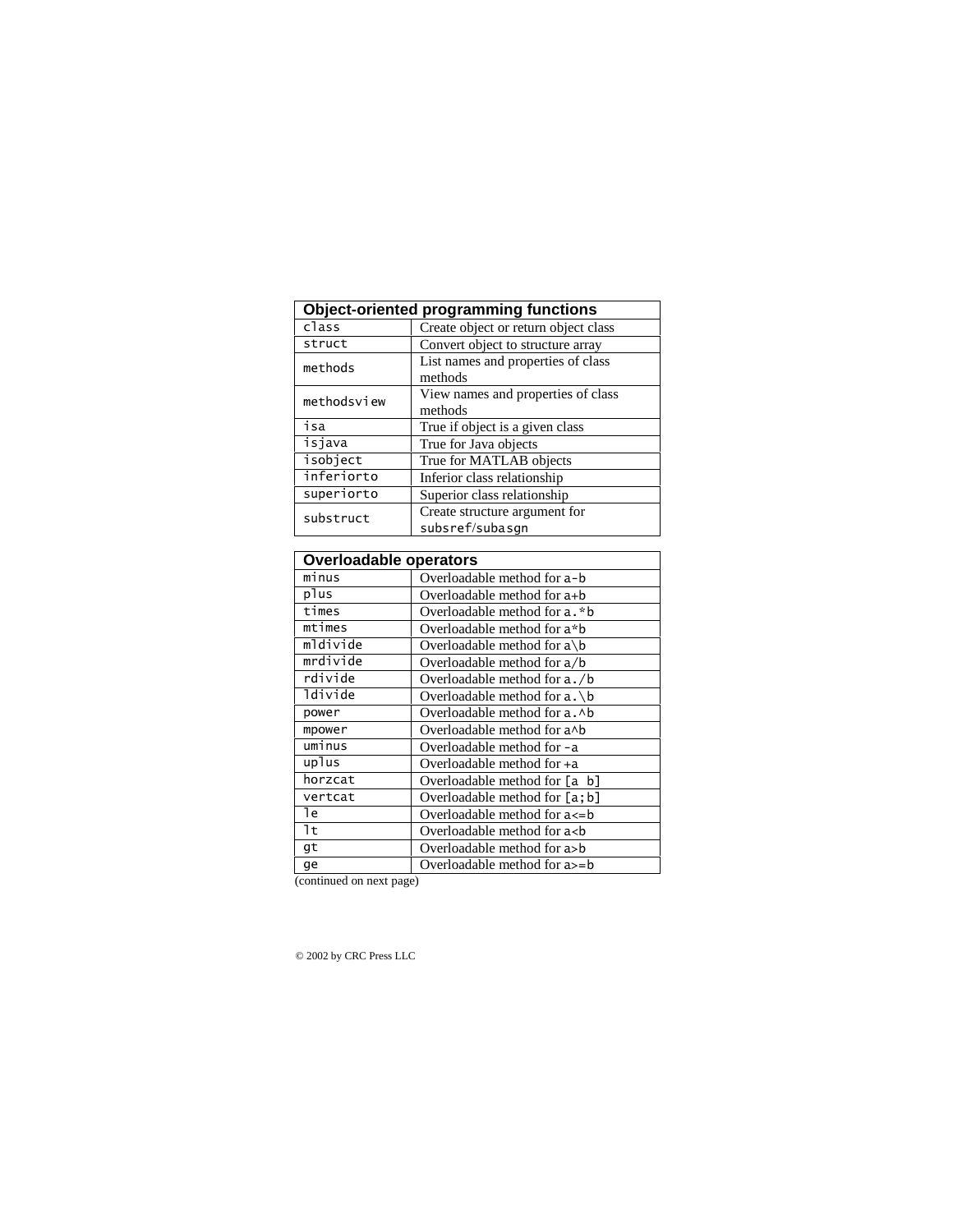| **Object-oriented programming functions** | |
|---|---|
| `class` | Create object or return object class |
| `struct` | Convert object to structure array |
| `methods` | List names and properties of class methods |
| `methodsview` | View names and properties of class methods |
| `isa` | True if object is a given class |
| `isjava` | True for Java objects |
| `isobject` | True for MATLAB objects |
| `inferiorto` | Inferior class relationship |
| `superiorto` | Superior class relationship |
| `substruct` | Create structure argument for `subsref`/`subasgn` |

| **Overloadable operators** | |
|---|---|
| `minus` | Overloadable method for `a-b` |
| `plus` | Overloadable method for `a+b` |
| `times` | Overloadable method for `a.*b` |
| `mtimes` | Overloadable method for `a*b` |
| `mldivide` | Overloadable method for `a\b` |
| `mrdivide` | Overloadable method for `a/b` |
| `rdivide` | Overloadable method for `a./b` |
| `ldivide` | Overloadable method for `a.\b` |
| `power` | Overloadable method for `a.^b` |
| `mpower` | Overloadable method for `a^b` |
| `uminus` | Overloadable method for `-a` |
| `uplus` | Overloadable method for `+a` |
| `horzcat` | Overloadable method for `[a b]` |
| `vertcat` | Overloadable method for `[a;b]` |
| `le` | Overloadable method for `a<=b` |
| `lt` | Overloadable method for `a<b` |
| `gt` | Overloadable method for `a>b` |
| `ge` | Overloadable method for `a>=b` |

(continued on next page)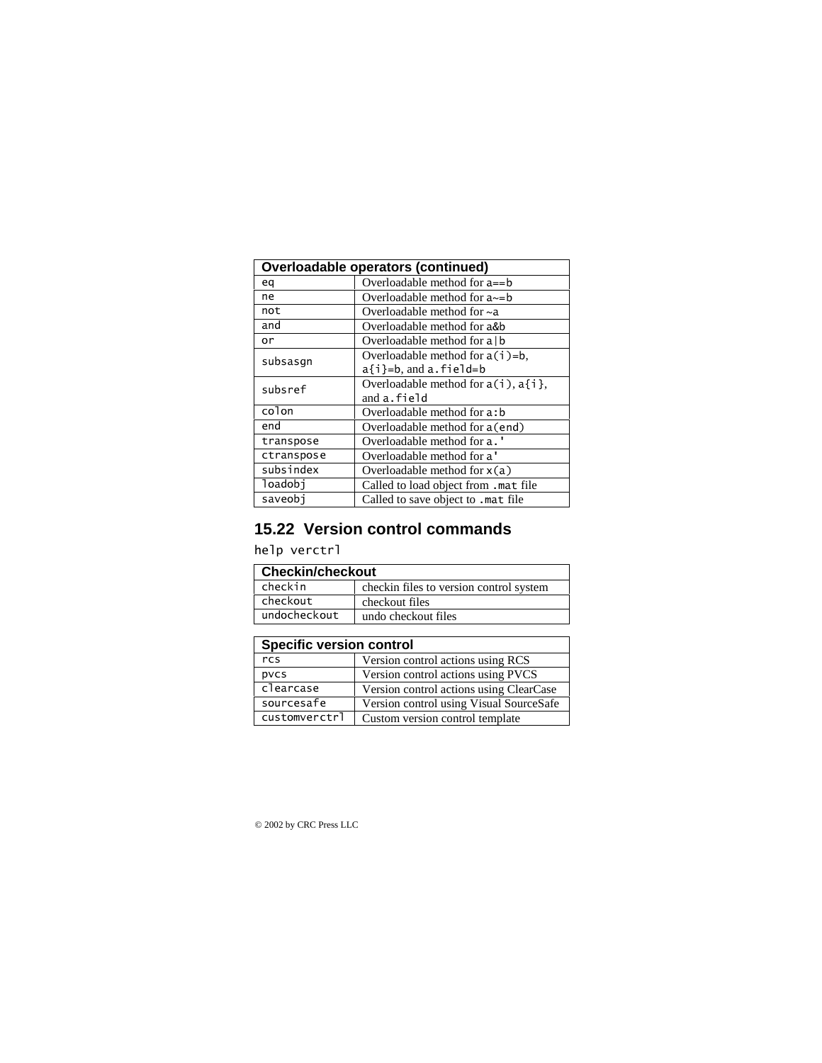| Overloadable operators (continued) | |
|---|---|
| `eq` | Overloadable method for `a==b` |
| `ne` | Overloadable method for `a~=b` |
| `not` | Overloadable method for `~a` |
| `and` | Overloadable method for `a&b` |
| `or` | Overloadable method for `a\|b` |
| `subsasgn` | Overloadable method for `a(i)=b`, `a{i}=b`, and `a.field=b` |
| `subsref` | Overloadable method for `a(i)`, `a{i}`, and `a.field` |
| `colon` | Overloadable method for `a:b` |
| `end` | Overloadable method for `a(end)` |
| `transpose` | Overloadable method for `a.'` |
| `ctranspose` | Overloadable method for `a'` |
| `subsindex` | Overloadable method for `x(a)` |
| `loadobj` | Called to load object from `.mat` file |
| `saveobj` | Called to save object to `.mat` file |

## 15.22 Version control commands

`help verctrl`

| Checkin/checkout | |
|---|---|
| `checkin` | checkin files to version control system |
| `checkout` | checkout files |
| `undocheckout` | undo checkout files |

| Specific version control | |
|---|---|
| `rcs` | Version control actions using RCS |
| `pvcs` | Version control actions using PVCS |
| `clearcase` | Version control actions using ClearCase |
| `sourcesafe` | Version control using Visual SourceSafe |
| `customverctrl` | Custom version control template |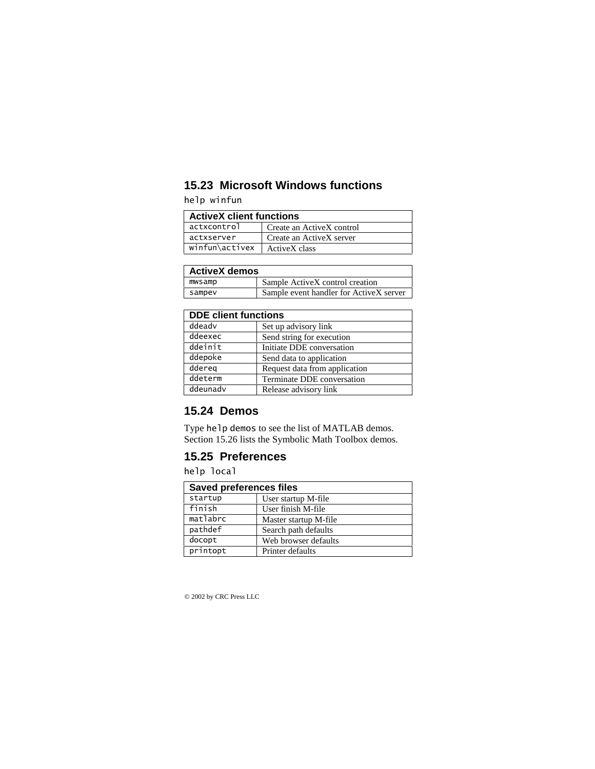## 15.23 Microsoft Windows functions

`help winfun`

| ActiveX client functions | |
|---|---|
| `actxcontrol` | Create an ActiveX control |
| `actxserver` | Create an ActiveX server |
| `winfun\activex` | ActiveX class |

| ActiveX demos | |
|---|---|
| `mwsamp` | Sample ActiveX control creation |
| `sampev` | Sample event handler for ActiveX server |

| DDE client functions | |
|---|---|
| `ddeadv` | Set up advisory link |
| `ddeexec` | Send string for execution |
| `ddeinit` | Initiate DDE conversation |
| `ddepoke` | Send data to application |
| `ddereq` | Request data from application |
| `ddeterm` | Terminate DDE conversation |
| `ddeunadv` | Release advisory link |

## 15.24 Demos

Type `help demos` to see the list of MATLAB demos. Section 15.26 lists the Symbolic Math Toolbox demos.

## 15.25 Preferences

`help local`

| Saved preferences files | |
|---|---|
| `startup` | User startup M-file |
| `finish` | User finish M-file |
| `matlabrc` | Master startup M-file |
| `pathdef` | Search path defaults |
| `docopt` | Web browser defaults |
| `printopt` | Printer defaults |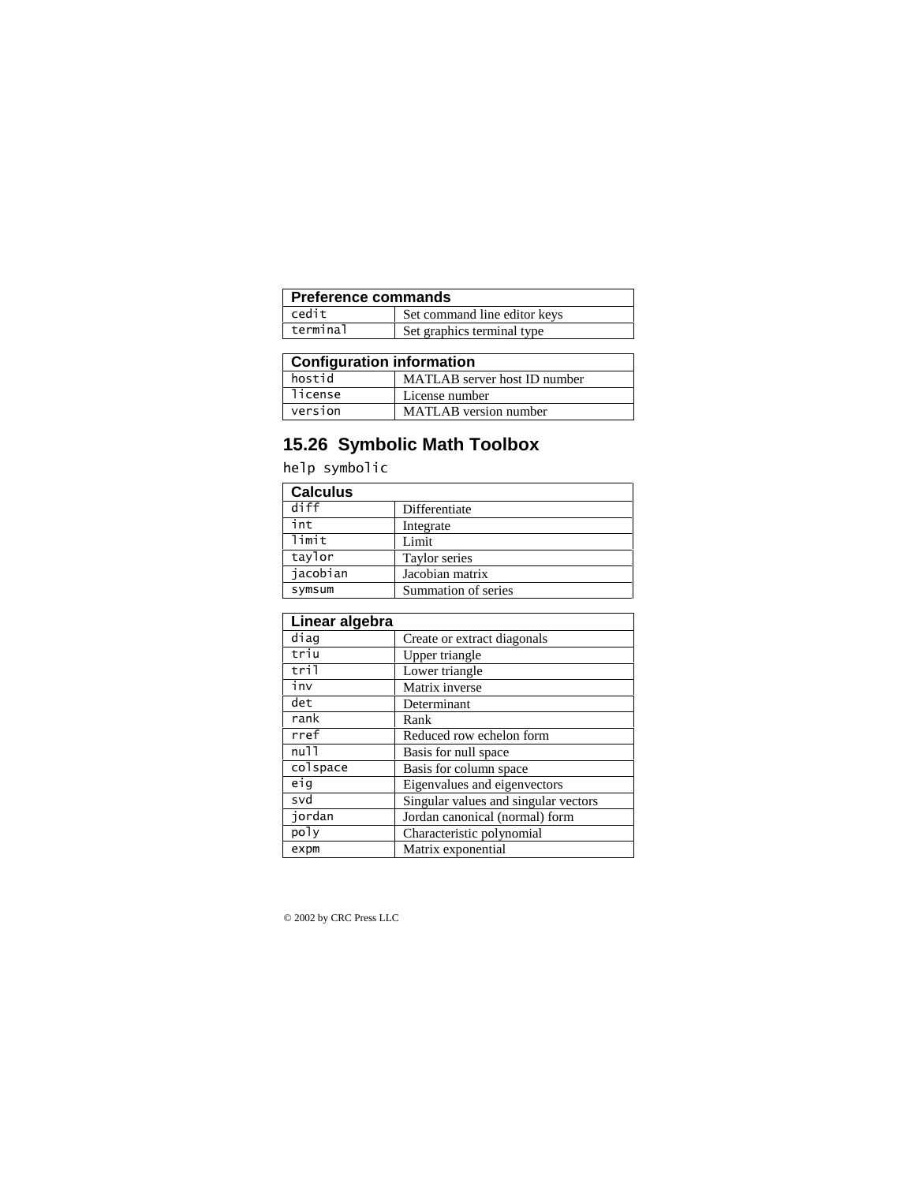| Preference commands | |
|---|---|
| `cedit` | Set command line editor keys |
| `terminal` | Set graphics terminal type |

| Configuration information | |
|---|---|
| `hostid` | MATLAB server host ID number |
| `license` | License number |
| `version` | MATLAB version number |

## 15.26 Symbolic Math Toolbox

`help symbolic`

| Calculus | |
|---|---|
| `diff` | Differentiate |
| `int` | Integrate |
| `limit` | Limit |
| `taylor` | Taylor series |
| `jacobian` | Jacobian matrix |
| `symsum` | Summation of series |

| Linear algebra | |
|---|---|
| `diag` | Create or extract diagonals |
| `triu` | Upper triangle |
| `tril` | Lower triangle |
| `inv` | Matrix inverse |
| `det` | Determinant |
| `rank` | Rank |
| `rref` | Reduced row echelon form |
| `null` | Basis for null space |
| `colspace` | Basis for column space |
| `eig` | Eigenvalues and eigenvectors |
| `svd` | Singular values and singular vectors |
| `jordan` | Jordan canonical (normal) form |
| `poly` | Characteristic polynomial |
| `expm` | Matrix exponential |

© 2002 by CRC Press LLC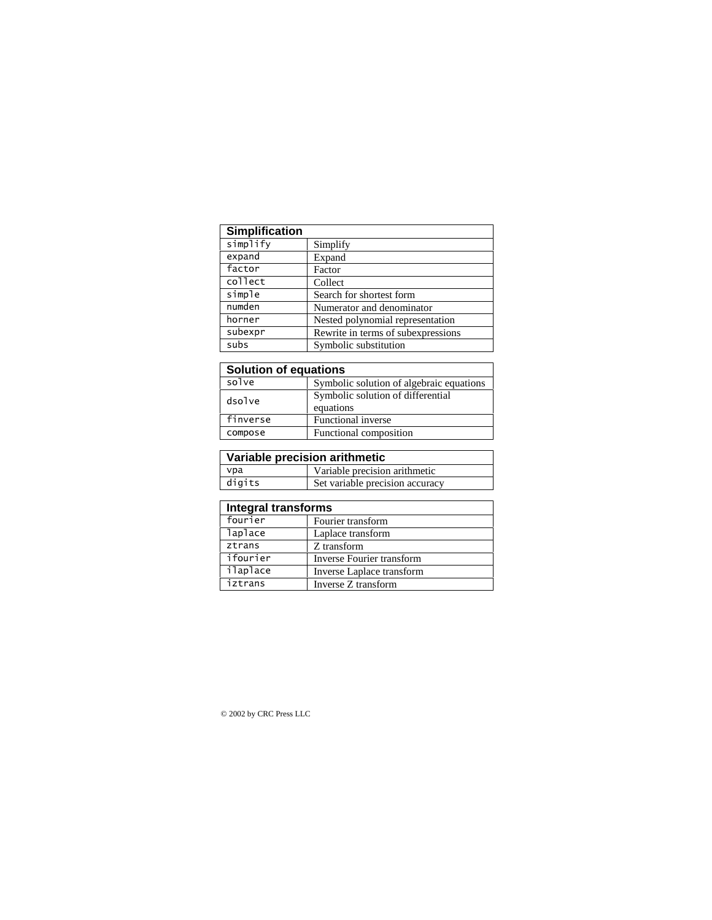| Simplification | |
|---|---|
| `simplify` | Simplify |
| `expand` | Expand |
| `factor` | Factor |
| `collect` | Collect |
| `simple` | Search for shortest form |
| `numden` | Numerator and denominator |
| `horner` | Nested polynomial representation |
| `subexpr` | Rewrite in terms of subexpressions |
| `subs` | Symbolic substitution |

| Solution of equations | |
|---|---|
| `solve` | Symbolic solution of algebraic equations |
| `dsolve` | Symbolic solution of differential equations |
| `finverse` | Functional inverse |
| `compose` | Functional composition |

| Variable precision arithmetic | |
|---|---|
| `vpa` | Variable precision arithmetic |
| `digits` | Set variable precision accuracy |

| Integral transforms | |
|---|---|
| `fourier` | Fourier transform |
| `laplace` | Laplace transform |
| `ztrans` | Z transform |
| `ifourier` | Inverse Fourier transform |
| `ilaplace` | Inverse Laplace transform |
| `iztrans` | Inverse Z transform |

© 2002 by CRC Press LLC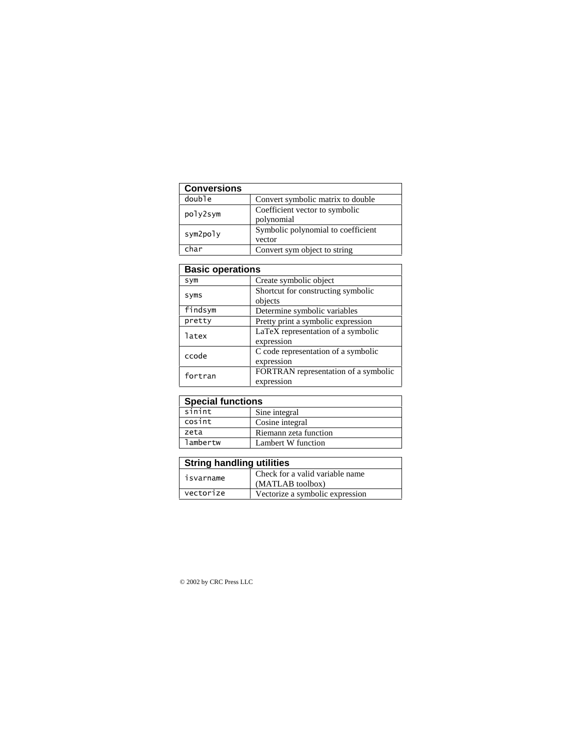| Conversions | |
|---|---|
| double | Convert symbolic matrix to double |
| poly2sym | Coefficient vector to symbolic polynomial |
| sym2poly | Symbolic polynomial to coefficient vector |
| char | Convert sym object to string |

| Basic operations | |
|---|---|
| sym | Create symbolic object |
| syms | Shortcut for constructing symbolic objects |
| findsym | Determine symbolic variables |
| pretty | Pretty print a symbolic expression |
| latex | LaTeX representation of a symbolic expression |
| ccode | C code representation of a symbolic expression |
| fortran | FORTRAN representation of a symbolic expression |

| Special functions | |
|---|---|
| sinint | Sine integral |
| cosint | Cosine integral |
| zeta | Riemann zeta function |
| lambertw | Lambert W function |

| String handling utilities | |
|---|---|
| isvarname | Check for a valid variable name (MATLAB toolbox) |
| vectorize | Vectorize a symbolic expression |

© 2002 by CRC Press LLC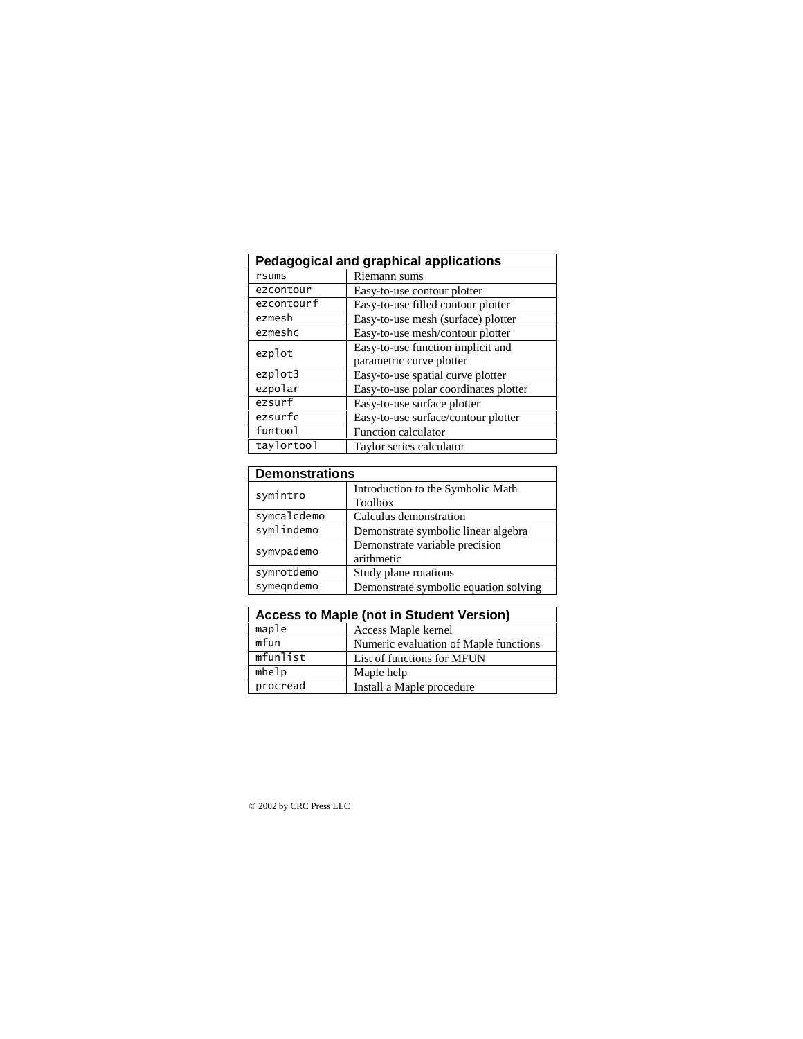| Pedagogical and graphical applications | |
|---|---|
| rsums | Riemann sums |
| ezcontour | Easy-to-use contour plotter |
| ezcontourf | Easy-to-use filled contour plotter |
| ezmesh | Easy-to-use mesh (surface) plotter |
| ezmeshc | Easy-to-use mesh/contour plotter |
| ezplot | Easy-to-use function implicit and parametric curve plotter |
| ezplot3 | Easy-to-use spatial curve plotter |
| ezpolar | Easy-to-use polar coordinates plotter |
| ezsurf | Easy-to-use surface plotter |
| ezsurfc | Easy-to-use surface/contour plotter |
| funtool | Function calculator |
| taylortool | Taylor series calculator |

| Demonstrations | |
|---|---|
| symintro | Introduction to the Symbolic Math Toolbox |
| symcalcdemo | Calculus demonstration |
| symlindemo | Demonstrate symbolic linear algebra |
| symvpademo | Demonstrate variable precision arithmetic |
| symrotdemo | Study plane rotations |
| symeqndemo | Demonstrate symbolic equation solving |

| Access to Maple (not in Student Version) | |
|---|---|
| maple | Access Maple kernel |
| mfun | Numeric evaluation of Maple functions |
| mfunlist | List of functions for MFUN |
| mhelp | Maple help |
| procread | Install a Maple procedure |

© 2002 by CRC Press LLC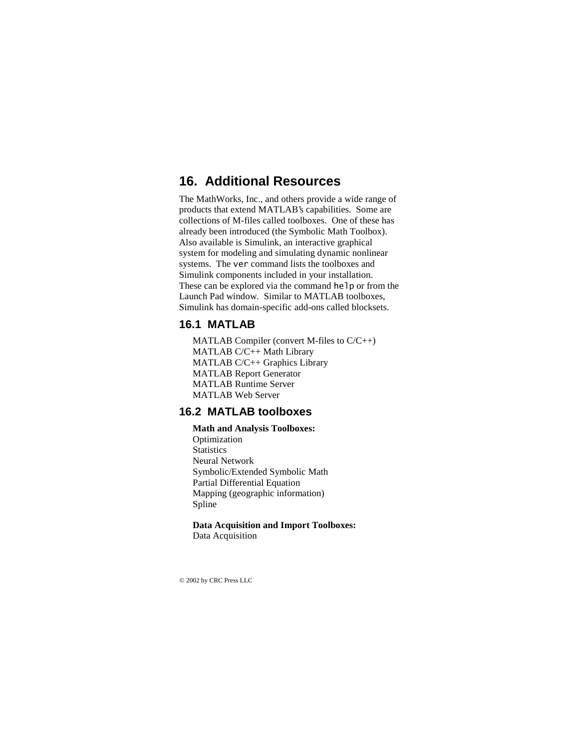# 16. Additional Resources

The MathWorks, Inc., and others provide a wide range of products that extend MATLAB's capabilities. Some are collections of M-files called toolboxes. One of these has already been introduced (the Symbolic Math Toolbox). Also available is Simulink, an interactive graphical system for modeling and simulating dynamic nonlinear systems. The `ver` command lists the toolboxes and Simulink components included in your installation. These can be explored via the command `help` or from the Launch Pad window. Similar to MATLAB toolboxes, Simulink has domain-specific add-ons called blocksets.

## 16.1 MATLAB

MATLAB Compiler (convert M-files to C/C++)
MATLAB C/C++ Math Library
MATLAB C/C++ Graphics Library
MATLAB Report Generator
MATLAB Runtime Server
MATLAB Web Server

## 16.2 MATLAB toolboxes

**Math and Analysis Toolboxes:**
Optimization
Statistics
Neural Network
Symbolic/Extended Symbolic Math
Partial Differential Equation
Mapping (geographic information)
Spline

**Data Acquisition and Import Toolboxes:**
Data Acquisition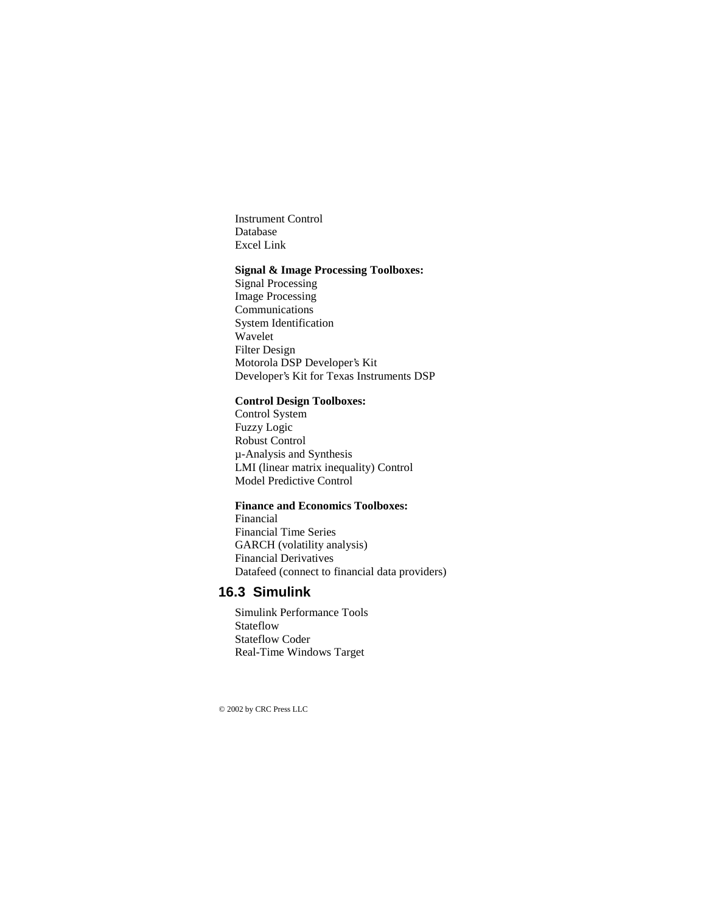Instrument Control
Database
Excel Link

**Signal & Image Processing Toolboxes:**
Signal Processing
Image Processing
Communications
System Identification
Wavelet
Filter Design
Motorola DSP Developer's Kit
Developer's Kit for Texas Instruments DSP

**Control Design Toolboxes:**
Control System
Fuzzy Logic
Robust Control
μ-Analysis and Synthesis
LMI (linear matrix inequality) Control
Model Predictive Control

**Finance and Economics Toolboxes:**
Financial
Financial Time Series
GARCH (volatility analysis)
Financial Derivatives
Datafeed (connect to financial data providers)

## 16.3 Simulink

Simulink Performance Tools
Stateflow
Stateflow Coder
Real-Time Windows Target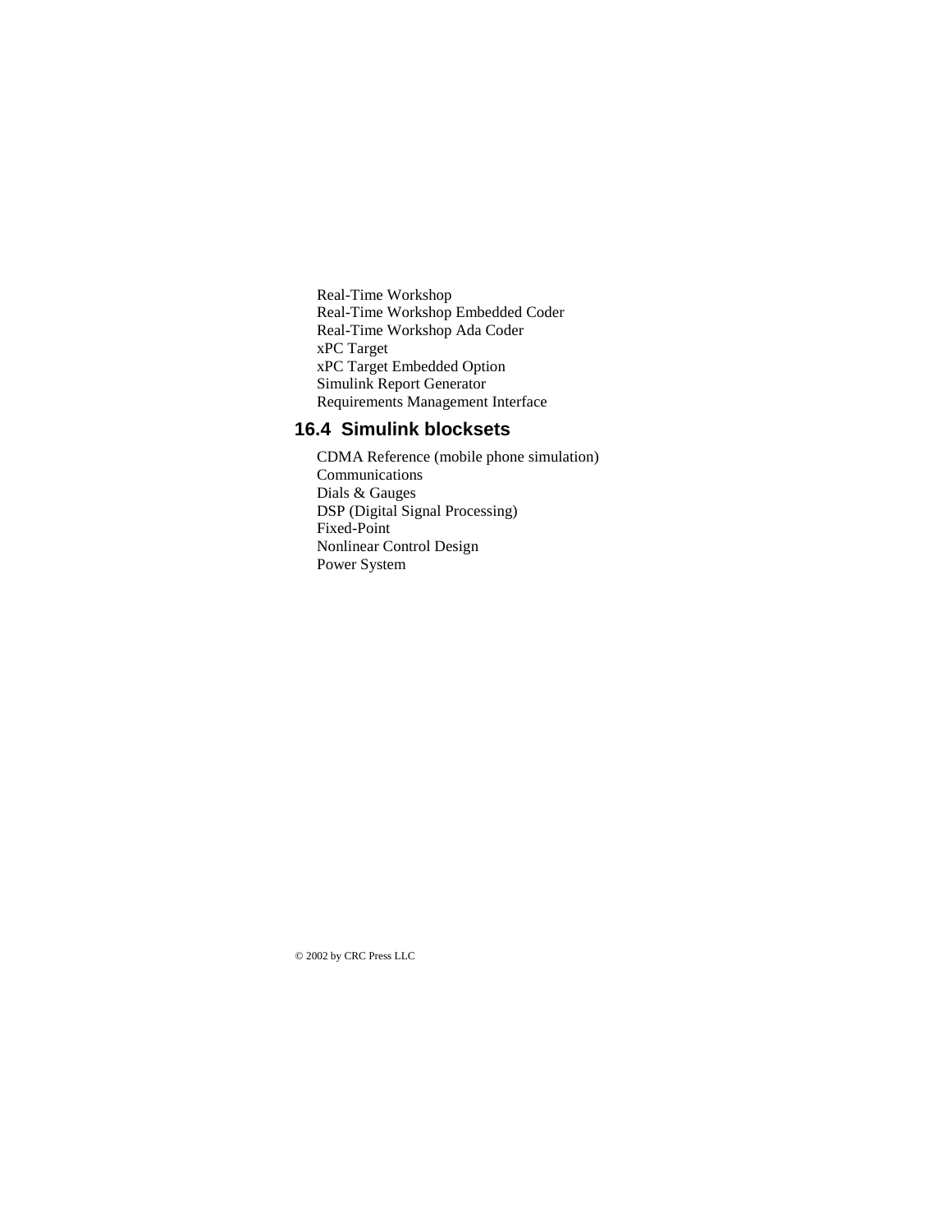Real-Time Workshop
Real-Time Workshop Embedded Coder
Real-Time Workshop Ada Coder
xPC Target
xPC Target Embedded Option
Simulink Report Generator
Requirements Management Interface

## 16.4 Simulink blocksets

CDMA Reference (mobile phone simulation)
Communications
Dials & Gauges
DSP (Digital Signal Processing)
Fixed-Point
Nonlinear Control Design
Power System